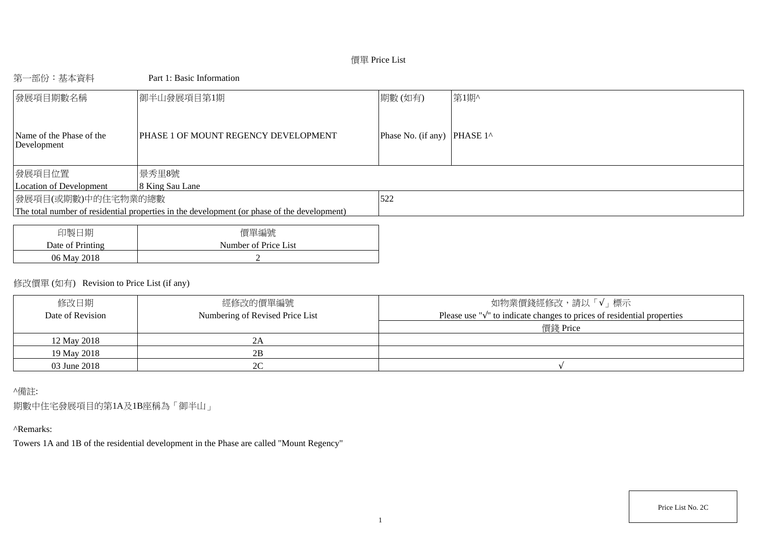# 價單 Price List

## 第一部份：基本資料　Part 1: Basic Information

| 發展項目期數名稱<br>Name of the Phase of the Development | 御半山發展項目第1期<br>PHASE 1 OF MOUNT REGENCY DEVELOPMENT | 期數 (如有)<br>Phase No. (if any) | 第1期^<br>PHASE 1^ |
|---|---|---|---|
| 發展項目位置<br>Location of Development | 景秀里8號<br>8 King Sau Lane | | |
| 發展項目(或期數)中的住宅物業的總數<br>The total number of residential properties in the development (or phase of the development) | | 522 | |

| 印製日期<br>Date of Printing | 價單編號<br>Number of Price List |
|---|---|
| 06 May 2018 | 2 |

修改價單 (如有)　Revision to Price List (if any)

| 修改日期<br>Date of Revision | 經修改的價單編號<br>Numbering of Revised Price List | 如物業價錢經修改，請以「√」標示<br>Please use "√" to indicate changes to prices of residential properties<br>價錢 Price |
|---|---|---|
| 12 May 2018 | 2A | |
| 19 May 2018 | 2B | |
| 03 June 2018 | 2C | √ |

^備註:

期數中住宅發展項目的第1A及1B座稱為「御半山」

^Remarks:

Towers 1A and 1B of the residential development in the Phase are called "Mount Regency"

Price List No. 2C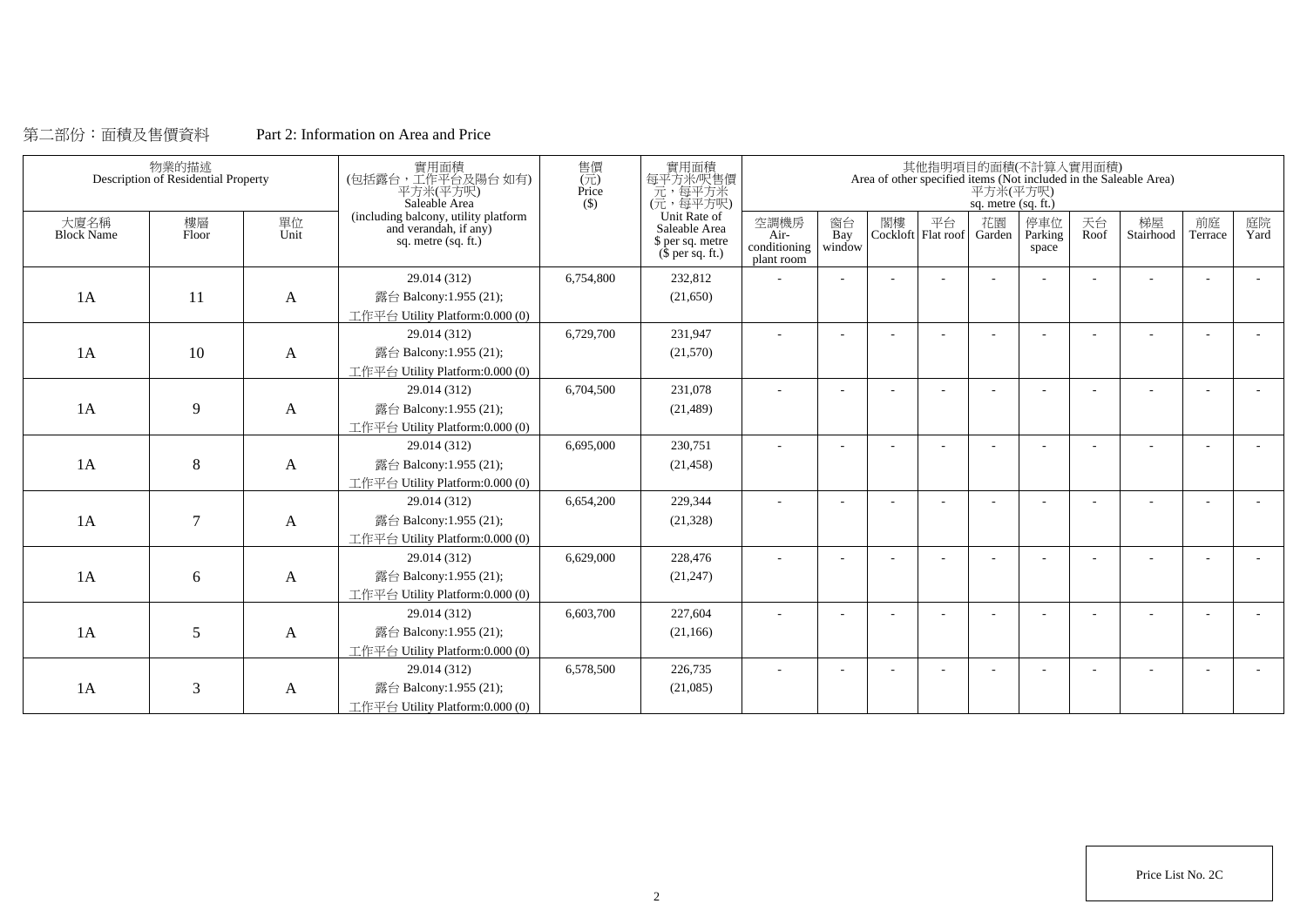第二部份：面積及售價資料　　Part 2: Information on Area and Price

| 物業的描述 Description of Residential Property | | | 實用面積 (包括露台，工作平台及陽台 如有) 平方米(平方呎) Saleable Area (including balcony, utility platform and verandah, if any) sq. metre (sq. ft.) | 售價 (元) Price ($) | 實用面積 每平方米/呎售價 元，每平方米 (元，每平方呎) Unit Rate of Saleable Area $ per sq. metre ($ per sq. ft.) | 其他指明項目的面積(不計算入實用面積) Area of other specified items (Not included in the Saleable Area) 平方米(平方呎) sq. metre (sq. ft.) | | | | | | | | | |
|---|---|---|---|---|---|---|---|---|---|---|---|---|---|---|---|
| 大廈名稱 Block Name | 樓層 Floor | 單位 Unit | | | | 空調機房 Air-conditioning plant room | 窗台 Bay window | 閣樓 Cockloft | 平台 Flat roof | 花園 Garden | 停車位 Parking space | 天台 Roof | 梯屋 Stairhood | 前庭 Terrace | 庭院 Yard |
| 1A | 11 | A | 29.014 (312) 露台 Balcony:1.955 (21); 工作平台 Utility Platform:0.000 (0) | 6,754,800 | 232,812 (21,650) | - | - | - | - | - | - | - | - | - | - |
| 1A | 10 | A | 29.014 (312) 露台 Balcony:1.955 (21); 工作平台 Utility Platform:0.000 (0) | 6,729,700 | 231,947 (21,570) | - | - | - | - | - | - | - | - | - | - |
| 1A | 9 | A | 29.014 (312) 露台 Balcony:1.955 (21); 工作平台 Utility Platform:0.000 (0) | 6,704,500 | 231,078 (21,489) | - | - | - | - | - | - | - | - | - | - |
| 1A | 8 | A | 29.014 (312) 露台 Balcony:1.955 (21); 工作平台 Utility Platform:0.000 (0) | 6,695,000 | 230,751 (21,458) | - | - | - | - | - | - | - | - | - | - |
| 1A | 7 | A | 29.014 (312) 露台 Balcony:1.955 (21); 工作平台 Utility Platform:0.000 (0) | 6,654,200 | 229,344 (21,328) | - | - | - | - | - | - | - | - | - | - |
| 1A | 6 | A | 29.014 (312) 露台 Balcony:1.955 (21); 工作平台 Utility Platform:0.000 (0) | 6,629,000 | 228,476 (21,247) | - | - | - | - | - | - | - | - | - | - |
| 1A | 5 | A | 29.014 (312) 露台 Balcony:1.955 (21); 工作平台 Utility Platform:0.000 (0) | 6,603,700 | 227,604 (21,166) | - | - | - | - | - | - | - | - | - | - |
| 1A | 3 | A | 29.014 (312) 露台 Balcony:1.955 (21); 工作平台 Utility Platform:0.000 (0) | 6,578,500 | 226,735 (21,085) | - | - | - | - | - | - | - | - | - | - |

Price List No. 2C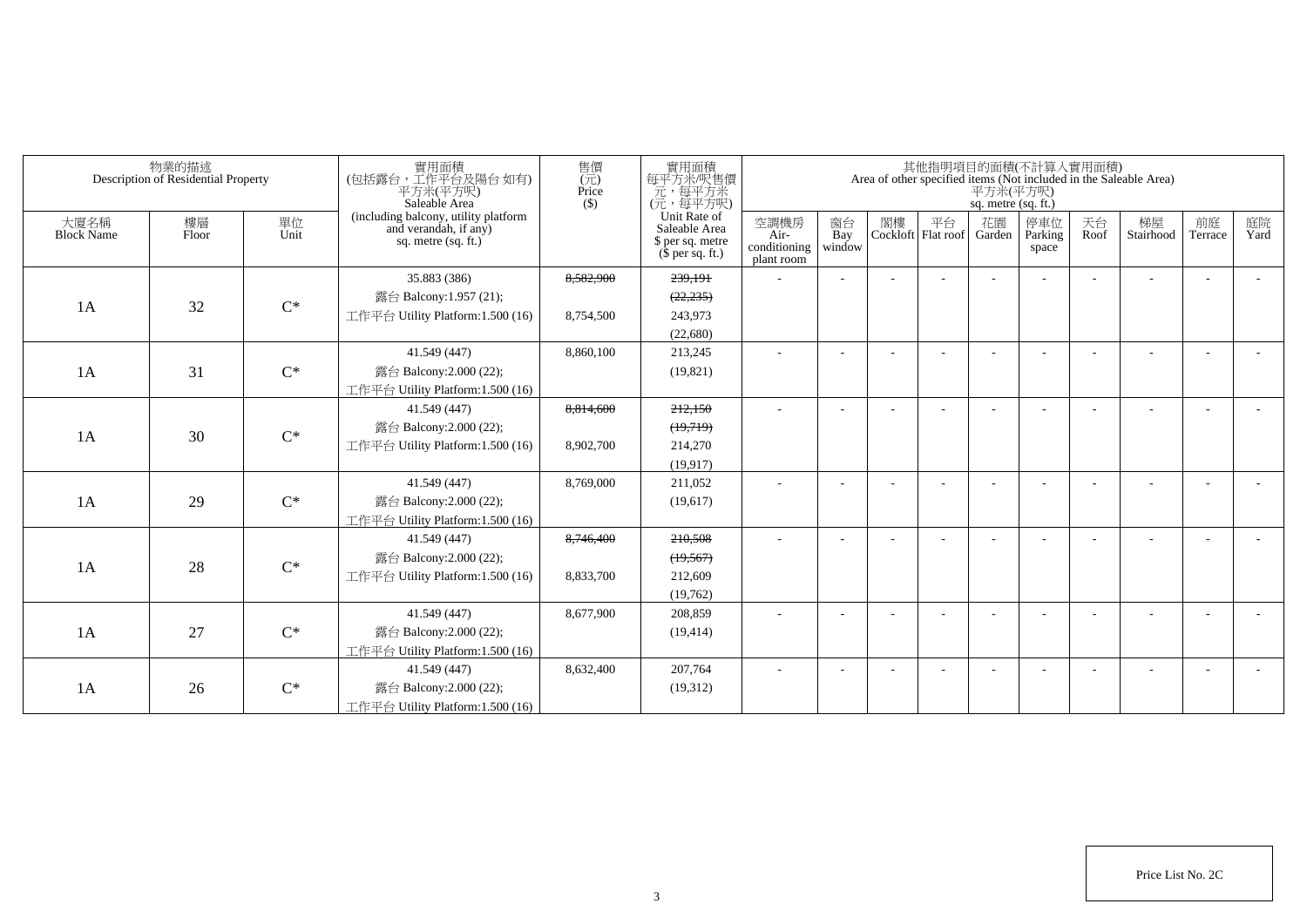| 物業的描述 Description of Residential Property | | | 實用面積 (包括露台，工作平台及陽台 如有) 平方米(平方呎) Saleable Area (including balcony, utility platform and verandah, if any) sq. metre (sq. ft.) | 售價 (元) Price ($) | 實用面積 每平方米/呎售價 元，每平方米 (元，每平方呎) Unit Rate of Saleable Area $ per sq. metre ($ per sq. ft.) | 其他指明項目的面積(不計算入實用面積) Area of other specified items (Not included in the Saleable Area) 平方米(平方呎) sq. metre (sq. ft.) | | | | | | | | | |
|---|---|---|---|---|---|---|---|---|---|---|---|---|---|---|---|
| 大廈名稱 Block Name | 樓層 Floor | 單位 Unit | | | | 空調機房 Air-conditioning plant room | 窗台 Bay window | 閣樓 Cockloft | 平台 Flat roof | 花園 Garden | 停車位 Parking space | 天台 Roof | 梯屋 Stairhood | 前庭 Terrace | 庭院 Yard |
| 1A | 32 | C* | 35.883 (386) 露台 Balcony:1.957 (21); 工作平台 Utility Platform:1.500 (16) | ~~8,582,900~~ 8,754,500 | ~~239,191~~ ~~(22,235)~~ 243,973 (22,680) | - | - | - | - | - | - | - | - | - | - |
| 1A | 31 | C* | 41.549 (447) 露台 Balcony:2.000 (22); 工作平台 Utility Platform:1.500 (16) | 8,860,100 | 213,245 (19,821) | - | - | - | - | - | - | - | - | - | - |
| 1A | 30 | C* | 41.549 (447) 露台 Balcony:2.000 (22); 工作平台 Utility Platform:1.500 (16) | ~~8,814,600~~ 8,902,700 | ~~212,150~~ ~~(19,719)~~ 214,270 (19,917) | - | - | - | - | - | - | - | - | - | - |
| 1A | 29 | C* | 41.549 (447) 露台 Balcony:2.000 (22); 工作平台 Utility Platform:1.500 (16) | 8,769,000 | 211,052 (19,617) | - | - | - | - | - | - | - | - | - | - |
| 1A | 28 | C* | 41.549 (447) 露台 Balcony:2.000 (22); 工作平台 Utility Platform:1.500 (16) | ~~8,746,400~~ 8,833,700 | ~~210,508~~ ~~(19,567)~~ 212,609 (19,762) | - | - | - | - | - | - | - | - | - | - |
| 1A | 27 | C* | 41.549 (447) 露台 Balcony:2.000 (22); 工作平台 Utility Platform:1.500 (16) | 8,677,900 | 208,859 (19,414) | - | - | - | - | - | - | - | - | - | - |
| 1A | 26 | C* | 41.549 (447) 露台 Balcony:2.000 (22); 工作平台 Utility Platform:1.500 (16) | 8,632,400 | 207,764 (19,312) | - | - | - | - | - | - | - | - | - | - |

Price List No. 2C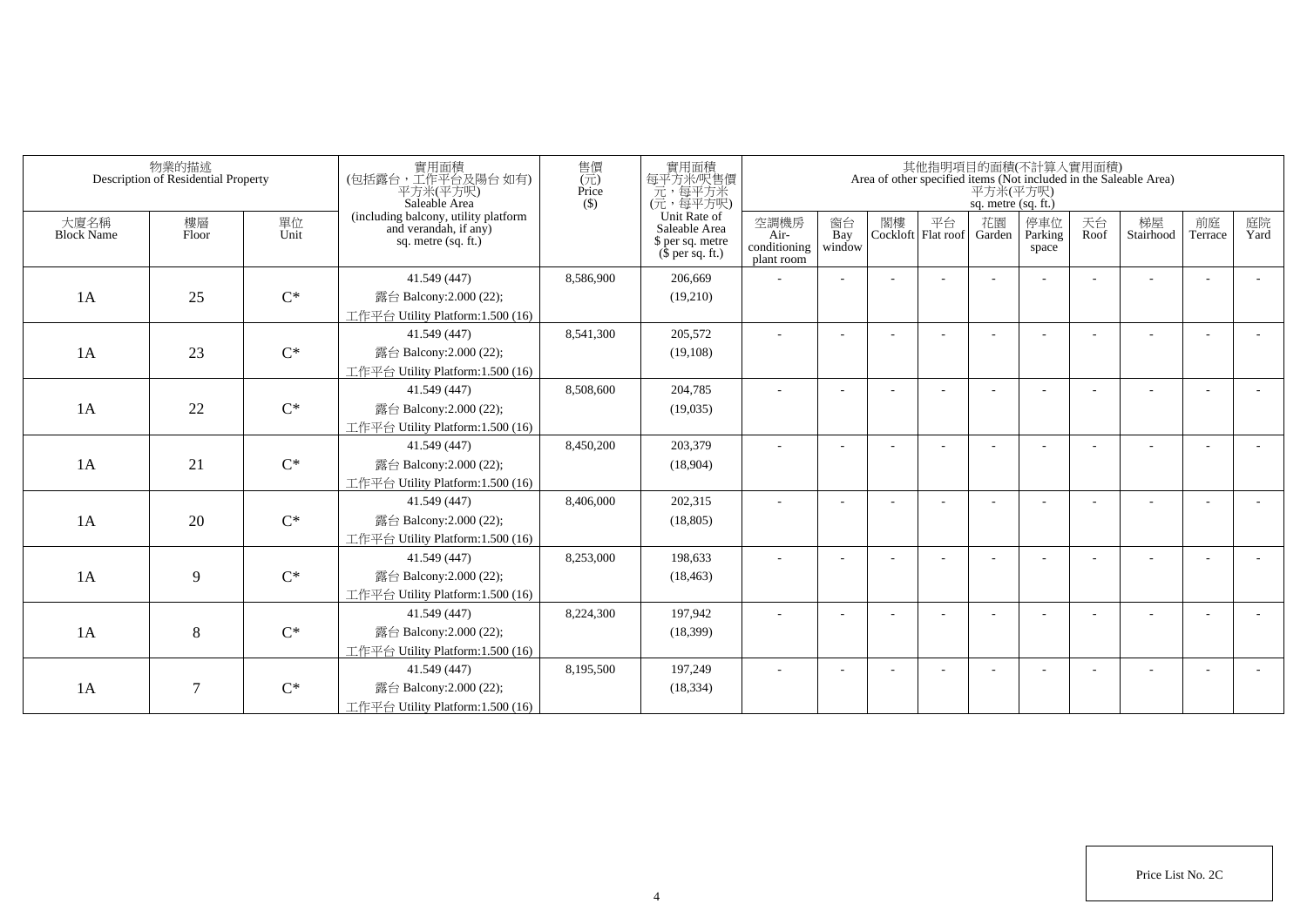| 物業的描述 Description of Residential Property | | | 實用面積 (包括露台，工作平台及陽台 如有) 平方米(平方呎) Saleable Area (including balcony, utility platform and verandah, if any) sq. metre (sq. ft.) | 售價 (元) Price ($) | 實用面積 每平方米/呎售價 元，每平方米 (元，每平方呎) Unit Rate of Saleable Area $ per sq. metre ($ per sq. ft.) | 其他指明項目的面積(不計算入實用面積) Area of other specified items (Not included in the Saleable Area) 平方米(平方呎) sq. metre (sq. ft.) | | | | | | | | | |
|---|---|---|---|---|---|---|---|---|---|---|---|---|---|---|---|
| 大廈名稱 Block Name | 樓層 Floor | 單位 Unit | | | | 空調機房 Air-conditioning plant room | 窗台 Bay window | 閣樓 Cockloft | 平台 Flat roof | 花園 Garden | 停車位 Parking space | 天台 Roof | 梯屋 Stairhood | 前庭 Terrace | 庭院 Yard |
| 1A | 25 | C* | 41.549 (447) 露台 Balcony:2.000 (22); 工作平台 Utility Platform:1.500 (16) | 8,586,900 | 206,669 (19,210) | - | - | - | - | - | - | - | - | - | - |
| 1A | 23 | C* | 41.549 (447) 露台 Balcony:2.000 (22); 工作平台 Utility Platform:1.500 (16) | 8,541,300 | 205,572 (19,108) | - | - | - | - | - | - | - | - | - | - |
| 1A | 22 | C* | 41.549 (447) 露台 Balcony:2.000 (22); 工作平台 Utility Platform:1.500 (16) | 8,508,600 | 204,785 (19,035) | - | - | - | - | - | - | - | - | - | - |
| 1A | 21 | C* | 41.549 (447) 露台 Balcony:2.000 (22); 工作平台 Utility Platform:1.500 (16) | 8,450,200 | 203,379 (18,904) | - | - | - | - | - | - | - | - | - | - |
| 1A | 20 | C* | 41.549 (447) 露台 Balcony:2.000 (22); 工作平台 Utility Platform:1.500 (16) | 8,406,000 | 202,315 (18,805) | - | - | - | - | - | - | - | - | - | - |
| 1A | 9 | C* | 41.549 (447) 露台 Balcony:2.000 (22); 工作平台 Utility Platform:1.500 (16) | 8,253,000 | 198,633 (18,463) | - | - | - | - | - | - | - | - | - | - |
| 1A | 8 | C* | 41.549 (447) 露台 Balcony:2.000 (22); 工作平台 Utility Platform:1.500 (16) | 8,224,300 | 197,942 (18,399) | - | - | - | - | - | - | - | - | - | - |
| 1A | 7 | C* | 41.549 (447) 露台 Balcony:2.000 (22); 工作平台 Utility Platform:1.500 (16) | 8,195,500 | 197,249 (18,334) | - | - | - | - | - | - | - | - | - | - |

Price List No. 2C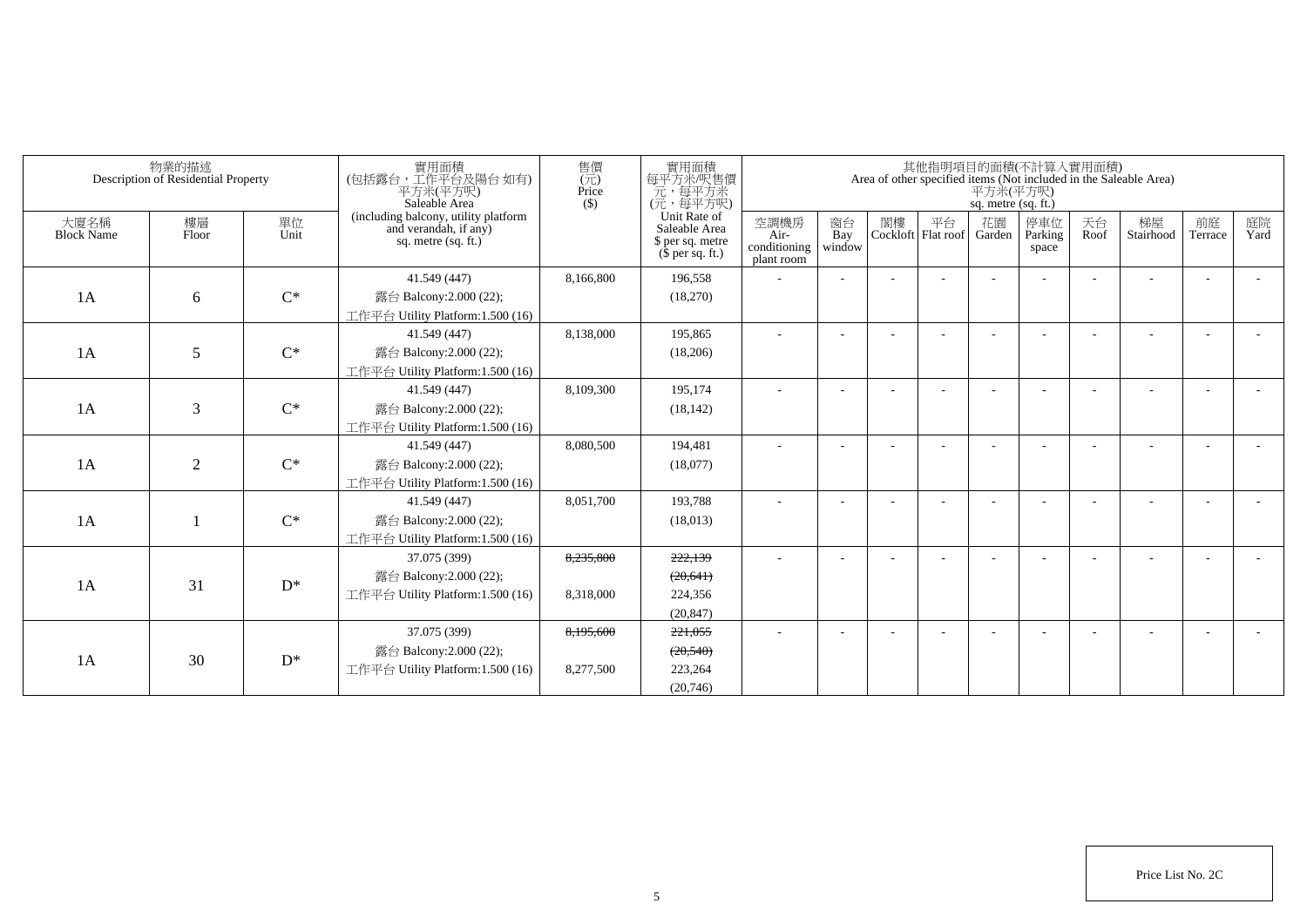| 物業的描述 Description of Residential Property | | | 實用面積 (包括露台，工作平台及陽台 如有) 平方米(平方呎) Saleable Area (including balcony, utility platform and verandah, if any) sq. metre (sq. ft.) | 售價 (元) Price ($) | 實用面積 每平方米/呎售價 元，每平方米 (元，每平方呎) Unit Rate of Saleable Area $ per sq. metre ($ per sq. ft.) | 其他指明項目的面積(不計算入實用面積) Area of other specified items (Not included in the Saleable Area) 平方米(平方呎) sq. metre (sq. ft.) | | | | | | | | | |
|---|---|---|---|---|---|---|---|---|---|---|---|---|---|---|---|
| 大廈名稱 Block Name | 樓層 Floor | 單位 Unit | | | | 空調機房 Air-conditioning plant room | 窗台 Bay window | 閣樓 Cockloft | 平台 Flat roof | 花園 Garden | 停車位 Parking space | 天台 Roof | 梯屋 Stairhood | 前庭 Terrace | 庭院 Yard |
| 1A | 6 | C* | 41.549 (447)<br>露台 Balcony:2.000 (22);<br>工作平台 Utility Platform:1.500 (16) | 8,166,800 | 196,558<br>(18,270) | - | - | - | - | - | - | - | - | - | - |
| 1A | 5 | C* | 41.549 (447)<br>露台 Balcony:2.000 (22);<br>工作平台 Utility Platform:1.500 (16) | 8,138,000 | 195,865<br>(18,206) | - | - | - | - | - | - | - | - | - | - |
| 1A | 3 | C* | 41.549 (447)<br>露台 Balcony:2.000 (22);<br>工作平台 Utility Platform:1.500 (16) | 8,109,300 | 195,174<br>(18,142) | - | - | - | - | - | - | - | - | - | - |
| 1A | 2 | C* | 41.549 (447)<br>露台 Balcony:2.000 (22);<br>工作平台 Utility Platform:1.500 (16) | 8,080,500 | 194,481<br>(18,077) | - | - | - | - | - | - | - | - | - | - |
| 1A | 1 | C* | 41.549 (447)<br>露台 Balcony:2.000 (22);<br>工作平台 Utility Platform:1.500 (16) | 8,051,700 | 193,788<br>(18,013) | - | - | - | - | - | - | - | - | - | - |
| 1A | 31 | D* | 37.075 (399)<br>露台 Balcony:2.000 (22);<br>工作平台 Utility Platform:1.500 (16) | ~~8,235,800~~<br>8,318,000 | ~~222,139~~<br>~~(20,641)~~<br>224,356<br>(20,847) | - | - | - | - | - | - | - | - | - | - |
| 1A | 30 | D* | 37.075 (399)<br>露台 Balcony:2.000 (22);<br>工作平台 Utility Platform:1.500 (16) | ~~8,195,600~~<br>8,277,500 | ~~221,055~~<br>~~(20,540)~~<br>223,264<br>(20,746) | - | - | - | - | - | - | - | - | - | - |

Price List No. 2C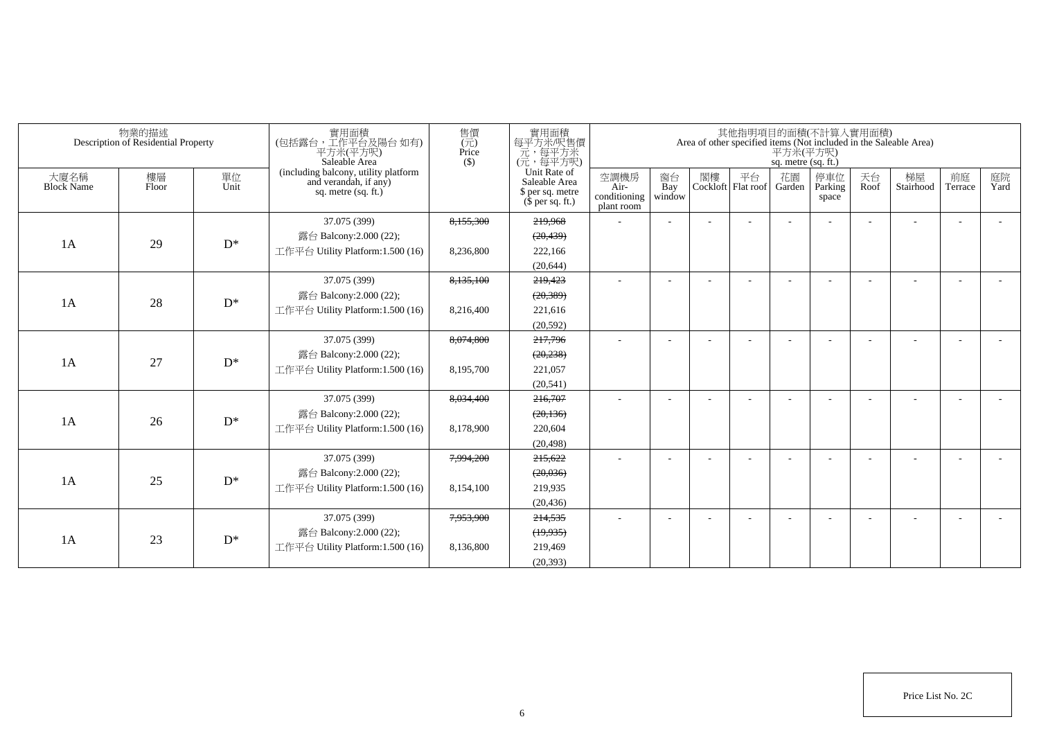| 物業的描述 Description of Residential Property | | | 實用面積 (包括露台，工作平台及陽台 如有) 平方米(平方呎) Saleable Area (including balcony, utility platform and verandah, if any) sq. metre (sq. ft.) | 售價 (元) Price ($) | 實用面積 每平方米/呎售價 元，每平方米 (元，每平方呎) Unit Rate of Saleable Area $ per sq. metre ($ per sq. ft.) | 其他指明項目的面積(不計算入實用面積) Area of other specified items (Not included in the Saleable Area) 平方米(平方呎) sq. metre (sq. ft.) | | | | | | | | | |
|---|---|---|---|---|---|---|---|---|---|---|---|---|---|---|---|
| 大廈名稱 Block Name | 樓層 Floor | 單位 Unit | | | | 空調機房 Air-conditioning plant room | 窗台 Bay window | 閣樓 Cockloft | 平台 Flat roof | 花園 Garden | 停車位 Parking space | 天台 Roof | 梯屋 Stairhood | 前庭 Terrace | 庭院 Yard |
| 1A | 29 | D* | 37.075 (399) 露台 Balcony:2.000 (22); 工作平台 Utility Platform:1.500 (16) | ~~8,155,300~~ 8,236,800 | ~~219,968~~ ~~(20,439)~~ 222,166 (20,644) | - | - | - | - | - | - | - | - | - | - |
| 1A | 28 | D* | 37.075 (399) 露台 Balcony:2.000 (22); 工作平台 Utility Platform:1.500 (16) | ~~8,135,100~~ 8,216,400 | ~~219,423~~ ~~(20,389)~~ 221,616 (20,592) | - | - | - | - | - | - | - | - | - | - |
| 1A | 27 | D* | 37.075 (399) 露台 Balcony:2.000 (22); 工作平台 Utility Platform:1.500 (16) | ~~8,074,800~~ 8,195,700 | ~~217,796~~ ~~(20,238)~~ 221,057 (20,541) | - | - | - | - | - | - | - | - | - | - |
| 1A | 26 | D* | 37.075 (399) 露台 Balcony:2.000 (22); 工作平台 Utility Platform:1.500 (16) | ~~8,034,400~~ 8,178,900 | ~~216,707~~ ~~(20,136)~~ 220,604 (20,498) | - | - | - | - | - | - | - | - | - | - |
| 1A | 25 | D* | 37.075 (399) 露台 Balcony:2.000 (22); 工作平台 Utility Platform:1.500 (16) | ~~7,994,200~~ 8,154,100 | ~~215,622~~ ~~(20,036)~~ 219,935 (20,436) | - | - | - | - | - | - | - | - | - | - |
| 1A | 23 | D* | 37.075 (399) 露台 Balcony:2.000 (22); 工作平台 Utility Platform:1.500 (16) | ~~7,953,900~~ 8,136,800 | ~~214,535~~ ~~(19,935)~~ 219,469 (20,393) | - | - | - | - | - | - | - | - | - | - |

Price List No. 2C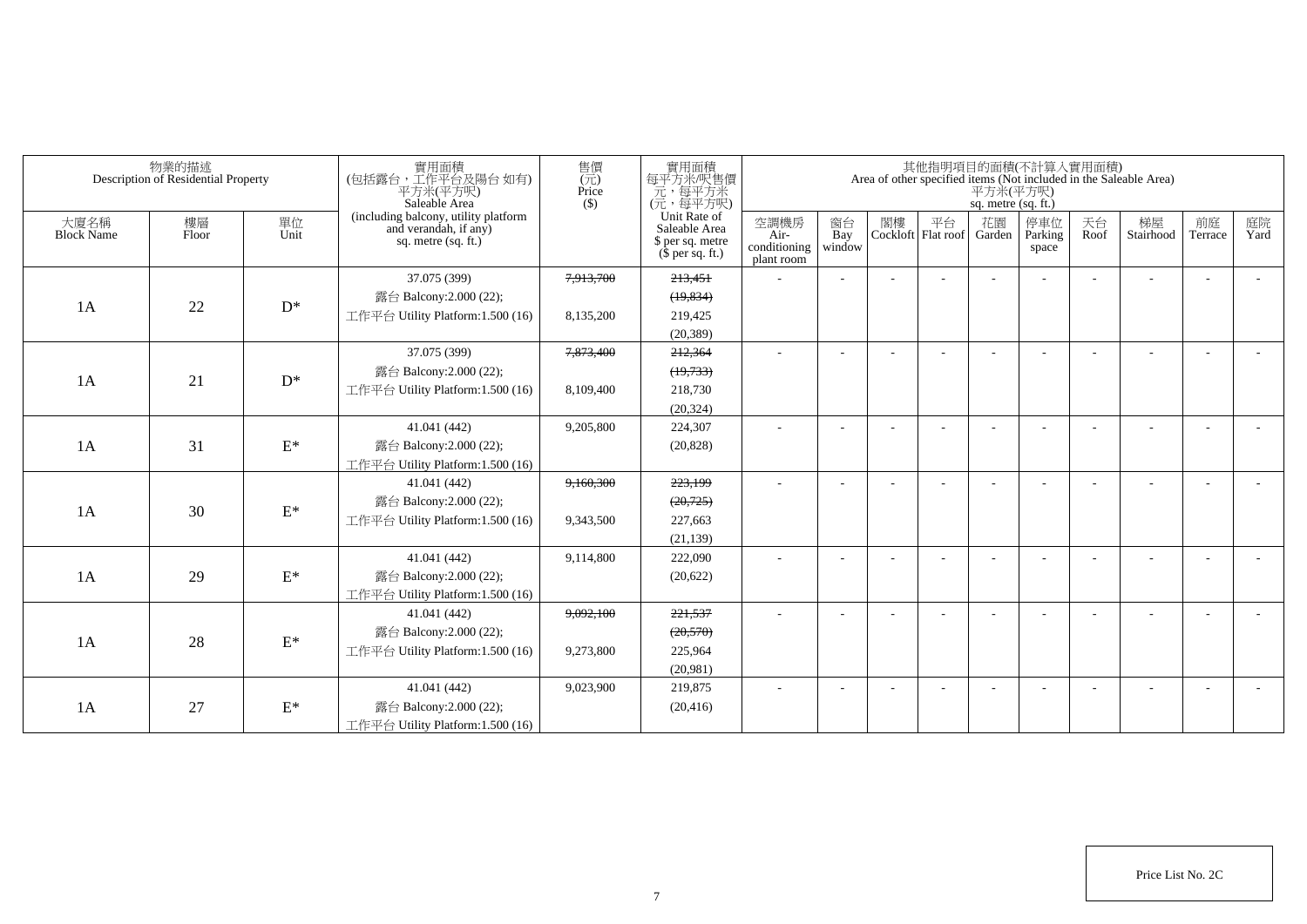| 物業的描述 Description of Residential Property | | | 實用面積 (包括露台，工作平台及陽台 如有) 平方米(平方呎) Saleable Area (including balcony, utility platform and verandah, if any) sq. metre (sq. ft.) | 售價 (元) Price ($) | 實用面積 每平方米/呎售價 元，每平方米 (元，每平方呎) Unit Rate of Saleable Area $ per sq. metre ($ per sq. ft.) | 其他指明項目的面積(不計算入實用面積) Area of other specified items (Not included in the Saleable Area) 平方米(平方呎) sq. metre (sq. ft.) | | | | | | | | | |
|---|---|---|---|---|---|---|---|---|---|---|---|---|---|---|---|
| 大廈名稱 Block Name | 樓層 Floor | 單位 Unit | | | | 空調機房 Air-conditioning plant room | 窗台 Bay window | 閣樓 Cockloft | 平台 Flat roof | 花園 Garden | 停車位 Parking space | 天台 Roof | 梯屋 Stairhood | 前庭 Terrace | 庭院 Yard |
| 1A | 22 | D* | 37.075 (399) 露台 Balcony:2.000 (22); 工作平台 Utility Platform:1.500 (16) | ~~7,913,700~~ 8,135,200 | ~~213,451~~ ~~(19,834)~~ 219,425 (20,389) | - | - | - | - | - | - | - | - | - | - |
| 1A | 21 | D* | 37.075 (399) 露台 Balcony:2.000 (22); 工作平台 Utility Platform:1.500 (16) | ~~7,873,400~~ 8,109,400 | ~~212,364~~ ~~(19,733)~~ 218,730 (20,324) | - | - | - | - | - | - | - | - | - | - |
| 1A | 31 | E* | 41.041 (442) 露台 Balcony:2.000 (22); 工作平台 Utility Platform:1.500 (16) | 9,205,800 | 224,307 (20,828) | - | - | - | - | - | - | - | - | - | - |
| 1A | 30 | E* | 41.041 (442) 露台 Balcony:2.000 (22); 工作平台 Utility Platform:1.500 (16) | ~~9,160,300~~ 9,343,500 | ~~223,199~~ ~~(20,725)~~ 227,663 (21,139) | - | - | - | - | - | - | - | - | - | - |
| 1A | 29 | E* | 41.041 (442) 露台 Balcony:2.000 (22); 工作平台 Utility Platform:1.500 (16) | 9,114,800 | 222,090 (20,622) | - | - | - | - | - | - | - | - | - | - |
| 1A | 28 | E* | 41.041 (442) 露台 Balcony:2.000 (22); 工作平台 Utility Platform:1.500 (16) | ~~9,092,100~~ 9,273,800 | ~~221,537~~ ~~(20,570)~~ 225,964 (20,981) | - | - | - | - | - | - | - | - | - | - |
| 1A | 27 | E* | 41.041 (442) 露台 Balcony:2.000 (22); 工作平台 Utility Platform:1.500 (16) | 9,023,900 | 219,875 (20,416) | - | - | - | - | - | - | - | - | - | - |

Price List No. 2C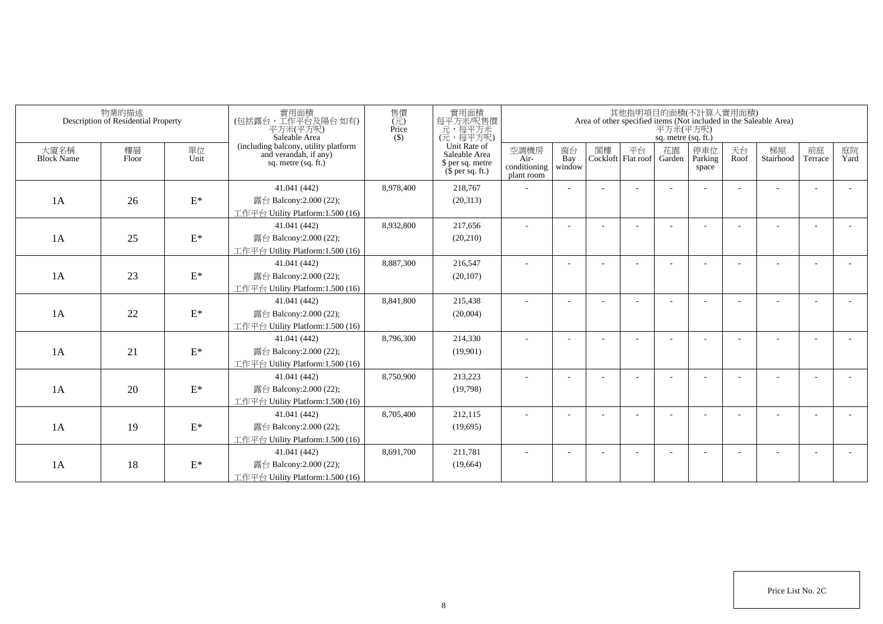| 物業的描述 Description of Residential Property | | | 實用面積 (包括露台，工作平台及陽台 如有) 平方米(平方呎) Saleable Area (including balcony, utility platform and verandah, if any) sq. metre (sq. ft.) | 售價 (元) Price ($) | 實用面積 每平方米/呎售價 元，每平方米 (元，每平方呎) Unit Rate of Saleable Area $ per sq. metre ($ per sq. ft.) | 其他指明項目的面積(不計算入實用面積) Area of other specified items (Not included in the Saleable Area) 平方米(平方呎) sq. metre (sq. ft.) | | | | | | | | | |
|---|---|---|---|---|---|---|---|---|---|---|---|---|---|---|---|
| 大廈名稱 Block Name | 樓層 Floor | 單位 Unit | | | | 空調機房 Air-conditioning plant room | 窗台 Bay window | 閣樓 Cockloft | 平台 Flat roof | 花園 Garden | 停車位 Parking space | 天台 Roof | 梯屋 Stairhood | 前庭 Terrace | 庭院 Yard |
| 1A | 26 | E* | 41.041 (442) 露台 Balcony:2.000 (22); 工作平台 Utility Platform:1.500 (16) | 8,978,400 | 218,767 (20,313) | - | - | - | - | - | - | - | - | - | - |
| 1A | 25 | E* | 41.041 (442) 露台 Balcony:2.000 (22); 工作平台 Utility Platform:1.500 (16) | 8,932,800 | 217,656 (20,210) | - | - | - | - | - | - | - | - | - | - |
| 1A | 23 | E* | 41.041 (442) 露台 Balcony:2.000 (22); 工作平台 Utility Platform:1.500 (16) | 8,887,300 | 216,547 (20,107) | - | - | - | - | - | - | - | - | - | - |
| 1A | 22 | E* | 41.041 (442) 露台 Balcony:2.000 (22); 工作平台 Utility Platform:1.500 (16) | 8,841,800 | 215,438 (20,004) | - | - | - | - | - | - | - | - | - | - |
| 1A | 21 | E* | 41.041 (442) 露台 Balcony:2.000 (22); 工作平台 Utility Platform:1.500 (16) | 8,796,300 | 214,330 (19,901) | - | - | - | - | - | - | - | - | - | - |
| 1A | 20 | E* | 41.041 (442) 露台 Balcony:2.000 (22); 工作平台 Utility Platform:1.500 (16) | 8,750,900 | 213,223 (19,798) | - | - | - | - | - | - | - | - | - | - |
| 1A | 19 | E* | 41.041 (442) 露台 Balcony:2.000 (22); 工作平台 Utility Platform:1.500 (16) | 8,705,400 | 212,115 (19,695) | - | - | - | - | - | - | - | - | - | - |
| 1A | 18 | E* | 41.041 (442) 露台 Balcony:2.000 (22); 工作平台 Utility Platform:1.500 (16) | 8,691,700 | 211,781 (19,664) | - | - | - | - | - | - | - | - | - | - |

Price List No. 2C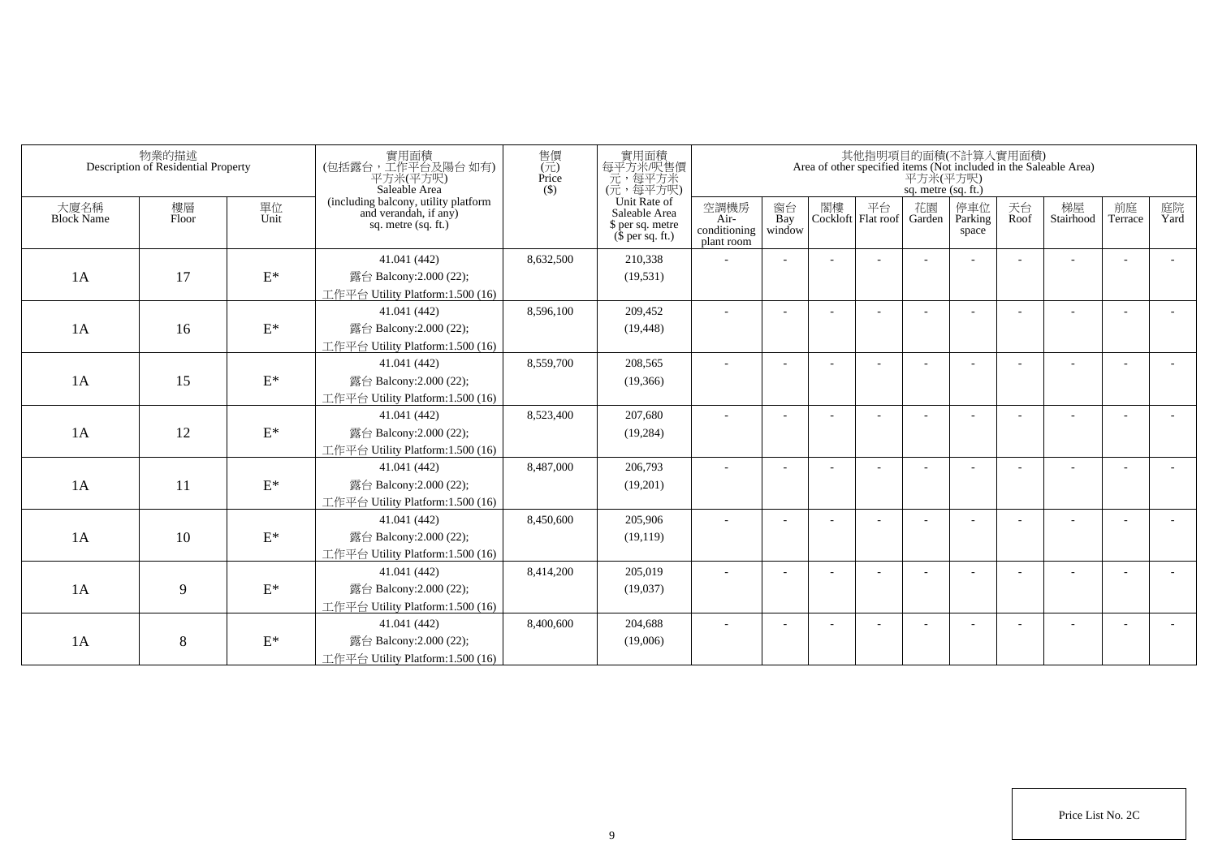| 物業的描述 Description of Residential Property | | | 實用面積 (包括露台，工作平台及陽台 如有) 平方米(平方呎) Saleable Area (including balcony, utility platform and verandah, if any) sq. metre (sq. ft.) | 售價 (元) Price ($) | 實用面積 每平方米/呎售價 元，每平方米 (元，每平方呎) Unit Rate of Saleable Area $ per sq. metre ($ per sq. ft.) | 其他指明項目的面積(不計算入實用面積) Area of other specified items (Not included in the Saleable Area) 平方米(平方呎) sq. metre (sq. ft.) | | | | | | | | | |
|---|---|---|---|---|---|---|---|---|---|---|---|---|---|---|---|
| 大廈名稱 Block Name | 樓層 Floor | 單位 Unit | | | | 空調機房 Air-conditioning plant room | 窗台 Bay window | 閣樓 Cockloft | 平台 Flat roof | 花園 Garden | 停車位 Parking space | 天台 Roof | 梯屋 Stairhood | 前庭 Terrace | 庭院 Yard |
| 1A | 17 | E* | 41.041 (442) 露台 Balcony:2.000 (22); 工作平台 Utility Platform:1.500 (16) | 8,632,500 | 210,338 (19,531) | - | - | - | - | - | - | - | - | - | - |
| 1A | 16 | E* | 41.041 (442) 露台 Balcony:2.000 (22); 工作平台 Utility Platform:1.500 (16) | 8,596,100 | 209,452 (19,448) | - | - | - | - | - | - | - | - | - | - |
| 1A | 15 | E* | 41.041 (442) 露台 Balcony:2.000 (22); 工作平台 Utility Platform:1.500 (16) | 8,559,700 | 208,565 (19,366) | - | - | - | - | - | - | - | - | - | - |
| 1A | 12 | E* | 41.041 (442) 露台 Balcony:2.000 (22); 工作平台 Utility Platform:1.500 (16) | 8,523,400 | 207,680 (19,284) | - | - | - | - | - | - | - | - | - | - |
| 1A | 11 | E* | 41.041 (442) 露台 Balcony:2.000 (22); 工作平台 Utility Platform:1.500 (16) | 8,487,000 | 206,793 (19,201) | - | - | - | - | - | - | - | - | - | - |
| 1A | 10 | E* | 41.041 (442) 露台 Balcony:2.000 (22); 工作平台 Utility Platform:1.500 (16) | 8,450,600 | 205,906 (19,119) | - | - | - | - | - | - | - | - | - | - |
| 1A | 9 | E* | 41.041 (442) 露台 Balcony:2.000 (22); 工作平台 Utility Platform:1.500 (16) | 8,414,200 | 205,019 (19,037) | - | - | - | - | - | - | - | - | - | - |
| 1A | 8 | E* | 41.041 (442) 露台 Balcony:2.000 (22); 工作平台 Utility Platform:1.500 (16) | 8,400,600 | 204,688 (19,006) | - | - | - | - | - | - | - | - | - | - |

Price List No. 2C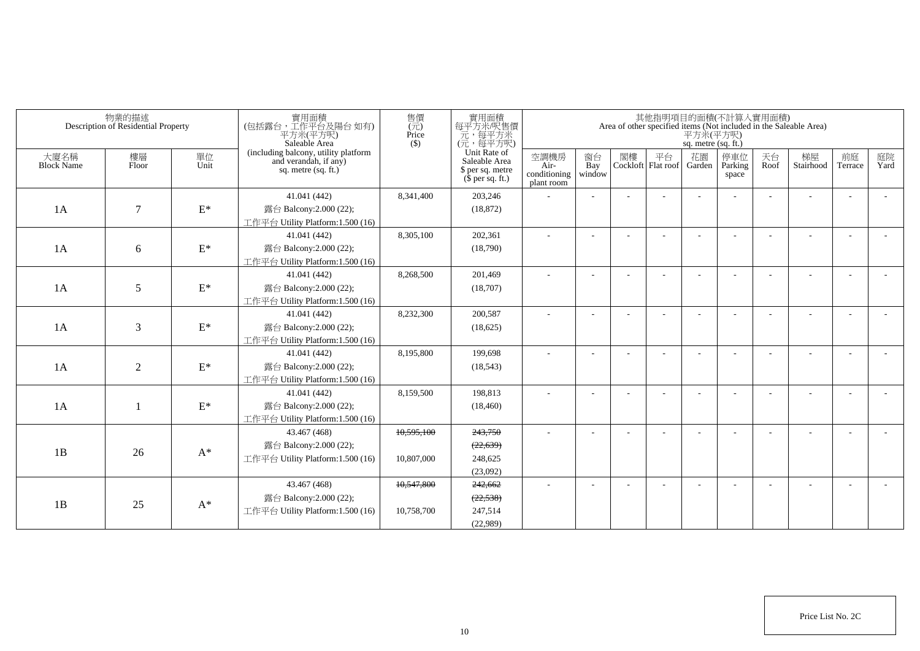| 物業的描述 Description of Residential Property | | | 實用面積 (包括露台，工作平台及陽台 如有) 平方米(平方呎) Saleable Area (including balcony, utility platform and verandah, if any) sq. metre (sq. ft.) | 售價 (元) Price ($) | 實用面積 每平方米/呎售價 元，每平方米 (元，每平方呎) Unit Rate of Saleable Area $ per sq. metre ($ per sq. ft.) | 其他指明項目的面積(不計算入實用面積) Area of other specified items (Not included in the Saleable Area) 平方米(平方呎) sq. metre (sq. ft.) | | | | | | | | | |
|---|---|---|---|---|---|---|---|---|---|---|---|---|---|---|---|
| 大廈名稱 Block Name | 樓層 Floor | 單位 Unit | | | | 空調機房 Air-conditioning plant room | 窗台 Bay window | 閣樓 Cockloft | 平台 Flat roof | 花園 Garden | 停車位 Parking space | 天台 Roof | 梯屋 Stairhood | 前庭 Terrace | 庭院 Yard |
| 1A | 7 | E* | 41.041 (442) 露台 Balcony:2.000 (22); 工作平台 Utility Platform:1.500 (16) | 8,341,400 | 203,246 (18,872) | - | - | - | - | - | - | - | - | - | - |
| 1A | 6 | E* | 41.041 (442) 露台 Balcony:2.000 (22); 工作平台 Utility Platform:1.500 (16) | 8,305,100 | 202,361 (18,790) | - | - | - | - | - | - | - | - | - | - |
| 1A | 5 | E* | 41.041 (442) 露台 Balcony:2.000 (22); 工作平台 Utility Platform:1.500 (16) | 8,268,500 | 201,469 (18,707) | - | - | - | - | - | - | - | - | - | - |
| 1A | 3 | E* | 41.041 (442) 露台 Balcony:2.000 (22); 工作平台 Utility Platform:1.500 (16) | 8,232,300 | 200,587 (18,625) | - | - | - | - | - | - | - | - | - | - |
| 1A | 2 | E* | 41.041 (442) 露台 Balcony:2.000 (22); 工作平台 Utility Platform:1.500 (16) | 8,195,800 | 199,698 (18,543) | - | - | - | - | - | - | - | - | - | - |
| 1A | 1 | E* | 41.041 (442) 露台 Balcony:2.000 (22); 工作平台 Utility Platform:1.500 (16) | 8,159,500 | 198,813 (18,460) | - | - | - | - | - | - | - | - | - | - |
| 1B | 26 | A* | 43.467 (468) 露台 Balcony:2.000 (22); 工作平台 Utility Platform:1.500 (16) | ~~10,595,100~~ 10,807,000 | ~~243,750~~ ~~(22,639)~~ 248,625 (23,092) | - | - | - | - | - | - | - | - | - | - |
| 1B | 25 | A* | 43.467 (468) 露台 Balcony:2.000 (22); 工作平台 Utility Platform:1.500 (16) | ~~10,547,800~~ 10,758,700 | ~~242,662~~ ~~(22,538)~~ 247,514 (22,989) | - | - | - | - | - | - | - | - | - | - |

Price List No. 2C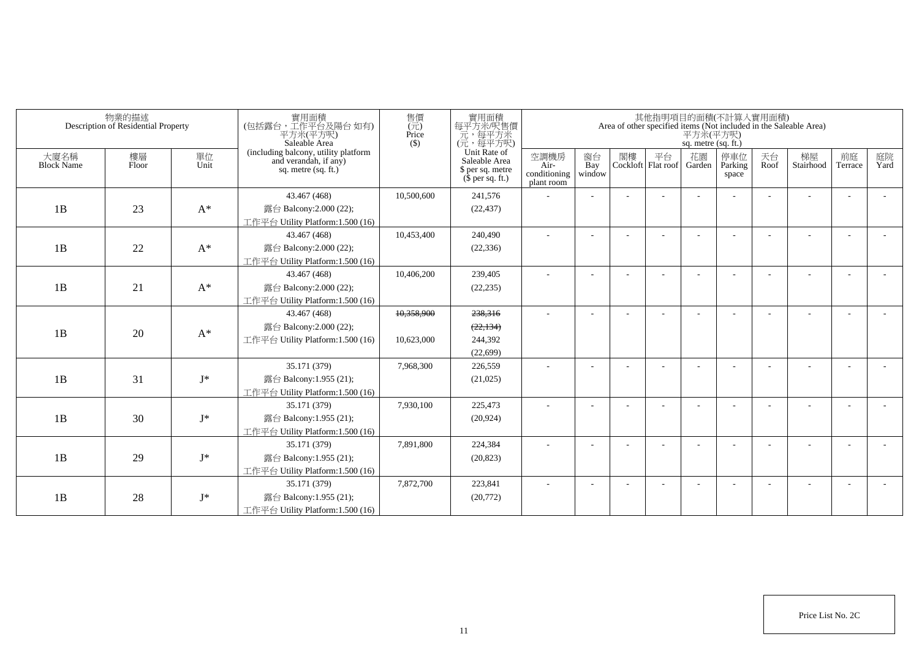| 物業的描述 Description of Residential Property | | | 實用面積 (包括露台，工作平台及陽台 如有) 平方米(平方呎) Saleable Area (including balcony, utility platform and verandah, if any) sq. metre (sq. ft.) | 售價 (元) Price ($) | 實用面積 每平方米/呎售價 元，每平方米 (元，每平方呎) Unit Rate of Saleable Area $ per sq. metre ($ per sq. ft.) | 其他指明項目的面積(不計算入實用面積) Area of other specified items (Not included in the Saleable Area) 平方米(平方呎) sq. metre (sq. ft.) | | | | | | | | | |
|---|---|---|---|---|---|---|---|---|---|---|---|---|---|---|---|
| 大廈名稱 Block Name | 樓層 Floor | 單位 Unit | | | | 空調機房 Air-conditioning plant room | 窗台 Bay window | 閣樓 Cockloft | 平台 Flat roof | 花園 Garden | 停車位 Parking space | 天台 Roof | 梯屋 Stairhood | 前庭 Terrace | 庭院 Yard |
| 1B | 23 | A* | 43.467 (468) 露台 Balcony:2.000 (22); 工作平台 Utility Platform:1.500 (16) | 10,500,600 | 241,576 (22,437) | - | - | - | - | - | - | - | - | - | - |
| 1B | 22 | A* | 43.467 (468) 露台 Balcony:2.000 (22); 工作平台 Utility Platform:1.500 (16) | 10,453,400 | 240,490 (22,336) | - | - | - | - | - | - | - | - | - | - |
| 1B | 21 | A* | 43.467 (468) 露台 Balcony:2.000 (22); 工作平台 Utility Platform:1.500 (16) | 10,406,200 | 239,405 (22,235) | - | - | - | - | - | - | - | - | - | - |
| 1B | 20 | A* | 43.467 (468) 露台 Balcony:2.000 (22); 工作平台 Utility Platform:1.500 (16) | ~~10,358,900~~ 10,623,000 | ~~238,316~~ ~~(22,134)~~ 244,392 (22,699) | - | - | - | - | - | - | - | - | - | - |
| 1B | 31 | J* | 35.171 (379) 露台 Balcony:1.955 (21); 工作平台 Utility Platform:1.500 (16) | 7,968,300 | 226,559 (21,025) | - | - | - | - | - | - | - | - | - | - |
| 1B | 30 | J* | 35.171 (379) 露台 Balcony:1.955 (21); 工作平台 Utility Platform:1.500 (16) | 7,930,100 | 225,473 (20,924) | - | - | - | - | - | - | - | - | - | - |
| 1B | 29 | J* | 35.171 (379) 露台 Balcony:1.955 (21); 工作平台 Utility Platform:1.500 (16) | 7,891,800 | 224,384 (20,823) | - | - | - | - | - | - | - | - | - | - |
| 1B | 28 | J* | 35.171 (379) 露台 Balcony:1.955 (21); 工作平台 Utility Platform:1.500 (16) | 7,872,700 | 223,841 (20,772) | - | - | - | - | - | - | - | - | - | - |

Price List No. 2C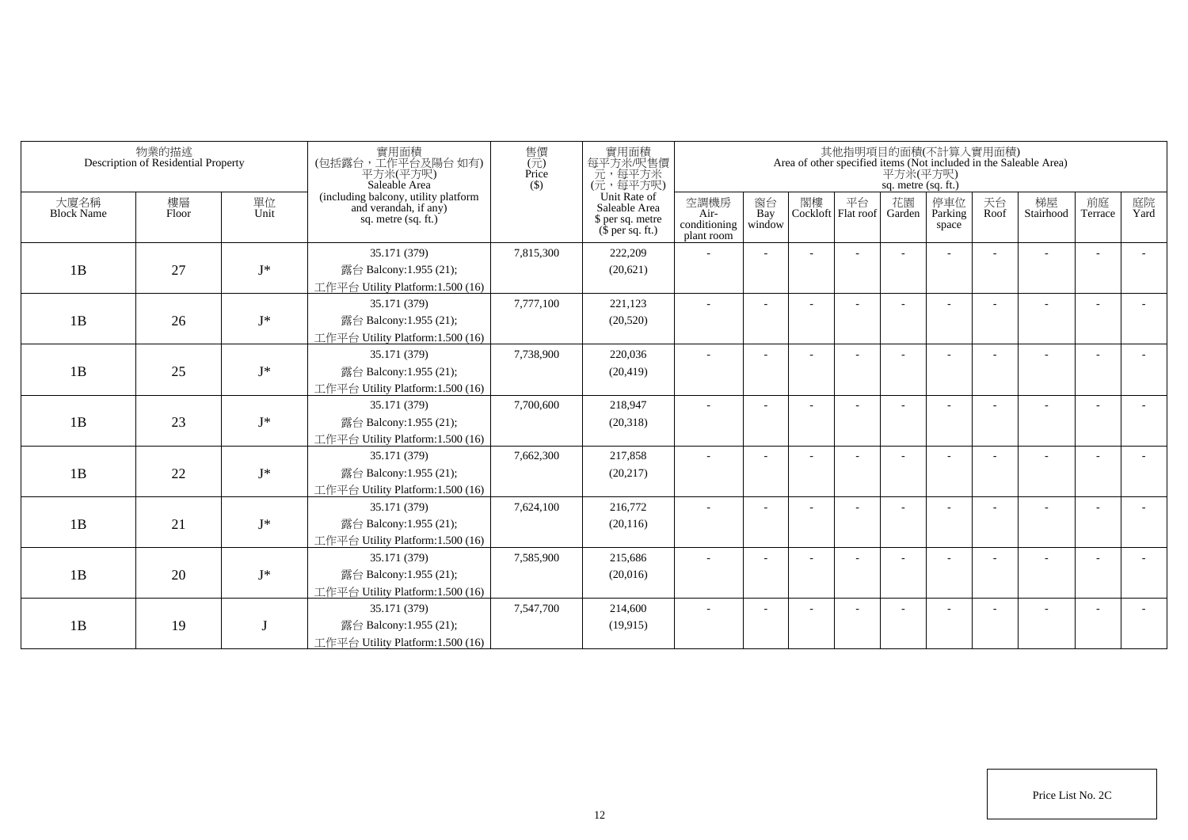| 物業的描述 Description of Residential Property | | | 實用面積 (包括露台，工作平台及陽台 如有) 平方米(平方呎) Saleable Area (including balcony, utility platform and verandah, if any) sq. metre (sq. ft.) | 售價 (元) Price ($) | 實用面積 每平方米/呎售價 元，每平方米 (元，每平方呎) Unit Rate of Saleable Area $ per sq. metre ($ per sq. ft.) | 其他指明項目的面積(不計算入實用面積) Area of other specified items (Not included in the Saleable Area) 平方米(平方呎) sq. metre (sq. ft.) | | | | | | | | | |
|---|---|---|---|---|---|---|---|---|---|---|---|---|---|---|---|
| 大廈名稱 Block Name | 樓層 Floor | 單位 Unit | | | | 空調機房 Air-conditioning plant room | 窗台 Bay window | 閣樓 Cockloft | 平台 Flat roof | 花園 Garden | 停車位 Parking space | 天台 Roof | 梯屋 Stairhood | 前庭 Terrace | 庭院 Yard |
| 1B | 27 | J* | 35.171 (379) 露台 Balcony:1.955 (21); 工作平台 Utility Platform:1.500 (16) | 7,815,300 | 222,209 (20,621) | - | - | - | - | - | - | - | - | - | - |
| 1B | 26 | J* | 35.171 (379) 露台 Balcony:1.955 (21); 工作平台 Utility Platform:1.500 (16) | 7,777,100 | 221,123 (20,520) | - | - | - | - | - | - | - | - | - | - |
| 1B | 25 | J* | 35.171 (379) 露台 Balcony:1.955 (21); 工作平台 Utility Platform:1.500 (16) | 7,738,900 | 220,036 (20,419) | - | - | - | - | - | - | - | - | - | - |
| 1B | 23 | J* | 35.171 (379) 露台 Balcony:1.955 (21); 工作平台 Utility Platform:1.500 (16) | 7,700,600 | 218,947 (20,318) | - | - | - | - | - | - | - | - | - | - |
| 1B | 22 | J* | 35.171 (379) 露台 Balcony:1.955 (21); 工作平台 Utility Platform:1.500 (16) | 7,662,300 | 217,858 (20,217) | - | - | - | - | - | - | - | - | - | - |
| 1B | 21 | J* | 35.171 (379) 露台 Balcony:1.955 (21); 工作平台 Utility Platform:1.500 (16) | 7,624,100 | 216,772 (20,116) | - | - | - | - | - | - | - | - | - | - |
| 1B | 20 | J* | 35.171 (379) 露台 Balcony:1.955 (21); 工作平台 Utility Platform:1.500 (16) | 7,585,900 | 215,686 (20,016) | - | - | - | - | - | - | - | - | - | - |
| 1B | 19 | J | 35.171 (379) 露台 Balcony:1.955 (21); 工作平台 Utility Platform:1.500 (16) | 7,547,700 | 214,600 (19,915) | - | - | - | - | - | - | - | - | - | - |

Price List No. 2C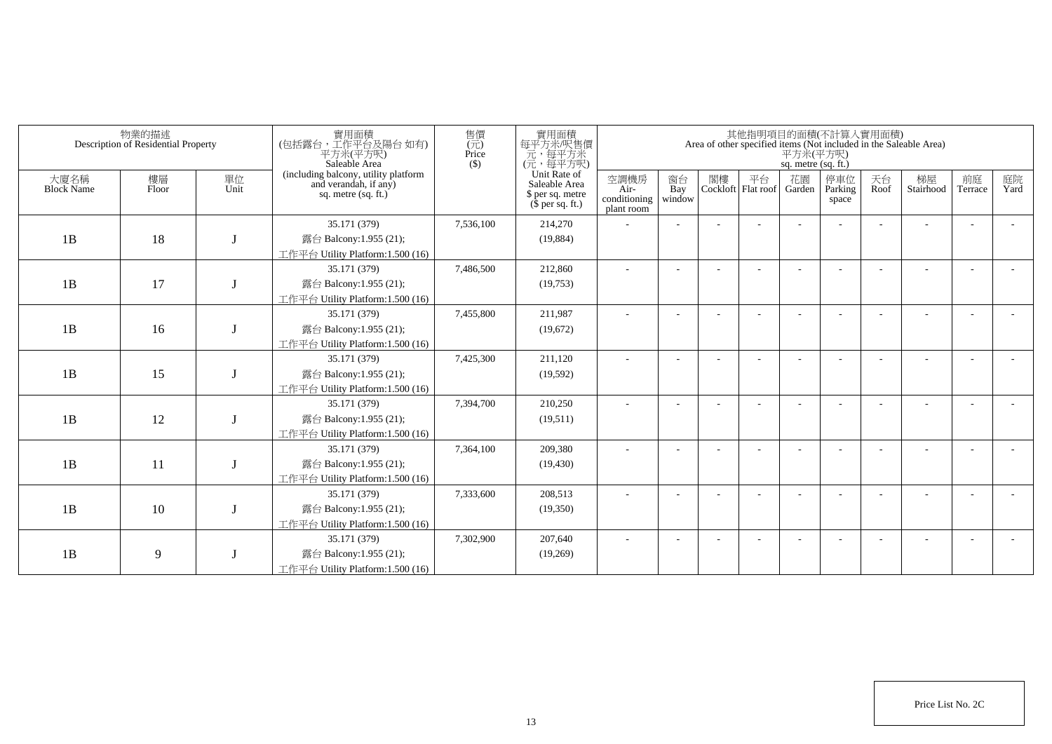| 物業的描述 Description of Residential Property | | | 實用面積 (包括露台，工作平台及陽台 如有) 平方米(平方呎) Saleable Area (including balcony, utility platform and verandah, if any) sq. metre (sq. ft.) | 售價 (元) Price ($) | 實用面積 每平方米/呎售價 元，每平方米 (元，每平方呎) Unit Rate of Saleable Area $ per sq. metre ($ per sq. ft.) | 其他指明項目的面積(不計算入實用面積) Area of other specified items (Not included in the Saleable Area) 平方米(平方呎) sq. metre (sq. ft.) | | | | | | | | | |
|---|---|---|---|---|---|---|---|---|---|---|---|---|---|---|---|
| 大廈名稱 Block Name | 樓層 Floor | 單位 Unit | | | | 空調機房 Air-conditioning plant room | 窗台 Bay window | 閣樓 Cockloft | 平台 Flat roof | 花園 Garden | 停車位 Parking space | 天台 Roof | 梯屋 Stairhood | 前庭 Terrace | 庭院 Yard |
| 1B | 18 | J | 35.171 (379) 露台 Balcony:1.955 (21); 工作平台 Utility Platform:1.500 (16) | 7,536,100 | 214,270 (19,884) | - | - | - | - | - | - | - | - | - | - |
| 1B | 17 | J | 35.171 (379) 露台 Balcony:1.955 (21); 工作平台 Utility Platform:1.500 (16) | 7,486,500 | 212,860 (19,753) | - | - | - | - | - | - | - | - | - | - |
| 1B | 16 | J | 35.171 (379) 露台 Balcony:1.955 (21); 工作平台 Utility Platform:1.500 (16) | 7,455,800 | 211,987 (19,672) | - | - | - | - | - | - | - | - | - | - |
| 1B | 15 | J | 35.171 (379) 露台 Balcony:1.955 (21); 工作平台 Utility Platform:1.500 (16) | 7,425,300 | 211,120 (19,592) | - | - | - | - | - | - | - | - | - | - |
| 1B | 12 | J | 35.171 (379) 露台 Balcony:1.955 (21); 工作平台 Utility Platform:1.500 (16) | 7,394,700 | 210,250 (19,511) | - | - | - | - | - | - | - | - | - | - |
| 1B | 11 | J | 35.171 (379) 露台 Balcony:1.955 (21); 工作平台 Utility Platform:1.500 (16) | 7,364,100 | 209,380 (19,430) | - | - | - | - | - | - | - | - | - | - |
| 1B | 10 | J | 35.171 (379) 露台 Balcony:1.955 (21); 工作平台 Utility Platform:1.500 (16) | 7,333,600 | 208,513 (19,350) | - | - | - | - | - | - | - | - | - | - |
| 1B | 9 | J | 35.171 (379) 露台 Balcony:1.955 (21); 工作平台 Utility Platform:1.500 (16) | 7,302,900 | 207,640 (19,269) | - | - | - | - | - | - | - | - | - | - |

Price List No. 2C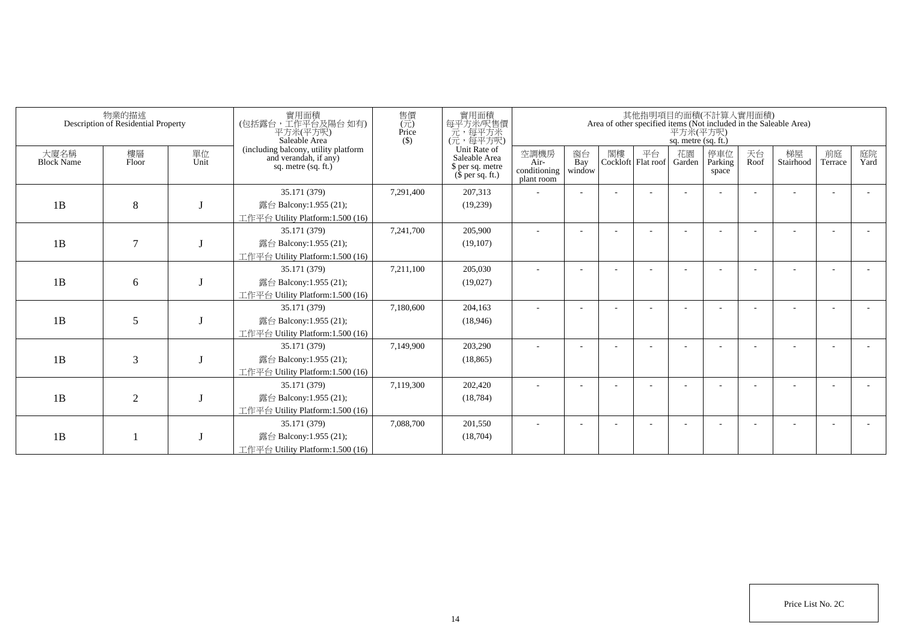| 物業的描述 Description of Residential Property | | | 實用面積 (包括露台，工作平台及陽台 如有) 平方米(平方呎) Saleable Area (including balcony, utility platform and verandah, if any) sq. metre (sq. ft.) | 售價 (元) Price ($) | 實用面積 每平方米/呎售價 元，每平方米 (元，每平方呎) Unit Rate of Saleable Area $ per sq. metre ($ per sq. ft.) | 其他指明項目的面積(不計算入實用面積) Area of other specified items (Not included in the Saleable Area) 平方米(平方呎) sq. metre (sq. ft.) | | | | | | | | | |
|---|---|---|---|---|---|---|---|---|---|---|---|---|---|---|---|
| 大廈名稱 Block Name | 樓層 Floor | 單位 Unit | | | | 空調機房 Air-conditioning plant room | 窗台 Bay window | 閣樓 Cockloft | 平台 Flat roof | 花園 Garden | 停車位 Parking space | 天台 Roof | 梯屋 Stairhood | 前庭 Terrace | 庭院 Yard |
| 1B | 8 | J | 35.171 (379) 露台 Balcony:1.955 (21); 工作平台 Utility Platform:1.500 (16) | 7,291,400 | 207,313 (19,239) | - | - | - | - | - | - | - | - | - | - |
| 1B | 7 | J | 35.171 (379) 露台 Balcony:1.955 (21); 工作平台 Utility Platform:1.500 (16) | 7,241,700 | 205,900 (19,107) | - | - | - | - | - | - | - | - | - | - |
| 1B | 6 | J | 35.171 (379) 露台 Balcony:1.955 (21); 工作平台 Utility Platform:1.500 (16) | 7,211,100 | 205,030 (19,027) | - | - | - | - | - | - | - | - | - | - |
| 1B | 5 | J | 35.171 (379) 露台 Balcony:1.955 (21); 工作平台 Utility Platform:1.500 (16) | 7,180,600 | 204,163 (18,946) | - | - | - | - | - | - | - | - | - | - |
| 1B | 3 | J | 35.171 (379) 露台 Balcony:1.955 (21); 工作平台 Utility Platform:1.500 (16) | 7,149,900 | 203,290 (18,865) | - | - | - | - | - | - | - | - | - | - |
| 1B | 2 | J | 35.171 (379) 露台 Balcony:1.955 (21); 工作平台 Utility Platform:1.500 (16) | 7,119,300 | 202,420 (18,784) | - | - | - | - | - | - | - | - | - | - |
| 1B | 1 | J | 35.171 (379) 露台 Balcony:1.955 (21); 工作平台 Utility Platform:1.500 (16) | 7,088,700 | 201,550 (18,704) | - | - | - | - | - | - | - | - | - | - |

Price List No. 2C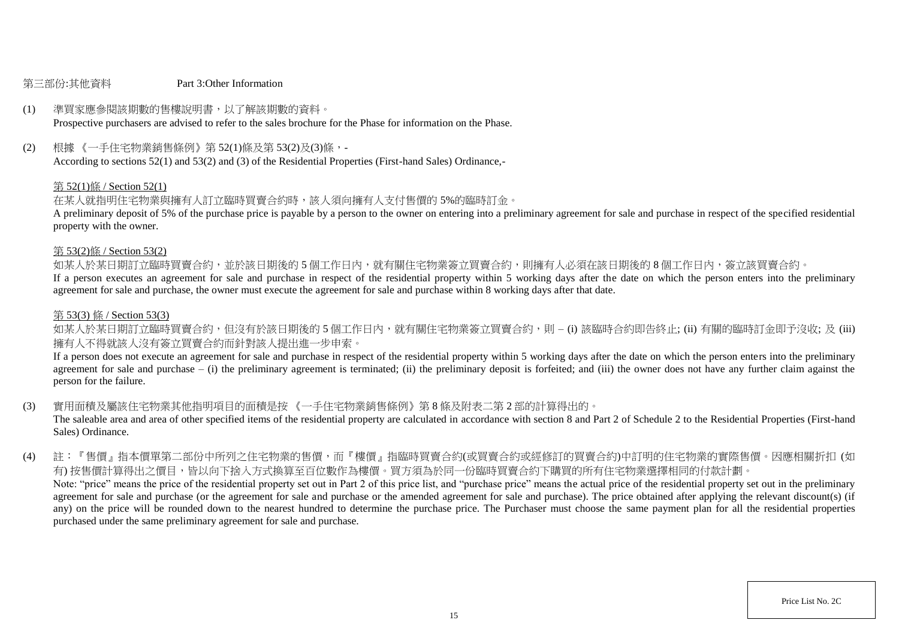## 第三部份:其他資料 Part 3:Other Information

(1) 準買家應參閱該期數的售樓說明書，以了解該期數的資料。
Prospective purchasers are advised to refer to the sales brochure for the Phase for information on the Phase.

(2) 根據 《一手住宅物業銷售條例》第 52(1)條及第 53(2)及(3)條，-
According to sections 52(1) and 53(2) and (3) of the Residential Properties (First-hand Sales) Ordinance,-

第 52(1)條 / Section 52(1)

在某人就指明住宅物業與擁有人訂立臨時買賣合約時，該人須向擁有人支付售價的 5%的臨時訂金。
A preliminary deposit of 5% of the purchase price is payable by a person to the owner on entering into a preliminary agreement for sale and purchase in respect of the specified residential property with the owner.

第 53(2)條 / Section 53(2)

如某人於某日期訂立臨時買賣合約，並於該日期後的 5 個工作日內，就有關住宅物業簽立買賣合約，則擁有人必須在該日期後的 8 個工作日內，簽立該買賣合約。
If a person executes an agreement for sale and purchase in respect of the residential property within 5 working days after the date on which the person enters into the preliminary agreement for sale and purchase, the owner must execute the agreement for sale and purchase within 8 working days after that date.

第 53(3) 條 / Section 53(3)

如某人於某日期訂立臨時買賣合約，但沒有於該日期後的 5 個工作日內，就有關住宅物業簽立買賣合約，則 – (i) 該臨時合約即告終止; (ii) 有關的臨時訂金即予沒收; 及 (iii) 擁有人不得就該人沒有簽立買賣合約而針對該人提出進一步申索。
If a person does not execute an agreement for sale and purchase in respect of the residential property within 5 working days after the date on which the person enters into the preliminary agreement for sale and purchase – (i) the preliminary agreement is terminated; (ii) the preliminary deposit is forfeited; and (iii) the owner does not have any further claim against the person for the failure.

(3) 實用面積及屬該住宅物業其他指明項目的面積是按 《一手住宅物業銷售條例》第 8 條及附表二第 2 部的計算得出的。
The saleable area and area of other specified items of the residential property are calculated in accordance with section 8 and Part 2 of Schedule 2 to the Residential Properties (First-hand Sales) Ordinance.

(4) 註：『售價』指本價單第二部份中所列之住宅物業的售價，而『樓價』指臨時買賣合約(或買賣合約或經修訂的買賣合約)中訂明的住宅物業的實際售價。因應相關折扣 (如有) 按售價計算得出之價目，皆以向下捨入方式換算至百位數作為樓價。買方須為於同一份臨時買賣合約下購買的所有住宅物業選擇相同的付款計劃。
Note: "price" means the price of the residential property set out in Part 2 of this price list, and "purchase price" means the actual price of the residential property set out in the preliminary agreement for sale and purchase (or the agreement for sale and purchase or the amended agreement for sale and purchase). The price obtained after applying the relevant discount(s) (if any) on the price will be rounded down to the nearest hundred to determine the purchase price. The Purchaser must choose the same payment plan for all the residential properties purchased under the same preliminary agreement for sale and purchase.

Price List No. 2C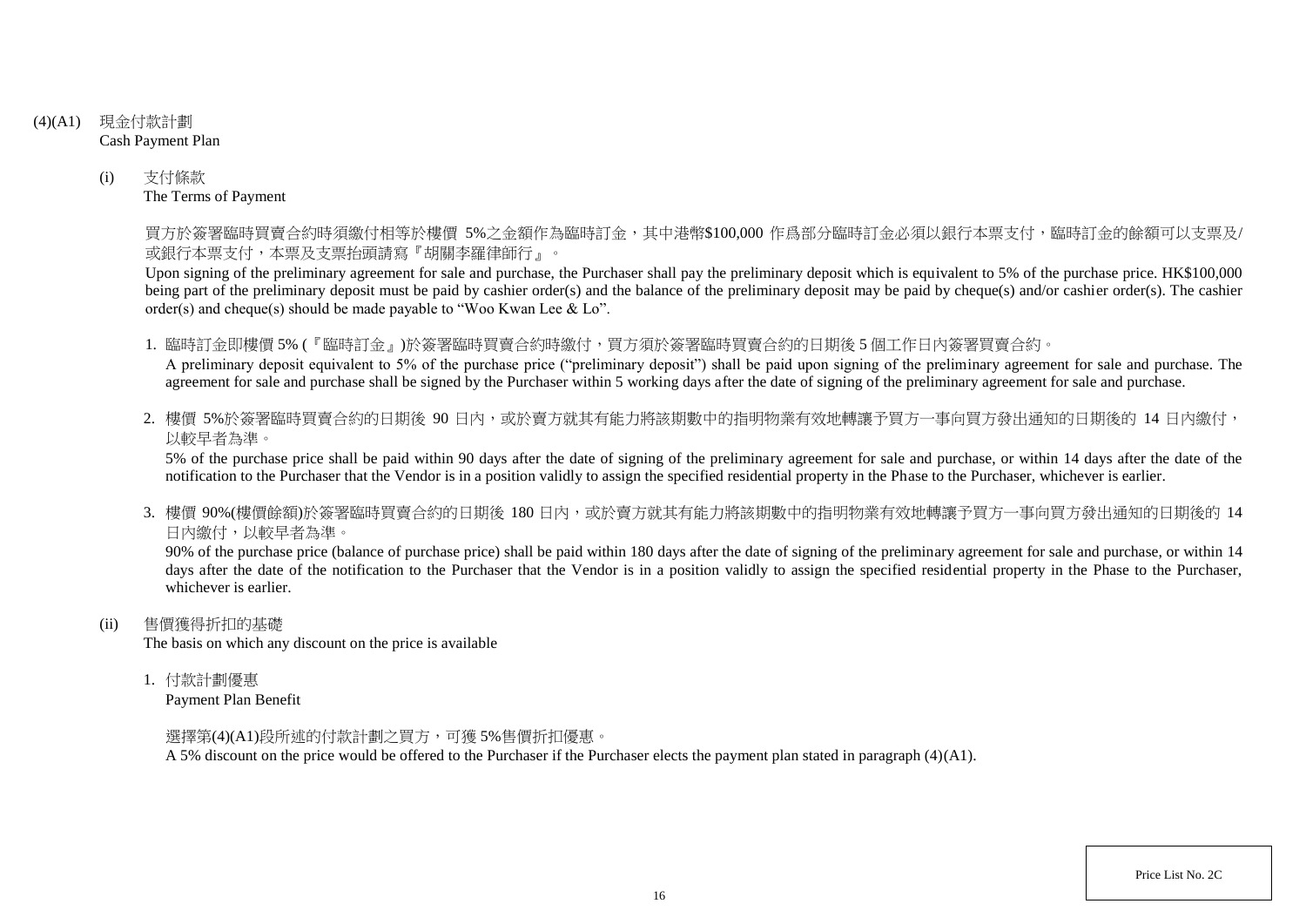(4)(A1) 現金付款計劃
Cash Payment Plan

(i) 支付條款
The Terms of Payment

買方於簽署臨時買賣合約時須繳付相等於樓價 5%之金額作為臨時訂金，其中港幣$100,000 作爲部分臨時訂金必須以銀行本票支付，臨時訂金的餘額可以支票及/或銀行本票支付，本票及支票抬頭請寫『胡關李羅律師行』。

Upon signing of the preliminary agreement for sale and purchase, the Purchaser shall pay the preliminary deposit which is equivalent to 5% of the purchase price. HK$100,000 being part of the preliminary deposit must be paid by cashier order(s) and the balance of the preliminary deposit may be paid by cheque(s) and/or cashier order(s). The cashier order(s) and cheque(s) should be made payable to "Woo Kwan Lee & Lo".

1. 臨時訂金即樓價 5% (『臨時訂金』)於簽署臨時買賣合約時繳付，買方須於簽署臨時買賣合約的日期後 5 個工作日內簽署買賣合約。
A preliminary deposit equivalent to 5% of the purchase price ("preliminary deposit") shall be paid upon signing of the preliminary agreement for sale and purchase. The agreement for sale and purchase shall be signed by the Purchaser within 5 working days after the date of signing of the preliminary agreement for sale and purchase.

2. 樓價 5%於簽署臨時買賣合約的日期後 90 日內，或於賣方就其有能力將該期數中的指明物業有效地轉讓予買方一事向買方發出通知的日期後的 14 日內繳付，以較早者為準。
5% of the purchase price shall be paid within 90 days after the date of signing of the preliminary agreement for sale and purchase, or within 14 days after the date of the notification to the Purchaser that the Vendor is in a position validly to assign the specified residential property in the Phase to the Purchaser, whichever is earlier.

3. 樓價 90%(樓價餘額)於簽署臨時買賣合約的日期後 180 日內，或於賣方就其有能力將該期數中的指明物業有效地轉讓予買方一事向買方發出通知的日期後的 14 日內繳付，以較早者為準。
90% of the purchase price (balance of purchase price) shall be paid within 180 days after the date of signing of the preliminary agreement for sale and purchase, or within 14 days after the date of the notification to the Purchaser that the Vendor is in a position validly to assign the specified residential property in the Phase to the Purchaser, whichever is earlier.

(ii) 售價獲得折扣的基礎
The basis on which any discount on the price is available

1. 付款計劃優惠
Payment Plan Benefit

選擇第(4)(A1)段所述的付款計劃之買方，可獲 5%售價折扣優惠。
A 5% discount on the price would be offered to the Purchaser if the Purchaser elects the payment plan stated in paragraph (4)(A1).

Price List No. 2C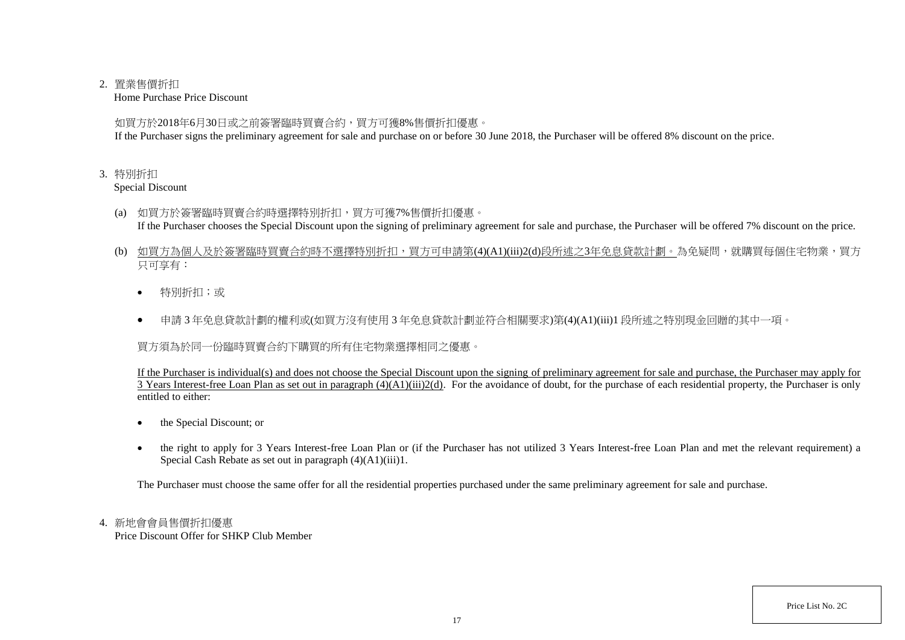2. 置業售價折扣
Home Purchase Price Discount

如買方於2018年6月30日或之前簽署臨時買賣合約，買方可獲8%售價折扣優惠。
If the Purchaser signs the preliminary agreement for sale and purchase on or before 30 June 2018, the Purchaser will be offered 8% discount on the price.

3. 特別折扣
Special Discount

(a) 如買方於簽署臨時買賣合約時選擇特別折扣，買方可獲7%售價折扣優惠。
If the Purchaser chooses the Special Discount upon the signing of preliminary agreement for sale and purchase, the Purchaser will be offered 7% discount on the price.

(b) 如買方為個人及於簽署臨時買賣合約時不選擇特別折扣，買方可申請第(4)(A1)(iii)2(d)段所述之3年免息貸款計劃。為免疑問，就購買每個住宅物業，買方只可享有：

- 特別折扣；或
- 申請 3 年免息貸款計劃的權利或(如買方沒有使用 3 年免息貸款計劃並符合相關要求)第(4)(A1)(iii)1 段所述之特別現金回贈的其中一項。

買方須為於同一份臨時買賣合約下購買的所有住宅物業選擇相同之優惠。

If the Purchaser is individual(s) and does not choose the Special Discount upon the signing of preliminary agreement for sale and purchase, the Purchaser may apply for 3 Years Interest-free Loan Plan as set out in paragraph (4)(A1)(iii)2(d). For the avoidance of doubt, for the purchase of each residential property, the Purchaser is only entitled to either:

- the Special Discount; or
- the right to apply for 3 Years Interest-free Loan Plan or (if the Purchaser has not utilized 3 Years Interest-free Loan Plan and met the relevant requirement) a Special Cash Rebate as set out in paragraph (4)(A1)(iii)1.

The Purchaser must choose the same offer for all the residential properties purchased under the same preliminary agreement for sale and purchase.

4. 新地會會員售價折扣優惠
Price Discount Offer for SHKP Club Member

Price List No. 2C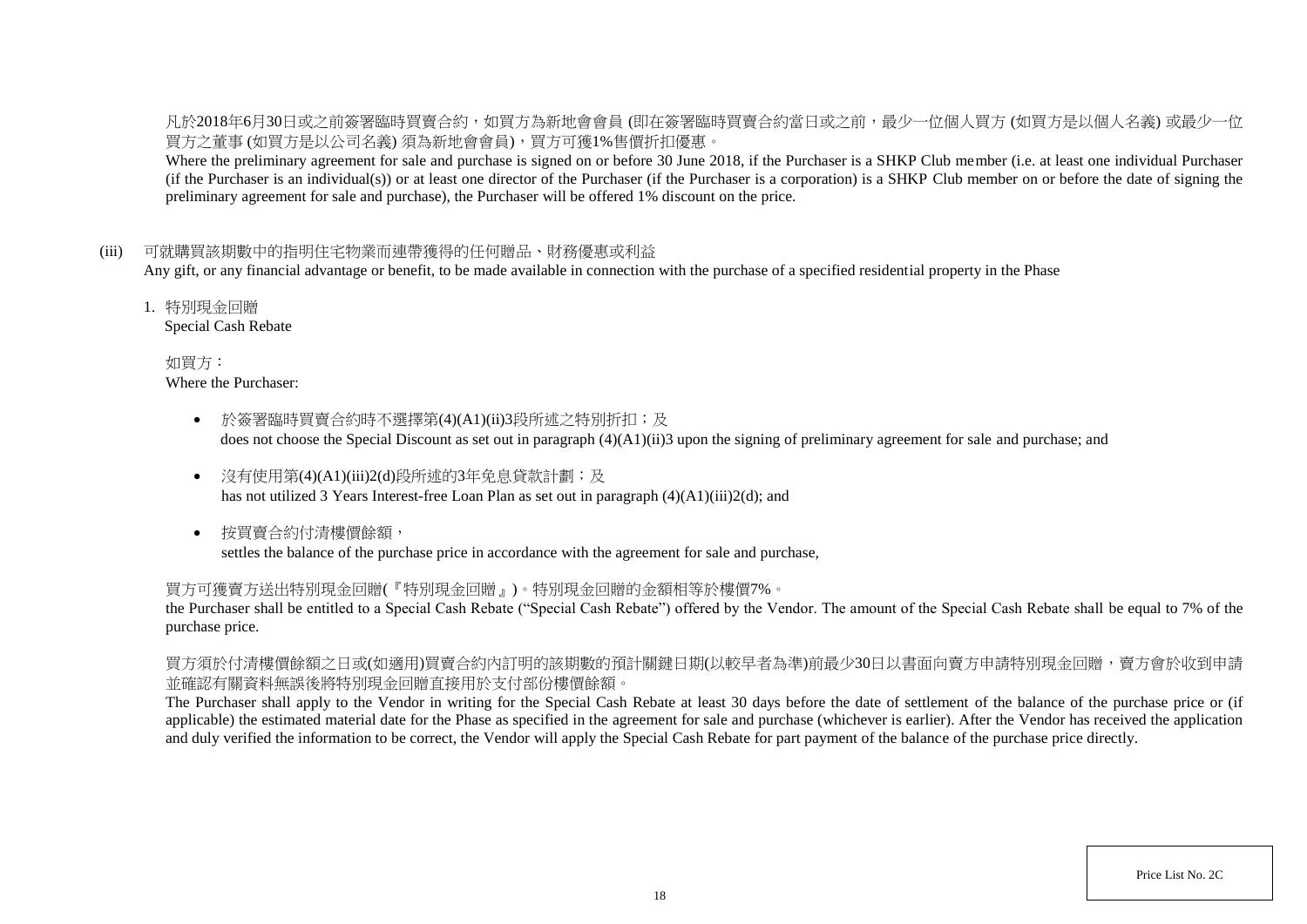凡於2018年6月30日或之前簽署臨時買賣合約，如買方為新地會會員 (即在簽署臨時買賣合約當日或之前，最少一位個人買方 (如買方是以個人名義) 或最少一位買方之董事 (如買方是以公司名義) 須為新地會會員)，買方可獲1%售價折扣優惠。

Where the preliminary agreement for sale and purchase is signed on or before 30 June 2018, if the Purchaser is a SHKP Club member (i.e. at least one individual Purchaser (if the Purchaser is an individual(s)) or at least one director of the Purchaser (if the Purchaser is a corporation) is a SHKP Club member on or before the date of signing the preliminary agreement for sale and purchase), the Purchaser will be offered 1% discount on the price.

(iii) 可就購買該期數中的指明住宅物業而連帶獲得的任何贈品、財務優惠或利益
Any gift, or any financial advantage or benefit, to be made available in connection with the purchase of a specified residential property in the Phase

1. 特別現金回贈
Special Cash Rebate

如買方：
Where the Purchaser:

- 於簽署臨時買賣合約時不選擇第(4)(A1)(ii)3段所述之特別折扣；及
does not choose the Special Discount as set out in paragraph (4)(A1)(ii)3 upon the signing of preliminary agreement for sale and purchase; and

- 沒有使用第(4)(A1)(iii)2(d)段所述的3年免息貸款計劃；及
has not utilized 3 Years Interest-free Loan Plan as set out in paragraph (4)(A1)(iii)2(d); and

- 按買賣合約付清樓價餘額，
settles the balance of the purchase price in accordance with the agreement for sale and purchase,

買方可獲賣方送出特別現金回贈(『特別現金回贈』)。特別現金回贈的金額相等於樓價7%。

the Purchaser shall be entitled to a Special Cash Rebate ("Special Cash Rebate") offered by the Vendor. The amount of the Special Cash Rebate shall be equal to 7% of the purchase price.

買方須於付清樓價餘額之日或(如適用)買賣合約內訂明的該期數的預計關鍵日期(以較早者為準)前最少30日以書面向賣方申請特別現金回贈，賣方會於收到申請並確認有關資料無誤後將特別現金回贈直接用於支付部份樓價餘額。

The Purchaser shall apply to the Vendor in writing for the Special Cash Rebate at least 30 days before the date of settlement of the balance of the purchase price or (if applicable) the estimated material date for the Phase as specified in the agreement for sale and purchase (whichever is earlier). After the Vendor has received the application and duly verified the information to be correct, the Vendor will apply the Special Cash Rebate for part payment of the balance of the purchase price directly.

Price List No. 2C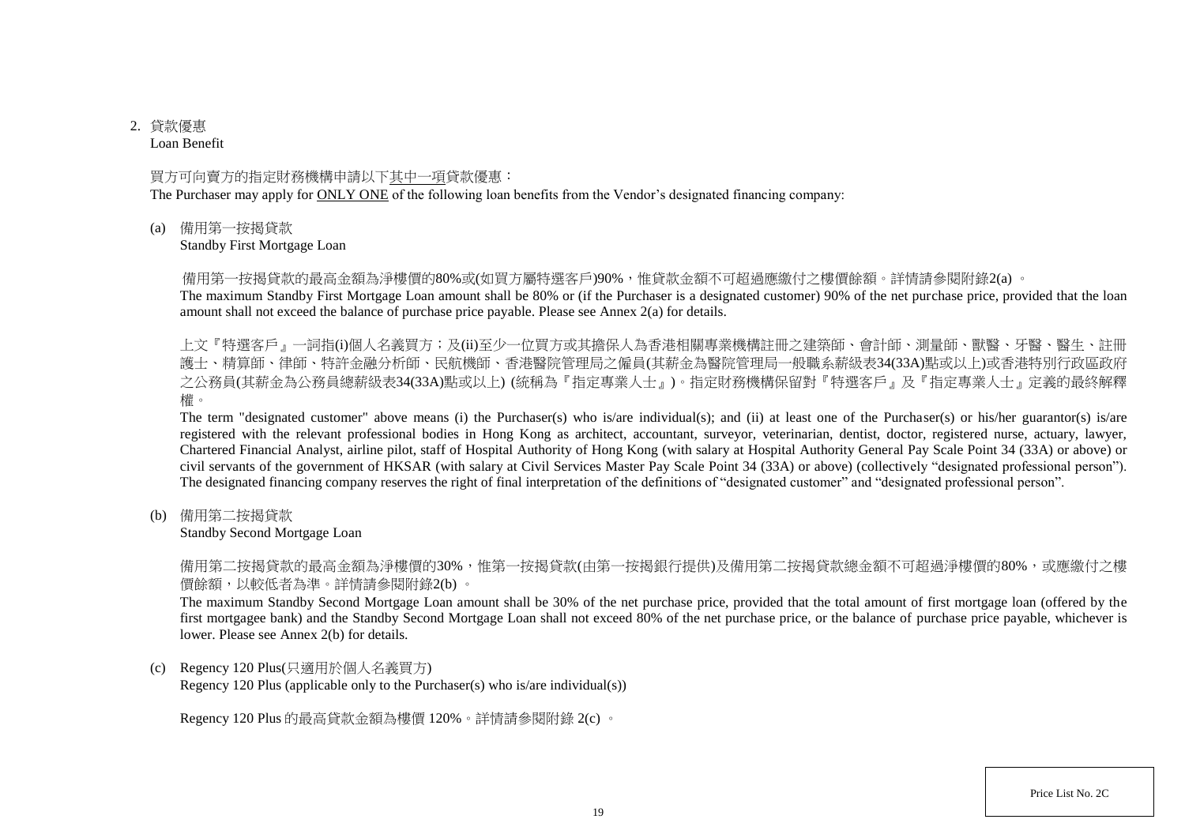2. 貸款優惠
Loan Benefit

買方可向賣方的指定財務機構申請以下<u>其中一項</u>貸款優惠：
The Purchaser may apply for <u>ONLY ONE</u> of the following loan benefits from the Vendor's designated financing company:

(a) 備用第一按揭貸款
Standby First Mortgage Loan

備用第一按揭貸款的最高金額為淨樓價的80%或(如買方屬特選客戶)90%，惟貸款金額不可超過應繳付之樓價餘額。詳情請參閱附錄2(a) 。
The maximum Standby First Mortgage Loan amount shall be 80% or (if the Purchaser is a designated customer) 90% of the net purchase price, provided that the loan amount shall not exceed the balance of purchase price payable. Please see Annex 2(a) for details.

上文『特選客戶』一詞指(i)個人名義買方；及(ii)至少一位買方或其擔保人為香港相關專業機構註冊之建築師、會計師、測量師、獸醫、牙醫、醫生、註冊護士、精算師、律師、特許金融分析師、民航機師、香港醫院管理局之僱員(其薪金為醫院管理局一般職系薪級表34(33A)點或以上)或香港特別行政區政府之公務員(其薪金為公務員總薪級表34(33A)點或以上) (統稱為『指定專業人士』)。指定財務機構保留對『特選客戶』及『指定專業人士』定義的最終解釋權。
The term "designated customer" above means (i) the Purchaser(s) who is/are individual(s); and (ii) at least one of the Purchaser(s) or his/her guarantor(s) is/are registered with the relevant professional bodies in Hong Kong as architect, accountant, surveyor, veterinarian, dentist, doctor, registered nurse, actuary, lawyer, Chartered Financial Analyst, airline pilot, staff of Hospital Authority of Hong Kong (with salary at Hospital Authority General Pay Scale Point 34 (33A) or above) or civil servants of the government of HKSAR (with salary at Civil Services Master Pay Scale Point 34 (33A) or above) (collectively "designated professional person"). The designated financing company reserves the right of final interpretation of the definitions of "designated customer" and "designated professional person".

(b) 備用第二按揭貸款
Standby Second Mortgage Loan

備用第二按揭貸款的最高金額為淨樓價的30%，惟第一按揭貸款(由第一按揭銀行提供)及備用第二按揭貸款總金額不可超過淨樓價的80%，或應繳付之樓價餘額，以較低者為準。詳情請參閱附錄2(b) 。
The maximum Standby Second Mortgage Loan amount shall be 30% of the net purchase price, provided that the total amount of first mortgage loan (offered by the first mortgagee bank) and the Standby Second Mortgage Loan shall not exceed 80% of the net purchase price, or the balance of purchase price payable, whichever is lower. Please see Annex 2(b) for details.

(c) Regency 120 Plus(只適用於個人名義買方)
Regency 120 Plus (applicable only to the Purchaser(s) who is/are individual(s))

Regency 120 Plus 的最高貸款金額為樓價 120%。詳情請參閱附錄 2(c) 。

Price List No. 2C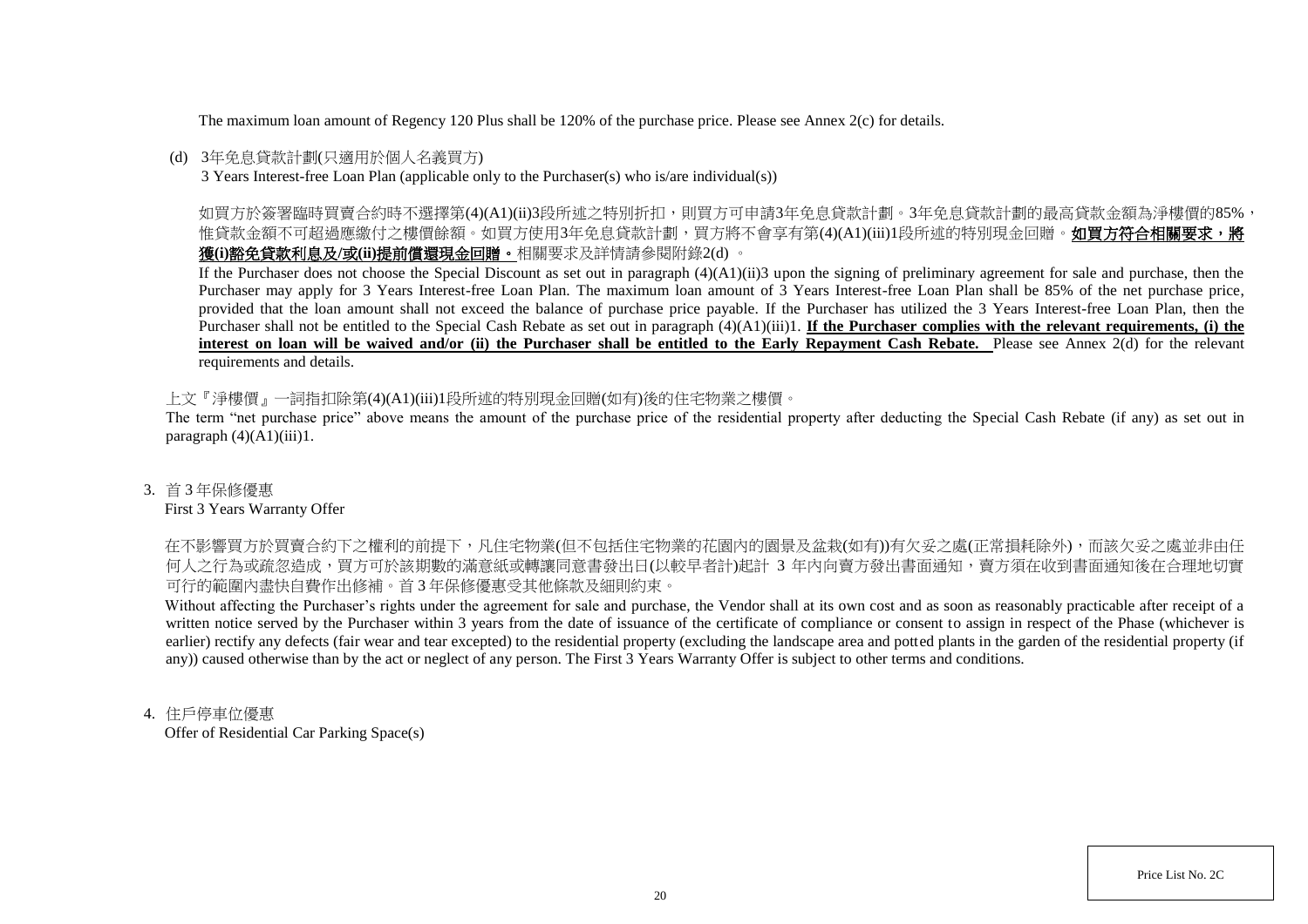The maximum loan amount of Regency 120 Plus shall be 120% of the purchase price. Please see Annex 2(c) for details.

(d) 3年免息貸款計劃(只適用於個人名義買方)
3 Years Interest-free Loan Plan (applicable only to the Purchaser(s) who is/are individual(s))

如買方於簽署臨時買賣合約時不選擇第(4)(A1)(ii)3段所述之特別折扣，則買方可申請3年免息貸款計劃。3年免息貸款計劃的最高貸款金額為淨樓價的85%，惟貸款金額不可超過應繳付之樓價餘額。如買方使用3年免息貸款計劃，買方將不會享有第(4)(A1)(iii)1段所述的特別現金回贈。**如買方符合相關要求，將獲(i)豁免貸款利息及/或(ii)提前償還現金回贈。**相關要求及詳情請參閱附錄2(d) 。

If the Purchaser does not choose the Special Discount as set out in paragraph (4)(A1)(ii)3 upon the signing of preliminary agreement for sale and purchase, then the Purchaser may apply for 3 Years Interest-free Loan Plan. The maximum loan amount of 3 Years Interest-free Loan Plan shall be 85% of the net purchase price, provided that the loan amount shall not exceed the balance of purchase price payable. If the Purchaser has utilized the 3 Years Interest-free Loan Plan, then the Purchaser shall not be entitled to the Special Cash Rebate as set out in paragraph (4)(A1)(iii)1. **If the Purchaser complies with the relevant requirements, (i) the interest on loan will be waived and/or (ii) the Purchaser shall be entitled to the Early Repayment Cash Rebate.** Please see Annex 2(d) for the relevant requirements and details.

上文『淨樓價』一詞指扣除第(4)(A1)(iii)1段所述的特別現金回贈(如有)後的住宅物業之樓價。

The term "net purchase price" above means the amount of the purchase price of the residential property after deducting the Special Cash Rebate (if any) as set out in paragraph (4)(A1)(iii)1.

3. 首 3 年保修優惠
First 3 Years Warranty Offer

在不影響買方於買賣合約下之權利的前提下，凡住宅物業(但不包括住宅物業的花園內的園景及盆栽(如有))有欠妥之處(正常損耗除外)，而該欠妥之處並非由任何人之行為或疏忽造成，買方可於該期數的滿意紙或轉讓同意書發出日(以較早者計)起計 3 年內向賣方發出書面通知，賣方須在收到書面通知後在合理地切實可行的範圍內盡快自費作出修補。首 3 年保修優惠受其他條款及細則約束。

Without affecting the Purchaser's rights under the agreement for sale and purchase, the Vendor shall at its own cost and as soon as reasonably practicable after receipt of a written notice served by the Purchaser within 3 years from the date of issuance of the certificate of compliance or consent to assign in respect of the Phase (whichever is earlier) rectify any defects (fair wear and tear excepted) to the residential property (excluding the landscape area and potted plants in the garden of the residential property (if any)) caused otherwise than by the act or neglect of any person. The First 3 Years Warranty Offer is subject to other terms and conditions.

4. 住戶停車位優惠
Offer of Residential Car Parking Space(s)

Price List No. 2C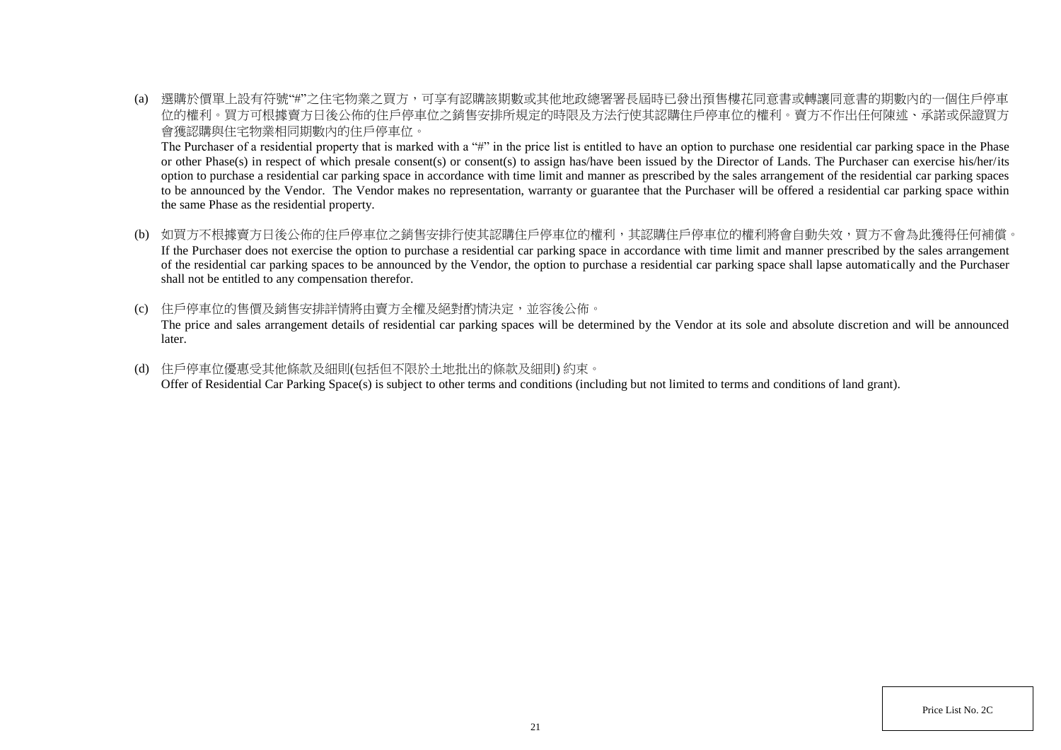(a) 選購於價單上設有符號"#"之住宅物業之買方，可享有認購該期數或其他地政總署署長屆時已發出預售樓花同意書或轉讓同意書的期數內的一個住戶停車位的權利。買方可根據賣方日後公佈的住戶停車位之銷售安排所規定的時限及方法行使其認購住戶停車位的權利。賣方不作出任何陳述、承諾或保證買方會獲認購與住宅物業相同期數內的住戶停車位。

The Purchaser of a residential property that is marked with a "#" in the price list is entitled to have an option to purchase one residential car parking space in the Phase or other Phase(s) in respect of which presale consent(s) or consent(s) to assign has/have been issued by the Director of Lands. The Purchaser can exercise his/her/its option to purchase a residential car parking space in accordance with time limit and manner as prescribed by the sales arrangement of the residential car parking spaces to be announced by the Vendor. The Vendor makes no representation, warranty or guarantee that the Purchaser will be offered a residential car parking space within the same Phase as the residential property.

(b) 如買方不根據賣方日後公佈的住戶停車位之銷售安排行使其認購住戶停車位的權利，其認購住戶停車位的權利將會自動失效，買方不會為此獲得任何補償。

If the Purchaser does not exercise the option to purchase a residential car parking space in accordance with time limit and manner prescribed by the sales arrangement of the residential car parking spaces to be announced by the Vendor, the option to purchase a residential car parking space shall lapse automatically and the Purchaser shall not be entitled to any compensation therefor.

(c) 住戶停車位的售價及銷售安排詳情將由賣方全權及絕對酌情決定，並容後公佈。

The price and sales arrangement details of residential car parking spaces will be determined by the Vendor at its sole and absolute discretion and will be announced later.

(d) 住戶停車位優惠受其他條款及細則(包括但不限於土地批出的條款及細則) 約束。

Offer of Residential Car Parking Space(s) is subject to other terms and conditions (including but not limited to terms and conditions of land grant).

Price List No. 2C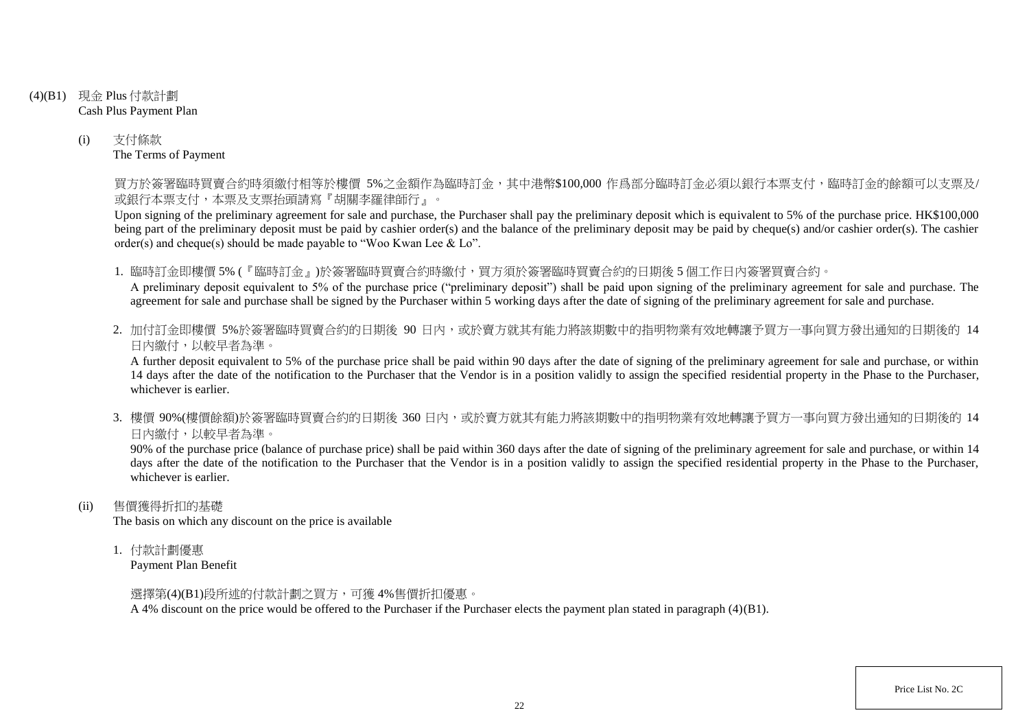(4)(B1) 現金 Plus 付款計劃
Cash Plus Payment Plan

(i) 支付條款
The Terms of Payment

買方於簽署臨時買賣合約時須繳付相等於樓價 5%之金額作為臨時訂金，其中港幣$100,000 作爲部分臨時訂金必須以銀行本票支付，臨時訂金的餘額可以支票及/或銀行本票支付，本票及支票抬頭請寫『胡關李羅律師行』。

Upon signing of the preliminary agreement for sale and purchase, the Purchaser shall pay the preliminary deposit which is equivalent to 5% of the purchase price. HK$100,000 being part of the preliminary deposit must be paid by cashier order(s) and the balance of the preliminary deposit may be paid by cheque(s) and/or cashier order(s). The cashier order(s) and cheque(s) should be made payable to "Woo Kwan Lee & Lo".

1. 臨時訂金即樓價 5% (『臨時訂金』)於簽署臨時買賣合約時繳付，買方須於簽署臨時買賣合約的日期後 5 個工作日內簽署買賣合約。
   A preliminary deposit equivalent to 5% of the purchase price ("preliminary deposit") shall be paid upon signing of the preliminary agreement for sale and purchase. The agreement for sale and purchase shall be signed by the Purchaser within 5 working days after the date of signing of the preliminary agreement for sale and purchase.

2. 加付訂金即樓價 5%於簽署臨時買賣合約的日期後 90 日內，或於賣方就其有能力將該期數中的指明物業有效地轉讓予買方一事向買方發出通知的日期後的 14 日內繳付，以較早者為準。
   A further deposit equivalent to 5% of the purchase price shall be paid within 90 days after the date of signing of the preliminary agreement for sale and purchase, or within 14 days after the date of the notification to the Purchaser that the Vendor is in a position validly to assign the specified residential property in the Phase to the Purchaser, whichever is earlier.

3. 樓價 90%(樓價餘額)於簽署臨時買賣合約的日期後 360 日內，或於賣方就其有能力將該期數中的指明物業有效地轉讓予買方一事向買方發出通知的日期後的 14 日內繳付，以較早者為準。
   90% of the purchase price (balance of purchase price) shall be paid within 360 days after the date of signing of the preliminary agreement for sale and purchase, or within 14 days after the date of the notification to the Purchaser that the Vendor is in a position validly to assign the specified residential property in the Phase to the Purchaser, whichever is earlier.

(ii) 售價獲得折扣的基礎
The basis on which any discount on the price is available

1. 付款計劃優惠
   Payment Plan Benefit

   選擇第(4)(B1)段所述的付款計劃之買方，可獲 4%售價折扣優惠。
   A 4% discount on the price would be offered to the Purchaser if the Purchaser elects the payment plan stated in paragraph (4)(B1).

Price List No. 2C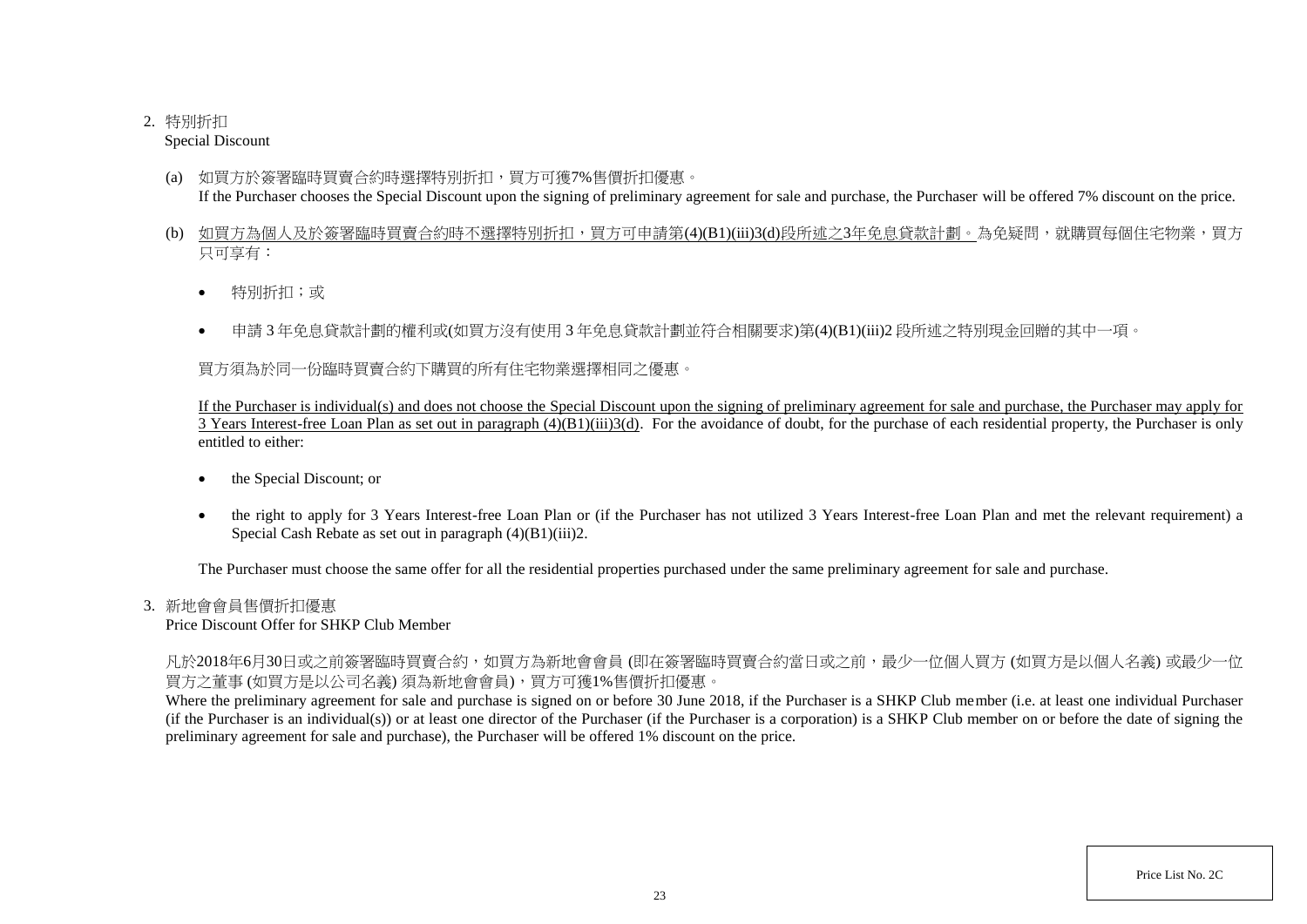2. 特別折扣
   Special Discount

   (a) 如買方於簽署臨時買賣合約時選擇特別折扣，買方可獲7%售價折扣優惠。
   If the Purchaser chooses the Special Discount upon the signing of preliminary agreement for sale and purchase, the Purchaser will be offered 7% discount on the price.

   (b) <u>如買方為個人及於簽署臨時買賣合約時不選擇特別折扣，買方可申請第(4)(B1)(iii)3(d)段所述之3年免息貸款計劃。</u>為免疑問，就購買每個住宅物業，買方只可享有：

   - 特別折扣；或
   - 申請 3 年免息貸款計劃的權利或(如買方沒有使用 3 年免息貸款計劃並符合相關要求)第(4)(B1)(iii)2 段所述之特別現金回贈的其中一項。

   買方須為於同一份臨時買賣合約下購買的所有住宅物業選擇相同之優惠。

   <u>If the Purchaser is individual(s) and does not choose the Special Discount upon the signing of preliminary agreement for sale and purchase, the Purchaser may apply for 3 Years Interest-free Loan Plan as set out in paragraph (4)(B1)(iii)3(d).</u> For the avoidance of doubt, for the purchase of each residential property, the Purchaser is only entitled to either:

   - the Special Discount; or
   - the right to apply for 3 Years Interest-free Loan Plan or (if the Purchaser has not utilized 3 Years Interest-free Loan Plan and met the relevant requirement) a Special Cash Rebate as set out in paragraph (4)(B1)(iii)2.

   The Purchaser must choose the same offer for all the residential properties purchased under the same preliminary agreement for sale and purchase.

3. 新地會會員售價折扣優惠
   Price Discount Offer for SHKP Club Member

   凡於2018年6月30日或之前簽署臨時買賣合約，如買方為新地會會員 (即在簽署臨時買賣合約當日或之前，最少一位個人買方 (如買方是以個人名義) 或最少一位買方之董事 (如買方是以公司名義) 須為新地會會員)，買方可獲1%售價折扣優惠。
   Where the preliminary agreement for sale and purchase is signed on or before 30 June 2018, if the Purchaser is a SHKP Club member (i.e. at least one individual Purchaser (if the Purchaser is an individual(s)) or at least one director of the Purchaser (if the Purchaser is a corporation) is a SHKP Club member on or before the date of signing the preliminary agreement for sale and purchase), the Purchaser will be offered 1% discount on the price.

Price List No. 2C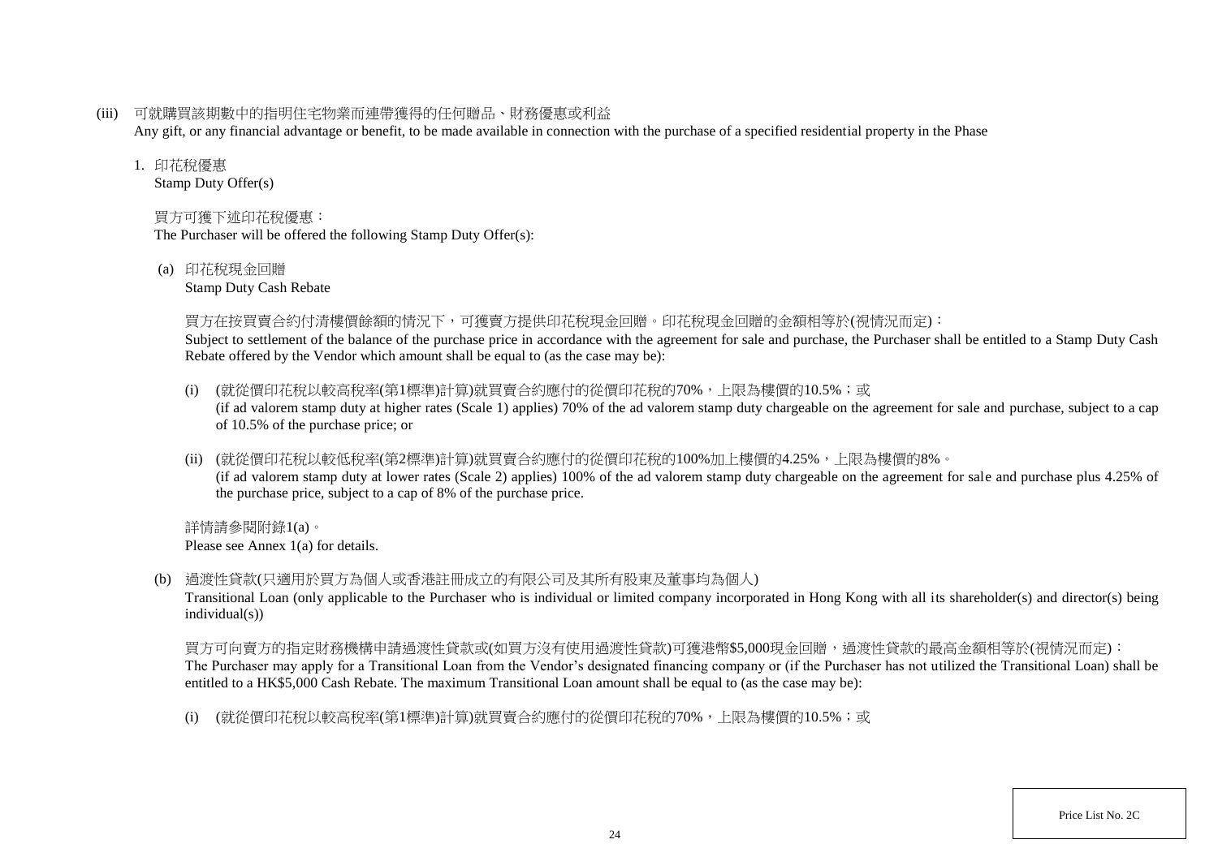(iii) 可就購買該期數中的指明住宅物業而連帶獲得的任何贈品、財務優惠或利益
Any gift, or any financial advantage or benefit, to be made available in connection with the purchase of a specified residential property in the Phase

1. 印花稅優惠
Stamp Duty Offer(s)

買方可獲下述印花稅優惠：
The Purchaser will be offered the following Stamp Duty Offer(s):

(a) 印花稅現金回贈
Stamp Duty Cash Rebate

買方在按買賣合約付清樓價餘額的情況下，可獲賣方提供印花稅現金回贈。印花稅現金回贈的金額相等於(視情況而定)：
Subject to settlement of the balance of the purchase price in accordance with the agreement for sale and purchase, the Purchaser shall be entitled to a Stamp Duty Cash Rebate offered by the Vendor which amount shall be equal to (as the case may be):

(i) (就從價印花稅以較高稅率(第1標準)計算)就買賣合約應付的從價印花稅的70%，上限為樓價的10.5%；或
(if ad valorem stamp duty at higher rates (Scale 1) applies) 70% of the ad valorem stamp duty chargeable on the agreement for sale and purchase, subject to a cap of 10.5% of the purchase price; or

(ii) (就從價印花稅以較低稅率(第2標準)計算)就買賣合約應付的從價印花稅的100%加上樓價的4.25%，上限為樓價的8%。
(if ad valorem stamp duty at lower rates (Scale 2) applies) 100% of the ad valorem stamp duty chargeable on the agreement for sale and purchase plus 4.25% of the purchase price, subject to a cap of 8% of the purchase price.

詳情請參閱附錄1(a)。
Please see Annex 1(a) for details.

(b) 過渡性貸款(只適用於買方為個人或香港註冊成立的有限公司及其所有股東及董事均為個人)
Transitional Loan (only applicable to the Purchaser who is individual or limited company incorporated in Hong Kong with all its shareholder(s) and director(s) being individual(s))

買方可向賣方的指定財務機構申請過渡性貸款或(如買方沒有使用過渡性貸款)可獲港幣$5,000現金回贈，過渡性貸款的最高金額相等於(視情況而定)：
The Purchaser may apply for a Transitional Loan from the Vendor's designated financing company or (if the Purchaser has not utilized the Transitional Loan) shall be entitled to a HK$5,000 Cash Rebate. The maximum Transitional Loan amount shall be equal to (as the case may be):

(i) (就從價印花稅以較高稅率(第1標準)計算)就買賣合約應付的從價印花稅的70%，上限為樓價的10.5%；或

Price List No. 2C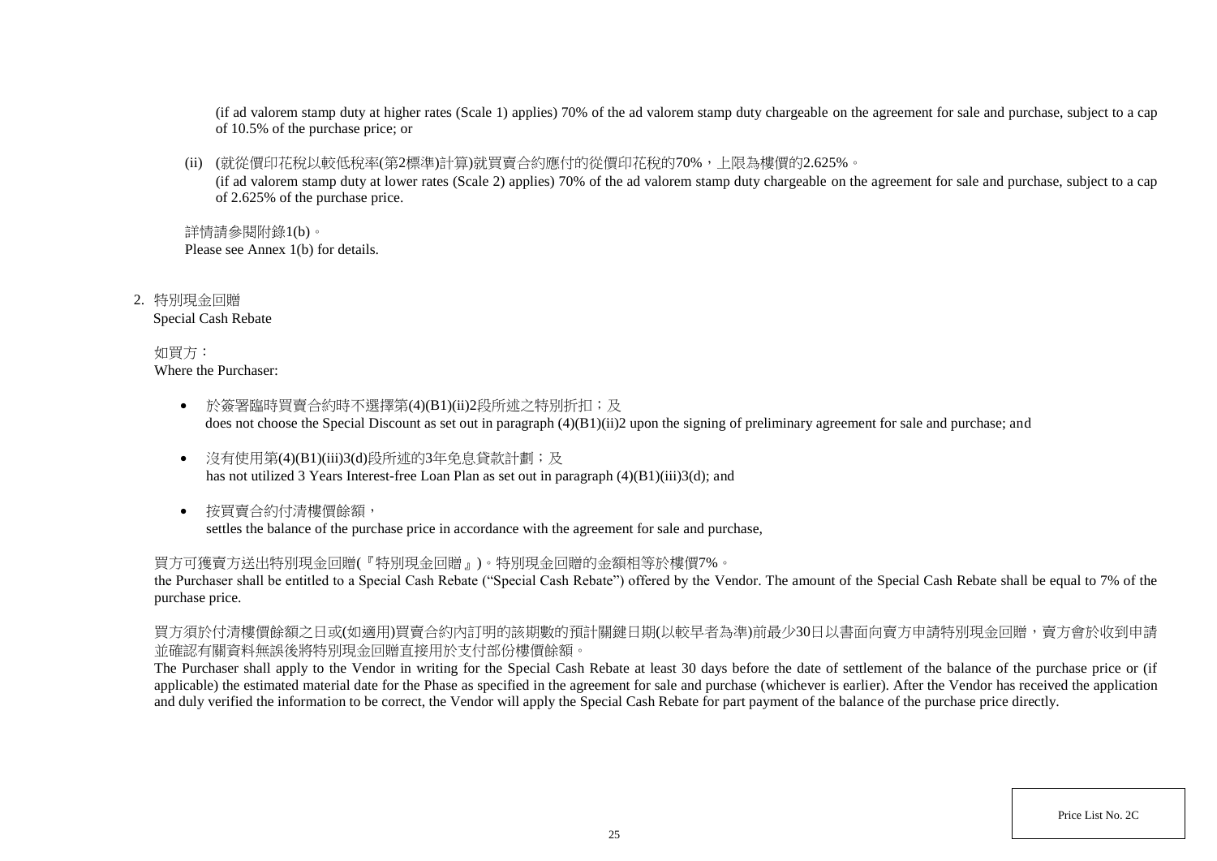(if ad valorem stamp duty at higher rates (Scale 1) applies) 70% of the ad valorem stamp duty chargeable on the agreement for sale and purchase, subject to a cap of 10.5% of the purchase price; or

(ii) (就從價印花稅以較低稅率(第2標準)計算)就買賣合約應付的從價印花稅的70%，上限為樓價的2.625%。
(if ad valorem stamp duty at lower rates (Scale 2) applies) 70% of the ad valorem stamp duty chargeable on the agreement for sale and purchase, subject to a cap of 2.625% of the purchase price.

詳情請參閱附錄1(b)。
Please see Annex 1(b) for details.

2. 特別現金回贈
Special Cash Rebate

如買方：
Where the Purchaser:

- 於簽署臨時買賣合約時不選擇第(4)(B1)(ii)2段所述之特別折扣；及
does not choose the Special Discount as set out in paragraph (4)(B1)(ii)2 upon the signing of preliminary agreement for sale and purchase; and
- 沒有使用第(4)(B1)(iii)3(d)段所述的3年免息貸款計劃；及
has not utilized 3 Years Interest-free Loan Plan as set out in paragraph (4)(B1)(iii)3(d); and
- 按買賣合約付清樓價餘額，
settles the balance of the purchase price in accordance with the agreement for sale and purchase,

買方可獲賣方送出特別現金回贈(『特別現金回贈』)。特別現金回贈的金額相等於樓價7%。
the Purchaser shall be entitled to a Special Cash Rebate ("Special Cash Rebate") offered by the Vendor. The amount of the Special Cash Rebate shall be equal to 7% of the purchase price.

買方須於付清樓價餘額之日或(如適用)買賣合約內訂明的該期數的預計關鍵日期(以較早者為準)前最少30日以書面向賣方申請特別現金回贈，賣方會於收到申請並確認有關資料無誤後將特別現金回贈直接用於支付部份樓價餘額。
The Purchaser shall apply to the Vendor in writing for the Special Cash Rebate at least 30 days before the date of settlement of the balance of the purchase price or (if applicable) the estimated material date for the Phase as specified in the agreement for sale and purchase (whichever is earlier). After the Vendor has received the application and duly verified the information to be correct, the Vendor will apply the Special Cash Rebate for part payment of the balance of the purchase price directly.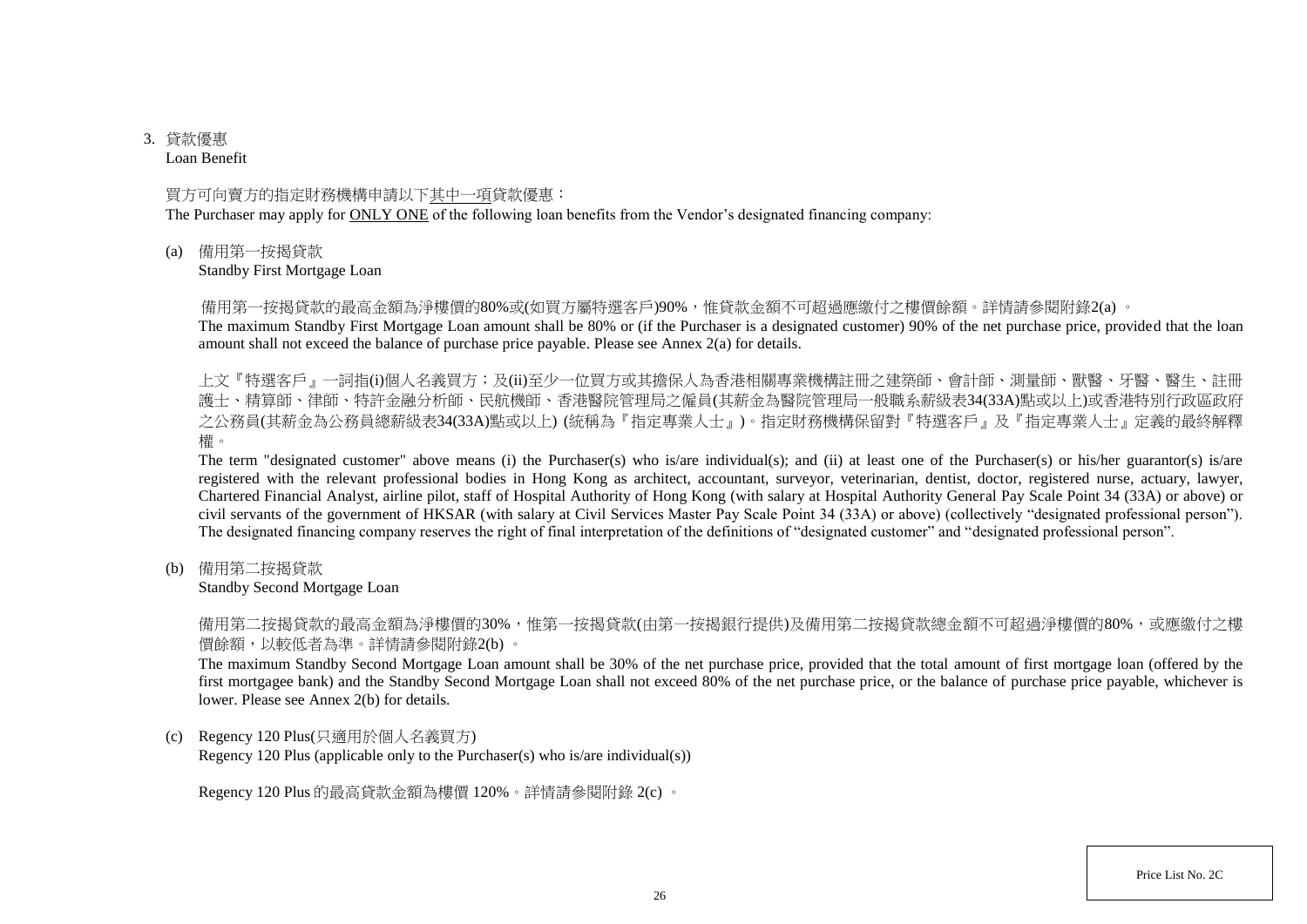3. 貸款優惠

Loan Benefit

買方可向賣方的指定財務機構申請以下<u>其中一項</u>貸款優惠：

The Purchaser may apply for <u>ONLY ONE</u> of the following loan benefits from the Vendor's designated financing company:

(a) 備用第一按揭貸款

Standby First Mortgage Loan

備用第一按揭貸款的最高金額為淨樓價的80%或(如買方屬特選客戶)90%，惟貸款金額不可超過應繳付之樓價餘額。詳情請參閱附錄2(a) 。

The maximum Standby First Mortgage Loan amount shall be 80% or (if the Purchaser is a designated customer) 90% of the net purchase price, provided that the loan amount shall not exceed the balance of purchase price payable. Please see Annex 2(a) for details.

上文『特選客戶』一詞指(i)個人名義買方；及(ii)至少一位買方或其擔保人為香港相關專業機構註冊之建築師、會計師、測量師、獸醫、牙醫、醫生、註冊護士、精算師、律師、特許金融分析師、民航機師、香港醫院管理局之僱員(其薪金為醫院管理局一般職系薪級表34(33A)點或以上)或香港特別行政區政府之公務員(其薪金為公務員總薪級表34(33A)點或以上) (統稱為『指定專業人士』)。指定財務機構保留對『特選客戶』及『指定專業人士』定義的最終解釋權。

The term "designated customer" above means (i) the Purchaser(s) who is/are individual(s); and (ii) at least one of the Purchaser(s) or his/her guarantor(s) is/are registered with the relevant professional bodies in Hong Kong as architect, accountant, surveyor, veterinarian, dentist, doctor, registered nurse, actuary, lawyer, Chartered Financial Analyst, airline pilot, staff of Hospital Authority of Hong Kong (with salary at Hospital Authority General Pay Scale Point 34 (33A) or above) or civil servants of the government of HKSAR (with salary at Civil Services Master Pay Scale Point 34 (33A) or above) (collectively "designated professional person"). The designated financing company reserves the right of final interpretation of the definitions of "designated customer" and "designated professional person".

(b) 備用第二按揭貸款

Standby Second Mortgage Loan

備用第二按揭貸款的最高金額為淨樓價的30%，惟第一按揭貸款(由第一按揭銀行提供)及備用第二按揭貸款總金額不可超過淨樓價的80%，或應繳付之樓價餘額，以較低者為準。詳情請參閱附錄2(b) 。

The maximum Standby Second Mortgage Loan amount shall be 30% of the net purchase price, provided that the total amount of first mortgage loan (offered by the first mortgagee bank) and the Standby Second Mortgage Loan shall not exceed 80% of the net purchase price, or the balance of purchase price payable, whichever is lower. Please see Annex 2(b) for details.

(c) Regency 120 Plus(只適用於個人名義買方)

Regency 120 Plus (applicable only to the Purchaser(s) who is/are individual(s))

Regency 120 Plus 的最高貸款金額為樓價 120%。詳情請參閱附錄 2(c) 。

Price List No. 2C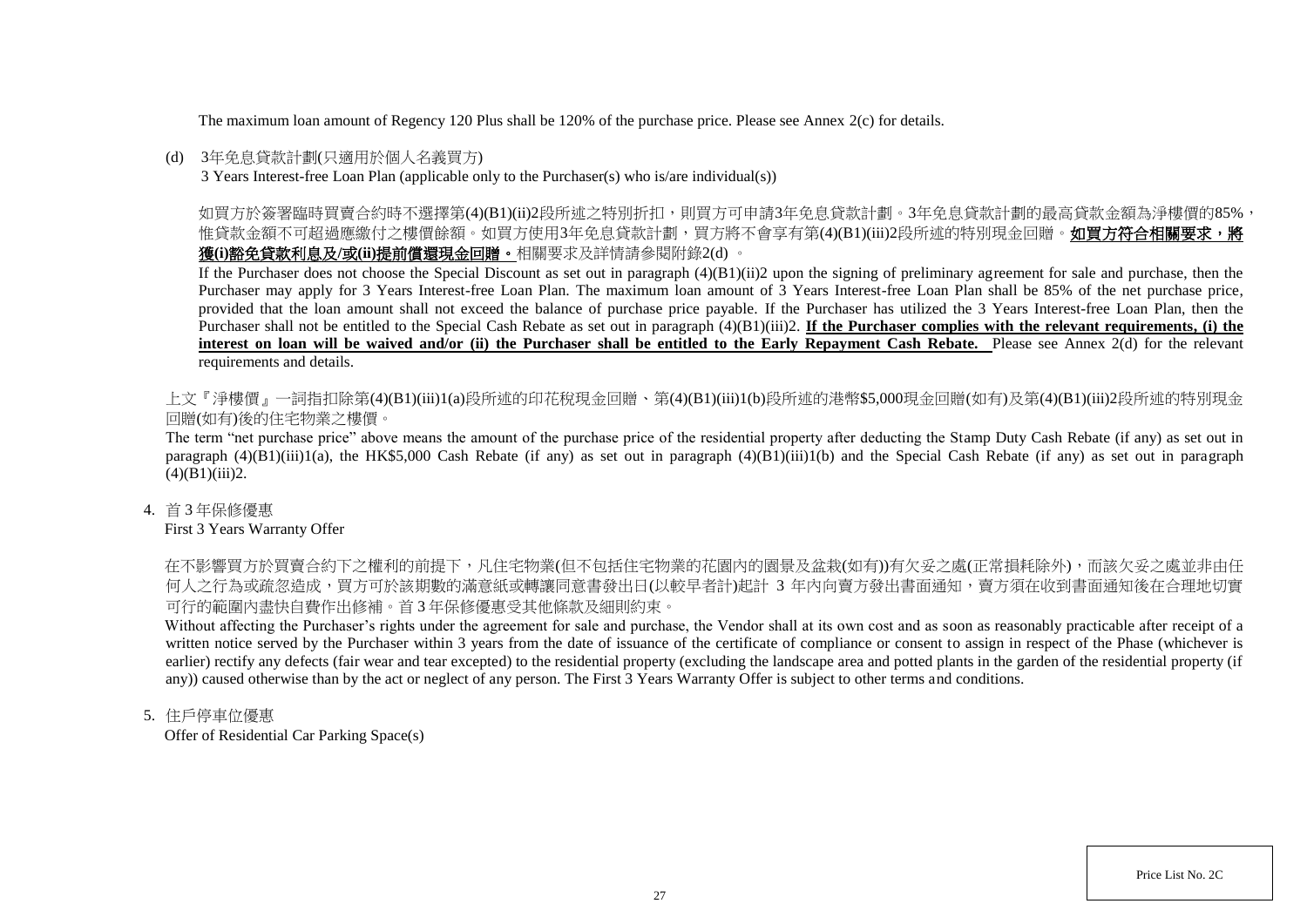The maximum loan amount of Regency 120 Plus shall be 120% of the purchase price. Please see Annex 2(c) for details.

(d) 3年免息貸款計劃(只適用於個人名義買方)
3 Years Interest-free Loan Plan (applicable only to the Purchaser(s) who is/are individual(s))

如買方於簽署臨時買賣合約時不選擇第(4)(B1)(ii)2段所述之特別折扣，則買方可申請3年免息貸款計劃。3年免息貸款計劃的最高貸款金額為淨樓價的85%，惟貸款金額不可超過應繳付之樓價餘額。如買方使用3年免息貸款計劃，買方將不會享有第(4)(B1)(iii)2段所述的特別現金回贈。**如買方符合相關要求，將獲(i)豁免貸款利息及/或(ii)提前償還現金回贈。**相關要求及詳情請參閱附錄2(d) 。

If the Purchaser does not choose the Special Discount as set out in paragraph (4)(B1)(ii)2 upon the signing of preliminary agreement for sale and purchase, then the Purchaser may apply for 3 Years Interest-free Loan Plan. The maximum loan amount of 3 Years Interest-free Loan Plan shall be 85% of the net purchase price, provided that the loan amount shall not exceed the balance of purchase price payable. If the Purchaser has utilized the 3 Years Interest-free Loan Plan, then the Purchaser shall not be entitled to the Special Cash Rebate as set out in paragraph (4)(B1)(iii)2. **If the Purchaser complies with the relevant requirements, (i) the interest on loan will be waived and/or (ii) the Purchaser shall be entitled to the Early Repayment Cash Rebate.** Please see Annex 2(d) for the relevant requirements and details.

上文『淨樓價』一詞指扣除第(4)(B1)(iii)1(a)段所述的印花稅現金回贈、第(4)(B1)(iii)1(b)段所述的港幣$5,000現金回贈(如有)及第(4)(B1)(iii)2段所述的特別現金回贈(如有)後的住宅物業之樓價。

The term "net purchase price" above means the amount of the purchase price of the residential property after deducting the Stamp Duty Cash Rebate (if any) as set out in paragraph (4)(B1)(iii)1(a), the HK$5,000 Cash Rebate (if any) as set out in paragraph (4)(B1)(iii)1(b) and the Special Cash Rebate (if any) as set out in paragraph (4)(B1)(iii)2.

4. 首 3 年保修優惠
First 3 Years Warranty Offer

在不影響買方於買賣合約下之權利的前提下，凡住宅物業(但不包括住宅物業的花園內的園景及盆栽(如有))有欠妥之處(正常損耗除外)，而該欠妥之處並非由任何人之行為或疏忽造成，買方可於該期數的滿意紙或轉讓同意書發出日(以較早者計)起計 3 年內向賣方發出書面通知，賣方須在收到書面通知後在合理地切實可行的範圍內盡快自費作出修補。首 3 年保修優惠受其他條款及細則約束。

Without affecting the Purchaser's rights under the agreement for sale and purchase, the Vendor shall at its own cost and as soon as reasonably practicable after receipt of a written notice served by the Purchaser within 3 years from the date of issuance of the certificate of compliance or consent to assign in respect of the Phase (whichever is earlier) rectify any defects (fair wear and tear excepted) to the residential property (excluding the landscape area and potted plants in the garden of the residential property (if any)) caused otherwise than by the act or neglect of any person. The First 3 Years Warranty Offer is subject to other terms and conditions.

5. 住戶停車位優惠
Offer of Residential Car Parking Space(s)

Price List No. 2C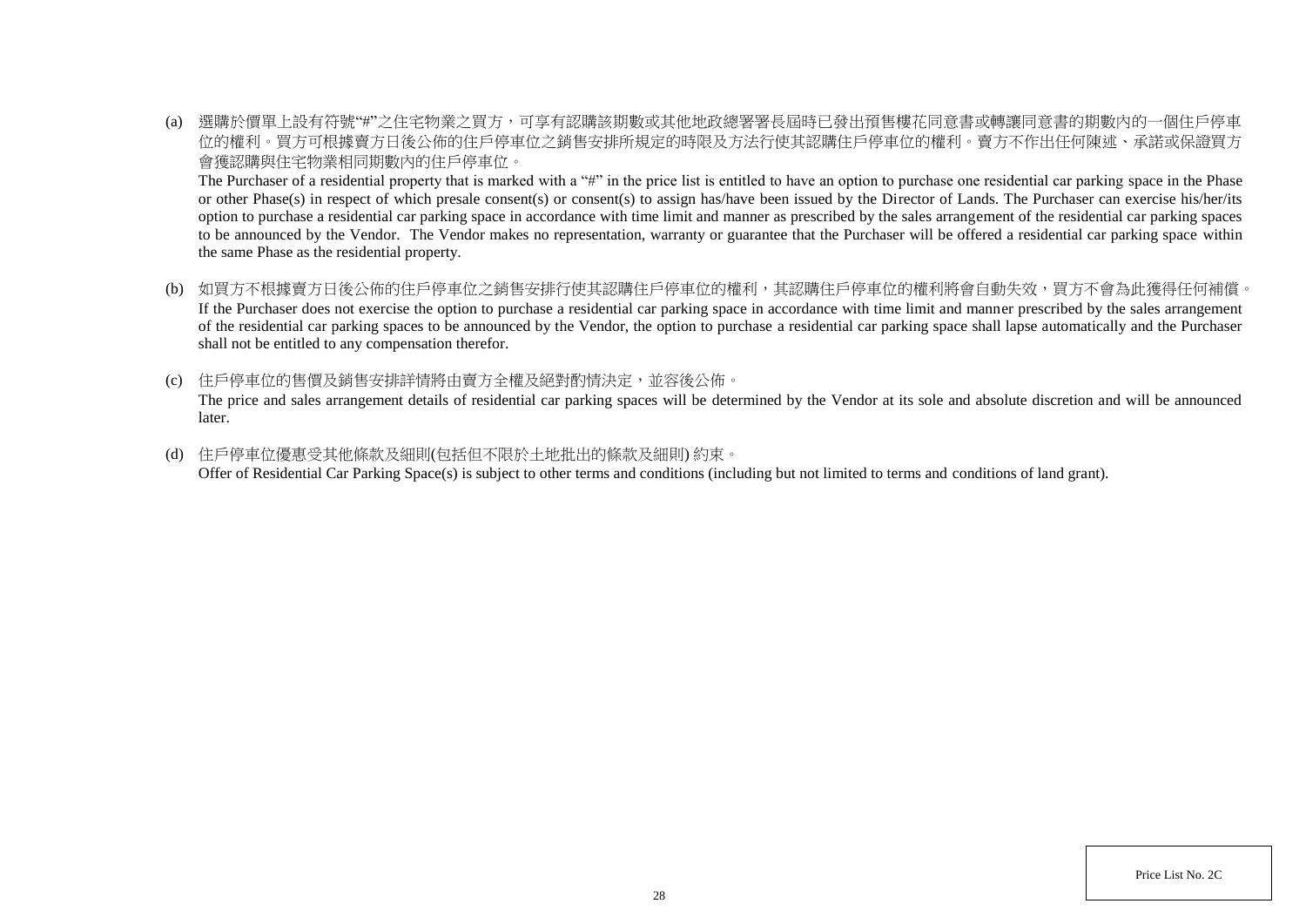(a) 選購於價單上設有符號"#"之住宅物業之買方，可享有認購該期數或其他地政總署署長屆時已發出預售樓花同意書或轉讓同意書的期數內的一個住戶停車位的權利。買方可根據賣方日後公佈的住戶停車位之銷售安排所規定的時限及方法行使其認購住戶停車位的權利。賣方不作出任何陳述、承諾或保證買方會獲認購與住宅物業相同期數內的住戶停車位。

The Purchaser of a residential property that is marked with a "#" in the price list is entitled to have an option to purchase one residential car parking space in the Phase or other Phase(s) in respect of which presale consent(s) or consent(s) to assign has/have been issued by the Director of Lands. The Purchaser can exercise his/her/its option to purchase a residential car parking space in accordance with time limit and manner as prescribed by the sales arrangement of the residential car parking spaces to be announced by the Vendor. The Vendor makes no representation, warranty or guarantee that the Purchaser will be offered a residential car parking space within the same Phase as the residential property.

(b) 如買方不根據賣方日後公佈的住戶停車位之銷售安排行使其認購住戶停車位的權利，其認購住戶停車位的權利將會自動失效，買方不會為此獲得任何補償。

If the Purchaser does not exercise the option to purchase a residential car parking space in accordance with time limit and manner prescribed by the sales arrangement of the residential car parking spaces to be announced by the Vendor, the option to purchase a residential car parking space shall lapse automatically and the Purchaser shall not be entitled to any compensation therefor.

(c) 住戶停車位的售價及銷售安排詳情將由賣方全權及絕對酌情決定，並容後公佈。

The price and sales arrangement details of residential car parking spaces will be determined by the Vendor at its sole and absolute discretion and will be announced later.

(d) 住戶停車位優惠受其他條款及細則(包括但不限於土地批出的條款及細則) 約束。

Offer of Residential Car Parking Space(s) is subject to other terms and conditions (including but not limited to terms and conditions of land grant).

Price List No. 2C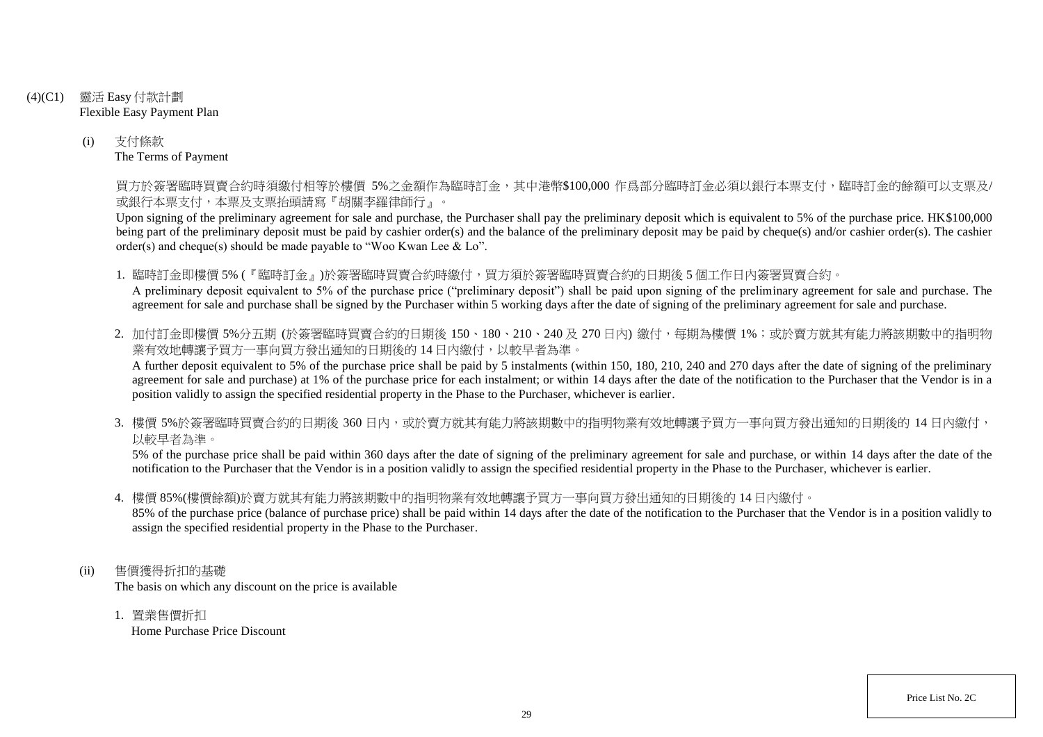(4)(C1) 靈活 Easy 付款計劃
Flexible Easy Payment Plan

(i) 支付條款
The Terms of Payment

買方於簽署臨時買賣合約時須繳付相等於樓價 5%之金額作為臨時訂金，其中港幣$100,000 作爲部分臨時訂金必須以銀行本票支付，臨時訂金的餘額可以支票及/或銀行本票支付，本票及支票抬頭請寫『胡關李羅律師行』。

Upon signing of the preliminary agreement for sale and purchase, the Purchaser shall pay the preliminary deposit which is equivalent to 5% of the purchase price. HK$100,000 being part of the preliminary deposit must be paid by cashier order(s) and the balance of the preliminary deposit may be paid by cheque(s) and/or cashier order(s). The cashier order(s) and cheque(s) should be made payable to "Woo Kwan Lee & Lo".

1. 臨時訂金即樓價 5% (『臨時訂金』)於簽署臨時買賣合約時繳付，買方須於簽署臨時買賣合約的日期後 5 個工作日內簽署買賣合約。
A preliminary deposit equivalent to 5% of the purchase price ("preliminary deposit") shall be paid upon signing of the preliminary agreement for sale and purchase. The agreement for sale and purchase shall be signed by the Purchaser within 5 working days after the date of signing of the preliminary agreement for sale and purchase.

2. 加付訂金即樓價 5%分五期 (於簽署臨時買賣合約的日期後 150、180、210、240 及 270 日內) 繳付，每期為樓價 1%；或於賣方就其有能力將該期數中的指明物業有效地轉讓予買方一事向買方發出通知的日期後的 14 日內繳付，以較早者為準。
A further deposit equivalent to 5% of the purchase price shall be paid by 5 instalments (within 150, 180, 210, 240 and 270 days after the date of signing of the preliminary agreement for sale and purchase) at 1% of the purchase price for each instalment; or within 14 days after the date of the notification to the Purchaser that the Vendor is in a position validly to assign the specified residential property in the Phase to the Purchaser, whichever is earlier.

3. 樓價 5%於簽署臨時買賣合約的日期後 360 日內，或於賣方就其有能力將該期數中的指明物業有效地轉讓予買方一事向買方發出通知的日期後的 14 日內繳付，以較早者為準。
5% of the purchase price shall be paid within 360 days after the date of signing of the preliminary agreement for sale and purchase, or within 14 days after the date of the notification to the Purchaser that the Vendor is in a position validly to assign the specified residential property in the Phase to the Purchaser, whichever is earlier.

4. 樓價 85%(樓價餘額)於賣方就其有能力將該期數中的指明物業有效地轉讓予買方一事向買方發出通知的日期後的 14 日內繳付。
85% of the purchase price (balance of purchase price) shall be paid within 14 days after the date of the notification to the Purchaser that the Vendor is in a position validly to assign the specified residential property in the Phase to the Purchaser.

(ii) 售價獲得折扣的基礎
The basis on which any discount on the price is available

1. 置業售價折扣
Home Purchase Price Discount

Price List No. 2C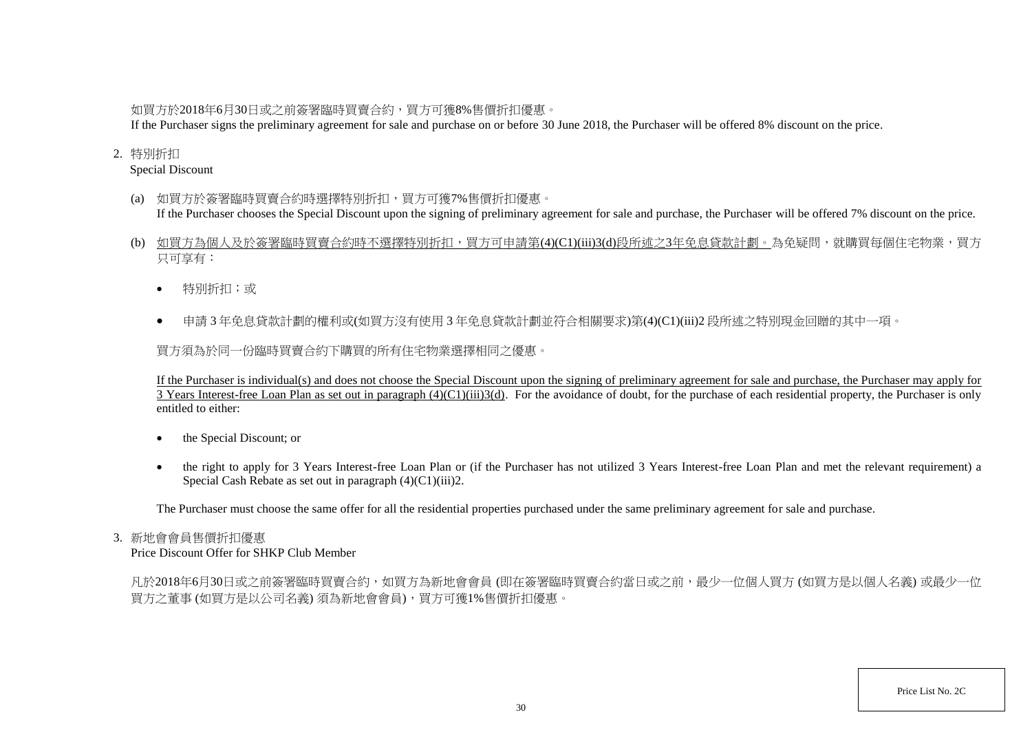如買方於2018年6月30日或之前簽署臨時買賣合約，買方可獲8%售價折扣優惠。

If the Purchaser signs the preliminary agreement for sale and purchase on or before 30 June 2018, the Purchaser will be offered 8% discount on the price.

2. 特別折扣

   Special Discount

   (a) 如買方於簽署臨時買賣合約時選擇特別折扣，買方可獲7%售價折扣優惠。

   If the Purchaser chooses the Special Discount upon the signing of preliminary agreement for sale and purchase, the Purchaser will be offered 7% discount on the price.

   (b) <u>如買方為個人及於簽署臨時買賣合約時不選擇特別折扣，買方可申請第(4)(C1)(iii)3(d)段所述之3年免息貸款計劃。</u>為免疑問，就購買每個住宅物業，買方只可享有：

   - 特別折扣；或
   - 申請 3 年免息貸款計劃的權利或(如買方沒有使用 3 年免息貸款計劃並符合相關要求)第(4)(C1)(iii)2 段所述之特別現金回贈的其中一項。

   買方須為於同一份臨時買賣合約下購買的所有住宅物業選擇相同之優惠。

   <u>If the Purchaser is individual(s) and does not choose the Special Discount upon the signing of preliminary agreement for sale and purchase, the Purchaser may apply for 3 Years Interest-free Loan Plan as set out in paragraph (4)(C1)(iii)3(d).</u> For the avoidance of doubt, for the purchase of each residential property, the Purchaser is only entitled to either:

   - the Special Discount; or
   - the right to apply for 3 Years Interest-free Loan Plan or (if the Purchaser has not utilized 3 Years Interest-free Loan Plan and met the relevant requirement) a Special Cash Rebate as set out in paragraph (4)(C1)(iii)2.

   The Purchaser must choose the same offer for all the residential properties purchased under the same preliminary agreement for sale and purchase.

3. 新地會會員售價折扣優惠

   Price Discount Offer for SHKP Club Member

   凡於2018年6月30日或之前簽署臨時買賣合約，如買方為新地會會員 (即在簽署臨時買賣合約當日或之前，最少一位個人買方 (如買方是以個人名義) 或最少一位買方之董事 (如買方是以公司名義) 須為新地會會員)，買方可獲1%售價折扣優惠。

Price List No. 2C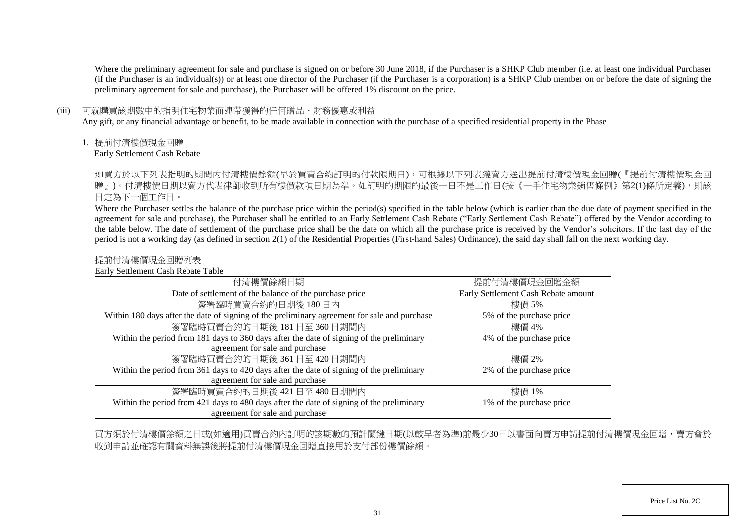Where the preliminary agreement for sale and purchase is signed on or before 30 June 2018, if the Purchaser is a SHKP Club member (i.e. at least one individual Purchaser (if the Purchaser is an individual(s)) or at least one director of the Purchaser (if the Purchaser is a corporation) is a SHKP Club member on or before the date of signing the preliminary agreement for sale and purchase), the Purchaser will be offered 1% discount on the price.

(iii) 可就購買該期數中的指明住宅物業而連帶獲得的任何贈品、財務優惠或利益
Any gift, or any financial advantage or benefit, to be made available in connection with the purchase of a specified residential property in the Phase

1. 提前付清樓價現金回贈
Early Settlement Cash Rebate

如買方於以下列表指明的期間內付清樓價餘額(早於買賣合約訂明的付款限期日)，可根據以下列表獲賣方送出提前付清樓價現金回贈(『提前付清樓價現金回贈』)。付清樓價日期以賣方代表律師收到所有樓價款項日期為準。如訂明的期限的最後一日不是工作日(按《一手住宅物業銷售條例》第2(1)條所定義)，則該日定為下一個工作日。

Where the Purchaser settles the balance of the purchase price within the period(s) specified in the table below (which is earlier than the due date of payment specified in the agreement for sale and purchase), the Purchaser shall be entitled to an Early Settlement Cash Rebate ("Early Settlement Cash Rebate") offered by the Vendor according to the table below. The date of settlement of the purchase price shall be the date on which all the purchase price is received by the Vendor's solicitors. If the last day of the period is not a working day (as defined in section 2(1) of the Residential Properties (First-hand Sales) Ordinance), the said day shall fall on the next working day.

提前付清樓價現金回贈列表
Early Settlement Cash Rebate Table

| 付清樓價餘額日期<br>Date of settlement of the balance of the purchase price | 提前付清樓價現金回贈金額<br>Early Settlement Cash Rebate amount |
|---|---|
| 簽署臨時買賣合約的日期後 180 日內<br>Within 180 days after the date of signing of the preliminary agreement for sale and purchase | 樓價 5%<br>5% of the purchase price |
| 簽署臨時買賣合約的日期後 181 日至 360 日期間內<br>Within the period from 181 days to 360 days after the date of signing of the preliminary agreement for sale and purchase | 樓價 4%<br>4% of the purchase price |
| 簽署臨時買賣合約的日期後 361 日至 420 日期間內<br>Within the period from 361 days to 420 days after the date of signing of the preliminary agreement for sale and purchase | 樓價 2%<br>2% of the purchase price |
| 簽署臨時買賣合約的日期後 421 日至 480 日期間內<br>Within the period from 421 days to 480 days after the date of signing of the preliminary agreement for sale and purchase | 樓價 1%<br>1% of the purchase price |

買方須於付清樓價餘額之日或(如適用)買賣合約內訂明的該期數的預計關鍵日期(以較早者為準)前最少30日以書面向賣方申請提前付清樓價現金回贈，賣方會於收到申請並確認有關資料無誤後將提前付清樓價現金回贈直接用於支付部份樓價餘額。

Price List No. 2C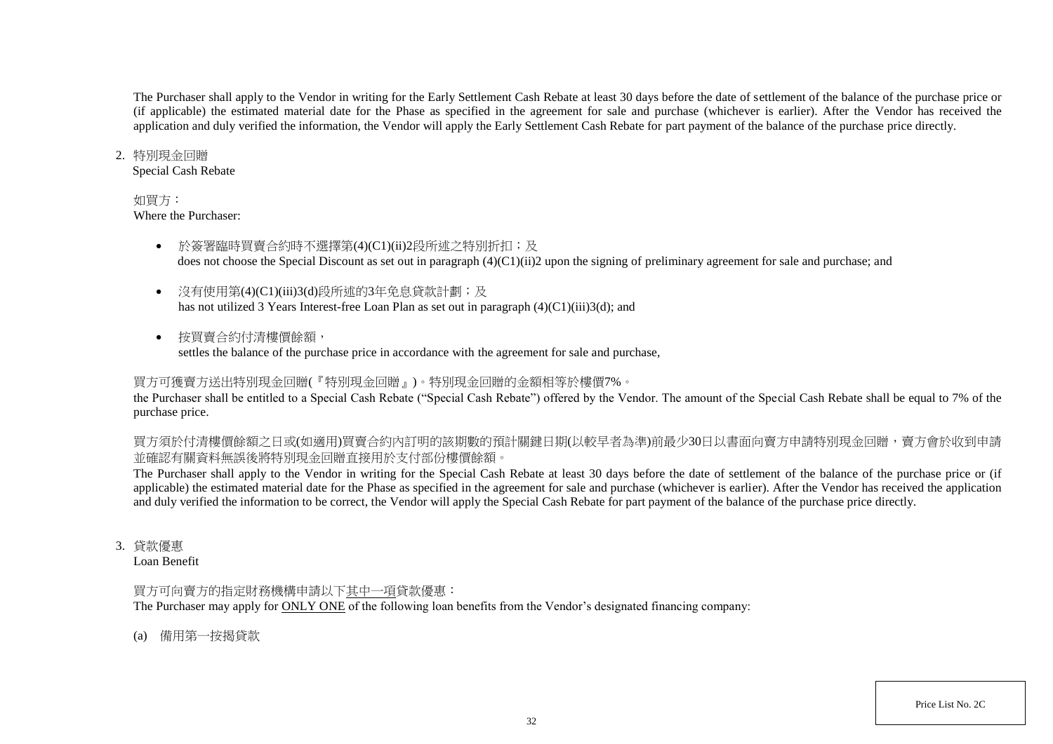The Purchaser shall apply to the Vendor in writing for the Early Settlement Cash Rebate at least 30 days before the date of settlement of the balance of the purchase price or (if applicable) the estimated material date for the Phase as specified in the agreement for sale and purchase (whichever is earlier). After the Vendor has received the application and duly verified the information, the Vendor will apply the Early Settlement Cash Rebate for part payment of the balance of the purchase price directly.

2. 特別現金回贈
   Special Cash Rebate

   如買方：
   Where the Purchaser:

   - 於簽署臨時買賣合約時不選擇第(4)(C1)(ii)2段所述之特別折扣；及
     does not choose the Special Discount as set out in paragraph (4)(C1)(ii)2 upon the signing of preliminary agreement for sale and purchase; and

   - 沒有使用第(4)(C1)(iii)3(d)段所述的3年免息貸款計劃；及
     has not utilized 3 Years Interest-free Loan Plan as set out in paragraph (4)(C1)(iii)3(d); and

   - 按買賣合約付清樓價餘額，
     settles the balance of the purchase price in accordance with the agreement for sale and purchase,

   買方可獲賣方送出特別現金回贈(『特別現金回贈』)。特別現金回贈的金額相等於樓價7%。
   the Purchaser shall be entitled to a Special Cash Rebate ("Special Cash Rebate") offered by the Vendor. The amount of the Special Cash Rebate shall be equal to 7% of the purchase price.

   買方須於付清樓價餘額之日或(如適用)買賣合約內訂明的該期數的預計關鍵日期(以較早者為準)前最少30日以書面向賣方申請特別現金回贈，賣方會於收到申請並確認有關資料無誤後將特別現金回贈直接用於支付部份樓價餘額。
   The Purchaser shall apply to the Vendor in writing for the Special Cash Rebate at least 30 days before the date of settlement of the balance of the purchase price or (if applicable) the estimated material date for the Phase as specified in the agreement for sale and purchase (whichever is earlier). After the Vendor has received the application and duly verified the information to be correct, the Vendor will apply the Special Cash Rebate for part payment of the balance of the purchase price directly.

3. 貸款優惠
   Loan Benefit

   買方可向賣方的指定財務機構申請以下<u>其中一項</u>貸款優惠：
   The Purchaser may apply for <u>ONLY ONE</u> of the following loan benefits from the Vendor's designated financing company:

   (a) 備用第一按揭貸款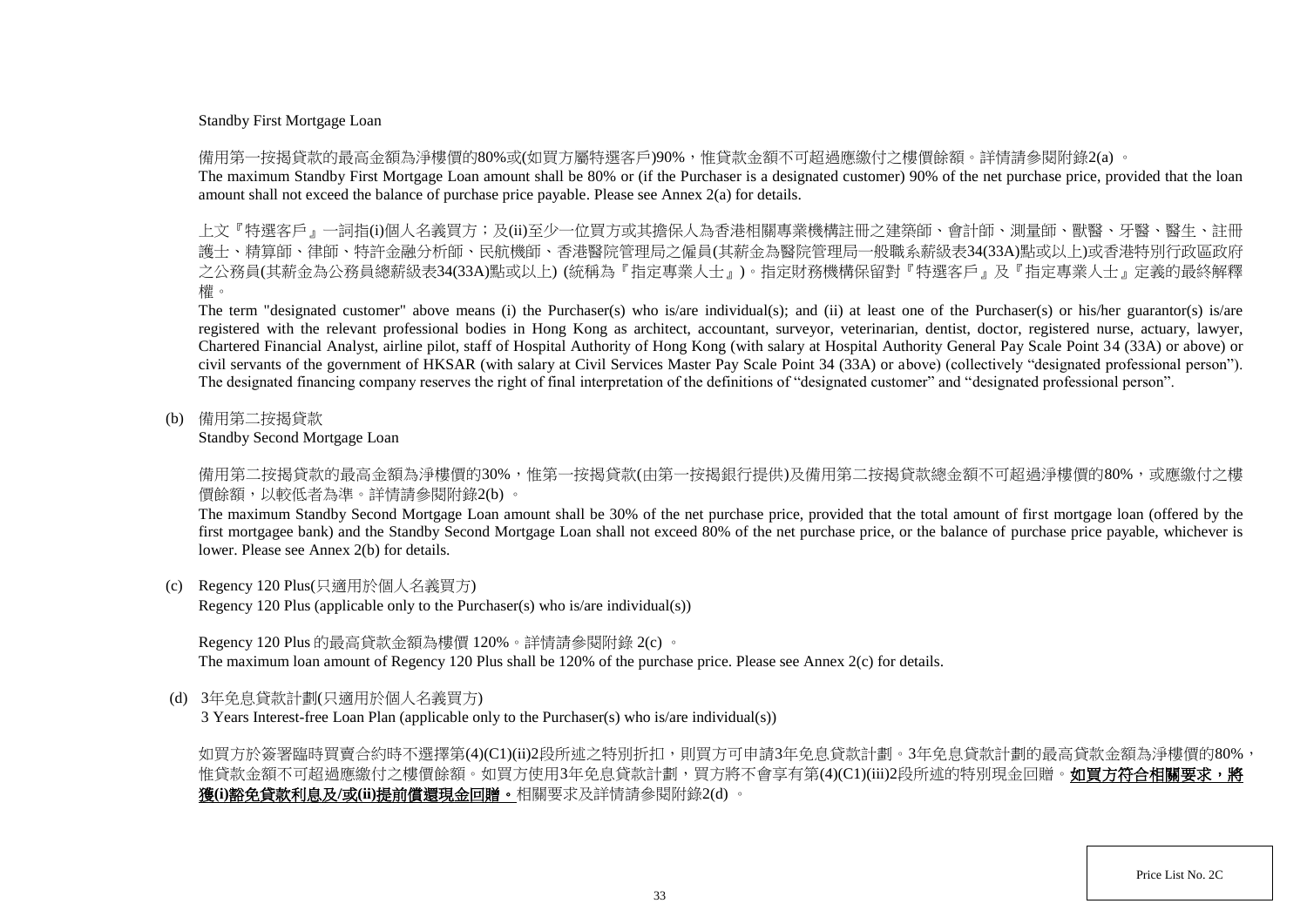Standby First Mortgage Loan

備用第一按揭貸款的最高金額為淨樓價的80%或(如買方屬特選客戶)90%，惟貸款金額不可超過應繳付之樓價餘額。詳情請參閱附錄2(a) 。
The maximum Standby First Mortgage Loan amount shall be 80% or (if the Purchaser is a designated customer) 90% of the net purchase price, provided that the loan amount shall not exceed the balance of purchase price payable. Please see Annex 2(a) for details.

上文『特選客戶』一詞指(i)個人名義買方；及(ii)至少一位買方或其擔保人為香港相關專業機構註冊之建築師、會計師、測量師、獸醫、牙醫、醫生、註冊護士、精算師、律師、特許金融分析師、民航機師、香港醫院管理局之僱員(其薪金為醫院管理局一般職系薪級表34(33A)點或以上)或香港特別行政區政府之公務員(其薪金為公務員總薪級表34(33A)點或以上) (統稱為『指定專業人士』)。指定財務機構保留對『特選客戶』及『指定專業人士』定義的最終解釋權。
The term "designated customer" above means (i) the Purchaser(s) who is/are individual(s); and (ii) at least one of the Purchaser(s) or his/her guarantor(s) is/are registered with the relevant professional bodies in Hong Kong as architect, accountant, surveyor, veterinarian, dentist, doctor, registered nurse, actuary, lawyer, Chartered Financial Analyst, airline pilot, staff of Hospital Authority of Hong Kong (with salary at Hospital Authority General Pay Scale Point 34 (33A) or above) or civil servants of the government of HKSAR (with salary at Civil Services Master Pay Scale Point 34 (33A) or above) (collectively "designated professional person"). The designated financing company reserves the right of final interpretation of the definitions of "designated customer" and "designated professional person".

(b) 備用第二按揭貸款
Standby Second Mortgage Loan

備用第二按揭貸款的最高金額為淨樓價的30%，惟第一按揭貸款(由第一按揭銀行提供)及備用第二按揭貸款總金額不可超過淨樓價的80%，或應繳付之樓價餘額，以較低者為準。詳情請參閱附錄2(b) 。
The maximum Standby Second Mortgage Loan amount shall be 30% of the net purchase price, provided that the total amount of first mortgage loan (offered by the first mortgagee bank) and the Standby Second Mortgage Loan shall not exceed 80% of the net purchase price, or the balance of purchase price payable, whichever is lower. Please see Annex 2(b) for details.

(c) Regency 120 Plus(只適用於個人名義買方)
Regency 120 Plus (applicable only to the Purchaser(s) who is/are individual(s))

Regency 120 Plus 的最高貸款金額為樓價 120%。詳情請參閱附錄 2(c) 。
The maximum loan amount of Regency 120 Plus shall be 120% of the purchase price. Please see Annex 2(c) for details.

(d) 3年免息貸款計劃(只適用於個人名義買方)
3 Years Interest-free Loan Plan (applicable only to the Purchaser(s) who is/are individual(s))

如買方於簽署臨時買賣合約時不選擇第(4)(C1)(ii)2段所述之特別折扣，則買方可申請3年免息貸款計劃。3年免息貸款計劃的最高貸款金額為淨樓價的80%，惟貸款金額不可超過應繳付之樓價餘額。如買方使用3年免息貸款計劃，買方將不會享有第(4)(C1)(iii)2段所述的特別現金回贈。**如買方符合相關要求，將獲(i)豁免貸款利息及/或(ii)提前償還現金回贈。**相關要求及詳情請參閱附錄2(d) 。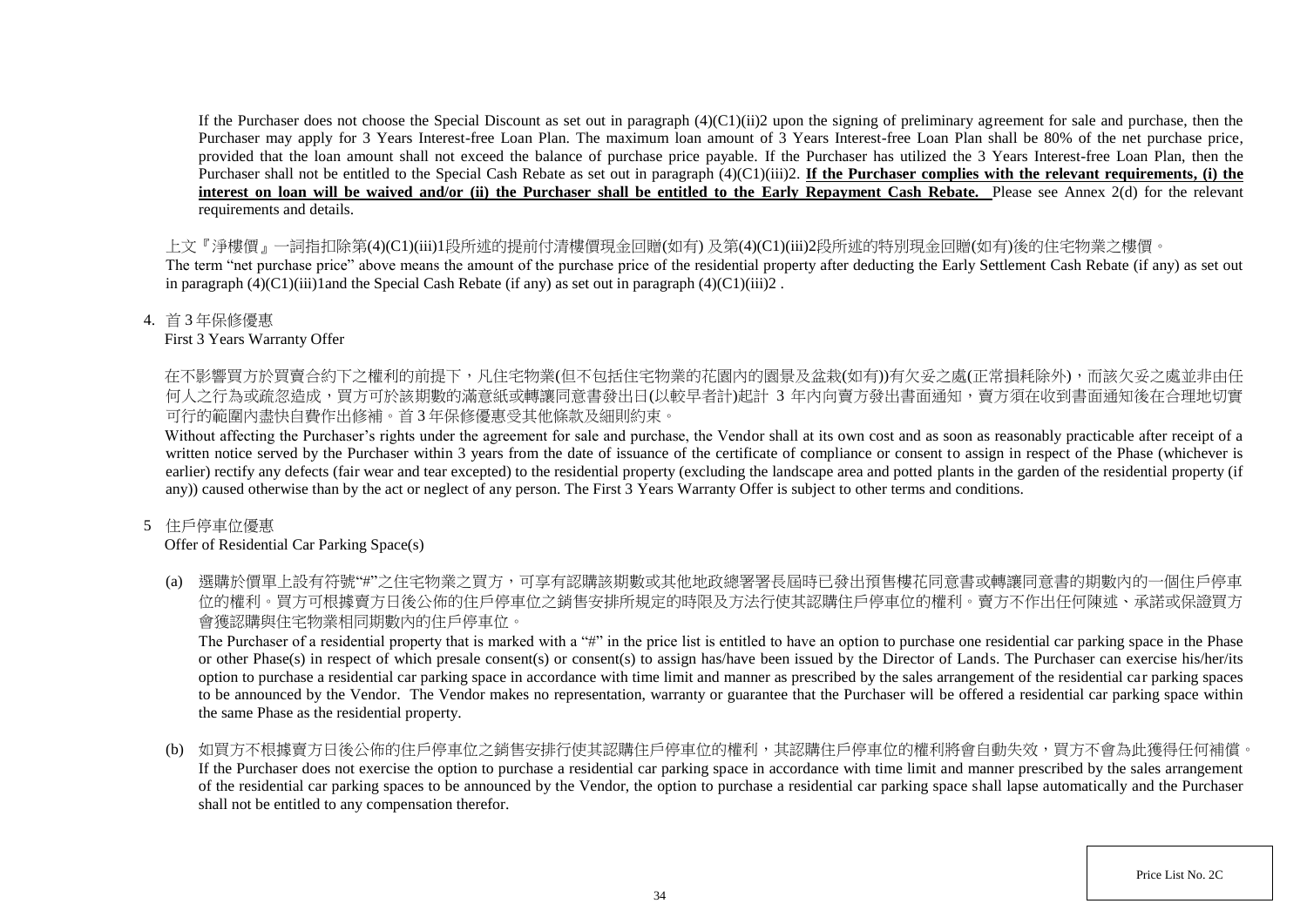If the Purchaser does not choose the Special Discount as set out in paragraph (4)(C1)(ii)2 upon the signing of preliminary agreement for sale and purchase, then the Purchaser may apply for 3 Years Interest-free Loan Plan. The maximum loan amount of 3 Years Interest-free Loan Plan shall be 80% of the net purchase price, provided that the loan amount shall not exceed the balance of purchase price payable. If the Purchaser has utilized the 3 Years Interest-free Loan Plan, then the Purchaser shall not be entitled to the Special Cash Rebate as set out in paragraph (4)(C1)(iii)2. **If the Purchaser complies with the relevant requirements, (i) the interest on loan will be waived and/or (ii) the Purchaser shall be entitled to the Early Repayment Cash Rebate.** Please see Annex 2(d) for the relevant requirements and details.

上文『淨樓價』一詞指扣除第(4)(C1)(iii)1段所述的提前付清樓價現金回贈(如有) 及第(4)(C1)(iii)2段所述的特別現金回贈(如有)後的住宅物業之樓價。
The term "net purchase price" above means the amount of the purchase price of the residential property after deducting the Early Settlement Cash Rebate (if any) as set out in paragraph (4)(C1)(iii)1and the Special Cash Rebate (if any) as set out in paragraph (4)(C1)(iii)2 .

4. 首 3 年保修優惠
First 3 Years Warranty Offer

在不影響買方於買賣合約下之權利的前提下，凡住宅物業(但不包括住宅物業的花園內的園景及盆栽(如有))有欠妥之處(正常損耗除外)，而該欠妥之處並非由任何人之行為或疏忽造成，買方可於該期數的滿意紙或轉讓同意書發出日(以較早者計)起計 3 年內向賣方發出書面通知，賣方須在收到書面通知後在合理地切實可行的範圍內盡快自費作出修補。首 3 年保修優惠受其他條款及細則約束。
Without affecting the Purchaser's rights under the agreement for sale and purchase, the Vendor shall at its own cost and as soon as reasonably practicable after receipt of a written notice served by the Purchaser within 3 years from the date of issuance of the certificate of compliance or consent to assign in respect of the Phase (whichever is earlier) rectify any defects (fair wear and tear excepted) to the residential property (excluding the landscape area and potted plants in the garden of the residential property (if any)) caused otherwise than by the act or neglect of any person. The First 3 Years Warranty Offer is subject to other terms and conditions.

5 住戶停車位優惠
Offer of Residential Car Parking Space(s)

(a) 選購於價單上設有符號"#"之住宅物業之買方，可享有認購該期數或其他地政總署署長屆時已發出預售樓花同意書或轉讓同意書的期數內的一個住戶停車位的權利。買方可根據賣方日後公佈的住戶停車位之銷售安排所規定的時限及方法行使其認購住戶停車位的權利。賣方不作出任何陳述、承諾或保證買方會獲認購與住宅物業相同期數內的住戶停車位。
The Purchaser of a residential property that is marked with a "#" in the price list is entitled to have an option to purchase one residential car parking space in the Phase or other Phase(s) in respect of which presale consent(s) or consent(s) to assign has/have been issued by the Director of Lands. The Purchaser can exercise his/her/its option to purchase a residential car parking space in accordance with time limit and manner as prescribed by the sales arrangement of the residential car parking spaces to be announced by the Vendor. The Vendor makes no representation, warranty or guarantee that the Purchaser will be offered a residential car parking space within the same Phase as the residential property.

(b) 如買方不根據賣方日後公佈的住戶停車位之銷售安排行使其認購住戶停車位的權利，其認購住戶停車位的權利將會自動失效，買方不會為此獲得任何補償。
If the Purchaser does not exercise the option to purchase a residential car parking space in accordance with time limit and manner prescribed by the sales arrangement of the residential car parking spaces to be announced by the Vendor, the option to purchase a residential car parking space shall lapse automatically and the Purchaser shall not be entitled to any compensation therefor.

Price List No. 2C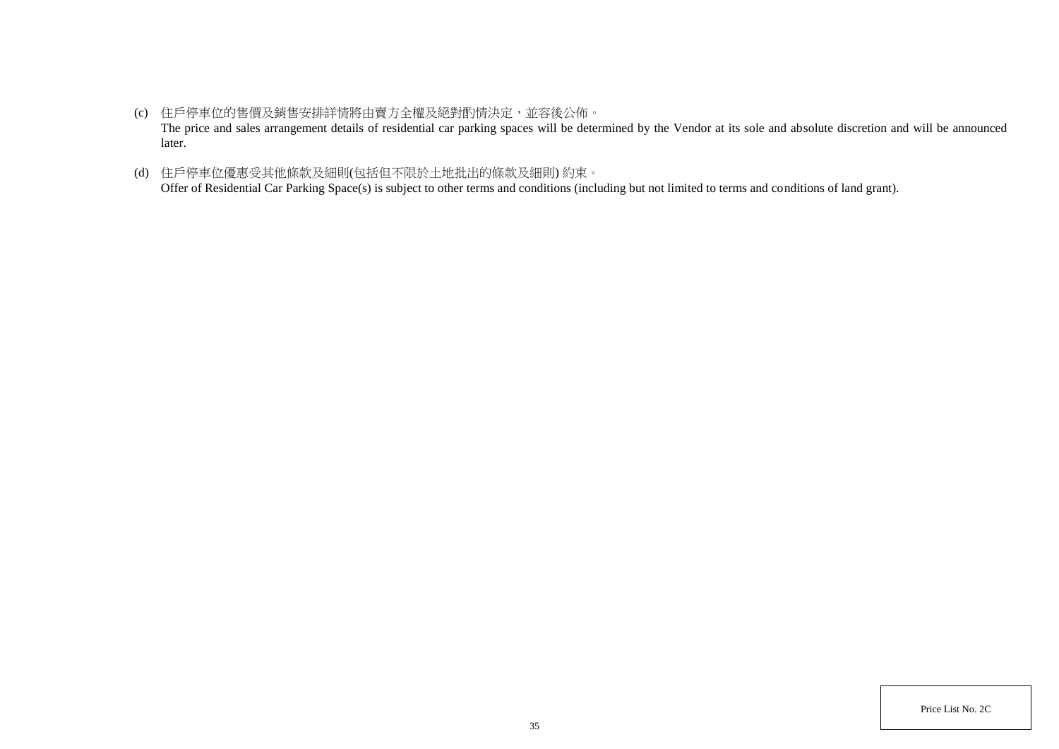(c) 住戶停車位的售價及銷售安排詳情將由賣方全權及絕對酌情決定，並容後公佈。
The price and sales arrangement details of residential car parking spaces will be determined by the Vendor at its sole and absolute discretion and will be announced later.

(d) 住戶停車位優惠受其他條款及細則(包括但不限於土地批出的條款及細則) 約束。
Offer of Residential Car Parking Space(s) is subject to other terms and conditions (including but not limited to terms and conditions of land grant).

Price List No. 2C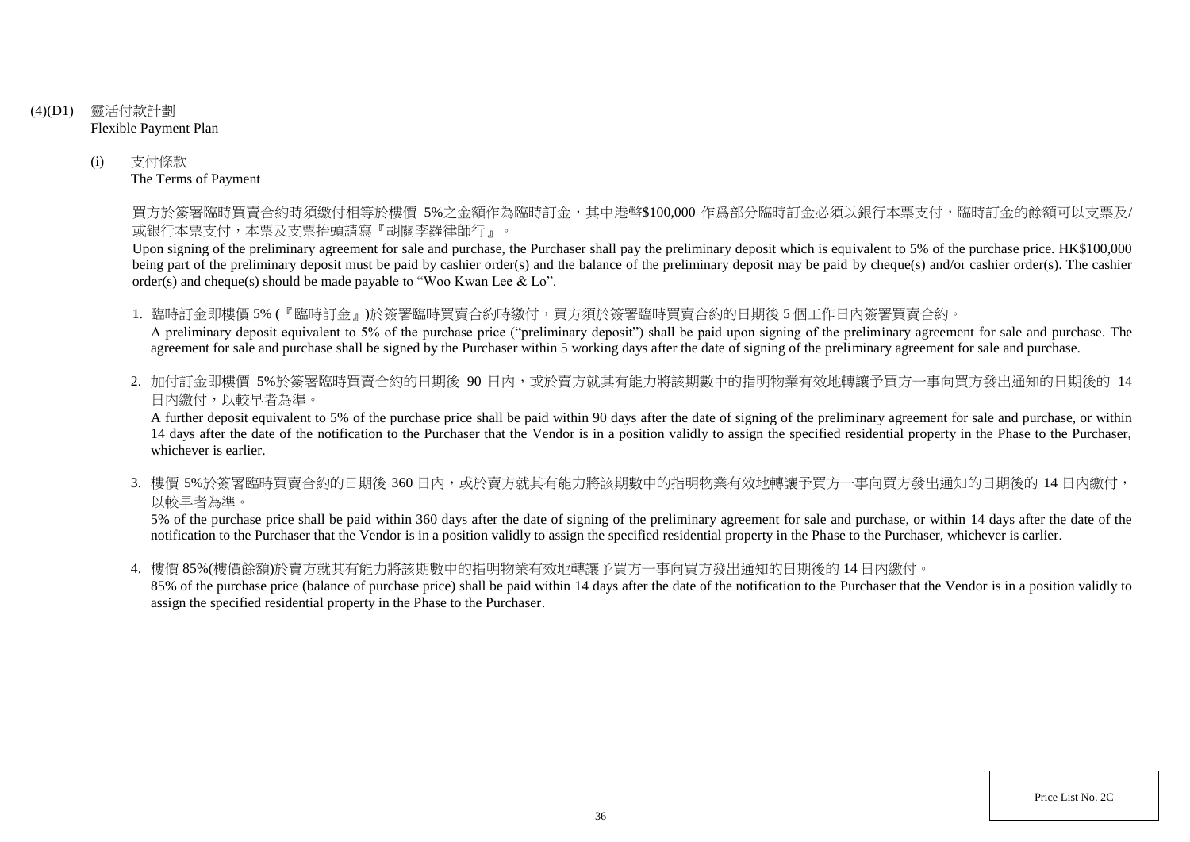## (4)(D1) 靈活付款計劃
Flexible Payment Plan

### (i) 支付條款
The Terms of Payment

買方於簽署臨時買賣合約時須繳付相等於樓價 5%之金額作為臨時訂金，其中港幣$100,000 作爲部分臨時訂金必須以銀行本票支付，臨時訂金的餘額可以支票及/或銀行本票支付，本票及支票抬頭請寫『胡關李羅律師行』。

Upon signing of the preliminary agreement for sale and purchase, the Purchaser shall pay the preliminary deposit which is equivalent to 5% of the purchase price. HK$100,000 being part of the preliminary deposit must be paid by cashier order(s) and the balance of the preliminary deposit may be paid by cheque(s) and/or cashier order(s). The cashier order(s) and cheque(s) should be made payable to "Woo Kwan Lee & Lo".

1. 臨時訂金即樓價 5% (『臨時訂金』)於簽署臨時買賣合約時繳付，買方須於簽署臨時買賣合約的日期後 5 個工作日內簽署買賣合約。
   A preliminary deposit equivalent to 5% of the purchase price ("preliminary deposit") shall be paid upon signing of the preliminary agreement for sale and purchase. The agreement for sale and purchase shall be signed by the Purchaser within 5 working days after the date of signing of the preliminary agreement for sale and purchase.

2. 加付訂金即樓價 5%於簽署臨時買賣合約的日期後 90 日內，或於賣方就其有能力將該期數中的指明物業有效地轉讓予買方一事向買方發出通知的日期後的 14 日內繳付，以較早者為準。
   A further deposit equivalent to 5% of the purchase price shall be paid within 90 days after the date of signing of the preliminary agreement for sale and purchase, or within 14 days after the date of the notification to the Purchaser that the Vendor is in a position validly to assign the specified residential property in the Phase to the Purchaser, whichever is earlier.

3. 樓價 5%於簽署臨時買賣合約的日期後 360 日內，或於賣方就其有能力將該期數中的指明物業有效地轉讓予買方一事向買方發出通知的日期後的 14 日內繳付，以較早者為準。
   5% of the purchase price shall be paid within 360 days after the date of signing of the preliminary agreement for sale and purchase, or within 14 days after the date of the notification to the Purchaser that the Vendor is in a position validly to assign the specified residential property in the Phase to the Purchaser, whichever is earlier.

4. 樓價 85%(樓價餘額)於賣方就其有能力將該期數中的指明物業有效地轉讓予買方一事向買方發出通知的日期後的 14 日內繳付。
   85% of the purchase price (balance of purchase price) shall be paid within 14 days after the date of the notification to the Purchaser that the Vendor is in a position validly to assign the specified residential property in the Phase to the Purchaser.

Price List No. 2C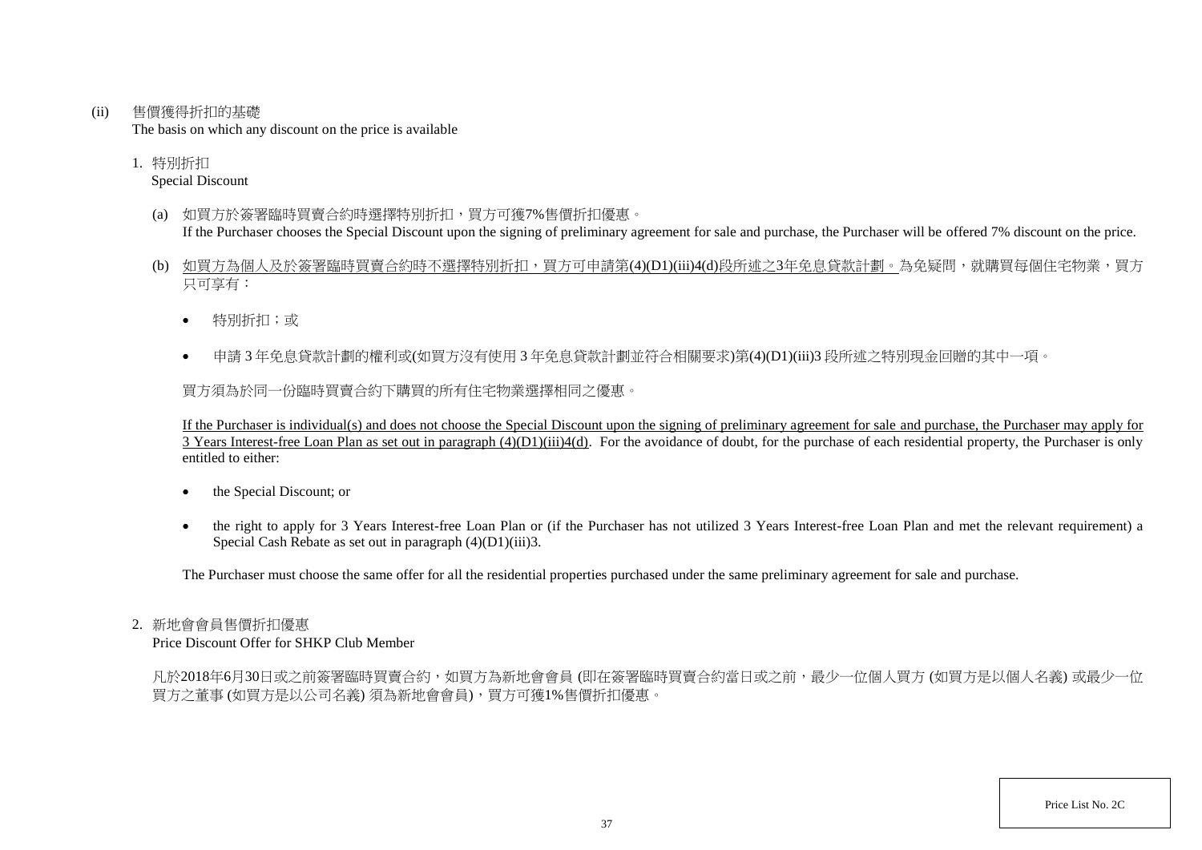(ii) 售價獲得折扣的基礎
The basis on which any discount on the price is available

1. 特別折扣
Special Discount

(a) 如買方於簽署臨時買賣合約時選擇特別折扣，買方可獲7%售價折扣優惠。
If the Purchaser chooses the Special Discount upon the signing of preliminary agreement for sale and purchase, the Purchaser will be offered 7% discount on the price.

(b) <u>如買方為個人及於簽署臨時買賣合約時不選擇特別折扣，買方可申請第(4)(D1)(iii)4(d)段所述之3年免息貸款計劃。</u>為免疑問，就購買每個住宅物業，買方只可享有：

- 特別折扣；或
- 申請 3 年免息貸款計劃的權利或(如買方沒有使用 3 年免息貸款計劃並符合相關要求)第(4)(D1)(iii)3 段所述之特別現金回贈的其中一項。

買方須為於同一份臨時買賣合約下購買的所有住宅物業選擇相同之優惠。

<u>If the Purchaser is individual(s) and does not choose the Special Discount upon the signing of preliminary agreement for sale and purchase, the Purchaser may apply for 3 Years Interest-free Loan Plan as set out in paragraph (4)(D1)(iii)4(d).</u> For the avoidance of doubt, for the purchase of each residential property, the Purchaser is only entitled to either:

- the Special Discount; or
- the right to apply for 3 Years Interest-free Loan Plan or (if the Purchaser has not utilized 3 Years Interest-free Loan Plan and met the relevant requirement) a Special Cash Rebate as set out in paragraph (4)(D1)(iii)3.

The Purchaser must choose the same offer for all the residential properties purchased under the same preliminary agreement for sale and purchase.

2. 新地會會員售價折扣優惠
Price Discount Offer for SHKP Club Member

凡於2018年6月30日或之前簽署臨時買賣合約，如買方為新地會會員 (即在簽署臨時買賣合約當日或之前，最少一位個人買方 (如買方是以個人名義) 或最少一位買方之董事 (如買方是以公司名義) 須為新地會會員)，買方可獲1%售價折扣優惠。

Price List No. 2C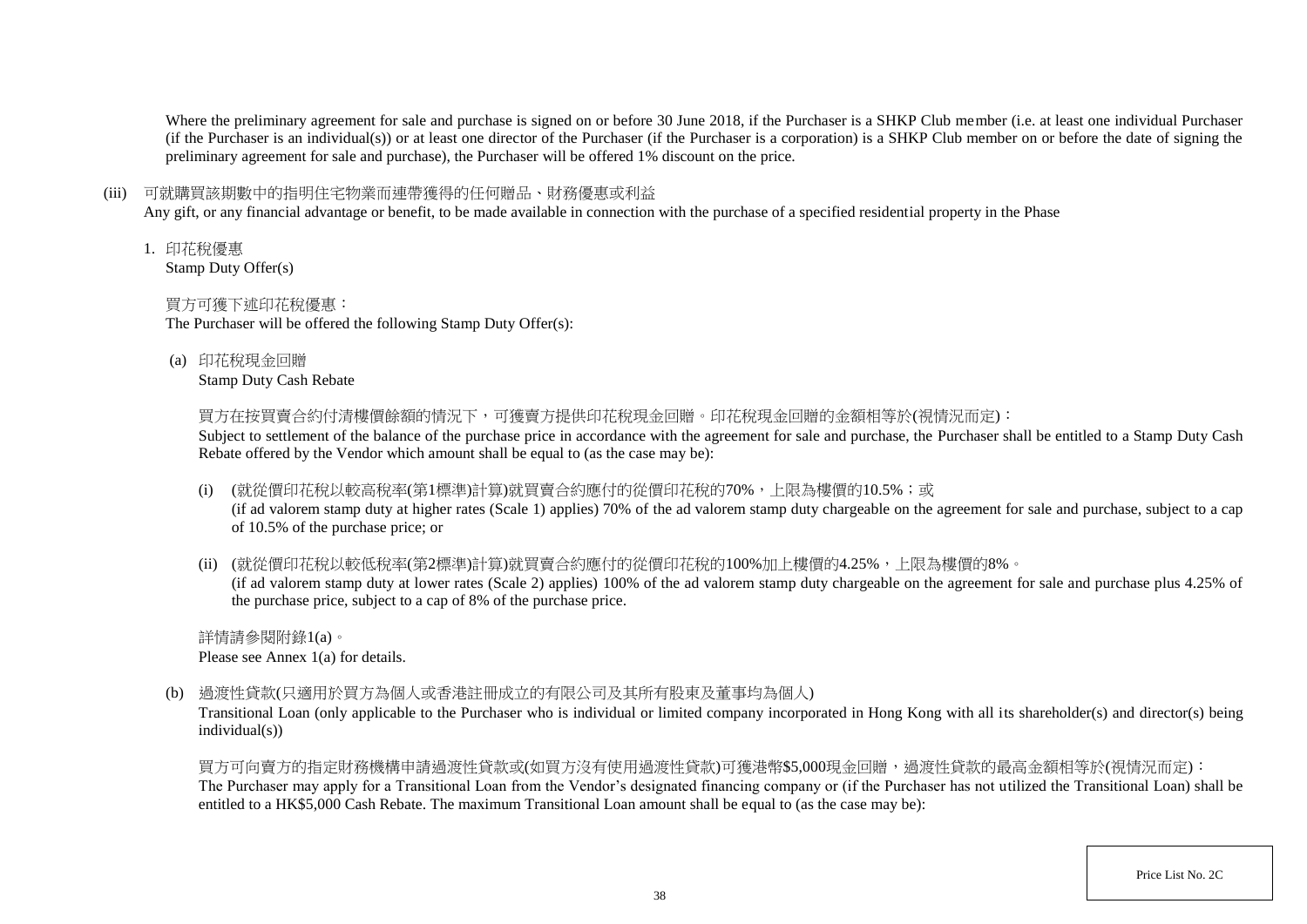Where the preliminary agreement for sale and purchase is signed on or before 30 June 2018, if the Purchaser is a SHKP Club member (i.e. at least one individual Purchaser (if the Purchaser is an individual(s)) or at least one director of the Purchaser (if the Purchaser is a corporation) is a SHKP Club member on or before the date of signing the preliminary agreement for sale and purchase), the Purchaser will be offered 1% discount on the price.

(iii) 可就購買該期數中的指明住宅物業而連帶獲得的任何贈品、財務優惠或利益
Any gift, or any financial advantage or benefit, to be made available in connection with the purchase of a specified residential property in the Phase

1. 印花稅優惠
Stamp Duty Offer(s)

買方可獲下述印花稅優惠：
The Purchaser will be offered the following Stamp Duty Offer(s):

(a) 印花稅現金回贈
Stamp Duty Cash Rebate

買方在按買賣合約付清樓價餘額的情況下，可獲賣方提供印花稅現金回贈。印花稅現金回贈的金額相等於(視情況而定)：
Subject to settlement of the balance of the purchase price in accordance with the agreement for sale and purchase, the Purchaser shall be entitled to a Stamp Duty Cash Rebate offered by the Vendor which amount shall be equal to (as the case may be):

(i) (就從價印花稅以較高稅率(第1標準)計算)就買賣合約應付的從價印花稅的70%，上限為樓價的10.5%；或
(if ad valorem stamp duty at higher rates (Scale 1) applies) 70% of the ad valorem stamp duty chargeable on the agreement for sale and purchase, subject to a cap of 10.5% of the purchase price; or

(ii) (就從價印花稅以較低稅率(第2標準)計算)就買賣合約應付的從價印花稅的100%加上樓價的4.25%，上限為樓價的8%。
(if ad valorem stamp duty at lower rates (Scale 2) applies) 100% of the ad valorem stamp duty chargeable on the agreement for sale and purchase plus 4.25% of the purchase price, subject to a cap of 8% of the purchase price.

詳情請參閱附錄1(a)。
Please see Annex 1(a) for details.

(b) 過渡性貸款(只適用於買方為個人或香港註冊成立的有限公司及其所有股東及董事均為個人)
Transitional Loan (only applicable to the Purchaser who is individual or limited company incorporated in Hong Kong with all its shareholder(s) and director(s) being individual(s))

買方可向賣方的指定財務機構申請過渡性貸款或(如買方沒有使用過渡性貸款)可獲港幣$5,000現金回贈，過渡性貸款的最高金額相等於(視情況而定)：
The Purchaser may apply for a Transitional Loan from the Vendor's designated financing company or (if the Purchaser has not utilized the Transitional Loan) shall be entitled to a HK$5,000 Cash Rebate. The maximum Transitional Loan amount shall be equal to (as the case may be):

Price List No. 2C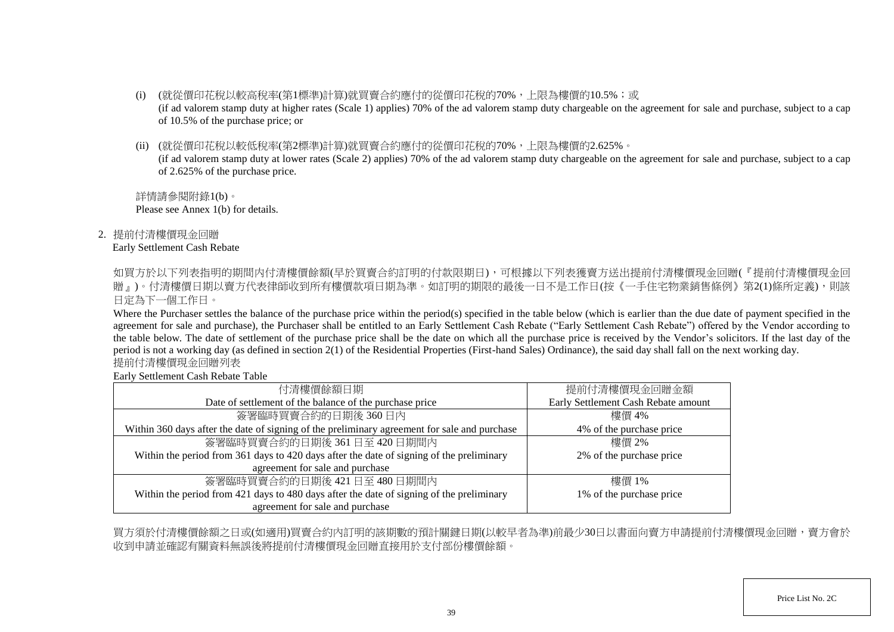(i) (就從價印花稅以較高稅率(第1標準)計算)就買賣合約應付的從價印花稅的70%，上限為樓價的10.5%；或
(if ad valorem stamp duty at higher rates (Scale 1) applies) 70% of the ad valorem stamp duty chargeable on the agreement for sale and purchase, subject to a cap of 10.5% of the purchase price; or

(ii) (就從價印花稅以較低稅率(第2標準)計算)就買賣合約應付的從價印花稅的70%，上限為樓價的2.625%。
(if ad valorem stamp duty at lower rates (Scale 2) applies) 70% of the ad valorem stamp duty chargeable on the agreement for sale and purchase, subject to a cap of 2.625% of the purchase price.

詳情請參閱附錄1(b)。
Please see Annex 1(b) for details.

2. 提前付清樓價現金回贈
Early Settlement Cash Rebate

如買方於以下列表指明的期間內付清樓價餘額(早於買賣合約訂明的付款限期日)，可根據以下列表獲賣方送出提前付清樓價現金回贈(『提前付清樓價現金回贈』)。付清樓價日期以賣方代表律師收到所有樓價款項日期為準。如訂明的期限的最後一日不是工作日(按《一手住宅物業銷售條例》第2(1)條所定義)，則該日定為下一個工作日。

Where the Purchaser settles the balance of the purchase price within the period(s) specified in the table below (which is earlier than the due date of payment specified in the agreement for sale and purchase), the Purchaser shall be entitled to an Early Settlement Cash Rebate ("Early Settlement Cash Rebate") offered by the Vendor according to the table below. The date of settlement of the purchase price shall be the date on which all the purchase price is received by the Vendor's solicitors. If the last day of the period is not a working day (as defined in section 2(1) of the Residential Properties (First-hand Sales) Ordinance), the said day shall fall on the next working day.

提前付清樓價現金回贈列表
Early Settlement Cash Rebate Table

| 付清樓價餘額日期<br>Date of settlement of the balance of the purchase price | 提前付清樓價現金回贈金額<br>Early Settlement Cash Rebate amount |
|---|---|
| 簽署臨時買賣合約的日期後 360 日內<br>Within 360 days after the date of signing of the preliminary agreement for sale and purchase | 樓價 4%<br>4% of the purchase price |
| 簽署臨時買賣合約的日期後 361 日至 420 日期間內<br>Within the period from 361 days to 420 days after the date of signing of the preliminary agreement for sale and purchase | 樓價 2%<br>2% of the purchase price |
| 簽署臨時買賣合約的日期後 421 日至 480 日期間內<br>Within the period from 421 days to 480 days after the date of signing of the preliminary agreement for sale and purchase | 樓價 1%<br>1% of the purchase price |

買方須於付清樓價餘額之日或(如適用)買賣合約內訂明的該期數的預計關鍵日期(以較早者為準)前最少30日以書面向賣方申請提前付清樓價現金回贈，賣方會於收到申請並確認有關資料無誤後將提前付清樓價現金回贈直接用於支付部份樓價餘額。

Price List No. 2C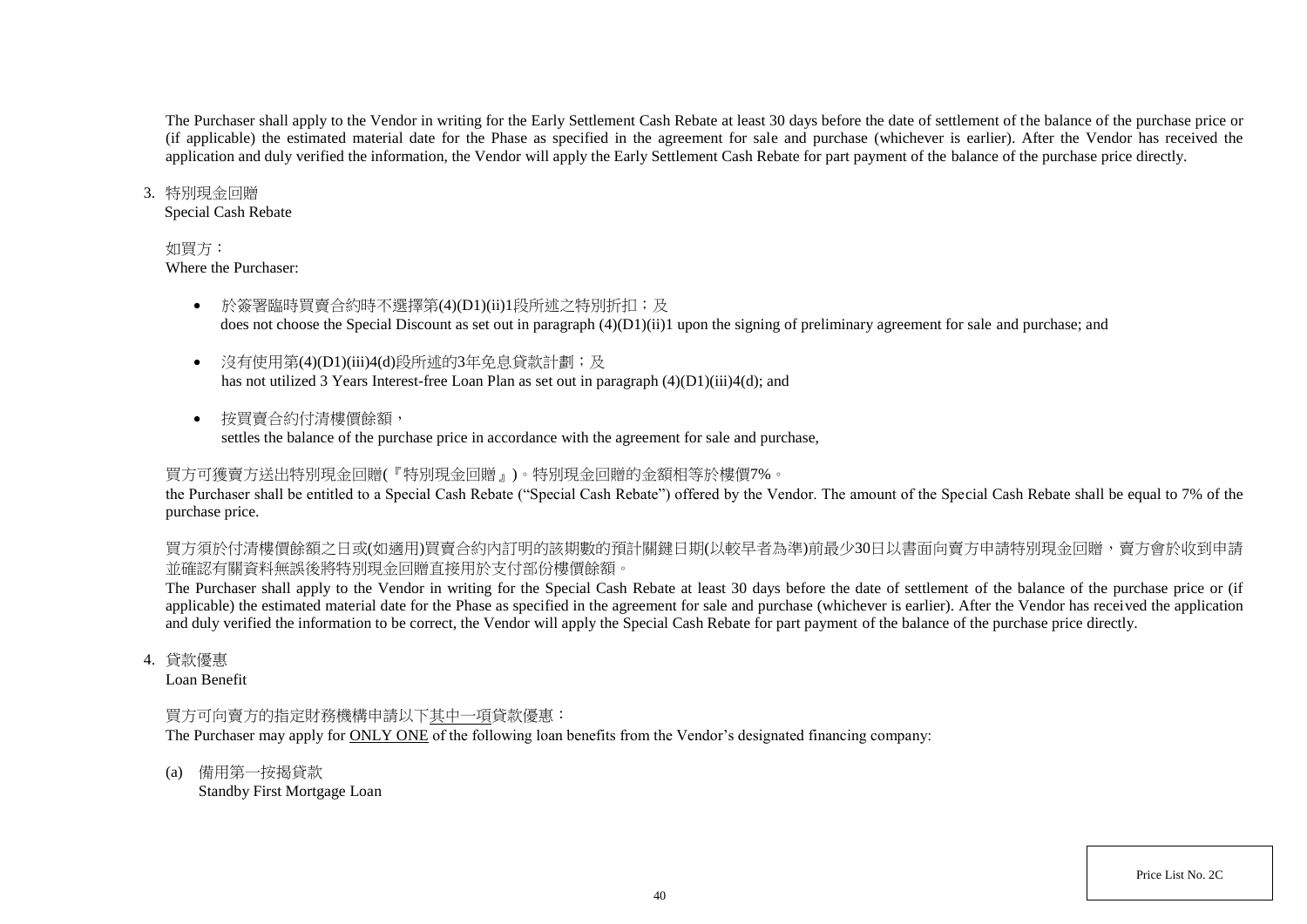The Purchaser shall apply to the Vendor in writing for the Early Settlement Cash Rebate at least 30 days before the date of settlement of the balance of the purchase price or (if applicable) the estimated material date for the Phase as specified in the agreement for sale and purchase (whichever is earlier). After the Vendor has received the application and duly verified the information, the Vendor will apply the Early Settlement Cash Rebate for part payment of the balance of the purchase price directly.

3. 特別現金回贈
   Special Cash Rebate

   如買方：
   Where the Purchaser:

   - 於簽署臨時買賣合約時不選擇第(4)(D1)(ii)1段所述之特別折扣；及
     does not choose the Special Discount as set out in paragraph (4)(D1)(ii)1 upon the signing of preliminary agreement for sale and purchase; and

   - 沒有使用第(4)(D1)(iii)4(d)段所述的3年免息貸款計劃；及
     has not utilized 3 Years Interest-free Loan Plan as set out in paragraph (4)(D1)(iii)4(d); and

   - 按買賣合約付清樓價餘額，
     settles the balance of the purchase price in accordance with the agreement for sale and purchase,

   買方可獲賣方送出特別現金回贈(『特別現金回贈』)。特別現金回贈的金額相等於樓價7%。

   the Purchaser shall be entitled to a Special Cash Rebate ("Special Cash Rebate") offered by the Vendor. The amount of the Special Cash Rebate shall be equal to 7% of the purchase price.

   買方須於付清樓價餘額之日或(如適用)買賣合約內訂明的該期數的預計關鍵日期(以較早者為準)前最少30日以書面向賣方申請特別現金回贈，賣方會於收到申請並確認有關資料無誤後將特別現金回贈直接用於支付部份樓價餘額。

   The Purchaser shall apply to the Vendor in writing for the Special Cash Rebate at least 30 days before the date of settlement of the balance of the purchase price or (if applicable) the estimated material date for the Phase as specified in the agreement for sale and purchase (whichever is earlier). After the Vendor has received the application and duly verified the information to be correct, the Vendor will apply the Special Cash Rebate for part payment of the balance of the purchase price directly.

4. 貸款優惠
   Loan Benefit

   買方可向賣方的指定財務機構申請以下<u>其中一項</u>貸款優惠：
   The Purchaser may apply for <u>ONLY ONE</u> of the following loan benefits from the Vendor's designated financing company:

   (a) 備用第一按揭貸款
       Standby First Mortgage Loan

Price List No. 2C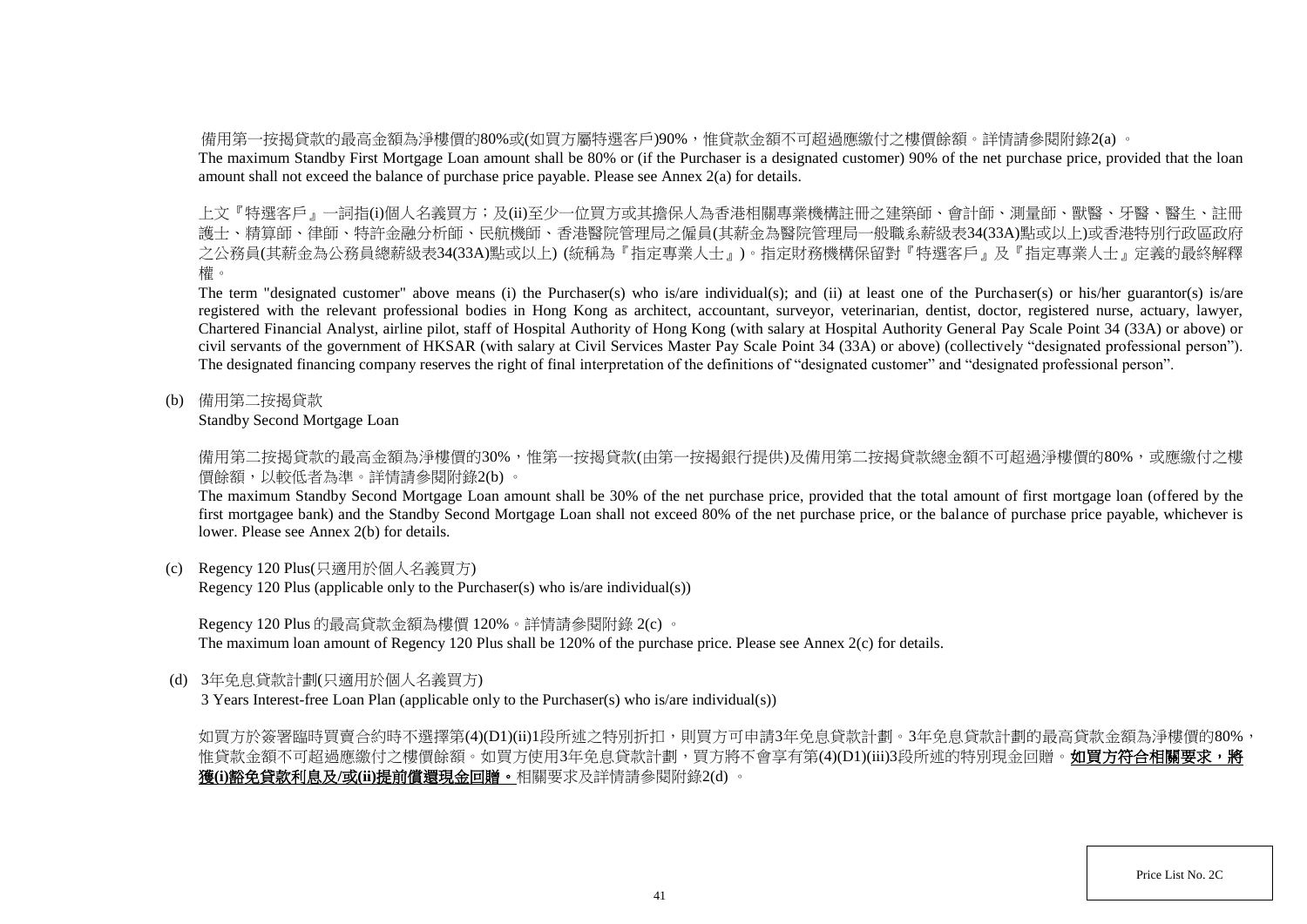備用第一按揭貸款的最高金額為淨樓價的80%或(如買方屬特選客戶)90%，惟貸款金額不可超過應繳付之樓價餘額。詳情請參閱附錄2(a) 。
The maximum Standby First Mortgage Loan amount shall be 80% or (if the Purchaser is a designated customer) 90% of the net purchase price, provided that the loan amount shall not exceed the balance of purchase price payable. Please see Annex 2(a) for details.

上文『特選客戶』一詞指(i)個人名義買方；及(ii)至少一位買方或其擔保人為香港相關專業機構註冊之建築師、會計師、測量師、獸醫、牙醫、醫生、註冊護士、精算師、律師、特許金融分析師、民航機師、香港醫院管理局之僱員(其薪金為醫院管理局一般職系薪級表34(33A)點或以上)或香港特別行政區政府之公務員(其薪金為公務員總薪級表34(33A)點或以上) (統稱為『指定專業人士』)。指定財務機構保留對『特選客戶』及『指定專業人士』定義的最終解釋權。
The term "designated customer" above means (i) the Purchaser(s) who is/are individual(s); and (ii) at least one of the Purchaser(s) or his/her guarantor(s) is/are registered with the relevant professional bodies in Hong Kong as architect, accountant, surveyor, veterinarian, dentist, doctor, registered nurse, actuary, lawyer, Chartered Financial Analyst, airline pilot, staff of Hospital Authority of Hong Kong (with salary at Hospital Authority General Pay Scale Point 34 (33A) or above) or civil servants of the government of HKSAR (with salary at Civil Services Master Pay Scale Point 34 (33A) or above) (collectively "designated professional person"). The designated financing company reserves the right of final interpretation of the definitions of "designated customer" and "designated professional person".

(b) 備用第二按揭貸款
Standby Second Mortgage Loan

備用第二按揭貸款的最高金額為淨樓價的30%，惟第一按揭貸款(由第一按揭銀行提供)及備用第二按揭貸款總金額不可超過淨樓價的80%，或應繳付之樓價餘額，以較低者為準。詳情請參閱附錄2(b) 。
The maximum Standby Second Mortgage Loan amount shall be 30% of the net purchase price, provided that the total amount of first mortgage loan (offered by the first mortgagee bank) and the Standby Second Mortgage Loan shall not exceed 80% of the net purchase price, or the balance of purchase price payable, whichever is lower. Please see Annex 2(b) for details.

(c) Regency 120 Plus(只適用於個人名義買方)
Regency 120 Plus (applicable only to the Purchaser(s) who is/are individual(s))

Regency 120 Plus 的最高貸款金額為樓價 120%。詳情請參閱附錄 2(c) 。
The maximum loan amount of Regency 120 Plus shall be 120% of the purchase price. Please see Annex 2(c) for details.

(d) 3年免息貸款計劃(只適用於個人名義買方)
3 Years Interest-free Loan Plan (applicable only to the Purchaser(s) who is/are individual(s))

如買方於簽署臨時買賣合約時不選擇第(4)(D1)(ii)1段所述之特別折扣，則買方可申請3年免息貸款計劃。3年免息貸款計劃的最高貸款金額為淨樓價的80%，惟貸款金額不可超過應繳付之樓價餘額。如買方使用3年免息貸款計劃，買方將不會享有第(4)(D1)(iii)3段所述的特別現金回贈。**如買方符合相關要求，將獲(i)豁免貸款利息及/或(ii)提前償還現金回贈。**相關要求及詳情請參閱附錄2(d) 。

Price List No. 2C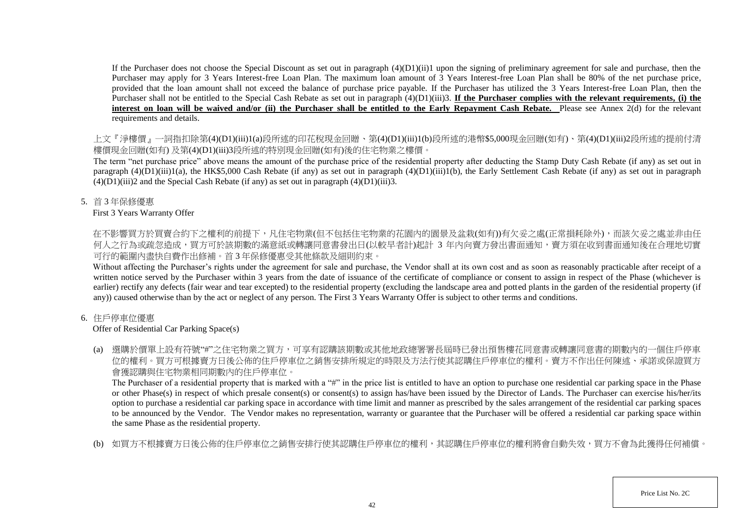If the Purchaser does not choose the Special Discount as set out in paragraph (4)(D1)(ii)1 upon the signing of preliminary agreement for sale and purchase, then the Purchaser may apply for 3 Years Interest-free Loan Plan. The maximum loan amount of 3 Years Interest-free Loan Plan shall be 80% of the net purchase price, provided that the loan amount shall not exceed the balance of purchase price payable. If the Purchaser has utilized the 3 Years Interest-free Loan Plan, then the Purchaser shall not be entitled to the Special Cash Rebate as set out in paragraph (4)(D1)(iii)3. **<u>If the Purchaser complies with the relevant requirements, (i) the interest on loan will be waived and/or (ii) the Purchaser shall be entitled to the Early Repayment Cash Rebate.</u>** Please see Annex 2(d) for the relevant requirements and details.

上文『淨樓價』一詞指扣除第(4)(D1)(iii)1(a)段所述的印花稅現金回贈、第(4)(D1)(iii)1(b)段所述的港幣$5,000現金回贈(如有)、第(4)(D1)(iii)2段所述的提前付清樓價現金回贈(如有) 及第(4)(D1)(iii)3段所述的特別現金回贈(如有)後的住宅物業之樓價。

The term "net purchase price" above means the amount of the purchase price of the residential property after deducting the Stamp Duty Cash Rebate (if any) as set out in paragraph (4)(D1)(iii)1(a), the HK$5,000 Cash Rebate (if any) as set out in paragraph (4)(D1)(iii)1(b), the Early Settlement Cash Rebate (if any) as set out in paragraph (4)(D1)(iii)2 and the Special Cash Rebate (if any) as set out in paragraph (4)(D1)(iii)3.

5. 首 3 年保修優惠
First 3 Years Warranty Offer

在不影響買方於買賣合約下之權利的前提下，凡住宅物業(但不包括住宅物業的花園內的園景及盆栽(如有))有欠妥之處(正常損耗除外)，而該欠妥之處並非由任何人之行為或疏忽造成，買方可於該期數的滿意紙或轉讓同意書發出日(以較早者計)起計 3 年內向賣方發出書面通知，賣方須在收到書面通知後在合理地切實可行的範圍內盡快自費作出修補。首 3 年保修優惠受其他條款及細則約束。

Without affecting the Purchaser's rights under the agreement for sale and purchase, the Vendor shall at its own cost and as soon as reasonably practicable after receipt of a written notice served by the Purchaser within 3 years from the date of issuance of the certificate of compliance or consent to assign in respect of the Phase (whichever is earlier) rectify any defects (fair wear and tear excepted) to the residential property (excluding the landscape area and potted plants in the garden of the residential property (if any)) caused otherwise than by the act or neglect of any person. The First 3 Years Warranty Offer is subject to other terms and conditions.

6. 住戶停車位優惠
Offer of Residential Car Parking Space(s)

(a) 選購於價單上設有符號"#"之住宅物業之買方，可享有認購該期數或其他地政總署署長屆時已發出預售樓花同意書或轉讓同意書的期數內的一個住戶停車位的權利。買方可根據賣方日後公佈的住戶停車位之銷售安排所規定的時限及方法行使其認購住戶停車位的權利。賣方不作出任何陳述、承諾或保證買方會獲認購與住宅物業相同期數內的住戶停車位。

The Purchaser of a residential property that is marked with a "#" in the price list is entitled to have an option to purchase one residential car parking space in the Phase or other Phase(s) in respect of which presale consent(s) or consent(s) to assign has/have been issued by the Director of Lands. The Purchaser can exercise his/her/its option to purchase a residential car parking space in accordance with time limit and manner as prescribed by the sales arrangement of the residential car parking spaces to be announced by the Vendor. The Vendor makes no representation, warranty or guarantee that the Purchaser will be offered a residential car parking space within the same Phase as the residential property.

(b) 如買方不根據賣方日後公佈的住戶停車位之銷售安排行使其認購住戶停車位的權利，其認購住戶停車位的權利將會自動失效，買方不會為此獲得任何補償。

Price List No. 2C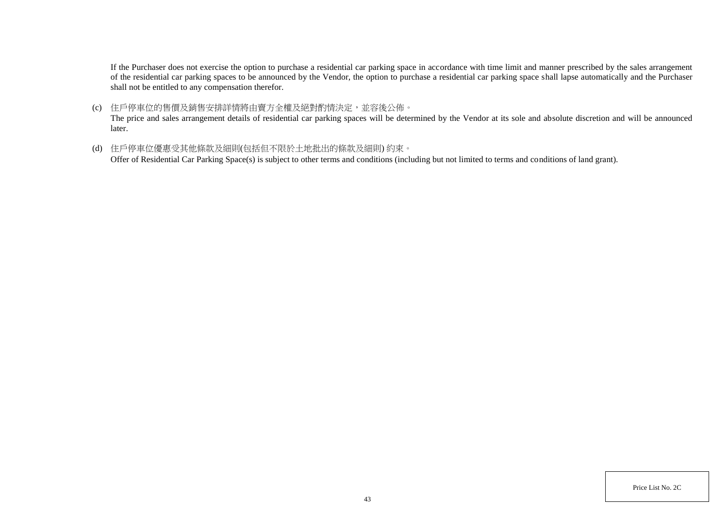If the Purchaser does not exercise the option to purchase a residential car parking space in accordance with time limit and manner prescribed by the sales arrangement of the residential car parking spaces to be announced by the Vendor, the option to purchase a residential car parking space shall lapse automatically and the Purchaser shall not be entitled to any compensation therefor.

(c) 住戶停車位的售價及銷售安排詳情將由賣方全權及絕對酌情決定，並容後公佈。
The price and sales arrangement details of residential car parking spaces will be determined by the Vendor at its sole and absolute discretion and will be announced later.

(d) 住戶停車位優惠受其他條款及細則(包括但不限於土地批出的條款及細則) 約束。
Offer of Residential Car Parking Space(s) is subject to other terms and conditions (including but not limited to terms and conditions of land grant).

Price List No. 2C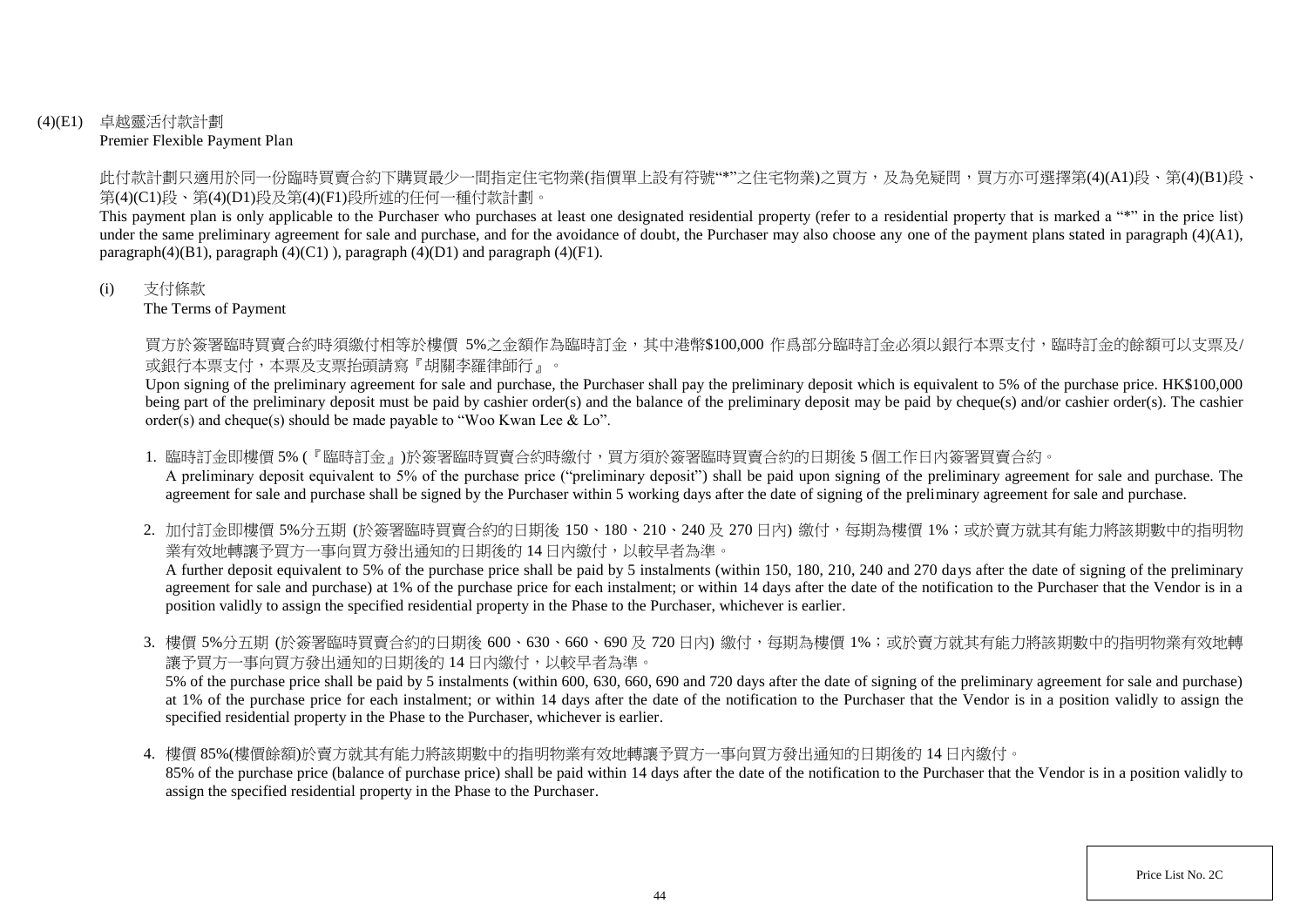(4)(E1) 卓越靈活付款計劃
Premier Flexible Payment Plan

此付款計劃只適用於同一份臨時買賣合約下購買最少一間指定住宅物業(指價單上設有符號"*"之住宅物業)之買方，及為免疑問，買方亦可選擇第(4)(A1)段、第(4)(B1)段、第(4)(C1)段、第(4)(D1)段及第(4)(F1)段所述的任何一種付款計劃。

This payment plan is only applicable to the Purchaser who purchases at least one designated residential property (refer to a residential property that is marked a "*" in the price list) under the same preliminary agreement for sale and purchase, and for the avoidance of doubt, the Purchaser may also choose any one of the payment plans stated in paragraph (4)(A1), paragraph(4)(B1), paragraph (4)(C1) ), paragraph (4)(D1) and paragraph (4)(F1).

(i) 支付條款
The Terms of Payment

買方於簽署臨時買賣合約時須繳付相等於樓價 5%之金額作為臨時訂金，其中港幣$100,000 作爲部分臨時訂金必須以銀行本票支付，臨時訂金的餘額可以支票及/或銀行本票支付，本票及支票抬頭請寫『胡關李羅律師行』。

Upon signing of the preliminary agreement for sale and purchase, the Purchaser shall pay the preliminary deposit which is equivalent to 5% of the purchase price. HK$100,000 being part of the preliminary deposit must be paid by cashier order(s) and the balance of the preliminary deposit may be paid by cheque(s) and/or cashier order(s). The cashier order(s) and cheque(s) should be made payable to "Woo Kwan Lee & Lo".

1. 臨時訂金即樓價 5% (『臨時訂金』)於簽署臨時買賣合約時繳付，買方須於簽署臨時買賣合約的日期後 5 個工作日內簽署買賣合約。
   A preliminary deposit equivalent to 5% of the purchase price ("preliminary deposit") shall be paid upon signing of the preliminary agreement for sale and purchase. The agreement for sale and purchase shall be signed by the Purchaser within 5 working days after the date of signing of the preliminary agreement for sale and purchase.

2. 加付訂金即樓價 5%分五期 (於簽署臨時買賣合約的日期後 150、180、210、240 及 270 日內) 繳付，每期為樓價 1%；或於賣方就其有能力將該期數中的指明物業有效地轉讓予買方一事向買方發出通知的日期後的 14 日內繳付，以較早者為準。
   A further deposit equivalent to 5% of the purchase price shall be paid by 5 instalments (within 150, 180, 210, 240 and 270 days after the date of signing of the preliminary agreement for sale and purchase) at 1% of the purchase price for each instalment; or within 14 days after the date of the notification to the Purchaser that the Vendor is in a position validly to assign the specified residential property in the Phase to the Purchaser, whichever is earlier.

3. 樓價 5%分五期 (於簽署臨時買賣合約的日期後 600、630、660、690 及 720 日內) 繳付，每期為樓價 1%；或於賣方就其有能力將該期數中的指明物業有效地轉讓予買方一事向買方發出通知的日期後的 14 日內繳付，以較早者為準。
   5% of the purchase price shall be paid by 5 instalments (within 600, 630, 660, 690 and 720 days after the date of signing of the preliminary agreement for sale and purchase) at 1% of the purchase price for each instalment; or within 14 days after the date of the notification to the Purchaser that the Vendor is in a position validly to assign the specified residential property in the Phase to the Purchaser, whichever is earlier.

4. 樓價 85%(樓價餘額)於賣方就其有能力將該期數中的指明物業有效地轉讓予買方一事向買方發出通知的日期後的 14 日內繳付。
   85% of the purchase price (balance of purchase price) shall be paid within 14 days after the date of the notification to the Purchaser that the Vendor is in a position validly to assign the specified residential property in the Phase to the Purchaser.

Price List No. 2C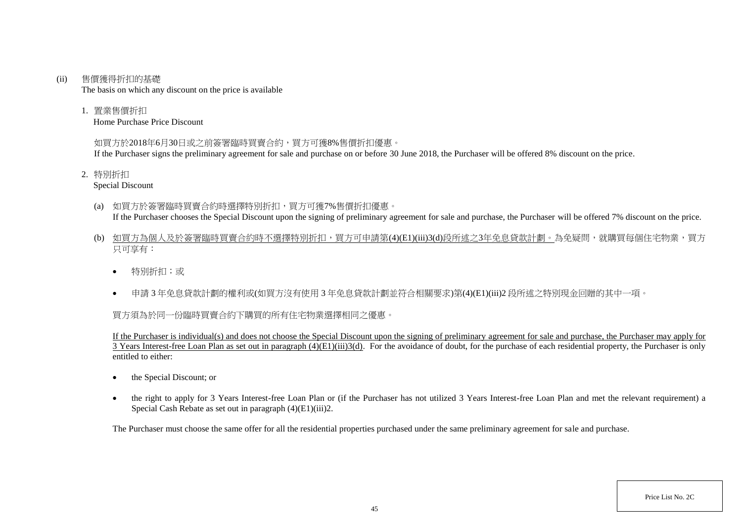(ii) 售價獲得折扣的基礎
The basis on which any discount on the price is available

1. 置業售價折扣
Home Purchase Price Discount

如買方於2018年6月30日或之前簽署臨時買賣合約，買方可獲8%售價折扣優惠。
If the Purchaser signs the preliminary agreement for sale and purchase on or before 30 June 2018, the Purchaser will be offered 8% discount on the price.

2. 特別折扣
Special Discount

(a) 如買方於簽署臨時買賣合約時選擇特別折扣，買方可獲7%售價折扣優惠。
If the Purchaser chooses the Special Discount upon the signing of preliminary agreement for sale and purchase, the Purchaser will be offered 7% discount on the price.

(b) <u>如買方為個人及於簽署臨時買賣合約時不選擇特別折扣，買方可申請第(4)(E1)(iii)3(d)段所述之3年免息貸款計劃。</u>為免疑問，就購買每個住宅物業，買方只可享有：

- 特別折扣；或
- 申請 3 年免息貸款計劃的權利或(如買方沒有使用 3 年免息貸款計劃並符合相關要求)第(4)(E1)(iii)2 段所述之特別現金回贈的其中一項。

買方須為於同一份臨時買賣合約下購買的所有住宅物業選擇相同之優惠。

<u>If the Purchaser is individual(s) and does not choose the Special Discount upon the signing of preliminary agreement for sale and purchase, the Purchaser may apply for 3 Years Interest-free Loan Plan as set out in paragraph (4)(E1)(iii)3(d).</u> For the avoidance of doubt, for the purchase of each residential property, the Purchaser is only entitled to either:

- the Special Discount; or
- the right to apply for 3 Years Interest-free Loan Plan or (if the Purchaser has not utilized 3 Years Interest-free Loan Plan and met the relevant requirement) a Special Cash Rebate as set out in paragraph (4)(E1)(iii)2.

The Purchaser must choose the same offer for all the residential properties purchased under the same preliminary agreement for sale and purchase.

Price List No. 2C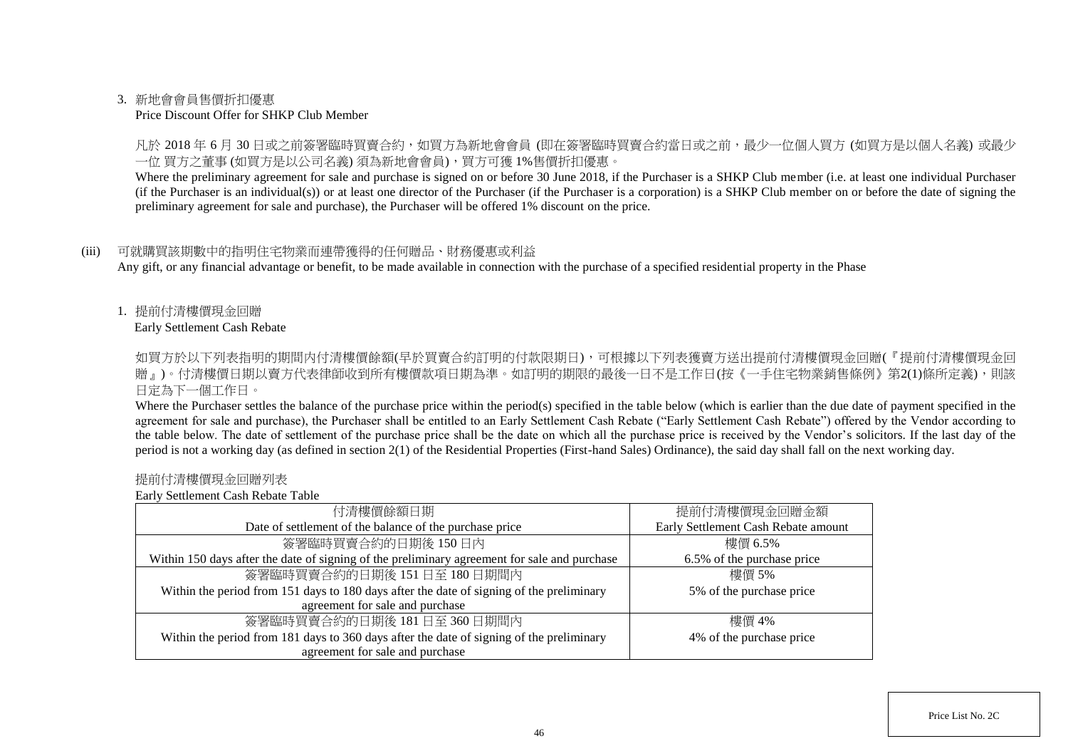3. 新地會會員售價折扣優惠
   Price Discount Offer for SHKP Club Member

   凡於 2018 年 6 月 30 日或之前簽署臨時買賣合約，如買方為新地會會員 (即在簽署臨時買賣合約當日或之前，最少一位個人買方 (如買方是以個人名義) 或最少一位 買方之董事 (如買方是以公司名義) 須為新地會會員)，買方可獲 1%售價折扣優惠。

   Where the preliminary agreement for sale and purchase is signed on or before 30 June 2018, if the Purchaser is a SHKP Club member (i.e. at least one individual Purchaser (if the Purchaser is an individual(s)) or at least one director of the Purchaser (if the Purchaser is a corporation) is a SHKP Club member on or before the date of signing the preliminary agreement for sale and purchase), the Purchaser will be offered 1% discount on the price.

(iii) 可就購買該期數中的指明住宅物業而連帶獲得的任何贈品、財務優惠或利益
Any gift, or any financial advantage or benefit, to be made available in connection with the purchase of a specified residential property in the Phase

1. 提前付清樓價現金回贈
   Early Settlement Cash Rebate

   如買方於以下列表指明的期間內付清樓價餘額(早於買賣合約訂明的付款限期日)，可根據以下列表獲賣方送出提前付清樓價現金回贈(『提前付清樓價現金回贈』)。付清樓價日期以賣方代表律師收到所有樓價款項日期為準。如訂明的期限的最後一日不是工作日(按《一手住宅物業銷售條例》第2(1)條所定義)，則該日定為下一個工作日。

   Where the Purchaser settles the balance of the purchase price within the period(s) specified in the table below (which is earlier than the due date of payment specified in the agreement for sale and purchase), the Purchaser shall be entitled to an Early Settlement Cash Rebate ("Early Settlement Cash Rebate") offered by the Vendor according to the table below. The date of settlement of the purchase price shall be the date on which all the purchase price is received by the Vendor's solicitors. If the last day of the period is not a working day (as defined in section 2(1) of the Residential Properties (First-hand Sales) Ordinance), the said day shall fall on the next working day.

   提前付清樓價現金回贈列表
   Early Settlement Cash Rebate Table

| 付清樓價餘額日期<br>Date of settlement of the balance of the purchase price | 提前付清樓價現金回贈金額<br>Early Settlement Cash Rebate amount |
|---|---|
| 簽署臨時買賣合約的日期後 150 日內<br>Within 150 days after the date of signing of the preliminary agreement for sale and purchase | 樓價 6.5%<br>6.5% of the purchase price |
| 簽署臨時買賣合約的日期後 151 日至 180 日期間內<br>Within the period from 151 days to 180 days after the date of signing of the preliminary agreement for sale and purchase | 樓價 5%<br>5% of the purchase price |
| 簽署臨時買賣合約的日期後 181 日至 360 日期間內<br>Within the period from 181 days to 360 days after the date of signing of the preliminary agreement for sale and purchase | 樓價 4%<br>4% of the purchase price |

Price List No. 2C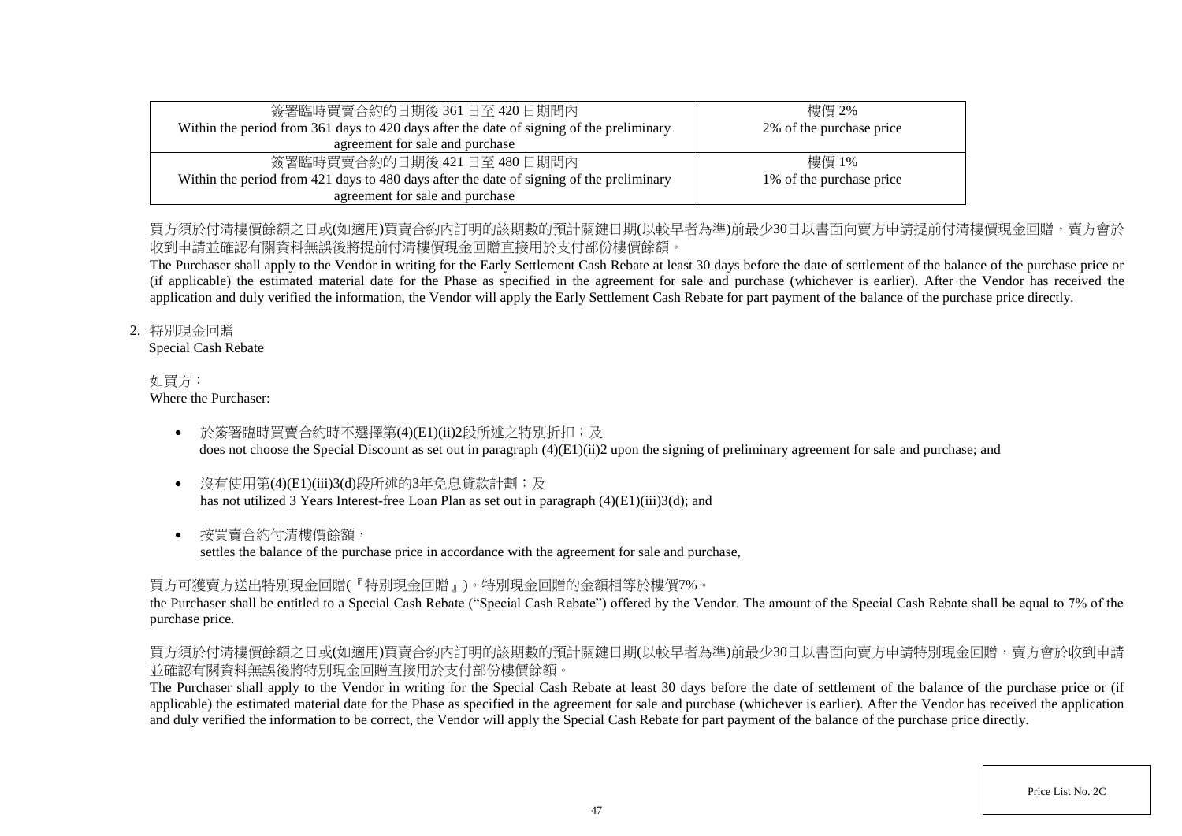| 簽署臨時買賣合約的日期後 361 日至 420 日期間內<br>Within the period from 361 days to 420 days after the date of signing of the preliminary agreement for sale and purchase | 樓價 2%<br>2% of the purchase price |
|---|---|
| 簽署臨時買賣合約的日期後 421 日至 480 日期間內<br>Within the period from 421 days to 480 days after the date of signing of the preliminary agreement for sale and purchase | 樓價 1%<br>1% of the purchase price |

買方須於付清樓價餘額之日或(如適用)買賣合約內訂明的該期數的預計關鍵日期(以較早者為準)前最少30日以書面向賣方申請提前付清樓價現金回贈，賣方會於收到申請並確認有關資料無誤後將提前付清樓價現金回贈直接用於支付部份樓價餘額。

The Purchaser shall apply to the Vendor in writing for the Early Settlement Cash Rebate at least 30 days before the date of settlement of the balance of the purchase price or (if applicable) the estimated material date for the Phase as specified in the agreement for sale and purchase (whichever is earlier). After the Vendor has received the application and duly verified the information, the Vendor will apply the Early Settlement Cash Rebate for part payment of the balance of the purchase price directly.

2. 特別現金回贈
Special Cash Rebate

如買方：
Where the Purchaser:

- 於簽署臨時買賣合約時不選擇第(4)(E1)(ii)2段所述之特別折扣；及
  does not choose the Special Discount as set out in paragraph (4)(E1)(ii)2 upon the signing of preliminary agreement for sale and purchase; and

- 沒有使用第(4)(E1)(iii)3(d)段所述的3年免息貸款計劃；及
  has not utilized 3 Years Interest-free Loan Plan as set out in paragraph (4)(E1)(iii)3(d); and

- 按買賣合約付清樓價餘額，
  settles the balance of the purchase price in accordance with the agreement for sale and purchase,

買方可獲賣方送出特別現金回贈(『特別現金回贈』)。特別現金回贈的金額相等於樓價7%。

the Purchaser shall be entitled to a Special Cash Rebate ("Special Cash Rebate") offered by the Vendor. The amount of the Special Cash Rebate shall be equal to 7% of the purchase price.

買方須於付清樓價餘額之日或(如適用)買賣合約內訂明的該期數的預計關鍵日期(以較早者為準)前最少30日以書面向賣方申請特別現金回贈，賣方會於收到申請並確認有關資料無誤後將特別現金回贈直接用於支付部份樓價餘額。

The Purchaser shall apply to the Vendor in writing for the Special Cash Rebate at least 30 days before the date of settlement of the balance of the purchase price or (if applicable) the estimated material date for the Phase as specified in the agreement for sale and purchase (whichever is earlier). After the Vendor has received the application and duly verified the information to be correct, the Vendor will apply the Special Cash Rebate for part payment of the balance of the purchase price directly.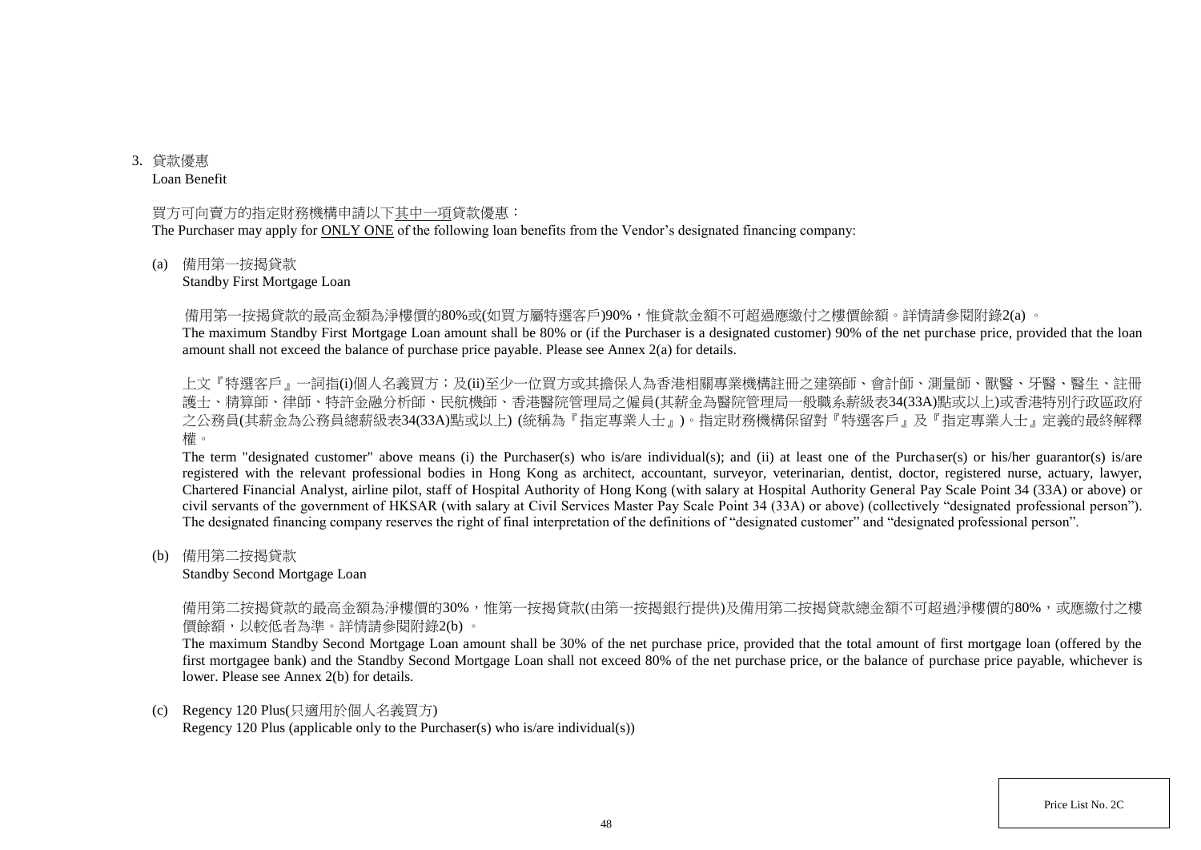3. 貸款優惠
   Loan Benefit

買方可向賣方的指定財務機構申請以下<u>其中一項</u>貸款優惠：
The Purchaser may apply for <u>ONLY ONE</u> of the following loan benefits from the Vendor's designated financing company:

(a) 備用第一按揭貸款
    Standby First Mortgage Loan

備用第一按揭貸款的最高金額為淨樓價的80%或(如買方屬特選客戶)90%，惟貸款金額不可超過應繳付之樓價餘額。詳情請參閱附錄2(a) 。
The maximum Standby First Mortgage Loan amount shall be 80% or (if the Purchaser is a designated customer) 90% of the net purchase price, provided that the loan amount shall not exceed the balance of purchase price payable. Please see Annex 2(a) for details.

上文『特選客戶』一詞指(i)個人名義買方；及(ii)至少一位買方或其擔保人為香港相關專業機構註冊之建築師、會計師、測量師、獸醫、牙醫、醫生、註冊護士、精算師、律師、特許金融分析師、民航機師、香港醫院管理局之僱員(其薪金為醫院管理局一般職系薪級表34(33A)點或以上)或香港特別行政區政府之公務員(其薪金為公務員總薪級表34(33A)點或以上) (統稱為『指定專業人士』)。指定財務機構保留對『特選客戶』及『指定專業人士』定義的最終解釋權。
The term "designated customer" above means (i) the Purchaser(s) who is/are individual(s); and (ii) at least one of the Purchaser(s) or his/her guarantor(s) is/are registered with the relevant professional bodies in Hong Kong as architect, accountant, surveyor, veterinarian, dentist, doctor, registered nurse, actuary, lawyer, Chartered Financial Analyst, airline pilot, staff of Hospital Authority of Hong Kong (with salary at Hospital Authority General Pay Scale Point 34 (33A) or above) or civil servants of the government of HKSAR (with salary at Civil Services Master Pay Scale Point 34 (33A) or above) (collectively "designated professional person"). The designated financing company reserves the right of final interpretation of the definitions of "designated customer" and "designated professional person".

(b) 備用第二按揭貸款
    Standby Second Mortgage Loan

備用第二按揭貸款的最高金額為淨樓價的30%，惟第一按揭貸款(由第一按揭銀行提供)及備用第二按揭貸款總金額不可超過淨樓價的80%，或應繳付之樓價餘額，以較低者為準。詳情請參閱附錄2(b) 。
The maximum Standby Second Mortgage Loan amount shall be 30% of the net purchase price, provided that the total amount of first mortgage loan (offered by the first mortgagee bank) and the Standby Second Mortgage Loan shall not exceed 80% of the net purchase price, or the balance of purchase price payable, whichever is lower. Please see Annex 2(b) for details.

(c) Regency 120 Plus(只適用於個人名義買方)
    Regency 120 Plus (applicable only to the Purchaser(s) who is/are individual(s))

Price List No. 2C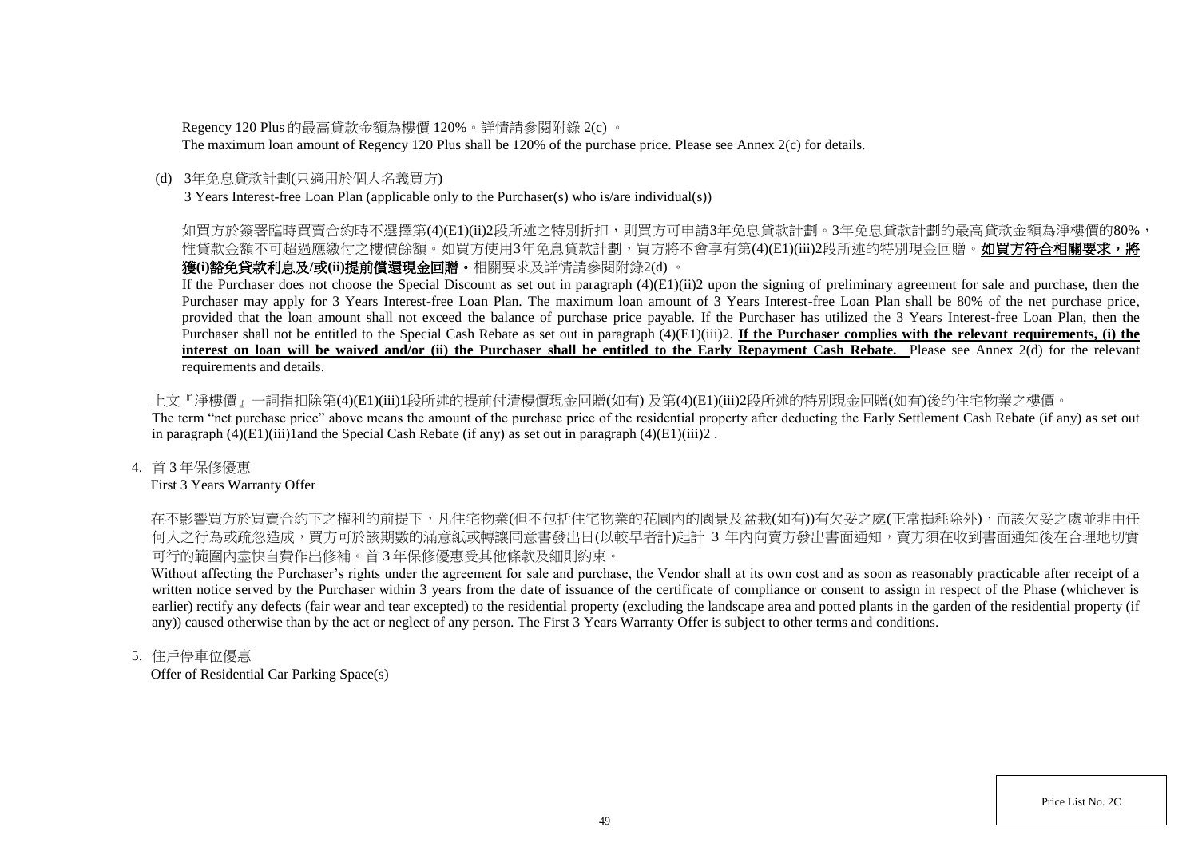Regency 120 Plus 的最高貸款金額為樓價 120%。詳情請參閱附錄 2(c) 。

The maximum loan amount of Regency 120 Plus shall be 120% of the purchase price. Please see Annex 2(c) for details.

(d) 3年免息貸款計劃(只適用於個人名義買方)

3 Years Interest-free Loan Plan (applicable only to the Purchaser(s) who is/are individual(s))

如買方於簽署臨時買賣合約時不選擇第(4)(E1)(ii)2段所述之特別折扣，則買方可申請3年免息貸款計劃。3年免息貸款計劃的最高貸款金額為淨樓價的80%，惟貸款金額不可超過應繳付之樓價餘額。如買方使用3年免息貸款計劃，買方將不會享有第(4)(E1)(iii)2段所述的特別現金回贈。**<u>如買方符合相關要求，將獲(i)豁免貸款利息及/或(ii)提前償還現金回贈。</u>**相關要求及詳情請參閱附錄2(d) 。

If the Purchaser does not choose the Special Discount as set out in paragraph (4)(E1)(ii)2 upon the signing of preliminary agreement for sale and purchase, then the Purchaser may apply for 3 Years Interest-free Loan Plan. The maximum loan amount of 3 Years Interest-free Loan Plan shall be 80% of the net purchase price, provided that the loan amount shall not exceed the balance of purchase price payable. If the Purchaser has utilized the 3 Years Interest-free Loan Plan, then the Purchaser shall not be entitled to the Special Cash Rebate as set out in paragraph (4)(E1)(iii)2. **<u>If the Purchaser complies with the relevant requirements, (i) the interest on loan will be waived and/or (ii) the Purchaser shall be entitled to the Early Repayment Cash Rebate.</u>** Please see Annex 2(d) for the relevant requirements and details.

上文『淨樓價』一詞指扣除第(4)(E1)(iii)1段所述的提前付清樓價現金回贈(如有) 及第(4)(E1)(iii)2段所述的特別現金回贈(如有)後的住宅物業之樓價。

The term "net purchase price" above means the amount of the purchase price of the residential property after deducting the Early Settlement Cash Rebate (if any) as set out in paragraph (4)(E1)(iii)1and the Special Cash Rebate (if any) as set out in paragraph (4)(E1)(iii)2 .

4. 首 3 年保修優惠

First 3 Years Warranty Offer

在不影響買方於買賣合約下之權利的前提下，凡住宅物業(但不包括住宅物業的花園內的園景及盆栽(如有))有欠妥之處(正常損耗除外)，而該欠妥之處並非由任何人之行為或疏忽造成，買方可於該期數的滿意紙或轉讓同意書發出日(以較早者計)起計 3 年內向賣方發出書面通知，賣方須在收到書面通知後在合理地切實可行的範圍內盡快自費作出修補。首 3 年保修優惠受其他條款及細則約束。

Without affecting the Purchaser's rights under the agreement for sale and purchase, the Vendor shall at its own cost and as soon as reasonably practicable after receipt of a written notice served by the Purchaser within 3 years from the date of issuance of the certificate of compliance or consent to assign in respect of the Phase (whichever is earlier) rectify any defects (fair wear and tear excepted) to the residential property (excluding the landscape area and potted plants in the garden of the residential property (if any)) caused otherwise than by the act or neglect of any person. The First 3 Years Warranty Offer is subject to other terms and conditions.

5. 住戶停車位優惠

Offer of Residential Car Parking Space(s)

Price List No. 2C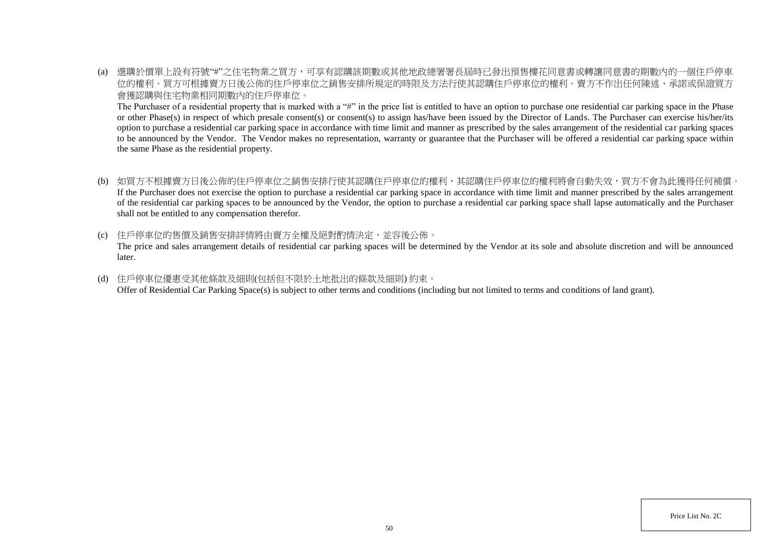(a) 選購於價單上設有符號"#"之住宅物業之買方，可享有認購該期數或其他地政總署署長屆時已發出預售樓花同意書或轉讓同意書的期數內的一個住戶停車位的權利。買方可根據賣方日後公佈的住戶停車位之銷售安排所規定的時限及方法行使其認購住戶停車位的權利。賣方不作出任何陳述、承諾或保證買方會獲認購與住宅物業相同期數內的住戶停車位。

The Purchaser of a residential property that is marked with a "#" in the price list is entitled to have an option to purchase one residential car parking space in the Phase or other Phase(s) in respect of which presale consent(s) or consent(s) to assign has/have been issued by the Director of Lands. The Purchaser can exercise his/her/its option to purchase a residential car parking space in accordance with time limit and manner as prescribed by the sales arrangement of the residential car parking spaces to be announced by the Vendor. The Vendor makes no representation, warranty or guarantee that the Purchaser will be offered a residential car parking space within the same Phase as the residential property.

(b) 如買方不根據賣方日後公佈的住戶停車位之銷售安排行使其認購住戶停車位的權利，其認購住戶停車位的權利將會自動失效，買方不會為此獲得任何補償。

If the Purchaser does not exercise the option to purchase a residential car parking space in accordance with time limit and manner prescribed by the sales arrangement of the residential car parking spaces to be announced by the Vendor, the option to purchase a residential car parking space shall lapse automatically and the Purchaser shall not be entitled to any compensation therefor.

(c) 住戶停車位的售價及銷售安排詳情將由賣方全權及絕對酌情決定，並容後公佈。

The price and sales arrangement details of residential car parking spaces will be determined by the Vendor at its sole and absolute discretion and will be announced later.

(d) 住戶停車位優惠受其他條款及細則(包括但不限於土地批出的條款及細則) 約束。

Offer of Residential Car Parking Space(s) is subject to other terms and conditions (including but not limited to terms and conditions of land grant).

Price List No. 2C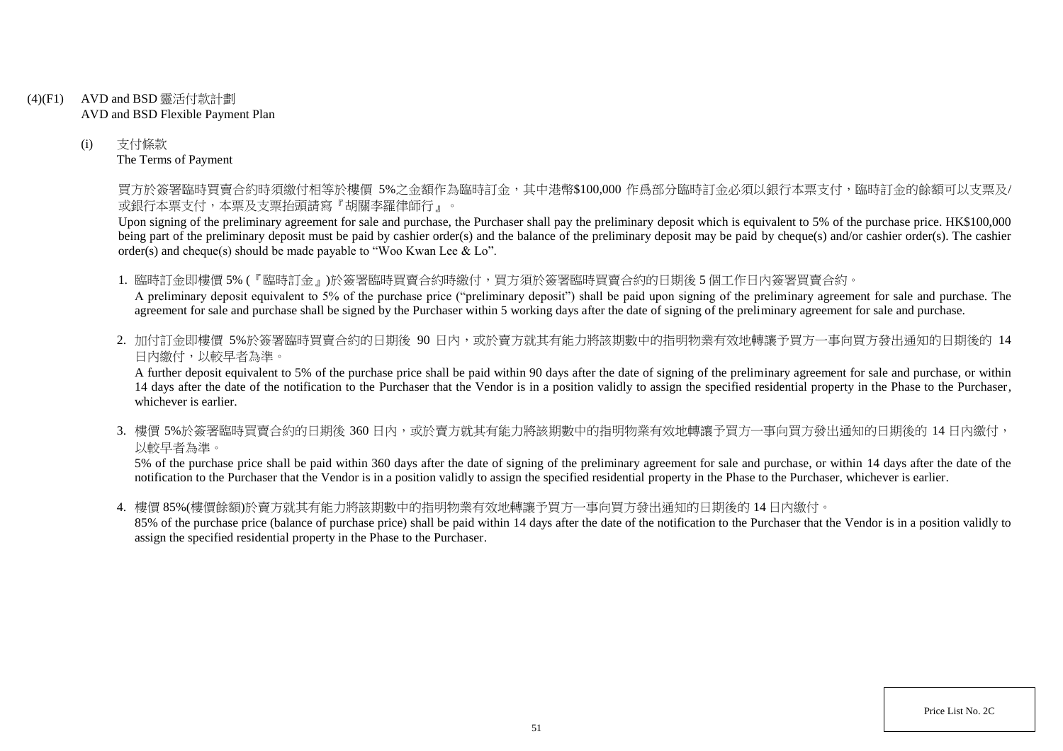(4)(F1) AVD and BSD 靈活付款計劃
AVD and BSD Flexible Payment Plan

(i) 支付條款
The Terms of Payment

買方於簽署臨時買賣合約時須繳付相等於樓價 5%之金額作為臨時訂金，其中港幣$100,000 作爲部分臨時訂金必須以銀行本票支付，臨時訂金的餘額可以支票及/或銀行本票支付，本票及支票抬頭請寫『胡關李羅律師行』。

Upon signing of the preliminary agreement for sale and purchase, the Purchaser shall pay the preliminary deposit which is equivalent to 5% of the purchase price. HK$100,000 being part of the preliminary deposit must be paid by cashier order(s) and the balance of the preliminary deposit may be paid by cheque(s) and/or cashier order(s). The cashier order(s) and cheque(s) should be made payable to "Woo Kwan Lee & Lo".

1. 臨時訂金即樓價 5% (『臨時訂金』)於簽署臨時買賣合約時繳付，買方須於簽署臨時買賣合約的日期後 5 個工作日內簽署買賣合約。
A preliminary deposit equivalent to 5% of the purchase price ("preliminary deposit") shall be paid upon signing of the preliminary agreement for sale and purchase. The agreement for sale and purchase shall be signed by the Purchaser within 5 working days after the date of signing of the preliminary agreement for sale and purchase.

2. 加付訂金即樓價 5%於簽署臨時買賣合約的日期後 90 日內，或於賣方就其有能力將該期數中的指明物業有效地轉讓予買方一事向買方發出通知的日期後的 14 日內繳付，以較早者為準。
A further deposit equivalent to 5% of the purchase price shall be paid within 90 days after the date of signing of the preliminary agreement for sale and purchase, or within 14 days after the date of the notification to the Purchaser that the Vendor is in a position validly to assign the specified residential property in the Phase to the Purchaser, whichever is earlier.

3. 樓價 5%於簽署臨時買賣合約的日期後 360 日內，或於賣方就其有能力將該期數中的指明物業有效地轉讓予買方一事向買方發出通知的日期後的 14 日內繳付，以較早者為準。
5% of the purchase price shall be paid within 360 days after the date of signing of the preliminary agreement for sale and purchase, or within 14 days after the date of the notification to the Purchaser that the Vendor is in a position validly to assign the specified residential property in the Phase to the Purchaser, whichever is earlier.

4. 樓價 85%(樓價餘額)於賣方就其有能力將該期數中的指明物業有效地轉讓予買方一事向買方發出通知的日期後的 14 日內繳付。
85% of the purchase price (balance of purchase price) shall be paid within 14 days after the date of the notification to the Purchaser that the Vendor is in a position validly to assign the specified residential property in the Phase to the Purchaser.

Price List No. 2C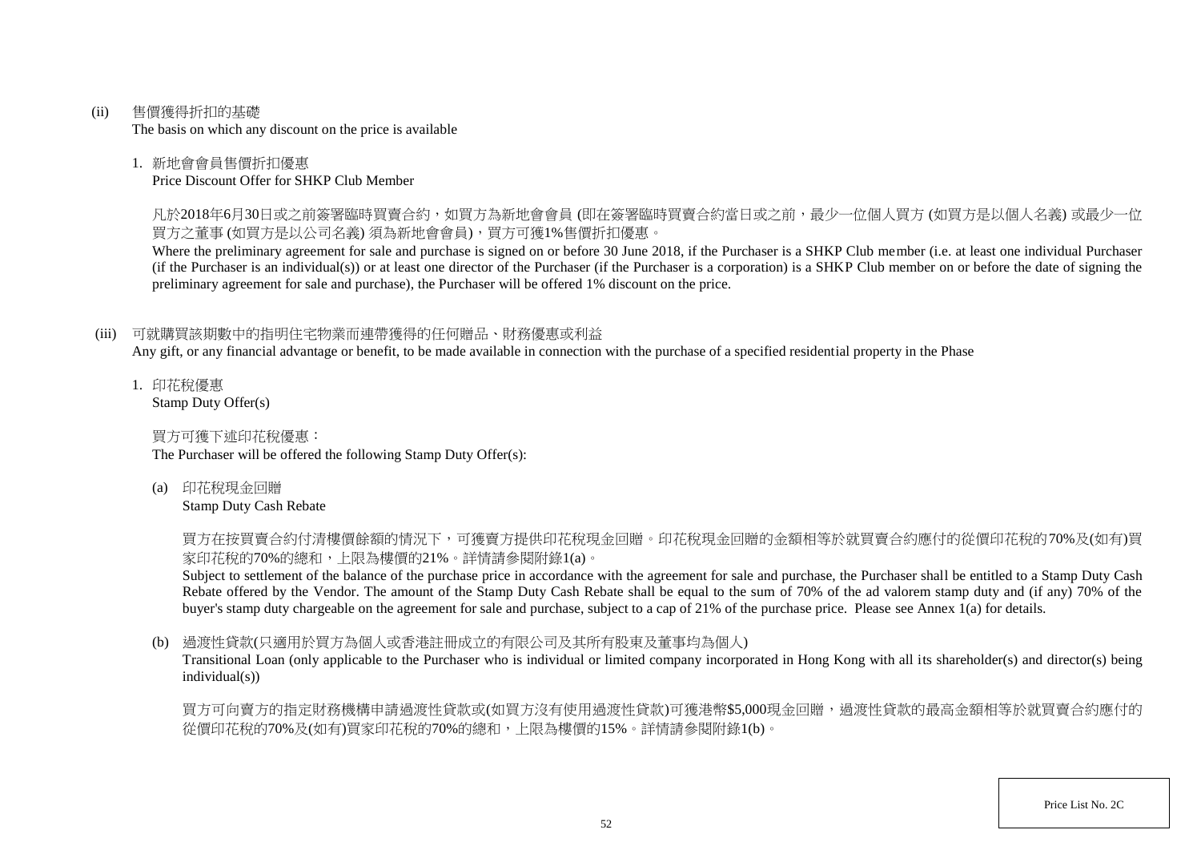(ii) 售價獲得折扣的基礎
The basis on which any discount on the price is available

1. 新地會會員售價折扣優惠
Price Discount Offer for SHKP Club Member

凡於2018年6月30日或之前簽署臨時買賣合約，如買方為新地會會員 (即在簽署臨時買賣合約當日或之前，最少一位個人買方 (如買方是以個人名義) 或最少一位買方之董事 (如買方是以公司名義) 須為新地會會員)，買方可獲1%售價折扣優惠。
Where the preliminary agreement for sale and purchase is signed on or before 30 June 2018, if the Purchaser is a SHKP Club member (i.e. at least one individual Purchaser (if the Purchaser is an individual(s)) or at least one director of the Purchaser (if the Purchaser is a corporation) is a SHKP Club member on or before the date of signing the preliminary agreement for sale and purchase), the Purchaser will be offered 1% discount on the price.

(iii) 可就購買該期數中的指明住宅物業而連帶獲得的任何贈品、財務優惠或利益
Any gift, or any financial advantage or benefit, to be made available in connection with the purchase of a specified residential property in the Phase

1. 印花稅優惠
Stamp Duty Offer(s)

買方可獲下述印花稅優惠：
The Purchaser will be offered the following Stamp Duty Offer(s):

(a) 印花稅現金回贈
Stamp Duty Cash Rebate

買方在按買賣合約付清樓價餘額的情況下，可獲賣方提供印花稅現金回贈。印花稅現金回贈的金額相等於就買賣合約應付的從價印花稅的70%及(如有)買家印花稅的70%的總和，上限為樓價的21%。詳情請參閱附錄1(a)。
Subject to settlement of the balance of the purchase price in accordance with the agreement for sale and purchase, the Purchaser shall be entitled to a Stamp Duty Cash Rebate offered by the Vendor. The amount of the Stamp Duty Cash Rebate shall be equal to the sum of 70% of the ad valorem stamp duty and (if any) 70% of the buyer's stamp duty chargeable on the agreement for sale and purchase, subject to a cap of 21% of the purchase price. Please see Annex 1(a) for details.

(b) 過渡性貸款(只適用於買方為個人或香港註冊成立的有限公司及其所有股東及董事均為個人)
Transitional Loan (only applicable to the Purchaser who is individual or limited company incorporated in Hong Kong with all its shareholder(s) and director(s) being individual(s))

買方可向賣方的指定財務機構申請過渡性貸款或(如買方沒有使用過渡性貸款)可獲港幣$5,000現金回贈，過渡性貸款的最高金額相等於就買賣合約應付的從價印花稅的70%及(如有)買家印花稅的70%的總和，上限為樓價的15%。詳情請參閱附錄1(b)。

Price List No. 2C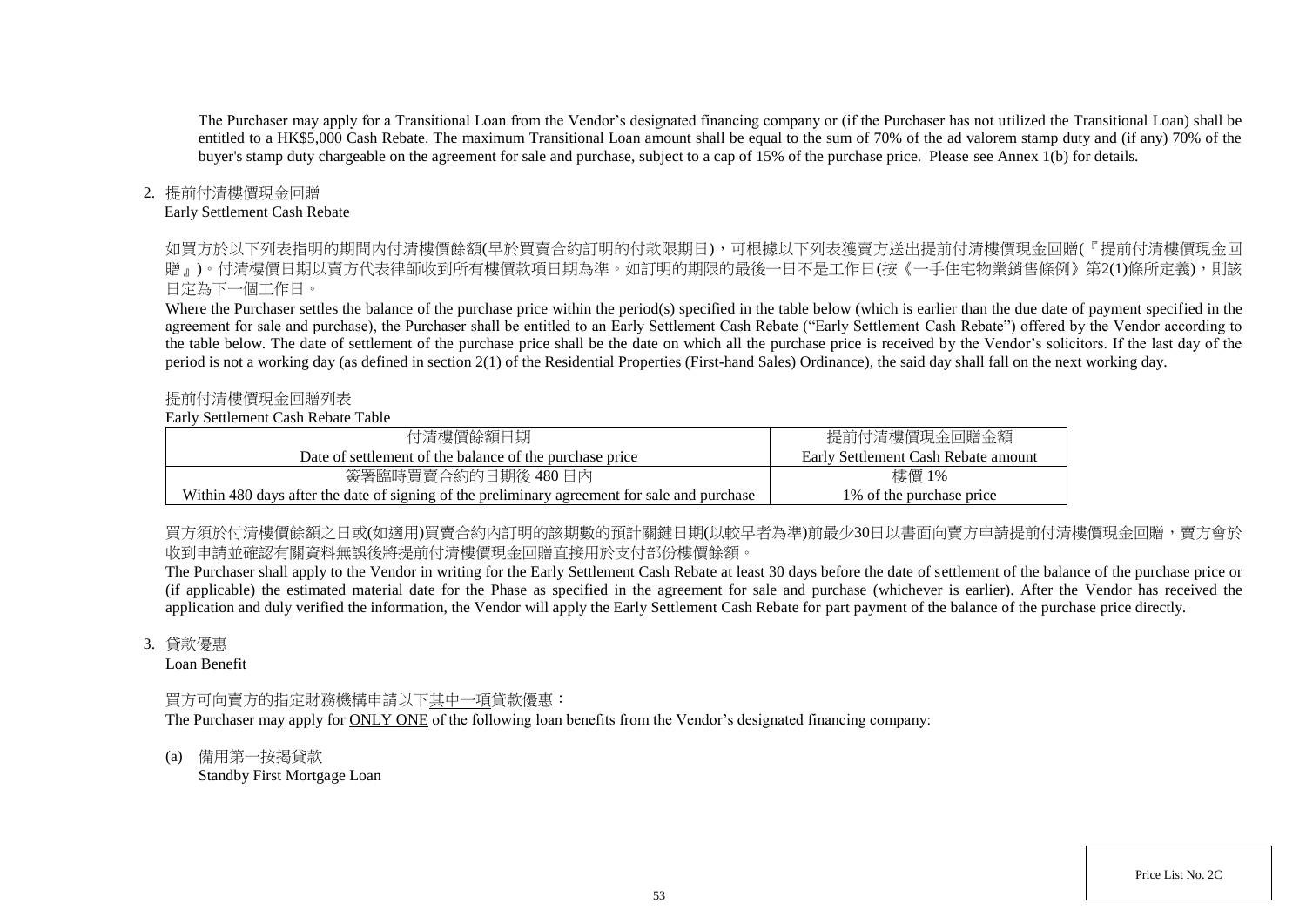The Purchaser may apply for a Transitional Loan from the Vendor's designated financing company or (if the Purchaser has not utilized the Transitional Loan) shall be entitled to a HK$5,000 Cash Rebate. The maximum Transitional Loan amount shall be equal to the sum of 70% of the ad valorem stamp duty and (if any) 70% of the buyer's stamp duty chargeable on the agreement for sale and purchase, subject to a cap of 15% of the purchase price. Please see Annex 1(b) for details.

2. 提前付清樓價現金回贈
Early Settlement Cash Rebate

如買方於以下列表指明的期間內付清樓價餘額(早於買賣合約訂明的付款限期日)，可根據以下列表獲賣方送出提前付清樓價現金回贈(『提前付清樓價現金回贈』)。付清樓價日期以賣方代表律師收到所有樓價款項日期為準。如訂明的期限的最後一日不是工作日(按《一手住宅物業銷售條例》第2(1)條所定義)，則該日定為下一個工作日。

Where the Purchaser settles the balance of the purchase price within the period(s) specified in the table below (which is earlier than the due date of payment specified in the agreement for sale and purchase), the Purchaser shall be entitled to an Early Settlement Cash Rebate ("Early Settlement Cash Rebate") offered by the Vendor according to the table below. The date of settlement of the purchase price shall be the date on which all the purchase price is received by the Vendor's solicitors. If the last day of the period is not a working day (as defined in section 2(1) of the Residential Properties (First-hand Sales) Ordinance), the said day shall fall on the next working day.

提前付清樓價現金回贈列表
Early Settlement Cash Rebate Table

| 付清樓價餘額日期<br>Date of settlement of the balance of the purchase price | 提前付清樓價現金回贈金額<br>Early Settlement Cash Rebate amount |
|---|---|
| 簽署臨時買賣合約的日期後 480 日內<br>Within 480 days after the date of signing of the preliminary agreement for sale and purchase | 樓價 1%<br>1% of the purchase price |

買方須於付清樓價餘額之日或(如適用)買賣合約內訂明的該期數的預計關鍵日期(以較早者為準)前最少30日以書面向賣方申請提前付清樓價現金回贈，賣方會於收到申請並確認有關資料無誤後將提前付清樓價現金回贈直接用於支付部份樓價餘額。

The Purchaser shall apply to the Vendor in writing for the Early Settlement Cash Rebate at least 30 days before the date of settlement of the balance of the purchase price or (if applicable) the estimated material date for the Phase as specified in the agreement for sale and purchase (whichever is earlier). After the Vendor has received the application and duly verified the information, the Vendor will apply the Early Settlement Cash Rebate for part payment of the balance of the purchase price directly.

3. 貸款優惠
Loan Benefit

買方可向賣方的指定財務機構申請以下其中一項貸款優惠：
The Purchaser may apply for ONLY ONE of the following loan benefits from the Vendor's designated financing company:

(a) 備用第一按揭貸款
Standby First Mortgage Loan

Price List No. 2C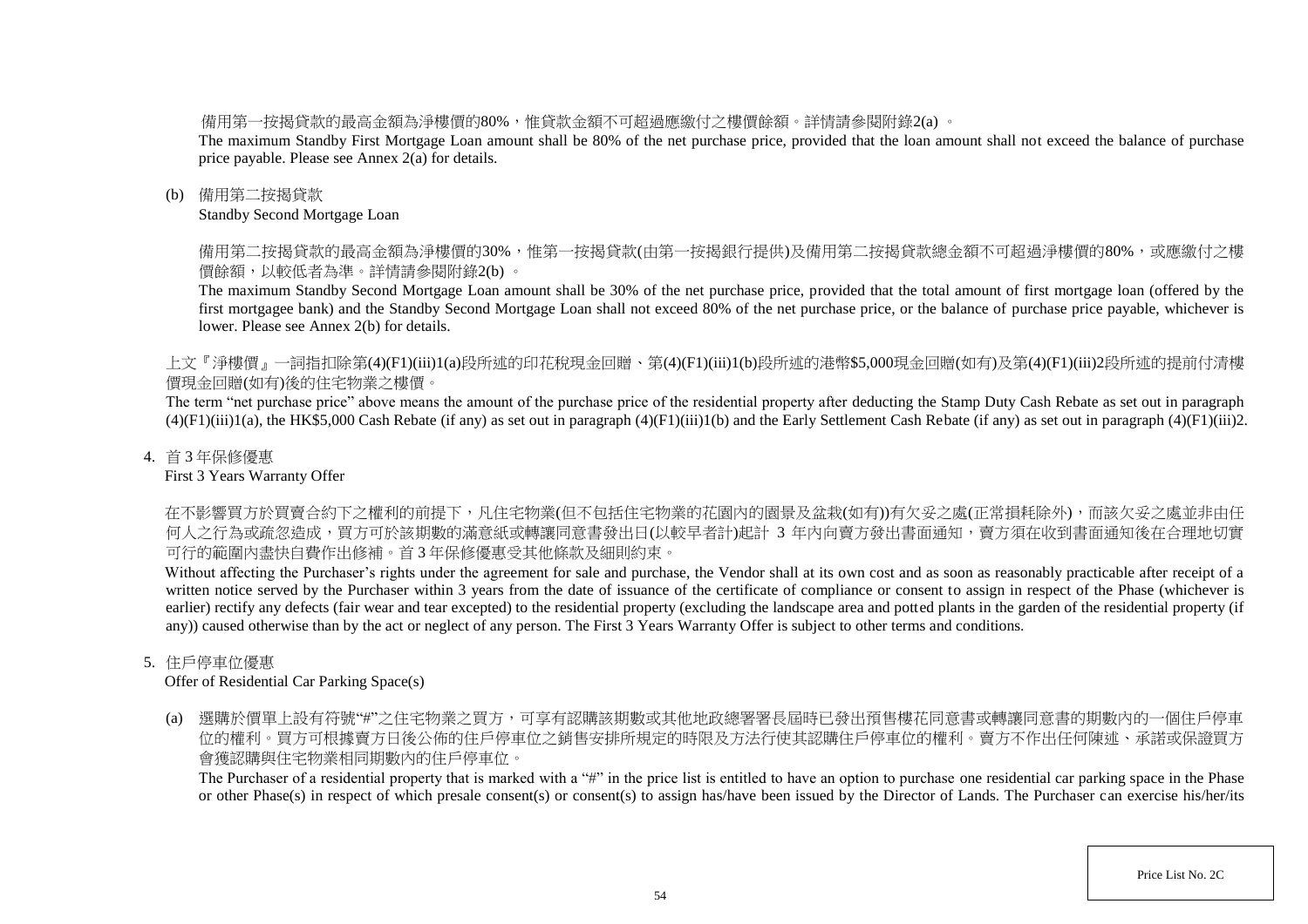備用第一按揭貸款的最高金額為淨樓價的80%，惟貸款金額不可超過應繳付之樓價餘額。詳情請參閱附錄2(a) 。

The maximum Standby First Mortgage Loan amount shall be 80% of the net purchase price, provided that the loan amount shall not exceed the balance of purchase price payable. Please see Annex 2(a) for details.

(b) 備用第二按揭貸款

Standby Second Mortgage Loan

備用第二按揭貸款的最高金額為淨樓價的30%，惟第一按揭貸款(由第一按揭銀行提供)及備用第二按揭貸款總金額不可超過淨樓價的80%，或應繳付之樓價餘額，以較低者為準。詳情請參閱附錄2(b) 。

The maximum Standby Second Mortgage Loan amount shall be 30% of the net purchase price, provided that the total amount of first mortgage loan (offered by the first mortgagee bank) and the Standby Second Mortgage Loan shall not exceed 80% of the net purchase price, or the balance of purchase price payable, whichever is lower. Please see Annex 2(b) for details.

上文『淨樓價』一詞指扣除第(4)(F1)(iii)1(a)段所述的印花稅現金回贈、第(4)(F1)(iii)1(b)段所述的港幣$5,000現金回贈(如有)及第(4)(F1)(iii)2段所述的提前付清樓價現金回贈(如有)後的住宅物業之樓價。

The term "net purchase price" above means the amount of the purchase price of the residential property after deducting the Stamp Duty Cash Rebate as set out in paragraph (4)(F1)(iii)1(a), the HK$5,000 Cash Rebate (if any) as set out in paragraph (4)(F1)(iii)1(b) and the Early Settlement Cash Rebate (if any) as set out in paragraph (4)(F1)(iii)2.

4. 首 3 年保修優惠

First 3 Years Warranty Offer

在不影響買方於買賣合約下之權利的前提下，凡住宅物業(但不包括住宅物業的花園內的園景及盆栽(如有))有欠妥之處(正常損耗除外)，而該欠妥之處並非由任何人之行為或疏忽造成，買方可於該期數的滿意紙或轉讓同意書發出日(以較早者計)起計 3 年內向賣方發出書面通知，賣方須在收到書面通知後在合理地切實可行的範圍內盡快自費作出修補。首 3 年保修優惠受其他條款及細則約束。

Without affecting the Purchaser's rights under the agreement for sale and purchase, the Vendor shall at its own cost and as soon as reasonably practicable after receipt of a written notice served by the Purchaser within 3 years from the date of issuance of the certificate of compliance or consent to assign in respect of the Phase (whichever is earlier) rectify any defects (fair wear and tear excepted) to the residential property (excluding the landscape area and potted plants in the garden of the residential property (if any)) caused otherwise than by the act or neglect of any person. The First 3 Years Warranty Offer is subject to other terms and conditions.

5. 住戶停車位優惠

Offer of Residential Car Parking Space(s)

(a) 選購於價單上設有符號"#"之住宅物業之買方，可享有認購該期數或其他地政總署署長屆時已發出預售樓花同意書或轉讓同意書的期數內的一個住戶停車位的權利。買方可根據賣方日後公佈的住戶停車位之銷售安排所規定的時限及方法行使其認購住戶停車位的權利。賣方不作出任何陳述、承諾或保證買方會獲認購與住宅物業相同期數內的住戶停車位。

The Purchaser of a residential property that is marked with a "#" in the price list is entitled to have an option to purchase one residential car parking space in the Phase or other Phase(s) in respect of which presale consent(s) or consent(s) to assign has/have been issued by the Director of Lands. The Purchaser can exercise his/her/its

Price List No. 2C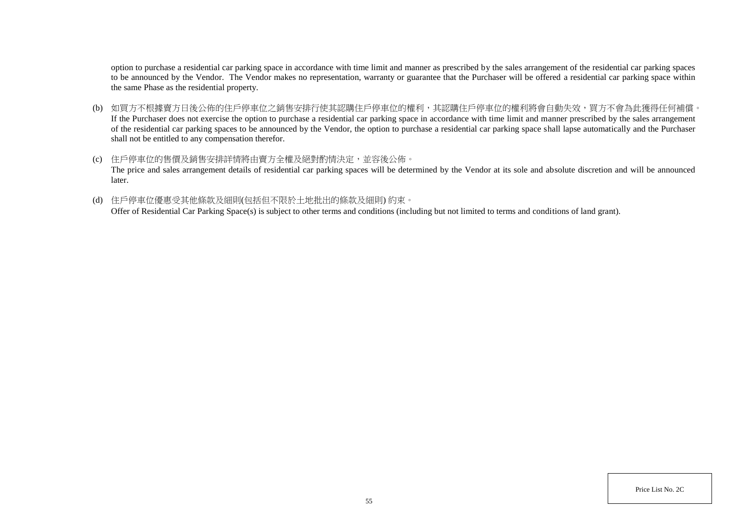option to purchase a residential car parking space in accordance with time limit and manner as prescribed by the sales arrangement of the residential car parking spaces to be announced by the Vendor. The Vendor makes no representation, warranty or guarantee that the Purchaser will be offered a residential car parking space within the same Phase as the residential property.

(b) 如買方不根據賣方日後公佈的住戶停車位之銷售安排行使其認購住戶停車位的權利，其認購住戶停車位的權利將會自動失效，買方不會為此獲得任何補償。
If the Purchaser does not exercise the option to purchase a residential car parking space in accordance with time limit and manner prescribed by the sales arrangement of the residential car parking spaces to be announced by the Vendor, the option to purchase a residential car parking space shall lapse automatically and the Purchaser shall not be entitled to any compensation therefor.

(c) 住戶停車位的售價及銷售安排詳情將由賣方全權及絕對酌情決定，並容後公佈。
The price and sales arrangement details of residential car parking spaces will be determined by the Vendor at its sole and absolute discretion and will be announced later.

(d) 住戶停車位優惠受其他條款及細則(包括但不限於土地批出的條款及細則) 約束。
Offer of Residential Car Parking Space(s) is subject to other terms and conditions (including but not limited to terms and conditions of land grant).

Price List No. 2C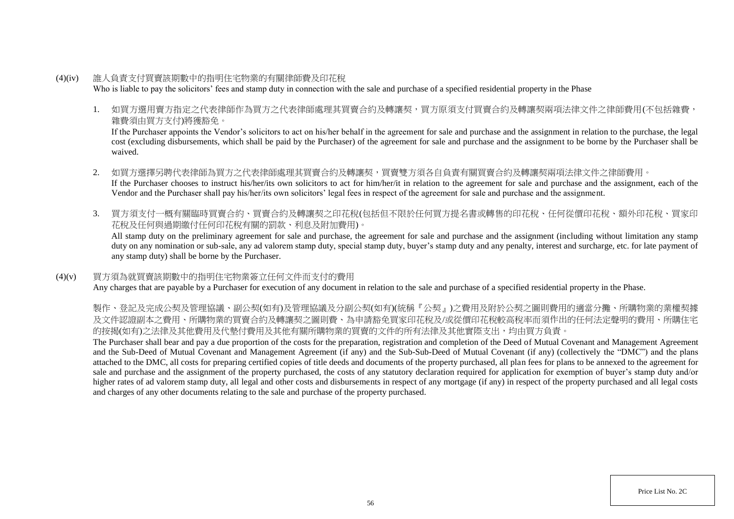(4)(iv) 誰人負責支付買賣該期數中的指明住宅物業的有關律師費及印花稅
Who is liable to pay the solicitors' fees and stamp duty in connection with the sale and purchase of a specified residential property in the Phase

1. 如買方選用賣方指定之代表律師作為買方之代表律師處理其買賣合約及轉讓契，買方原須支付買賣合約及轉讓契兩項法律文件之律師費用(不包括雜費，雜費須由買方支付)將獲豁免。
If the Purchaser appoints the Vendor's solicitors to act on his/her behalf in the agreement for sale and purchase and the assignment in relation to the purchase, the legal cost (excluding disbursements, which shall be paid by the Purchaser) of the agreement for sale and purchase and the assignment to be borne by the Purchaser shall be waived.

2. 如買方選擇另聘代表律師為買方之代表律師處理其買賣合約及轉讓契，買賣雙方須各自負責有關買賣合約及轉讓契兩項法律文件之律師費用。
If the Purchaser chooses to instruct his/her/its own solicitors to act for him/her/it in relation to the agreement for sale and purchase and the assignment, each of the Vendor and the Purchaser shall pay his/her/its own solicitors' legal fees in respect of the agreement for sale and purchase and the assignment.

3. 買方須支付一概有關臨時買賣合約、買賣合約及轉讓契之印花稅(包括但不限於任何買方提名書或轉售的印花稅、任何從價印花稅、額外印花稅、買家印花稅及任何與過期繳付任何印花稅有關的罰款、利息及附加費用)。
All stamp duty on the preliminary agreement for sale and purchase, the agreement for sale and purchase and the assignment (including without limitation any stamp duty on any nomination or sub-sale, any ad valorem stamp duty, special stamp duty, buyer's stamp duty and any penalty, interest and surcharge, etc. for late payment of any stamp duty) shall be borne by the Purchaser.

(4)(v) 買方須為就買賣該期數中的指明住宅物業簽立任何文件而支付的費用
Any charges that are payable by a Purchaser for execution of any document in relation to the sale and purchase of a specified residential property in the Phase.

製作、登記及完成公契及管理協議、副公契(如有)及管理協議及分副公契(如有)(統稱『公契』)之費用及附於公契之圖則費用的適當分攤、所購物業的業權契據及文件認證副本之費用、所購物業的買賣合約及轉讓契之圖則費、為申請豁免買家印花稅及/或從價印花稅較高稅率而須作出的任何法定聲明的費用、所購住宅的按揭(如有)之法律及其他費用及代墊付費用及其他有關所購物業的買賣的文件的所有法律及其他實際支出，均由買方負責。

The Purchaser shall bear and pay a due proportion of the costs for the preparation, registration and completion of the Deed of Mutual Covenant and Management Agreement and the Sub-Deed of Mutual Covenant and Management Agreement (if any) and the Sub-Sub-Deed of Mutual Covenant (if any) (collectively the "DMC") and the plans attached to the DMC, all costs for preparing certified copies of title deeds and documents of the property purchased, all plan fees for plans to be annexed to the agreement for sale and purchase and the assignment of the property purchased, the costs of any statutory declaration required for application for exemption of buyer's stamp duty and/or higher rates of ad valorem stamp duty, all legal and other costs and disbursements in respect of any mortgage (if any) in respect of the property purchased and all legal costs and charges of any other documents relating to the sale and purchase of the property purchased.

Price List No. 2C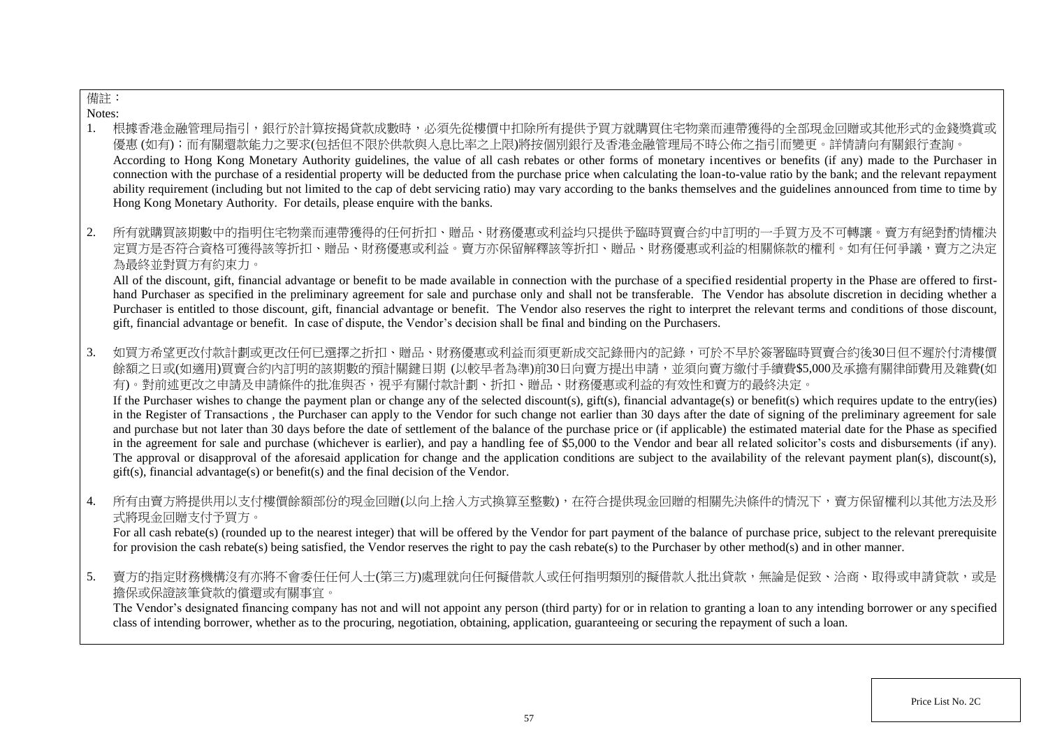備註：

Notes:

1. 根據香港金融管理局指引，銀行於計算按揭貸款成數時，必須先從樓價中扣除所有提供予買方就購買住宅物業而連帶獲得的全部現金回贈或其他形式的金錢獎賞或優惠 (如有)；而有關還款能力之要求(包括但不限於供款與入息比率之上限)將按個別銀行及香港金融管理局不時公佈之指引而變更。詳情請向有關銀行查詢。
   According to Hong Kong Monetary Authority guidelines, the value of all cash rebates or other forms of monetary incentives or benefits (if any) made to the Purchaser in connection with the purchase of a residential property will be deducted from the purchase price when calculating the loan-to-value ratio by the bank; and the relevant repayment ability requirement (including but not limited to the cap of debt servicing ratio) may vary according to the banks themselves and the guidelines announced from time to time by Hong Kong Monetary Authority. For details, please enquire with the banks.

2. 所有就購買該期數中的指明住宅物業而連帶獲得的任何折扣、贈品、財務優惠或利益均只提供予臨時買賣合約中訂明的一手買方及不可轉讓。賣方有絕對酌情權決定買方是否符合資格可獲得該等折扣、贈品、財務優惠或利益。賣方亦保留解釋該等折扣、贈品、財務優惠或利益的相關條款的權利。如有任何爭議，賣方之決定為最終並對買方有約束力。
   All of the discount, gift, financial advantage or benefit to be made available in connection with the purchase of a specified residential property in the Phase are offered to first-hand Purchaser as specified in the preliminary agreement for sale and purchase only and shall not be transferable. The Vendor has absolute discretion in deciding whether a Purchaser is entitled to those discount, gift, financial advantage or benefit. The Vendor also reserves the right to interpret the relevant terms and conditions of those discount, gift, financial advantage or benefit. In case of dispute, the Vendor's decision shall be final and binding on the Purchasers.

3. 如買方希望更改付款計劃或更改任何已選擇之折扣、贈品、財務優惠或利益而須更新成交記錄冊內的記錄，可於不早於簽署臨時買賣合約後30日但不遲於付清樓價餘額之日或(如適用)買賣合約內訂明的該期數的預計關鍵日期 (以較早者為準)前30日向賣方提出申請，並須向賣方繳付手續費$5,000及承擔有關律師費用及雜費(如有)。對前述更改之申請及申請條件的批准與否，視乎有關付款計劃、折扣、贈品、財務優惠或利益的有效性和賣方的最終決定。
   If the Purchaser wishes to change the payment plan or change any of the selected discount(s), gift(s), financial advantage(s) or benefit(s) which requires update to the entry(ies) in the Register of Transactions , the Purchaser can apply to the Vendor for such change not earlier than 30 days after the date of signing of the preliminary agreement for sale and purchase but not later than 30 days before the date of settlement of the balance of the purchase price or (if applicable) the estimated material date for the Phase as specified in the agreement for sale and purchase (whichever is earlier), and pay a handling fee of $5,000 to the Vendor and bear all related solicitor's costs and disbursements (if any). The approval or disapproval of the aforesaid application for change and the application conditions are subject to the availability of the relevant payment plan(s), discount(s), gift(s), financial advantage(s) or benefit(s) and the final decision of the Vendor.

4. 所有由賣方將提供用以支付樓價餘額部份的現金回贈(以向上捨入方式換算至整數)，在符合提供現金回贈的相關先決條件的情況下，賣方保留權利以其他方法及形式將現金回贈支付予買方。
   For all cash rebate(s) (rounded up to the nearest integer) that will be offered by the Vendor for part payment of the balance of purchase price, subject to the relevant prerequisite for provision the cash rebate(s) being satisfied, the Vendor reserves the right to pay the cash rebate(s) to the Purchaser by other method(s) and in other manner.

5. 賣方的指定財務機構沒有亦將不會委任任何人士(第三方)處理就向任何擬借款人或任何指明類別的擬借款人批出貸款，無論是促致、洽商、取得或申請貸款，或是擔保或保證該筆貸款的償還或有關事宜。
   The Vendor's designated financing company has not and will not appoint any person (third party) for or in relation to granting a loan to any intending borrower or any specified class of intending borrower, whether as to the procuring, negotiation, obtaining, application, guaranteeing or securing the repayment of such a loan.

Price List No. 2C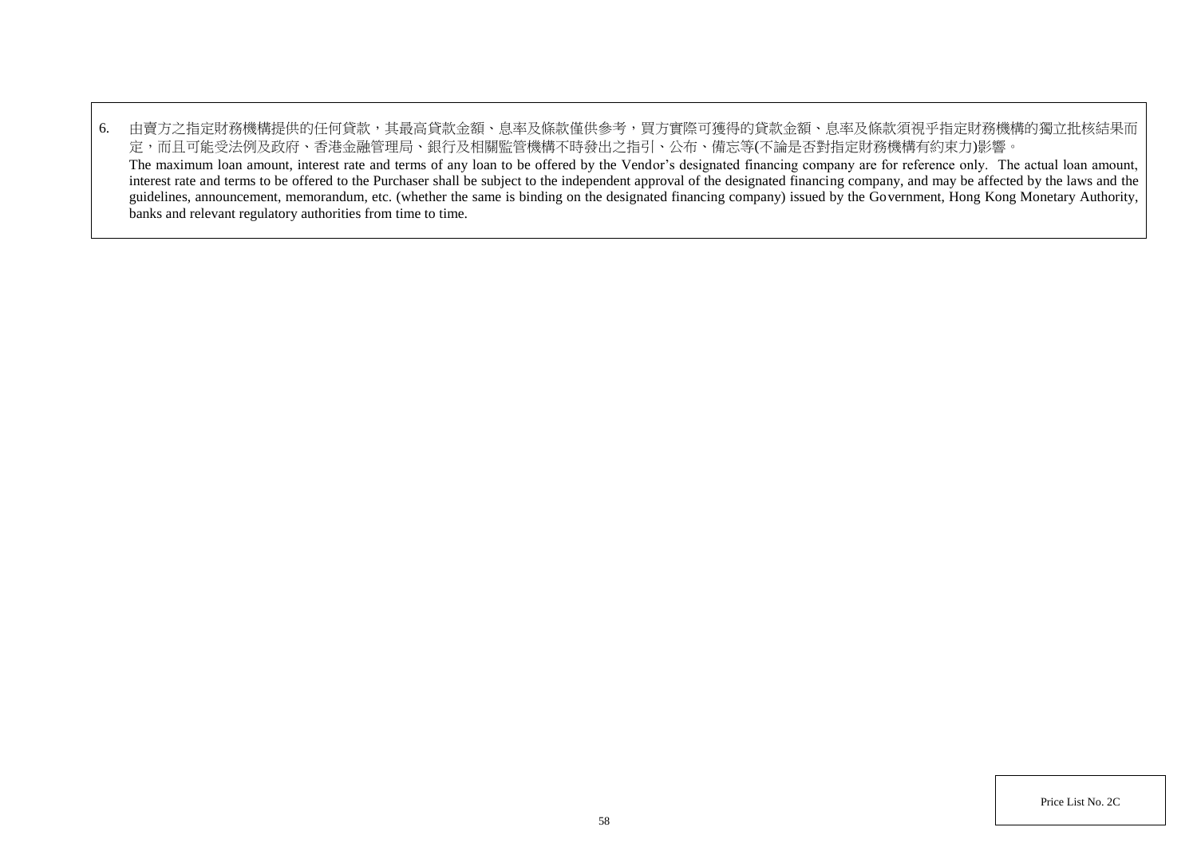6. 由賣方之指定財務機構提供的任何貸款，其最高貸款金額、息率及條款僅供參考，買方實際可獲得的貸款金額、息率及條款須視乎指定財務機構的獨立批核結果而定，而且可能受法例及政府、香港金融管理局、銀行及相關監管機構不時發出之指引、公布、備忘等(不論是否對指定財務機構有約束力)影響。
   The maximum loan amount, interest rate and terms of any loan to be offered by the Vendor's designated financing company are for reference only. The actual loan amount, interest rate and terms to be offered to the Purchaser shall be subject to the independent approval of the designated financing company, and may be affected by the laws and the guidelines, announcement, memorandum, etc. (whether the same is binding on the designated financing company) issued by the Government, Hong Kong Monetary Authority, banks and relevant regulatory authorities from time to time.

Price List No. 2C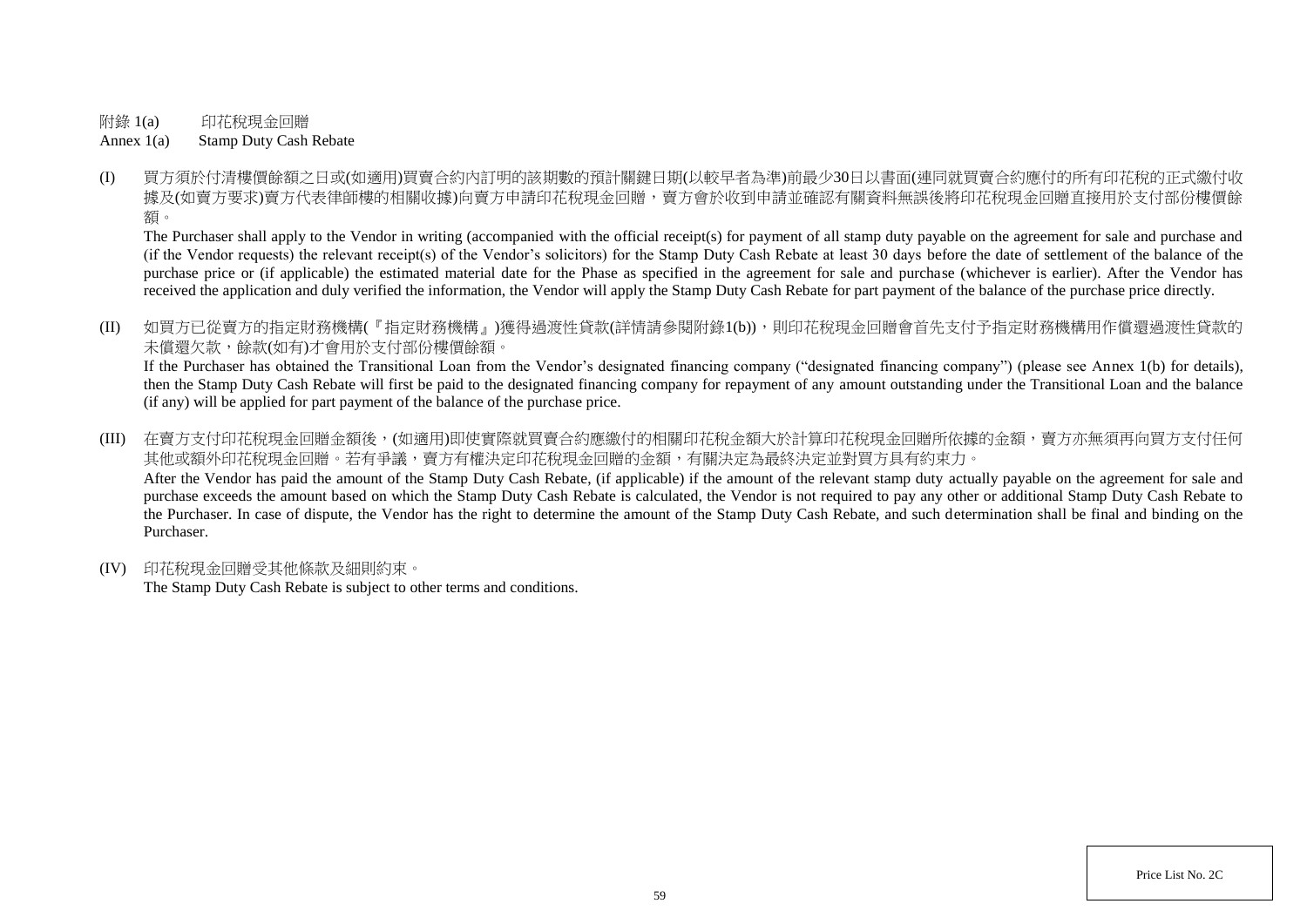附錄 1(a) 印花稅現金回贈

Annex 1(a) Stamp Duty Cash Rebate

(I) 買方須於付清樓價餘額之日或(如適用)買賣合約內訂明的該期數的預計關鍵日期(以較早者為準)前最少30日以書面(連同就買賣合約應付的所有印花稅的正式繳付收據及(如賣方要求)賣方代表律師樓的相關收據)向賣方申請印花稅現金回贈，賣方會於收到申請並確認有關資料無誤後將印花稅現金回贈直接用於支付部份樓價餘額。

The Purchaser shall apply to the Vendor in writing (accompanied with the official receipt(s) for payment of all stamp duty payable on the agreement for sale and purchase and (if the Vendor requests) the relevant receipt(s) of the Vendor's solicitors) for the Stamp Duty Cash Rebate at least 30 days before the date of settlement of the balance of the purchase price or (if applicable) the estimated material date for the Phase as specified in the agreement for sale and purchase (whichever is earlier). After the Vendor has received the application and duly verified the information, the Vendor will apply the Stamp Duty Cash Rebate for part payment of the balance of the purchase price directly.

(II) 如買方已從賣方的指定財務機構(『指定財務機構』)獲得過渡性貸款(詳情請參閱附錄1(b))，則印花稅現金回贈會首先支付予指定財務機構用作償還過渡性貸款的未償還欠款，餘款(如有)才會用於支付部份樓價餘額。

If the Purchaser has obtained the Transitional Loan from the Vendor's designated financing company ("designated financing company") (please see Annex 1(b) for details), then the Stamp Duty Cash Rebate will first be paid to the designated financing company for repayment of any amount outstanding under the Transitional Loan and the balance (if any) will be applied for part payment of the balance of the purchase price.

(III) 在賣方支付印花稅現金回贈金額後，(如適用)即使實際就買賣合約應繳付的相關印花稅金額大於計算印花稅現金回贈所依據的金額，賣方亦無須再向買方支付任何其他或額外印花稅現金回贈。若有爭議，賣方有權決定印花稅現金回贈的金額，有關決定為最終決定並對買方具有約束力。

After the Vendor has paid the amount of the Stamp Duty Cash Rebate, (if applicable) if the amount of the relevant stamp duty actually payable on the agreement for sale and purchase exceeds the amount based on which the Stamp Duty Cash Rebate is calculated, the Vendor is not required to pay any other or additional Stamp Duty Cash Rebate to the Purchaser. In case of dispute, the Vendor has the right to determine the amount of the Stamp Duty Cash Rebate, and such determination shall be final and binding on the Purchaser.

(IV) 印花稅現金回贈受其他條款及細則約束。

The Stamp Duty Cash Rebate is subject to other terms and conditions.

Price List No. 2C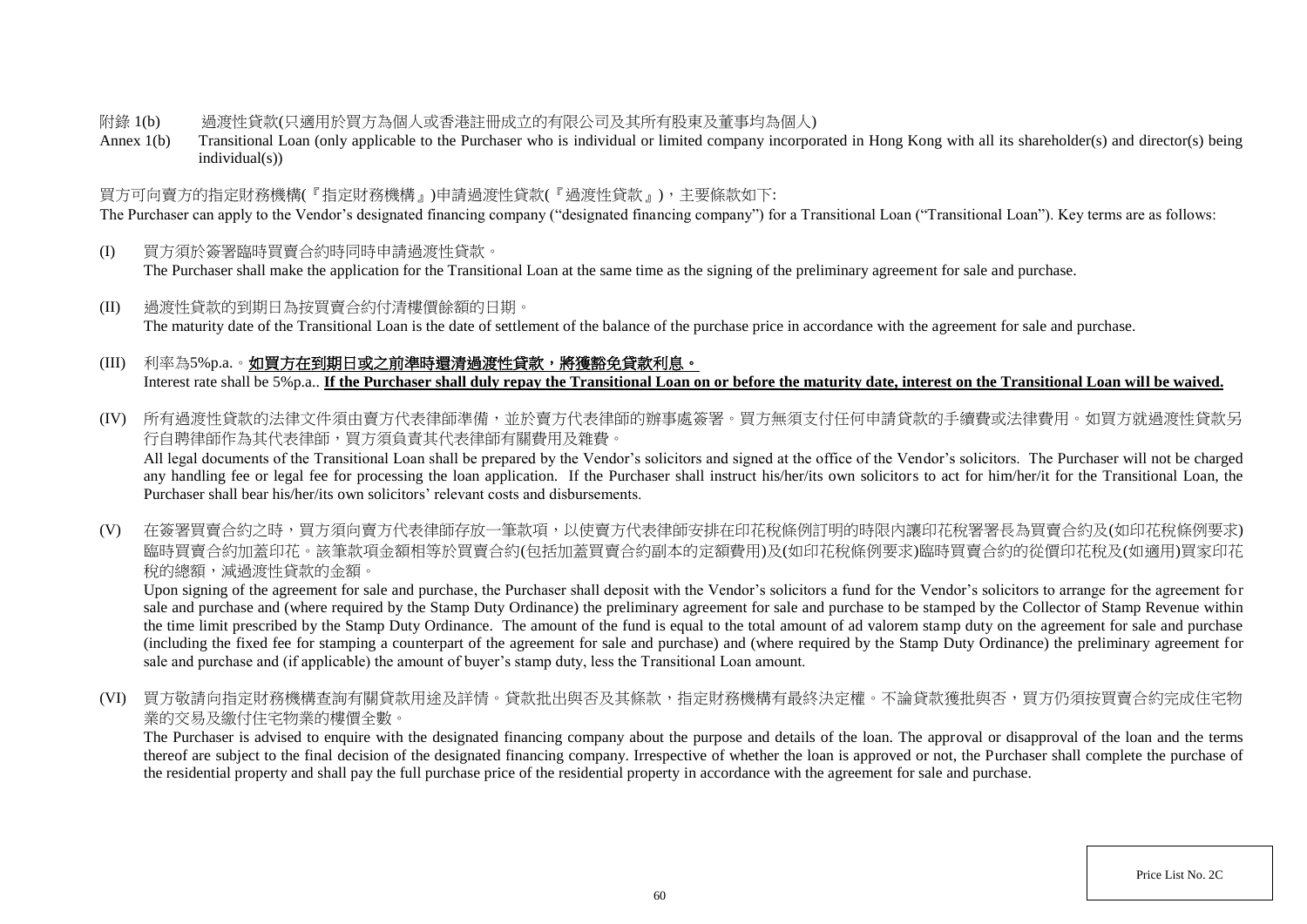附錄 1(b)　過渡性貸款(只適用於買方為個人或香港註冊成立的有限公司及其所有股東及董事均為個人)

Annex 1(b)　Transitional Loan (only applicable to the Purchaser who is individual or limited company incorporated in Hong Kong with all its shareholder(s) and director(s) being individual(s))

買方可向賣方的指定財務機構(『指定財務機構』)申請過渡性貸款(『過渡性貸款』)，主要條款如下:

The Purchaser can apply to the Vendor's designated financing company ("designated financing company") for a Transitional Loan ("Transitional Loan"). Key terms are as follows:

(I) 買方須於簽署臨時買賣合約時同時申請過渡性貸款。
The Purchaser shall make the application for the Transitional Loan at the same time as the signing of the preliminary agreement for sale and purchase.

(II) 過渡性貸款的到期日為按買賣合約付清樓價餘額的日期。
The maturity date of the Transitional Loan is the date of settlement of the balance of the purchase price in accordance with the agreement for sale and purchase.

(III) 利率為5%p.a.。**如買方在到期日或之前準時還清過渡性貸款，將獲豁免貸款利息。**
Interest rate shall be 5%p.a.. **If the Purchaser shall duly repay the Transitional Loan on or before the maturity date, interest on the Transitional Loan will be waived.**

(IV) 所有過渡性貸款的法律文件須由賣方代表律師準備，並於賣方代表律師的辦事處簽署。買方無須支付任何申請貸款的手續費或法律費用。如買方就過渡性貸款另行自聘律師作為其代表律師，買方須負責其代表律師有關費用及雜費。
All legal documents of the Transitional Loan shall be prepared by the Vendor's solicitors and signed at the office of the Vendor's solicitors. The Purchaser will not be charged any handling fee or legal fee for processing the loan application. If the Purchaser shall instruct his/her/its own solicitors to act for him/her/it for the Transitional Loan, the Purchaser shall bear his/her/its own solicitors' relevant costs and disbursements.

(V) 在簽署買賣合約之時，買方須向賣方代表律師存放一筆款項，以使賣方代表律師安排在印花稅條例訂明的時限內讓印花稅署署長為買賣合約及(如印花稅條例要求)臨時買賣合約加蓋印花。該筆款項金額相等於買賣合約(包括加蓋買賣合約副本的定額費用)及(如印花稅條例要求)臨時買賣合約的從價印花稅及(如適用)買家印花稅的總額，減過渡性貸款的金額。
Upon signing of the agreement for sale and purchase, the Purchaser shall deposit with the Vendor's solicitors a fund for the Vendor's solicitors to arrange for the agreement for sale and purchase and (where required by the Stamp Duty Ordinance) the preliminary agreement for sale and purchase to be stamped by the Collector of Stamp Revenue within the time limit prescribed by the Stamp Duty Ordinance. The amount of the fund is equal to the total amount of ad valorem stamp duty on the agreement for sale and purchase (including the fixed fee for stamping a counterpart of the agreement for sale and purchase) and (where required by the Stamp Duty Ordinance) the preliminary agreement for sale and purchase and (if applicable) the amount of buyer's stamp duty, less the Transitional Loan amount.

(VI) 買方敬請向指定財務機構查詢有關貸款用途及詳情。貸款批出與否及其條款，指定財務機構有最終決定權。不論貸款獲批與否，買方仍須按買賣合約完成住宅物業的交易及繳付住宅物業的樓價全數。
The Purchaser is advised to enquire with the designated financing company about the purpose and details of the loan. The approval or disapproval of the loan and the terms thereof are subject to the final decision of the designated financing company. Irrespective of whether the loan is approved or not, the Purchaser shall complete the purchase of the residential property and shall pay the full purchase price of the residential property in accordance with the agreement for sale and purchase.

Price List No. 2C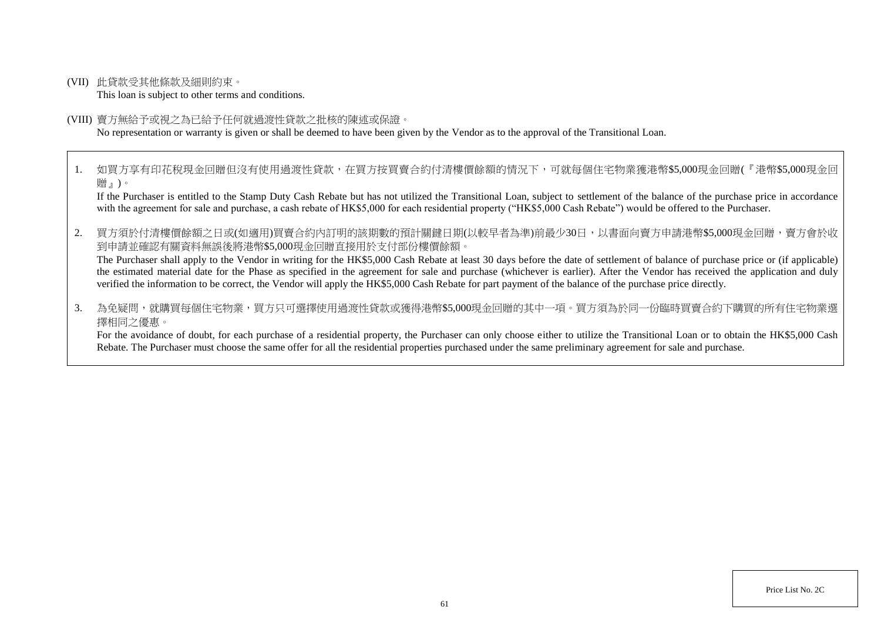(VII) 此貸款受其他條款及細則約束。
This loan is subject to other terms and conditions.

(VIII) 賣方無給予或視之為已給予任何就過渡性貸款之批核的陳述或保證。
No representation or warranty is given or shall be deemed to have been given by the Vendor as to the approval of the Transitional Loan.

1. 如買方享有印花稅現金回贈但沒有使用過渡性貸款，在買方按買賣合約付清樓價餘額的情況下，可就每個住宅物業獲港幣$5,000現金回贈(『港幣$5,000現金回贈』)。
If the Purchaser is entitled to the Stamp Duty Cash Rebate but has not utilized the Transitional Loan, subject to settlement of the balance of the purchase price in accordance with the agreement for sale and purchase, a cash rebate of HK$5,000 for each residential property ("HK$5,000 Cash Rebate") would be offered to the Purchaser.

2. 買方須於付清樓價餘額之日或(如適用)買賣合約內訂明的該期數的預計關鍵日期(以較早者為準)前最少30日，以書面向賣方申請港幣$5,000現金回贈，賣方會於收到申請並確認有關資料無誤後將港幣$5,000現金回贈直接用於支付部份樓價餘額。
The Purchaser shall apply to the Vendor in writing for the HK$5,000 Cash Rebate at least 30 days before the date of settlement of balance of purchase price or (if applicable) the estimated material date for the Phase as specified in the agreement for sale and purchase (whichever is earlier). After the Vendor has received the application and duly verified the information to be correct, the Vendor will apply the HK$5,000 Cash Rebate for part payment of the balance of the purchase price directly.

3. 為免疑問，就購買每個住宅物業，買方只可選擇使用過渡性貸款或獲得港幣$5,000現金回贈的其中一項。買方須為於同一份臨時買賣合約下購買的所有住宅物業選擇相同之優惠。
For the avoidance of doubt, for each purchase of a residential property, the Purchaser can only choose either to utilize the Transitional Loan or to obtain the HK$5,000 Cash Rebate. The Purchaser must choose the same offer for all the residential properties purchased under the same preliminary agreement for sale and purchase.

Price List No. 2C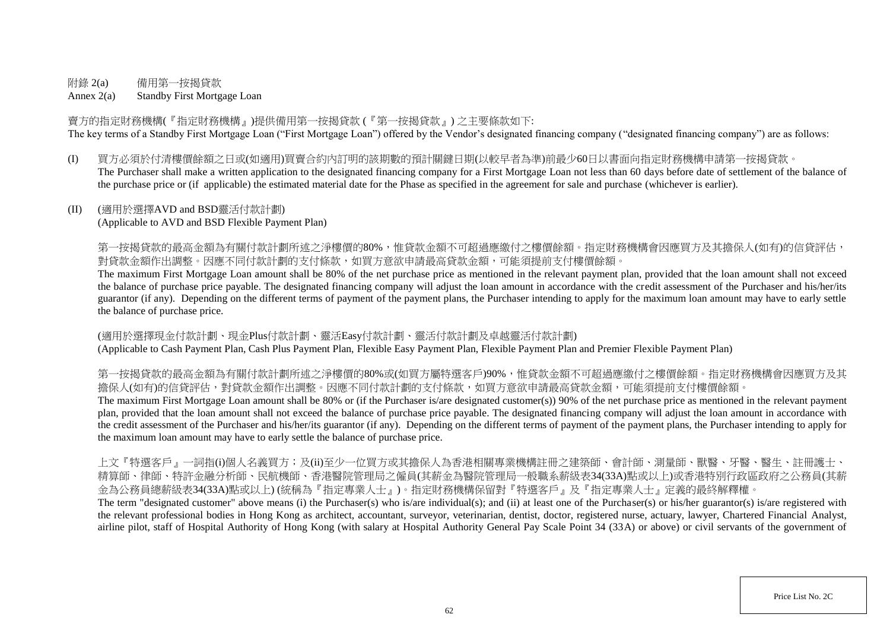附錄 2(a) 備用第一按揭貸款

Annex 2(a) Standby First Mortgage Loan

賣方的指定財務機構(『指定財務機構』)提供備用第一按揭貸款 (『第一按揭貸款』) 之主要條款如下:

The key terms of a Standby First Mortgage Loan ("First Mortgage Loan") offered by the Vendor's designated financing company ("designated financing company") are as follows:

(I) 買方必須於付清樓價餘額之日或(如適用)買賣合約內訂明的該期數的預計關鍵日期(以較早者為準)前最少60日以書面向指定財務機構申請第一按揭貸款。
The Purchaser shall make a written application to the designated financing company for a First Mortgage Loan not less than 60 days before date of settlement of the balance of the purchase price or (if applicable) the estimated material date for the Phase as specified in the agreement for sale and purchase (whichever is earlier).

(II) (適用於選擇AVD and BSD靈活付款計劃)
(Applicable to AVD and BSD Flexible Payment Plan)

第一按揭貸款的最高金額為有關付款計劃所述之淨樓價的80%，惟貸款金額不可超過應繳付之樓價餘額。指定財務機構會因應買方及其擔保人(如有)的信貸評估，對貸款金額作出調整。因應不同付款計劃的支付條款，如買方意欲申請最高貸款金額，可能須提前支付樓價餘額。

The maximum First Mortgage Loan amount shall be 80% of the net purchase price as mentioned in the relevant payment plan, provided that the loan amount shall not exceed the balance of purchase price payable. The designated financing company will adjust the loan amount in accordance with the credit assessment of the Purchaser and his/her/its guarantor (if any). Depending on the different terms of payment of the payment plans, the Purchaser intending to apply for the maximum loan amount may have to early settle the balance of purchase price.

(適用於選擇現金付款計劃、現金Plus付款計劃、靈活Easy付款計劃、靈活付款計劃及卓越靈活付款計劃)
(Applicable to Cash Payment Plan, Cash Plus Payment Plan, Flexible Easy Payment Plan, Flexible Payment Plan and Premier Flexible Payment Plan)

第一按揭貸款的最高金額為有關付款計劃所述之淨樓價的80%或(如買方屬特選客戶)90%，惟貸款金額不可超過應繳付之樓價餘額。指定財務機構會因應買方及其擔保人(如有)的信貸評估，對貸款金額作出調整。因應不同付款計劃的支付條款，如買方意欲申請最高貸款金額，可能須提前支付樓價餘額。

The maximum First Mortgage Loan amount shall be 80% or (if the Purchaser is/are designated customer(s)) 90% of the net purchase price as mentioned in the relevant payment plan, provided that the loan amount shall not exceed the balance of purchase price payable. The designated financing company will adjust the loan amount in accordance with the credit assessment of the Purchaser and his/her/its guarantor (if any). Depending on the different terms of payment of the payment plans, the Purchaser intending to apply for the maximum loan amount may have to early settle the balance of purchase price.

上文『特選客戶』一詞指(i)個人名義買方；及(ii)至少一位買方或其擔保人為香港相關專業機構註冊之建築師、會計師、測量師、獸醫、牙醫、醫生、註冊護士、精算師、律師、特許金融分析師、民航機師、香港醫院管理局之僱員(其薪金為醫院管理局一般職系薪級表34(33A)點或以上)或香港特別行政區政府之公務員(其薪金為公務員總薪級表34(33A)點或以上) (統稱為『指定專業人士』)。指定財務機構保留對『特選客戶』及『指定專業人士』定義的最終解釋權。

The term "designated customer" above means (i) the Purchaser(s) who is/are individual(s); and (ii) at least one of the Purchaser(s) or his/her guarantor(s) is/are registered with the relevant professional bodies in Hong Kong as architect, accountant, surveyor, veterinarian, dentist, doctor, registered nurse, actuary, lawyer, Chartered Financial Analyst, airline pilot, staff of Hospital Authority of Hong Kong (with salary at Hospital Authority General Pay Scale Point 34 (33A) or above) or civil servants of the government of

Price List No. 2C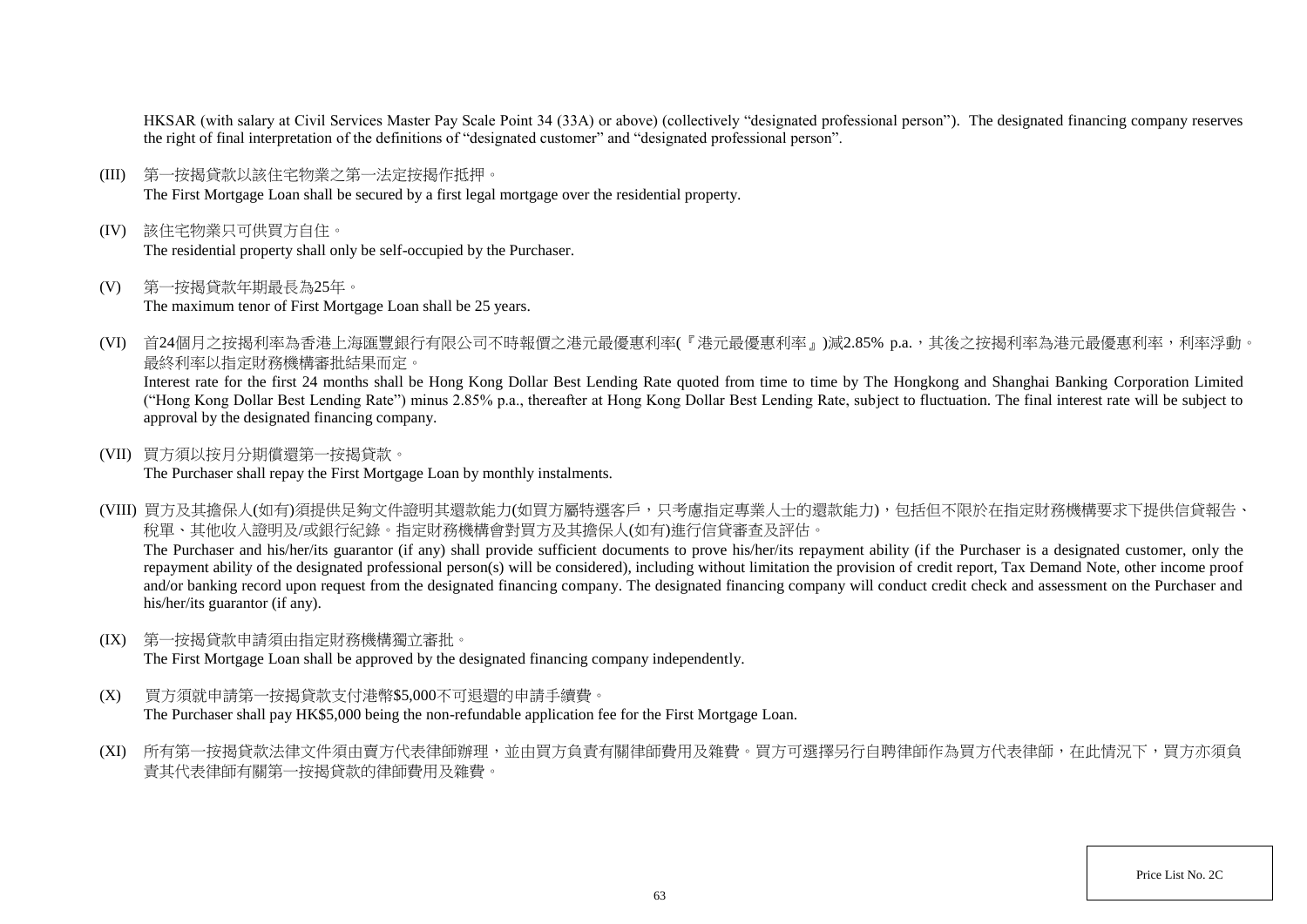HKSAR (with salary at Civil Services Master Pay Scale Point 34 (33A) or above) (collectively "designated professional person"). The designated financing company reserves the right of final interpretation of the definitions of "designated customer" and "designated professional person".

(III) 第一按揭貸款以該住宅物業之第一法定按揭作抵押。
The First Mortgage Loan shall be secured by a first legal mortgage over the residential property.

(IV) 該住宅物業只可供買方自住。
The residential property shall only be self-occupied by the Purchaser.

(V) 第一按揭貸款年期最長為25年。
The maximum tenor of First Mortgage Loan shall be 25 years.

(VI) 首24個月之按揭利率為香港上海匯豐銀行有限公司不時報價之港元最優惠利率(『港元最優惠利率』)減2.85% p.a.，其後之按揭利率為港元最優惠利率，利率浮動。最終利率以指定財務機構審批結果而定。
Interest rate for the first 24 months shall be Hong Kong Dollar Best Lending Rate quoted from time to time by The Hongkong and Shanghai Banking Corporation Limited ("Hong Kong Dollar Best Lending Rate") minus 2.85% p.a., thereafter at Hong Kong Dollar Best Lending Rate, subject to fluctuation. The final interest rate will be subject to approval by the designated financing company.

(VII) 買方須以按月分期償還第一按揭貸款。
The Purchaser shall repay the First Mortgage Loan by monthly instalments.

(VIII) 買方及其擔保人(如有)須提供足夠文件證明其還款能力(如買方屬特選客戶，只考慮指定專業人士的還款能力)，包括但不限於在指定財務機構要求下提供信貸報告、稅單、其他收入證明及/或銀行紀錄。指定財務機構會對買方及其擔保人(如有)進行信貸審查及評估。
The Purchaser and his/her/its guarantor (if any) shall provide sufficient documents to prove his/her/its repayment ability (if the Purchaser is a designated customer, only the repayment ability of the designated professional person(s) will be considered), including without limitation the provision of credit report, Tax Demand Note, other income proof and/or banking record upon request from the designated financing company. The designated financing company will conduct credit check and assessment on the Purchaser and his/her/its guarantor (if any).

(IX) 第一按揭貸款申請須由指定財務機構獨立審批。
The First Mortgage Loan shall be approved by the designated financing company independently.

(X) 買方須就申請第一按揭貸款支付港幣$5,000不可退還的申請手續費。
The Purchaser shall pay HK$5,000 being the non-refundable application fee for the First Mortgage Loan.

(XI) 所有第一按揭貸款法律文件須由賣方代表律師辦理，並由買方負責有關律師費用及雜費。買方可選擇另行自聘律師作為買方代表律師，在此情況下，買方亦須負責其代表律師有關第一按揭貸款的律師費用及雜費。

Price List No. 2C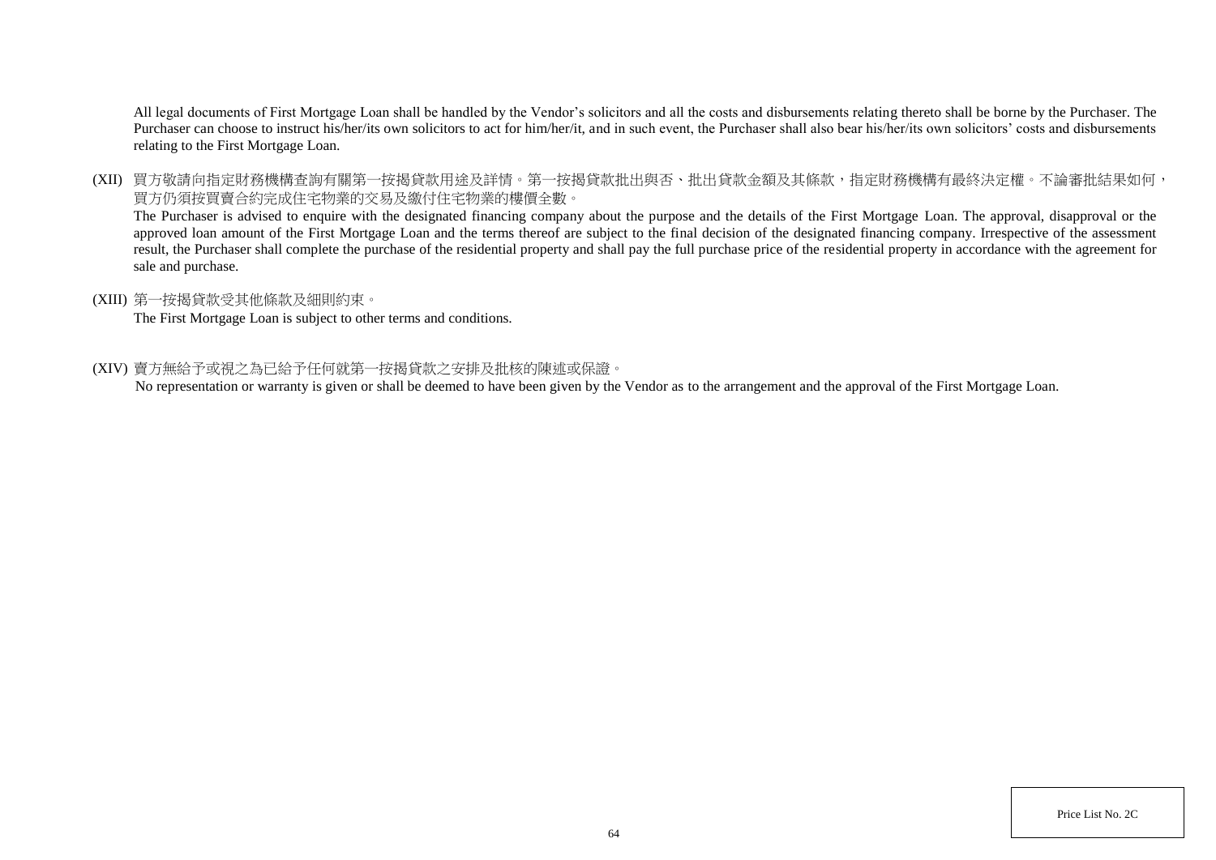All legal documents of First Mortgage Loan shall be handled by the Vendor's solicitors and all the costs and disbursements relating thereto shall be borne by the Purchaser. The Purchaser can choose to instruct his/her/its own solicitors to act for him/her/it, and in such event, the Purchaser shall also bear his/her/its own solicitors' costs and disbursements relating to the First Mortgage Loan.

(XII) 買方敬請向指定財務機構查詢有關第一按揭貸款用途及詳情。第一按揭貸款批出與否、批出貸款金額及其條款，指定財務機構有最終決定權。不論審批結果如何，買方仍須按買賣合約完成住宅物業的交易及繳付住宅物業的樓價全數。

The Purchaser is advised to enquire with the designated financing company about the purpose and the details of the First Mortgage Loan. The approval, disapproval or the approved loan amount of the First Mortgage Loan and the terms thereof are subject to the final decision of the designated financing company. Irrespective of the assessment result, the Purchaser shall complete the purchase of the residential property and shall pay the full purchase price of the residential property in accordance with the agreement for sale and purchase.

(XIII) 第一按揭貸款受其他條款及細則約束。

The First Mortgage Loan is subject to other terms and conditions.

(XIV) 賣方無給予或視之為已給予任何就第一按揭貸款之安排及批核的陳述或保證。

No representation or warranty is given or shall be deemed to have been given by the Vendor as to the arrangement and the approval of the First Mortgage Loan.

Price List No. 2C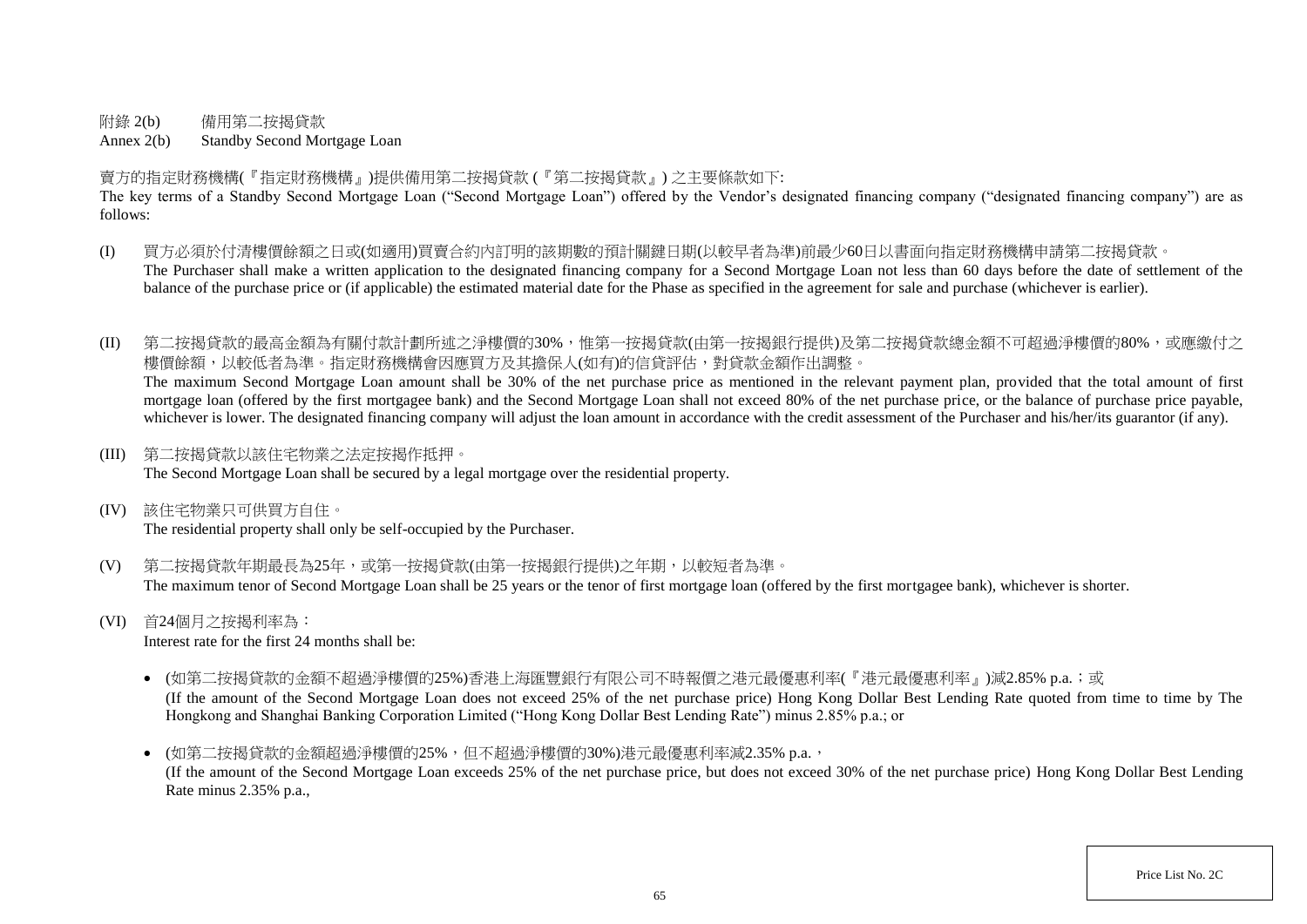附錄 2(b) 備用第二按揭貸款
Annex 2(b) Standby Second Mortgage Loan

賣方的指定財務機構(『指定財務機構』)提供備用第二按揭貸款 (『第二按揭貸款』) 之主要條款如下:
The key terms of a Standby Second Mortgage Loan ("Second Mortgage Loan") offered by the Vendor's designated financing company ("designated financing company") are as follows:

(I) 買方必須於付清樓價餘額之日或(如適用)買賣合約內訂明的該期數的預計關鍵日期(以較早者為準)前最少60日以書面向指定財務機構申請第二按揭貸款。
The Purchaser shall make a written application to the designated financing company for a Second Mortgage Loan not less than 60 days before the date of settlement of the balance of the purchase price or (if applicable) the estimated material date for the Phase as specified in the agreement for sale and purchase (whichever is earlier).

(II) 第二按揭貸款的最高金額為有關付款計劃所述之淨樓價的30%，惟第一按揭貸款(由第一按揭銀行提供)及第二按揭貸款總金額不可超過淨樓價的80%，或應繳付之樓價餘額，以較低者為準。指定財務機構會因應買方及其擔保人(如有)的信貸評估，對貸款金額作出調整。
The maximum Second Mortgage Loan amount shall be 30% of the net purchase price as mentioned in the relevant payment plan, provided that the total amount of first mortgage loan (offered by the first mortgagee bank) and the Second Mortgage Loan shall not exceed 80% of the net purchase price, or the balance of purchase price payable, whichever is lower. The designated financing company will adjust the loan amount in accordance with the credit assessment of the Purchaser and his/her/its guarantor (if any).

(III) 第二按揭貸款以該住宅物業之法定按揭作抵押。
The Second Mortgage Loan shall be secured by a legal mortgage over the residential property.

(IV) 該住宅物業只可供買方自住。
The residential property shall only be self-occupied by the Purchaser.

(V) 第二按揭貸款年期最長為25年，或第一按揭貸款(由第一按揭銀行提供)之年期，以較短者為準。
The maximum tenor of Second Mortgage Loan shall be 25 years or the tenor of first mortgage loan (offered by the first mortgagee bank), whichever is shorter.

(VI) 首24個月之按揭利率為：
Interest rate for the first 24 months shall be:

- (如第二按揭貸款的金額不超過淨樓價的25%)香港上海匯豐銀行有限公司不時報價之港元最優惠利率(『港元最優惠利率』)減2.85% p.a.；或
(If the amount of the Second Mortgage Loan does not exceed 25% of the net purchase price) Hong Kong Dollar Best Lending Rate quoted from time to time by The Hongkong and Shanghai Banking Corporation Limited ("Hong Kong Dollar Best Lending Rate") minus 2.85% p.a.; or

- (如第二按揭貸款的金額超過淨樓價的25%，但不超過淨樓價的30%)港元最優惠利率減2.35% p.a.，
(If the amount of the Second Mortgage Loan exceeds 25% of the net purchase price, but does not exceed 30% of the net purchase price) Hong Kong Dollar Best Lending Rate minus 2.35% p.a.,

Price List No. 2C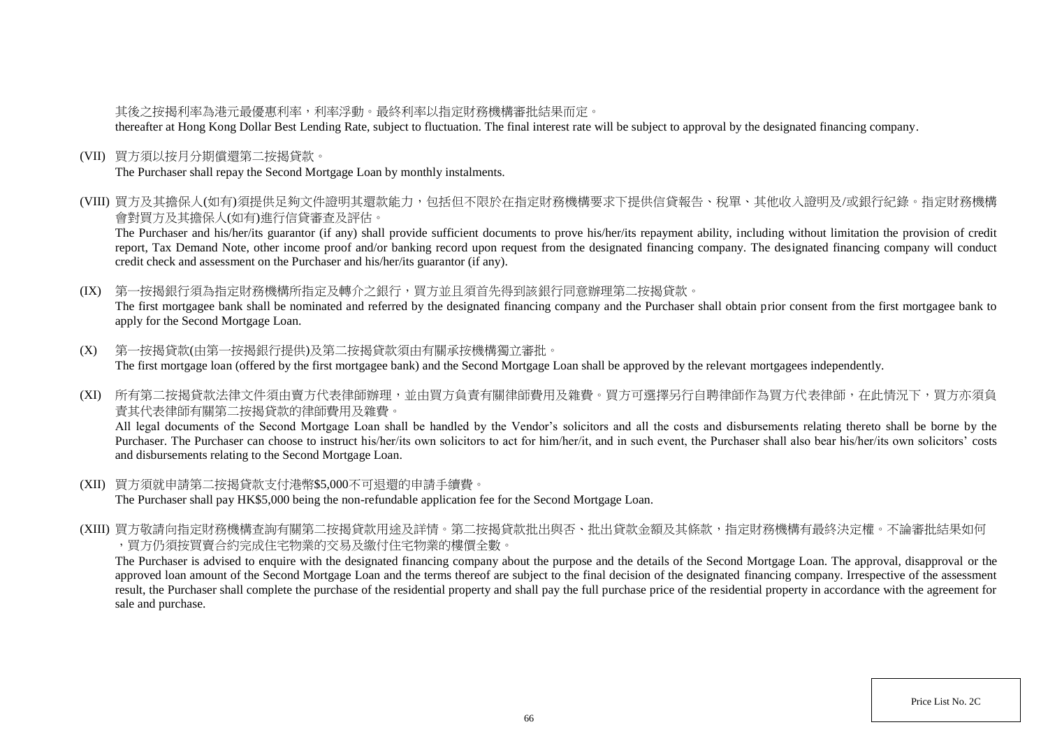其後之按揭利率為港元最優惠利率，利率浮動。最終利率以指定財務機構審批結果而定。
thereafter at Hong Kong Dollar Best Lending Rate, subject to fluctuation. The final interest rate will be subject to approval by the designated financing company.

(VII) 買方須以按月分期償還第二按揭貸款。
The Purchaser shall repay the Second Mortgage Loan by monthly instalments.

(VIII) 買方及其擔保人(如有)須提供足夠文件證明其還款能力，包括但不限於在指定財務機構要求下提供信貸報告、稅單、其他收入證明及/或銀行紀錄。指定財務機構會對買方及其擔保人(如有)進行信貸審查及評估。
The Purchaser and his/her/its guarantor (if any) shall provide sufficient documents to prove his/her/its repayment ability, including without limitation the provision of credit report, Tax Demand Note, other income proof and/or banking record upon request from the designated financing company. The designated financing company will conduct credit check and assessment on the Purchaser and his/her/its guarantor (if any).

(IX) 第一按揭銀行須為指定財務機構所指定及轉介之銀行，買方並且須首先得到該銀行同意辦理第二按揭貸款。
The first mortgagee bank shall be nominated and referred by the designated financing company and the Purchaser shall obtain prior consent from the first mortgagee bank to apply for the Second Mortgage Loan.

(X) 第一按揭貸款(由第一按揭銀行提供)及第二按揭貸款須由有關承按機構獨立審批。
The first mortgage loan (offered by the first mortgagee bank) and the Second Mortgage Loan shall be approved by the relevant mortgagees independently.

(XI) 所有第二按揭貸款法律文件須由賣方代表律師辦理，並由買方負責有關律師費用及雜費。買方可選擇另行自聘律師作為買方代表律師，在此情況下，買方亦須負責其代表律師有關第二按揭貸款的律師費用及雜費。
All legal documents of the Second Mortgage Loan shall be handled by the Vendor's solicitors and all the costs and disbursements relating thereto shall be borne by the Purchaser. The Purchaser can choose to instruct his/her/its own solicitors to act for him/her/it, and in such event, the Purchaser shall also bear his/her/its own solicitors' costs and disbursements relating to the Second Mortgage Loan.

(XII) 買方須就申請第二按揭貸款支付港幣$5,000不可退還的申請手續費。
The Purchaser shall pay HK$5,000 being the non-refundable application fee for the Second Mortgage Loan.

(XIII) 買方敬請向指定財務機構查詢有關第二按揭貸款用途及詳情。第二按揭貸款批出與否、批出貸款金額及其條款，指定財務機構有最終決定權。不論審批結果如何，買方仍須按買賣合約完成住宅物業的交易及繳付住宅物業的樓價全數。
The Purchaser is advised to enquire with the designated financing company about the purpose and the details of the Second Mortgage Loan. The approval, disapproval or the approved loan amount of the Second Mortgage Loan and the terms thereof are subject to the final decision of the designated financing company. Irrespective of the assessment result, the Purchaser shall complete the purchase of the residential property and shall pay the full purchase price of the residential property in accordance with the agreement for sale and purchase.

Price List No. 2C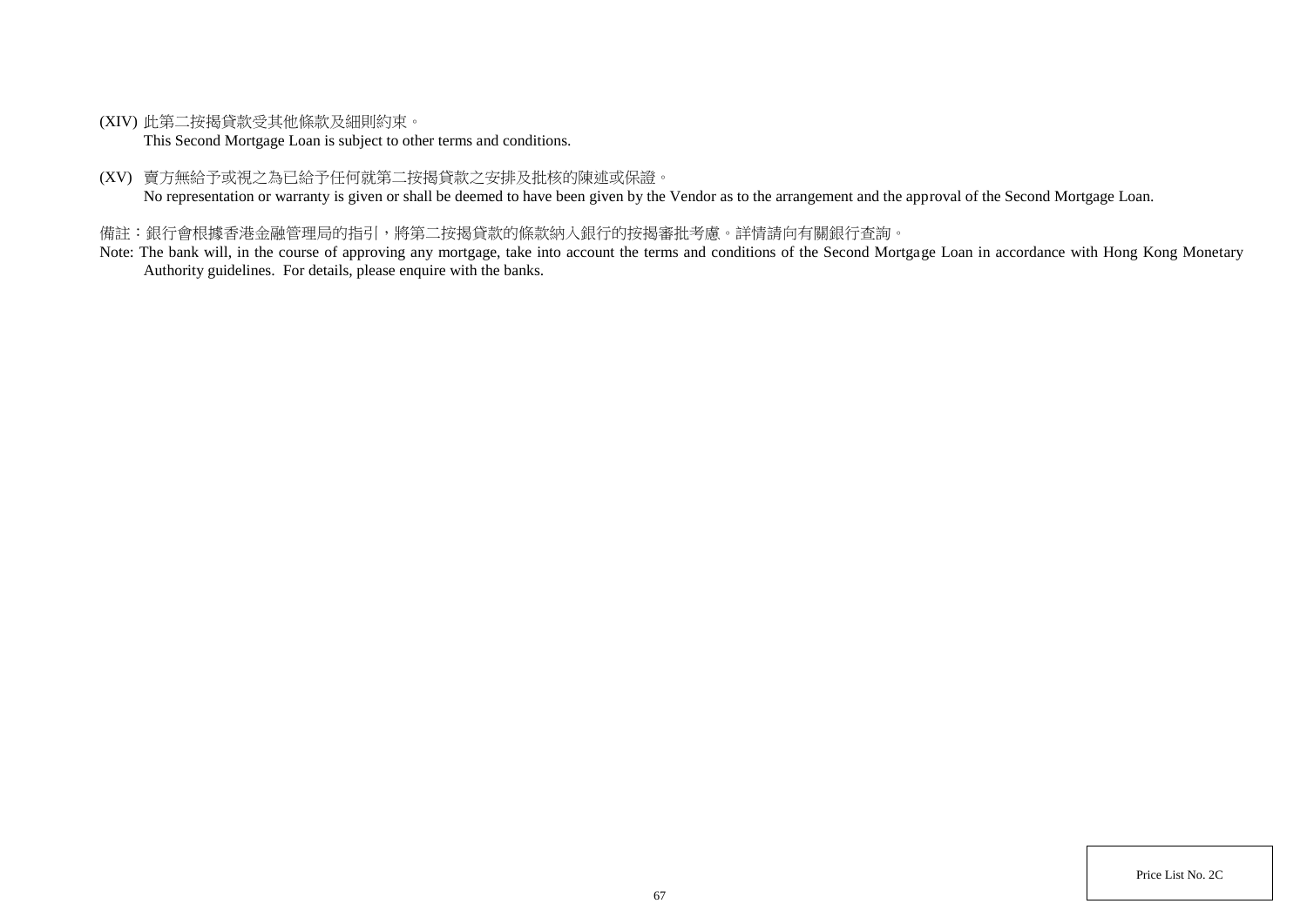(XIV) 此第二按揭貸款受其他條款及細則約束。
This Second Mortgage Loan is subject to other terms and conditions.

(XV) 賣方無給予或視之為已給予任何就第二按揭貸款之安排及批核的陳述或保證。
No representation or warranty is given or shall be deemed to have been given by the Vendor as to the arrangement and the approval of the Second Mortgage Loan.

備註：銀行會根據香港金融管理局的指引，將第二按揭貸款的條款納入銀行的按揭審批考慮。詳情請向有關銀行查詢。

Note: The bank will, in the course of approving any mortgage, take into account the terms and conditions of the Second Mortgage Loan in accordance with Hong Kong Monetary Authority guidelines. For details, please enquire with the banks.

Price List No. 2C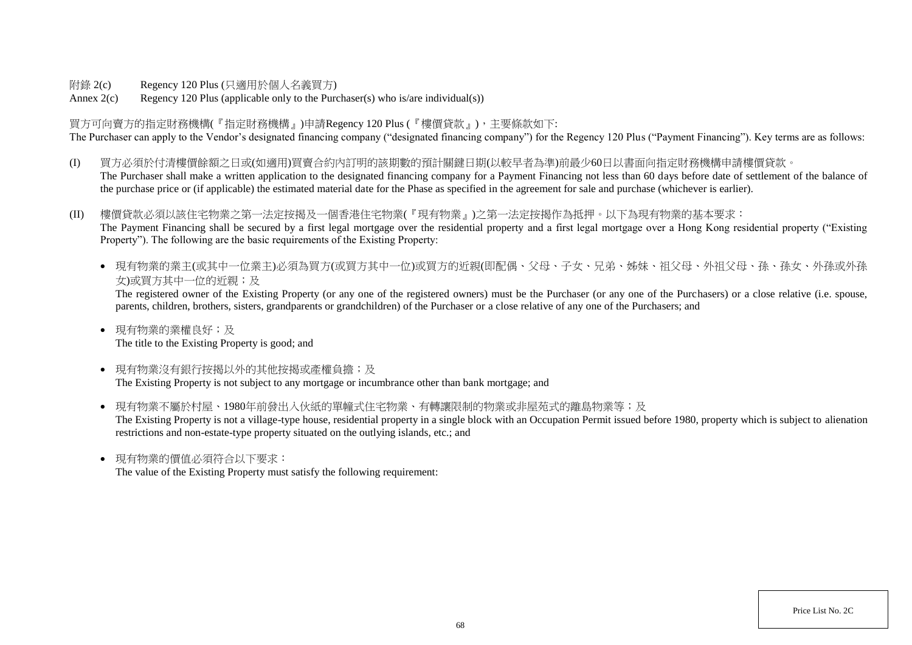附錄 2(c) Regency 120 Plus (只適用於個人名義買方)

Annex 2(c) Regency 120 Plus (applicable only to the Purchaser(s) who is/are individual(s))

買方可向賣方的指定財務機構(『指定財務機構』)申請Regency 120 Plus (『樓價貸款』)，主要條款如下:

The Purchaser can apply to the Vendor's designated financing company ("designated financing company") for the Regency 120 Plus ("Payment Financing"). Key terms are as follows:

(I) 買方必須於付清樓價餘額之日或(如適用)買賣合約內訂明的該期數的預計關鍵日期(以較早者為準)前最少60日以書面向指定財務機構申請樓價貸款。

The Purchaser shall make a written application to the designated financing company for a Payment Financing not less than 60 days before date of settlement of the balance of the purchase price or (if applicable) the estimated material date for the Phase as specified in the agreement for sale and purchase (whichever is earlier).

(II) 樓價貸款必須以該住宅物業之第一法定按揭及一個香港住宅物業(『現有物業』)之第一法定按揭作為抵押。以下為現有物業的基本要求：

The Payment Financing shall be secured by a first legal mortgage over the residential property and a first legal mortgage over a Hong Kong residential property ("Existing Property"). The following are the basic requirements of the Existing Property:

- 現有物業的業主(或其中一位業主)必須為買方(或買方其中一位)或買方的近親(即配偶、父母、子女、兄弟、姊妹、祖父母、外祖父母、孫、孫女、外孫或外孫女)或買方其中一位的近親；及
  The registered owner of the Existing Property (or any one of the registered owners) must be the Purchaser (or any one of the Purchasers) or a close relative (i.e. spouse, parents, children, brothers, sisters, grandparents or grandchildren) of the Purchaser or a close relative of any one of the Purchasers; and

- 現有物業的業權良好；及
  The title to the Existing Property is good; and

- 現有物業沒有銀行按揭以外的其他按揭或產權負擔；及
  The Existing Property is not subject to any mortgage or incumbrance other than bank mortgage; and

- 現有物業不屬於村屋、1980年前發出入伙紙的單幢式住宅物業、有轉讓限制的物業或非屋苑式的離島物業等；及
  The Existing Property is not a village-type house, residential property in a single block with an Occupation Permit issued before 1980, property which is subject to alienation restrictions and non-estate-type property situated on the outlying islands, etc.; and

- 現有物業的價值必須符合以下要求：
  The value of the Existing Property must satisfy the following requirement: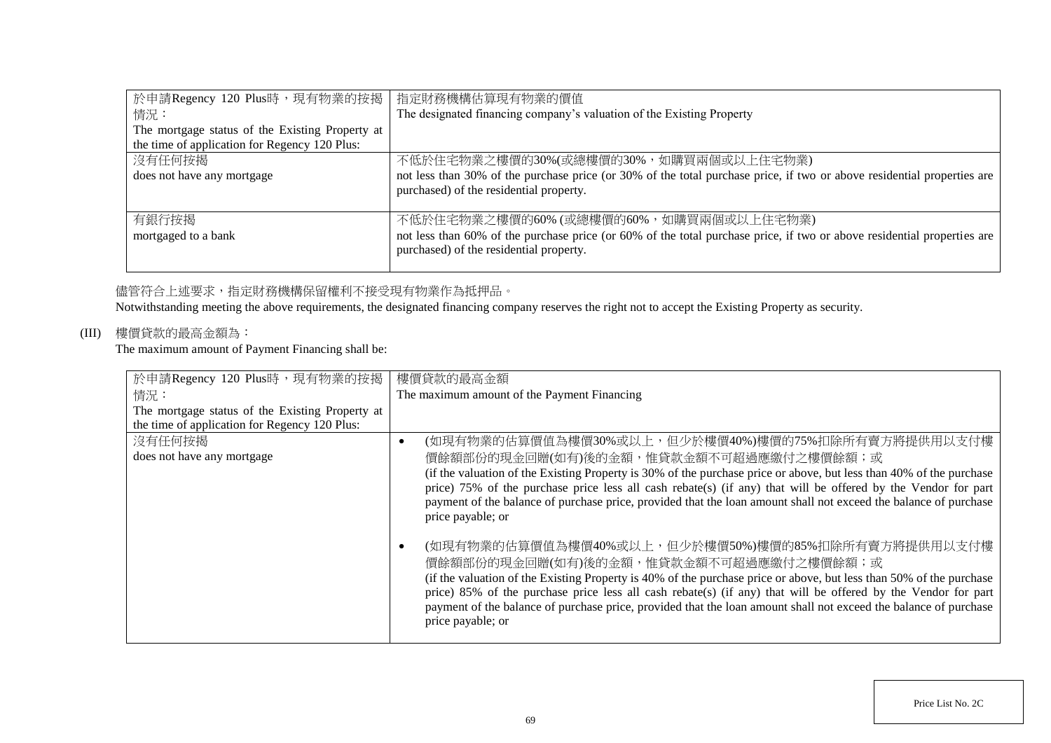| 於申請Regency 120 Plus時，現有物業的按揭情況：<br>The mortgage status of the Existing Property at the time of application for Regency 120 Plus: | 指定財務機構估算現有物業的價值<br>The designated financing company's valuation of the Existing Property |
|---|---|
| 沒有任何按揭<br>does not have any mortgage | 不低於住宅物業之樓價的30%(或總樓價的30%，如購買兩個或以上住宅物業)<br>not less than 30% of the purchase price (or 30% of the total purchase price, if two or above residential properties are purchased) of the residential property. |
| 有銀行按揭<br>mortgaged to a bank | 不低於住宅物業之樓價的60% (或總樓價的60%，如購買兩個或以上住宅物業)<br>not less than 60% of the purchase price (or 60% of the total purchase price, if two or above residential properties are purchased) of the residential property. |

儘管符合上述要求，指定財務機構保留權利不接受現有物業作為抵押品。

Notwithstanding meeting the above requirements, the designated financing company reserves the right not to accept the Existing Property as security.

(III) 樓價貸款的最高金額為：

The maximum amount of Payment Financing shall be:

| 於申請Regency 120 Plus時，現有物業的按揭情況：<br>The mortgage status of the Existing Property at the time of application for Regency 120 Plus: | 樓價貸款的最高金額<br>The maximum amount of the Payment Financing |
|---|---|
| 沒有任何按揭<br>does not have any mortgage | • (如現有物業的估算價值為樓價30%或以上，但少於樓價40%)樓價的75%扣除所有賣方將提供用以支付樓價餘額部份的現金回贈(如有)後的金額，惟貸款金額不可超過應繳付之樓價餘額；或<br>(if the valuation of the Existing Property is 30% of the purchase price or above, but less than 40% of the purchase price) 75% of the purchase price less all cash rebate(s) (if any) that will be offered by the Vendor for part payment of the balance of purchase price, provided that the loan amount shall not exceed the balance of purchase price payable; or<br><br>• (如現有物業的估算價值為樓價40%或以上，但少於樓價50%)樓價的85%扣除所有賣方將提供用以支付樓價餘額部份的現金回贈(如有)後的金額，惟貸款金額不可超過應繳付之樓價餘額；或<br>(if the valuation of the Existing Property is 40% of the purchase price or above, but less than 50% of the purchase price) 85% of the purchase price less all cash rebate(s) (if any) that will be offered by the Vendor for part payment of the balance of purchase price, provided that the loan amount shall not exceed the balance of purchase price payable; or |

Price List No. 2C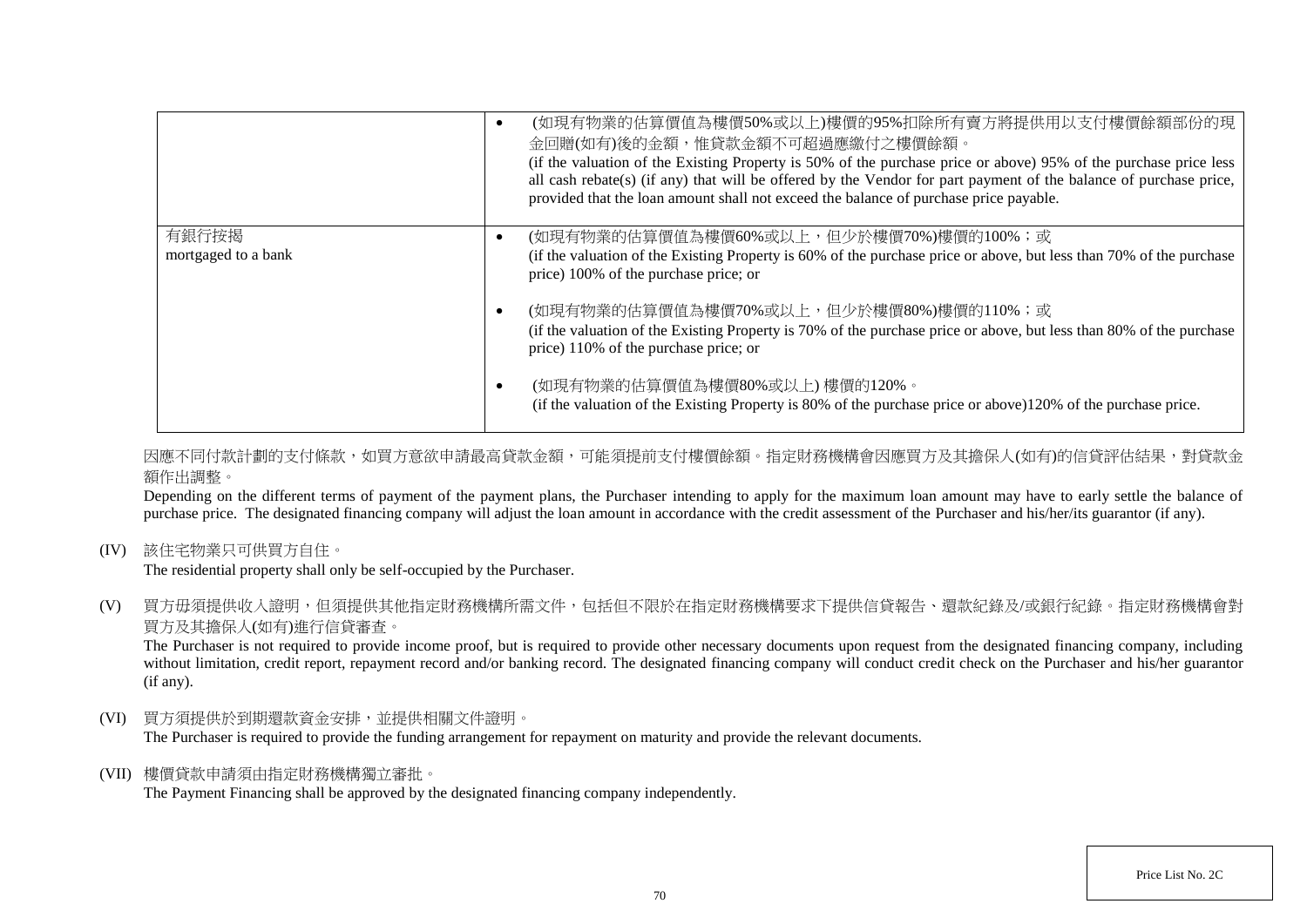| | |
|---|---|
| | • (如現有物業的估算價值為樓價50%或以上)樓價的95%扣除所有賣方將提供用以支付樓價餘額部份的現金回贈(如有)後的金額，惟貸款金額不可超過應繳付之樓價餘額。<br>(if the valuation of the Existing Property is 50% of the purchase price or above) 95% of the purchase price less all cash rebate(s) (if any) that will be offered by the Vendor for part payment of the balance of purchase price, provided that the loan amount shall not exceed the balance of purchase price payable. |
| 有銀行按揭<br>mortgaged to a bank | • (如現有物業的估算價值為樓價60%或以上，但少於樓價70%)樓價的100%；或<br>(if the valuation of the Existing Property is 60% of the purchase price or above, but less than 70% of the purchase price) 100% of the purchase price; or<br><br>• (如現有物業的估算價值為樓價70%或以上，但少於樓價80%)樓價的110%；或<br>(if the valuation of the Existing Property is 70% of the purchase price or above, but less than 80% of the purchase price) 110% of the purchase price; or<br><br>• (如現有物業的估算價值為樓價80%或以上) 樓價的120%。<br>(if the valuation of the Existing Property is 80% of the purchase price or above)120% of the purchase price. |

因應不同付款計劃的支付條款，如買方意欲申請最高貸款金額，可能須提前支付樓價餘額。指定財務機構會因應買方及其擔保人(如有)的信貸評估結果，對貸款金額作出調整。

Depending on the different terms of payment of the payment plans, the Purchaser intending to apply for the maximum loan amount may have to early settle the balance of purchase price. The designated financing company will adjust the loan amount in accordance with the credit assessment of the Purchaser and his/her/its guarantor (if any).

(IV) 該住宅物業只可供買方自住。
The residential property shall only be self-occupied by the Purchaser.

(V) 買方毋須提供收入證明，但須提供其他指定財務機構所需文件，包括但不限於在指定財務機構要求下提供信貸報告、還款紀錄及/或銀行紀錄。指定財務機構會對買方及其擔保人(如有)進行信貸審查。
The Purchaser is not required to provide income proof, but is required to provide other necessary documents upon request from the designated financing company, including without limitation, credit report, repayment record and/or banking record. The designated financing company will conduct credit check on the Purchaser and his/her guarantor (if any).

(VI) 買方須提供於到期還款資金安排，並提供相關文件證明。
The Purchaser is required to provide the funding arrangement for repayment on maturity and provide the relevant documents.

(VII) 樓價貸款申請須由指定財務機構獨立審批。
The Payment Financing shall be approved by the designated financing company independently.

Price List No. 2C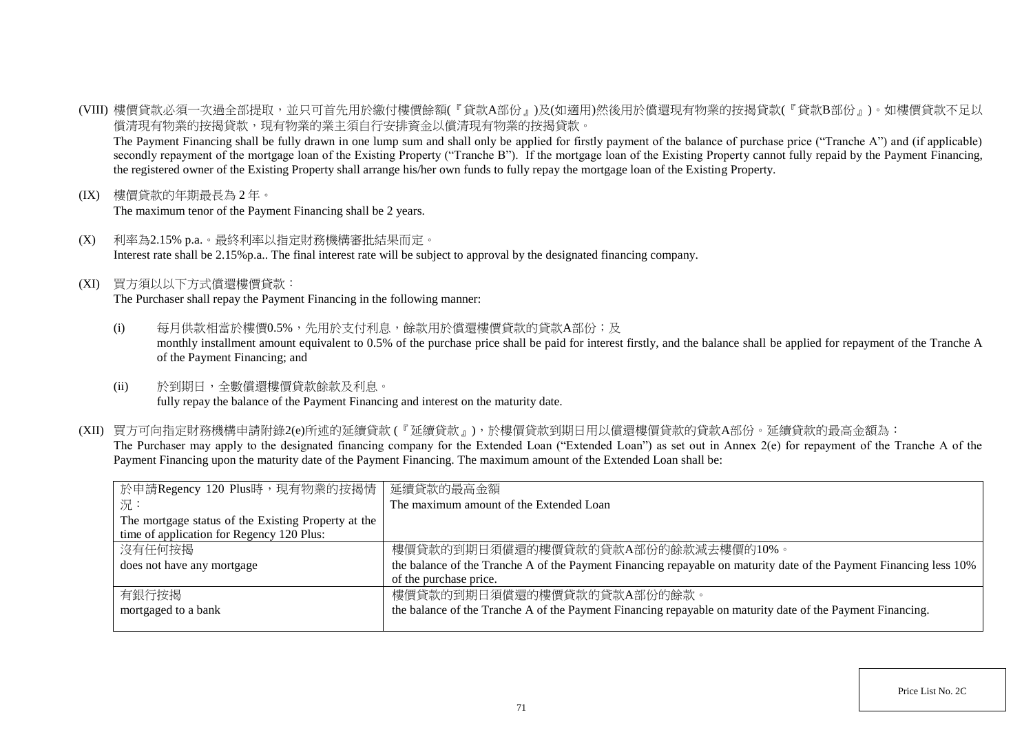(VIII) 樓價貸款必須一次過全部提取，並只可首先用於繳付樓價餘額(『貸款A部份』)及(如適用)然後用於償還現有物業的按揭貸款(『貸款B部份』)。如樓價貸款不足以償清現有物業的按揭貸款，現有物業的業主須自行安排資金以償清現有物業的按揭貸款。

The Payment Financing shall be fully drawn in one lump sum and shall only be applied for firstly payment of the balance of purchase price ("Tranche A") and (if applicable) secondly repayment of the mortgage loan of the Existing Property ("Tranche B"). If the mortgage loan of the Existing Property cannot fully repaid by the Payment Financing, the registered owner of the Existing Property shall arrange his/her own funds to fully repay the mortgage loan of the Existing Property.

(IX) 樓價貸款的年期最長為 2 年。

The maximum tenor of the Payment Financing shall be 2 years.

(X) 利率為2.15% p.a.。最終利率以指定財務機構審批結果而定。

Interest rate shall be 2.15%p.a.. The final interest rate will be subject to approval by the designated financing company.

(XI) 買方須以以下方式償還樓價貸款：

The Purchaser shall repay the Payment Financing in the following manner:

(i) 每月供款相當於樓價0.5%，先用於支付利息，餘款用於償還樓價貸款的貸款A部份；及
monthly installment amount equivalent to 0.5% of the purchase price shall be paid for interest firstly, and the balance shall be applied for repayment of the Tranche A of the Payment Financing; and

(ii) 於到期日，全數償還樓價貸款餘款及利息。
fully repay the balance of the Payment Financing and interest on the maturity date.

(XII) 買方可向指定財務機構申請附錄2(e)所述的延續貸款 (『延續貸款』)，於樓價貸款到期日用以償還樓價貸款的貸款A部份。延續貸款的最高金額為：

The Purchaser may apply to the designated financing company for the Extended Loan ("Extended Loan") as set out in Annex 2(e) for repayment of the Tranche A of the Payment Financing upon the maturity date of the Payment Financing. The maximum amount of the Extended Loan shall be:

| 於申請Regency 120 Plus時，現有物業的按揭情況：<br>The mortgage status of the Existing Property at the time of application for Regency 120 Plus: | 延續貸款的最高金額<br>The maximum amount of the Extended Loan |
|---|---|
| 沒有任何按揭<br>does not have any mortgage | 樓價貸款的到期日須償還的樓價貸款的貸款A部份的餘款減去樓價的10%。<br>the balance of the Tranche A of the Payment Financing repayable on maturity date of the Payment Financing less 10% of the purchase price. |
| 有銀行按揭<br>mortgaged to a bank | 樓價貸款的到期日須償還的樓價貸款的貸款A部份的餘款。<br>the balance of the Tranche A of the Payment Financing repayable on maturity date of the Payment Financing. |

Price List No. 2C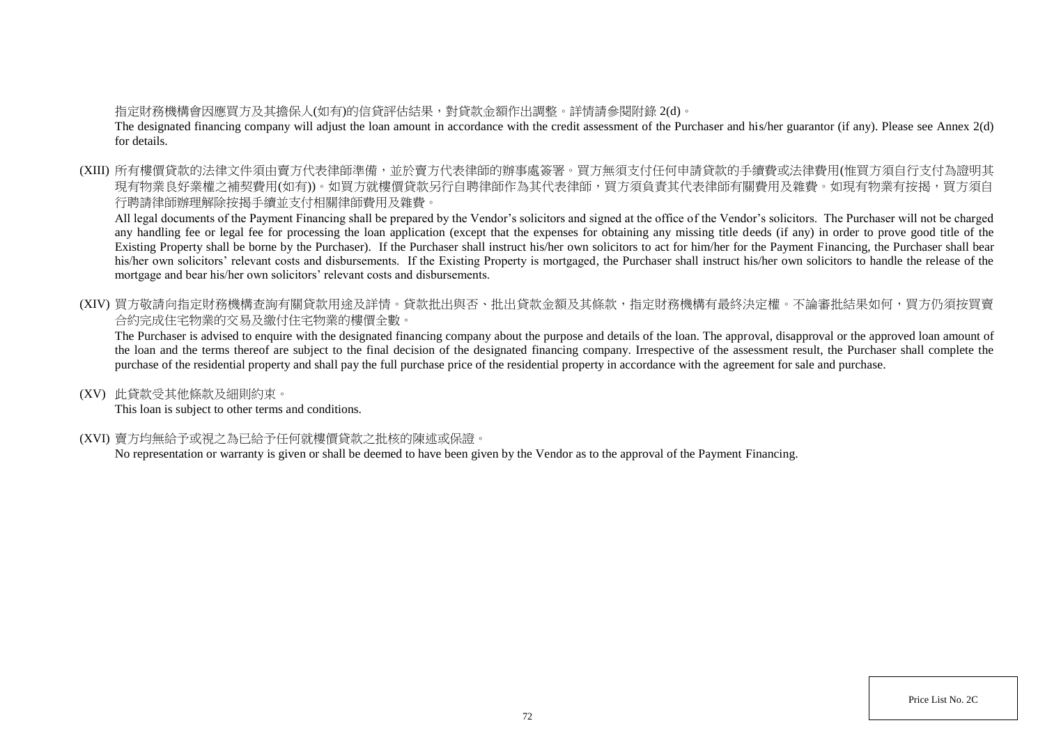指定財務機構會因應買方及其擔保人(如有)的信貸評估結果，對貸款金額作出調整。詳情請參閱附錄 2(d)。

The designated financing company will adjust the loan amount in accordance with the credit assessment of the Purchaser and his/her guarantor (if any). Please see Annex 2(d) for details.

(XIII) 所有樓價貸款的法律文件須由賣方代表律師準備，並於賣方代表律師的辦事處簽署。買方無須支付任何申請貸款的手續費或法律費用(惟買方須自行支付為證明其現有物業良好業權之補契費用(如有))。如買方就樓價貸款另行自聘律師作為其代表律師，買方須負責其代表律師有關費用及雜費。如現有物業有按揭，買方須自行聘請律師辦理解除按揭手續並支付相關律師費用及雜費。

All legal documents of the Payment Financing shall be prepared by the Vendor's solicitors and signed at the office of the Vendor's solicitors. The Purchaser will not be charged any handling fee or legal fee for processing the loan application (except that the expenses for obtaining any missing title deeds (if any) in order to prove good title of the Existing Property shall be borne by the Purchaser). If the Purchaser shall instruct his/her own solicitors to act for him/her for the Payment Financing, the Purchaser shall bear his/her own solicitors' relevant costs and disbursements. If the Existing Property is mortgaged, the Purchaser shall instruct his/her own solicitors to handle the release of the mortgage and bear his/her own solicitors' relevant costs and disbursements.

(XIV) 買方敬請向指定財務機構查詢有關貸款用途及詳情。貸款批出與否、批出貸款金額及其條款，指定財務機構有最終決定權。不論審批結果如何，買方仍須按買賣合約完成住宅物業的交易及繳付住宅物業的樓價全數。

The Purchaser is advised to enquire with the designated financing company about the purpose and details of the loan. The approval, disapproval or the approved loan amount of the loan and the terms thereof are subject to the final decision of the designated financing company. Irrespective of the assessment result, the Purchaser shall complete the purchase of the residential property and shall pay the full purchase price of the residential property in accordance with the agreement for sale and purchase.

(XV) 此貸款受其他條款及細則約束。

This loan is subject to other terms and conditions.

(XVI) 賣方均無給予或視之為已給予任何就樓價貸款之批核的陳述或保證。

No representation or warranty is given or shall be deemed to have been given by the Vendor as to the approval of the Payment Financing.

Price List No. 2C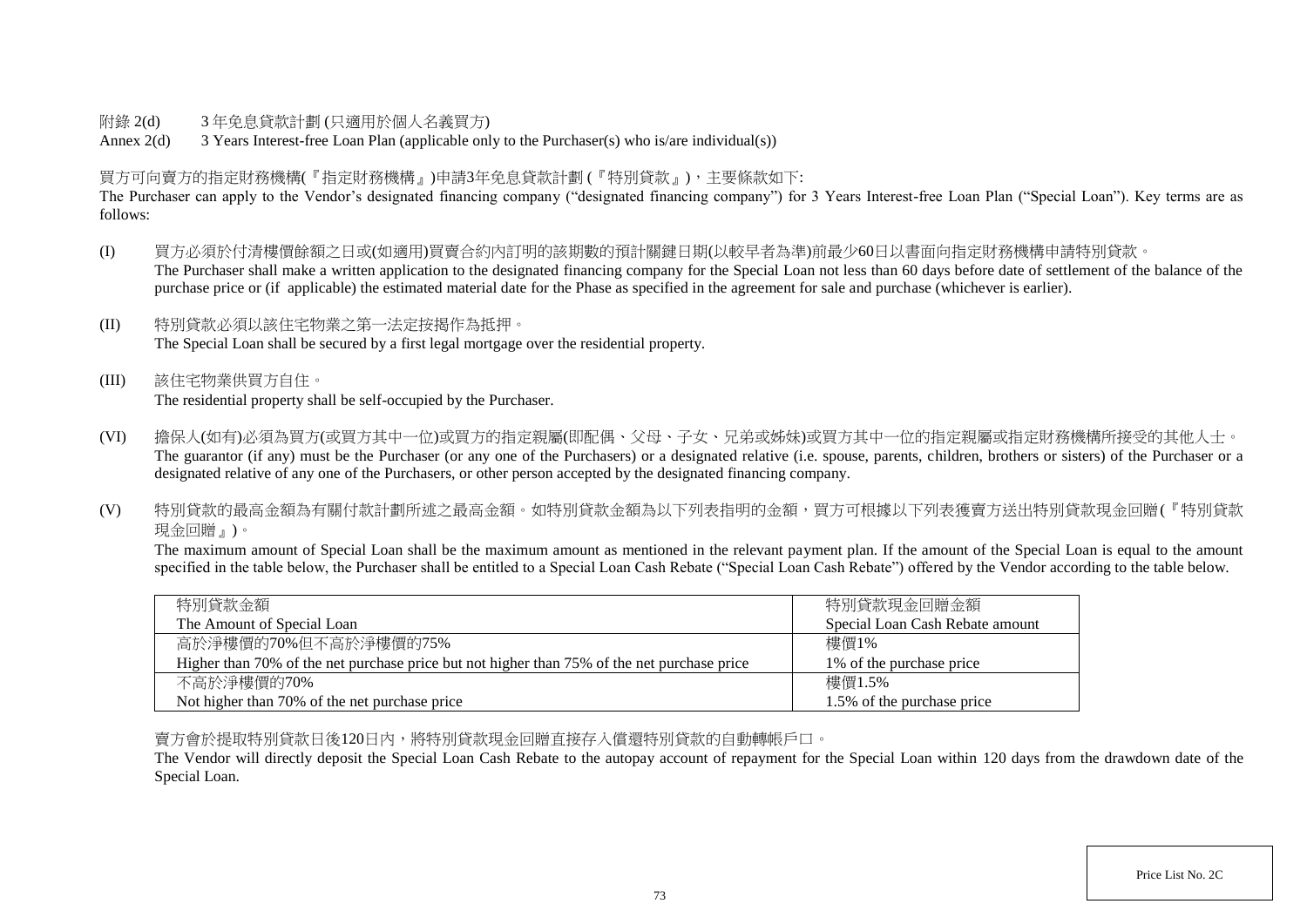附錄 2(d) 3 年免息貸款計劃 (只適用於個人名義買方)

Annex 2(d) 3 Years Interest-free Loan Plan (applicable only to the Purchaser(s) who is/are individual(s))

買方可向賣方的指定財務機構(『指定財務機構』)申請3年免息貸款計劃 (『特別貸款』)，主要條款如下:

The Purchaser can apply to the Vendor's designated financing company ("designated financing company") for 3 Years Interest-free Loan Plan ("Special Loan"). Key terms are as follows:

(I) 買方必須於付清樓價餘額之日或(如適用)買賣合約內訂明的該期數的預計關鍵日期(以較早者為準)前最少60日以書面向指定財務機構申請特別貸款。
The Purchaser shall make a written application to the designated financing company for the Special Loan not less than 60 days before date of settlement of the balance of the purchase price or (if applicable) the estimated material date for the Phase as specified in the agreement for sale and purchase (whichever is earlier).

(II) 特別貸款必須以該住宅物業之第一法定按揭作為抵押。
The Special Loan shall be secured by a first legal mortgage over the residential property.

(III) 該住宅物業供買方自住。
The residential property shall be self-occupied by the Purchaser.

(VI) 擔保人(如有)必須為買方(或買方其中一位)或買方的指定親屬(即配偶、父母、子女、兄弟或姊妹)或買方其中一位的指定親屬或指定財務機構所接受的其他人士。
The guarantor (if any) must be the Purchaser (or any one of the Purchasers) or a designated relative (i.e. spouse, parents, children, brothers or sisters) of the Purchaser or a designated relative of any one of the Purchasers, or other person accepted by the designated financing company.

(V) 特別貸款的最高金額為有關付款計劃所述之最高金額。如特別貸款金額為以下列表指明的金額，買方可根據以下列表獲賣方送出特別貸款現金回贈(『特別貸款現金回贈』)。
The maximum amount of Special Loan shall be the maximum amount as mentioned in the relevant payment plan. If the amount of the Special Loan is equal to the amount specified in the table below, the Purchaser shall be entitled to a Special Loan Cash Rebate ("Special Loan Cash Rebate") offered by the Vendor according to the table below.

| 特別貸款金額<br>The Amount of Special Loan | 特別貸款現金回贈金額<br>Special Loan Cash Rebate amount |
|---|---|
| 高於淨樓價的70%但不高於淨樓價的75%<br>Higher than 70% of the net purchase price but not higher than 75% of the net purchase price | 樓價1%<br>1% of the purchase price |
| 不高於淨樓價的70%<br>Not higher than 70% of the net purchase price | 樓價1.5%<br>1.5% of the purchase price |

賣方會於提取特別貸款日後120日內，將特別貸款現金回贈直接存入償還特別貸款的自動轉帳戶口。

The Vendor will directly deposit the Special Loan Cash Rebate to the autopay account of repayment for the Special Loan within 120 days from the drawdown date of the Special Loan.

Price List No. 2C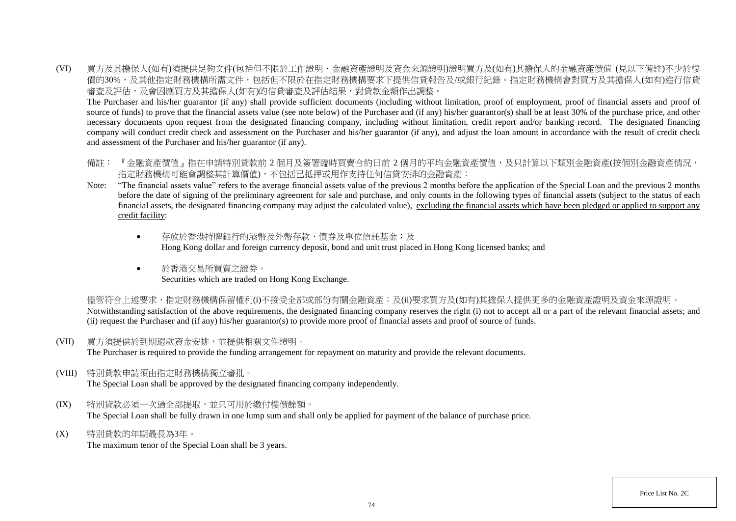(VI) 買方及其擔保人(如有)須提供足夠文件(包括但不限於工作證明、金融資產證明及資金來源證明)證明買方及(如有)其擔保人的金融資產價值 (見以下備註)不少於樓價的30%，及其他指定財務機構所需文件，包括但不限於在指定財務機構要求下提供信貸報告及/或銀行紀錄。指定財務機構會對買方及其擔保人(如有)進行信貸審查及評估，及會因應買方及其擔保人(如有)的信貸審查及評估結果，對貸款金額作出調整。

The Purchaser and his/her guarantor (if any) shall provide sufficient documents (including without limitation, proof of employment, proof of financial assets and proof of source of funds) to prove that the financial assets value (see note below) of the Purchaser and (if any) his/her guarantor(s) shall be at least 30% of the purchase price, and other necessary documents upon request from the designated financing company, including without limitation, credit report and/or banking record. The designated financing company will conduct credit check and assessment on the Purchaser and his/her guarantor (if any), and adjust the loan amount in accordance with the result of credit check and assessment of the Purchaser and his/her guarantor (if any).

備註： 『金融資產價值』指在申請特別貸款前 2 個月及簽署臨時買賣合約日前 2 個月的平均金融資產價值，及只計算以下類別金融資產(按個別金融資產情況，指定財務機構可能會調整其計算價值)，<u>不包括已抵押或用作支持任何信貸安排的金融資產</u>：

Note: "The financial assets value" refers to the average financial assets value of the previous 2 months before the application of the Special Loan and the previous 2 months before the date of signing of the preliminary agreement for sale and purchase, and only counts in the following types of financial assets (subject to the status of each financial assets, the designated financing company may adjust the calculated value), <u>excluding the financial assets which have been pledged or applied to support any credit facility</u>:

- 存放於香港持牌銀行的港幣及外幣存款、債券及單位信託基金；及
  Hong Kong dollar and foreign currency deposit, bond and unit trust placed in Hong Kong licensed banks; and
- 於香港交易所買賣之證券。
  Securities which are traded on Hong Kong Exchange.

儘管符合上述要求，指定財務機構保留權利(i)不接受全部或部份有關金融資產；及(ii)要求買方及(如有)其擔保人提供更多的金融資產證明及資金來源證明。

Notwithstanding satisfaction of the above requirements, the designated financing company reserves the right (i) not to accept all or a part of the relevant financial assets; and (ii) request the Purchaser and (if any) his/her guarantor(s) to provide more proof of financial assets and proof of source of funds.

(VII) 買方須提供於到期還款資金安排，並提供相關文件證明。
The Purchaser is required to provide the funding arrangement for repayment on maturity and provide the relevant documents.

(VIII) 特別貸款申請須由指定財務機構獨立審批。
The Special Loan shall be approved by the designated financing company independently.

(IX) 特別貸款必須一次過全部提取，並只可用於繳付樓價餘額。
The Special Loan shall be fully drawn in one lump sum and shall only be applied for payment of the balance of purchase price.

(X) 特別貸款的年期最長為3年。
The maximum tenor of the Special Loan shall be 3 years.

Price List No. 2C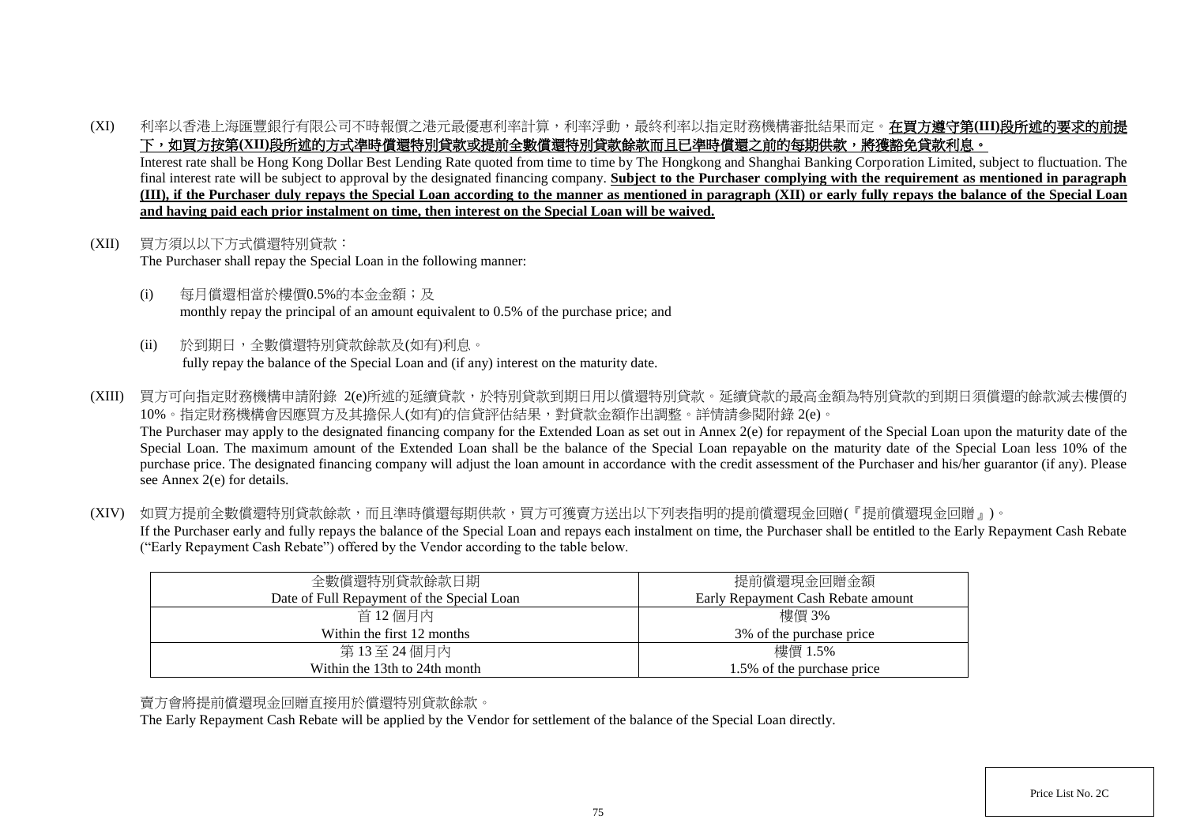(XI) 利率以香港上海匯豐銀行有限公司不時報價之港元最優惠利率計算，利率浮動，最終利率以指定財務機構審批結果而定。**在買方遵守第(III)段所述的要求的前提下，如買方按第(XII)段所述的方式準時償還特別貸款或提前全數償還特別貸款餘款而且已準時償還之前的每期供款，將獲豁免貸款利息。**

Interest rate shall be Hong Kong Dollar Best Lending Rate quoted from time to time by The Hongkong and Shanghai Banking Corporation Limited, subject to fluctuation. The final interest rate will be subject to approval by the designated financing company. **Subject to the Purchaser complying with the requirement as mentioned in paragraph (III), if the Purchaser duly repays the Special Loan according to the manner as mentioned in paragraph (XII) or early fully repays the balance of the Special Loan and having paid each prior instalment on time, then interest on the Special Loan will be waived.**

(XII) 買方須以以下方式償還特別貸款：

The Purchaser shall repay the Special Loan in the following manner:

(i) 每月償還相當於樓價0.5%的本金金額；及
monthly repay the principal of an amount equivalent to 0.5% of the purchase price; and

(ii) 於到期日，全數償還特別貸款餘款及(如有)利息。
fully repay the balance of the Special Loan and (if any) interest on the maturity date.

(XIII) 買方可向指定財務機構申請附錄 2(e)所述的延續貸款，於特別貸款到期日用以償還特別貸款。延續貸款的最高金額為特別貸款的到期日須償還的餘款減去樓價的10%。指定財務機構會因應買方及其擔保人(如有)的信貸評估結果，對貸款金額作出調整。詳情請參閱附錄 2(e)。

The Purchaser may apply to the designated financing company for the Extended Loan as set out in Annex 2(e) for repayment of the Special Loan upon the maturity date of the Special Loan. The maximum amount of the Extended Loan shall be the balance of the Special Loan repayable on the maturity date of the Special Loan less 10% of the purchase price. The designated financing company will adjust the loan amount in accordance with the credit assessment of the Purchaser and his/her guarantor (if any). Please see Annex 2(e) for details.

(XIV) 如買方提前全數償還特別貸款餘款，而且準時償還每期供款，買方可獲賣方送出以下列表指明的提前償還現金回贈(『提前償還現金回贈』)。

If the Purchaser early and fully repays the balance of the Special Loan and repays each instalment on time, the Purchaser shall be entitled to the Early Repayment Cash Rebate ("Early Repayment Cash Rebate") offered by the Vendor according to the table below.

| 全數償還特別貸款餘款日期<br>Date of Full Repayment of the Special Loan | 提前償還現金回贈金額<br>Early Repayment Cash Rebate amount |
|---|---|
| 首 12 個月內<br>Within the first 12 months | 樓價 3%<br>3% of the purchase price |
| 第 13 至 24 個月內<br>Within the 13th to 24th month | 樓價 1.5%<br>1.5% of the purchase price |

賣方會將提前償還現金回贈直接用於償還特別貸款餘款。

The Early Repayment Cash Rebate will be applied by the Vendor for settlement of the balance of the Special Loan directly.

Price List No. 2C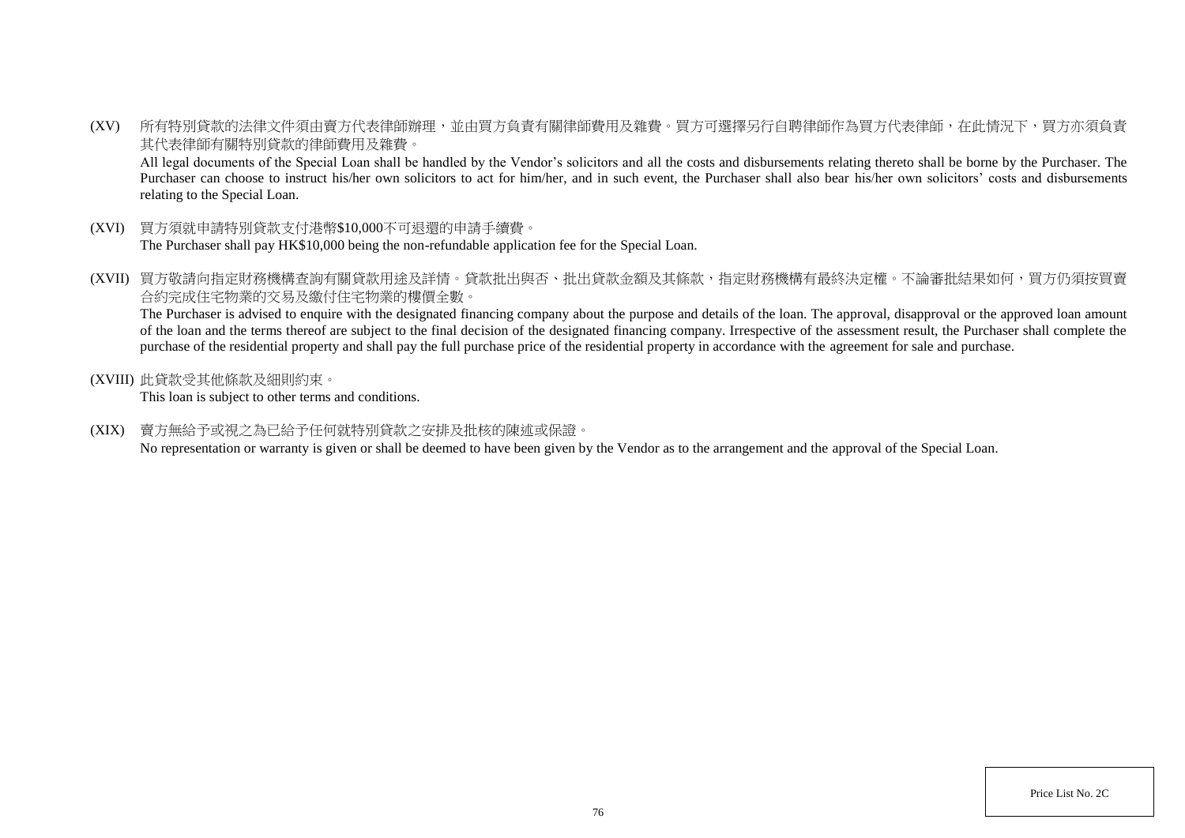(XV) 所有特別貸款的法律文件須由賣方代表律師辦理，並由買方負責有關律師費用及雜費。買方可選擇另行自聘律師作為買方代表律師，在此情況下，買方亦須負責其代表律師有關特別貸款的律師費用及雜費。

All legal documents of the Special Loan shall be handled by the Vendor's solicitors and all the costs and disbursements relating thereto shall be borne by the Purchaser. The Purchaser can choose to instruct his/her own solicitors to act for him/her, and in such event, the Purchaser shall also bear his/her own solicitors' costs and disbursements relating to the Special Loan.

(XVI) 買方須就申請特別貸款支付港幣$10,000不可退還的申請手續費。

The Purchaser shall pay HK$10,000 being the non-refundable application fee for the Special Loan.

(XVII) 買方敬請向指定財務機構查詢有關貸款用途及詳情。貸款批出與否、批出貸款金額及其條款，指定財務機構有最終決定權。不論審批結果如何，買方仍須按買賣合約完成住宅物業的交易及繳付住宅物業的樓價全數。

The Purchaser is advised to enquire with the designated financing company about the purpose and details of the loan. The approval, disapproval or the approved loan amount of the loan and the terms thereof are subject to the final decision of the designated financing company. Irrespective of the assessment result, the Purchaser shall complete the purchase of the residential property and shall pay the full purchase price of the residential property in accordance with the agreement for sale and purchase.

(XVIII) 此貸款受其他條款及細則約束。

This loan is subject to other terms and conditions.

(XIX) 賣方無給予或視之為已給予任何就特別貸款之安排及批核的陳述或保證。

No representation or warranty is given or shall be deemed to have been given by the Vendor as to the arrangement and the approval of the Special Loan.

Price List No. 2C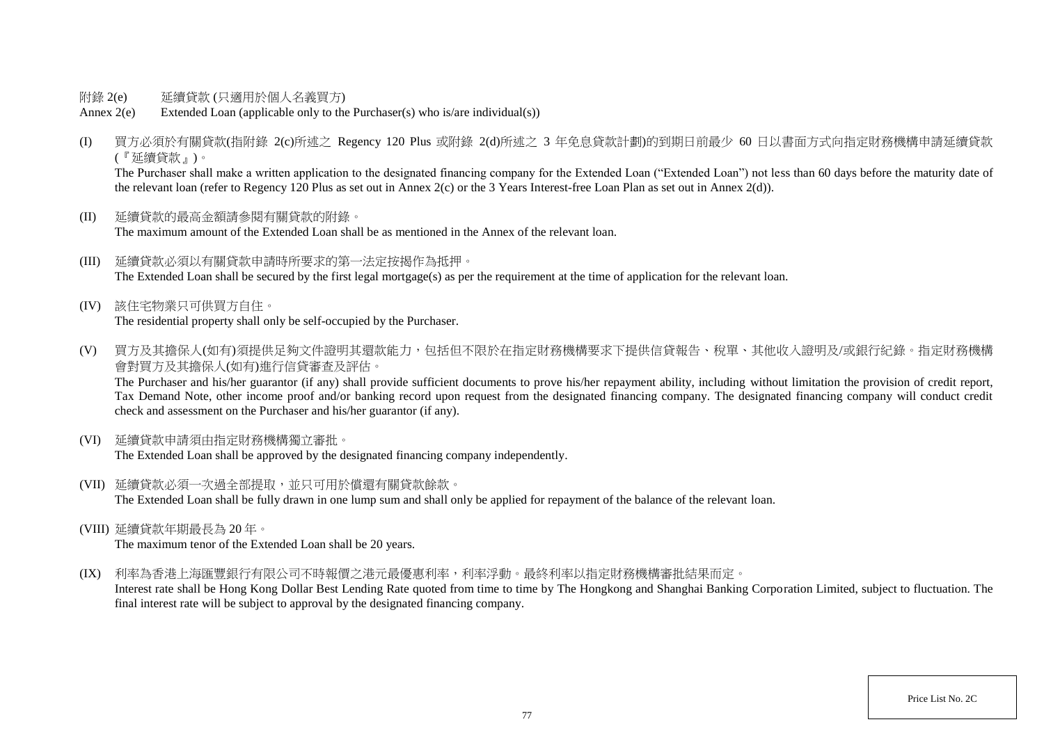附錄 2(e)　　延續貸款 (只適用於個人名義買方)

Annex 2(e)　　Extended Loan (applicable only to the Purchaser(s) who is/are individual(s))

(I) 買方必須於有關貸款(指附錄 2(c)所述之 Regency 120 Plus 或附錄 2(d)所述之 3 年免息貸款計劃)的到期日前最少 60 日以書面方式向指定財務機構申請延續貸款(『延續貸款』)。
The Purchaser shall make a written application to the designated financing company for the Extended Loan ("Extended Loan") not less than 60 days before the maturity date of the relevant loan (refer to Regency 120 Plus as set out in Annex 2(c) or the 3 Years Interest-free Loan Plan as set out in Annex 2(d)).

(II) 延續貸款的最高金額請參閱有關貸款的附錄。
The maximum amount of the Extended Loan shall be as mentioned in the Annex of the relevant loan.

(III) 延續貸款必須以有關貸款申請時所要求的第一法定按揭作為抵押。
The Extended Loan shall be secured by the first legal mortgage(s) as per the requirement at the time of application for the relevant loan.

(IV) 該住宅物業只可供買方自住。
The residential property shall only be self-occupied by the Purchaser.

(V) 買方及其擔保人(如有)須提供足夠文件證明其還款能力，包括但不限於在指定財務機構要求下提供信貸報告、稅單、其他收入證明及/或銀行紀錄。指定財務機構會對買方及其擔保人(如有)進行信貸審查及評估。
The Purchaser and his/her guarantor (if any) shall provide sufficient documents to prove his/her repayment ability, including without limitation the provision of credit report, Tax Demand Note, other income proof and/or banking record upon request from the designated financing company. The designated financing company will conduct credit check and assessment on the Purchaser and his/her guarantor (if any).

(VI) 延續貸款申請須由指定財務機構獨立審批。
The Extended Loan shall be approved by the designated financing company independently.

(VII) 延續貸款必須一次過全部提取，並只可用於償還有關貸款餘款。
The Extended Loan shall be fully drawn in one lump sum and shall only be applied for repayment of the balance of the relevant loan.

(VIII) 延續貸款年期最長為 20 年。
The maximum tenor of the Extended Loan shall be 20 years.

(IX) 利率為香港上海匯豐銀行有限公司不時報價之港元最優惠利率，利率浮動。最終利率以指定財務機構審批結果而定。
Interest rate shall be Hong Kong Dollar Best Lending Rate quoted from time to time by The Hongkong and Shanghai Banking Corporation Limited, subject to fluctuation. The final interest rate will be subject to approval by the designated financing company.

Price List No. 2C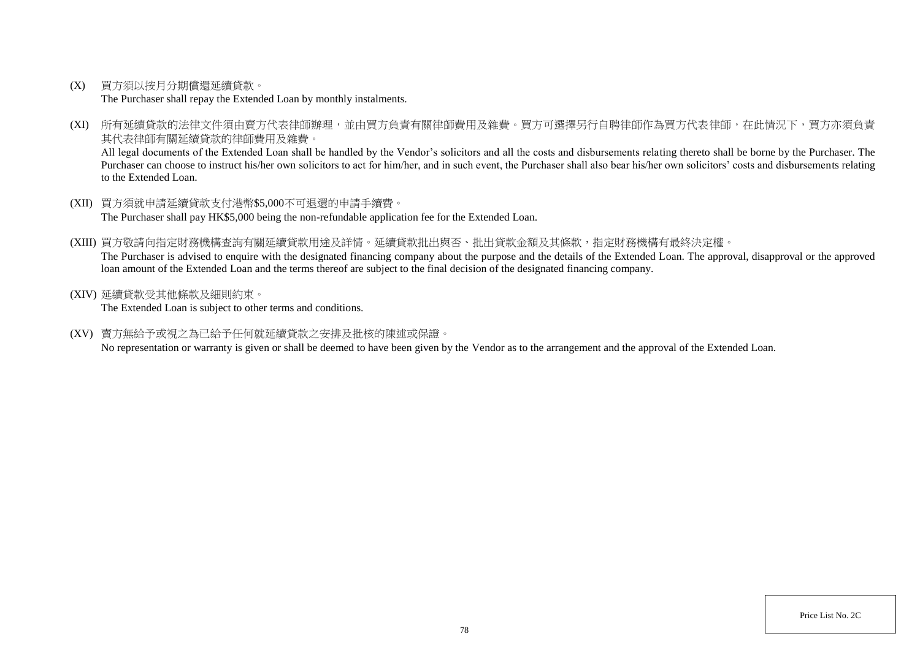(X) 買方須以按月分期償還延續貸款。
The Purchaser shall repay the Extended Loan by monthly instalments.

(XI) 所有延續貸款的法律文件須由賣方代表律師辦理，並由買方負責有關律師費用及雜費。買方可選擇另行自聘律師作為買方代表律師，在此情況下，買方亦須負責其代表律師有關延續貸款的律師費用及雜費。
All legal documents of the Extended Loan shall be handled by the Vendor's solicitors and all the costs and disbursements relating thereto shall be borne by the Purchaser. The Purchaser can choose to instruct his/her own solicitors to act for him/her, and in such event, the Purchaser shall also bear his/her own solicitors' costs and disbursements relating to the Extended Loan.

(XII) 買方須就申請延續貸款支付港幣$5,000不可退還的申請手續費。
The Purchaser shall pay HK$5,000 being the non-refundable application fee for the Extended Loan.

(XIII) 買方敬請向指定財務機構查詢有關延續貸款用途及詳情。延續貸款批出與否、批出貸款金額及其條款，指定財務機構有最終決定權。
The Purchaser is advised to enquire with the designated financing company about the purpose and the details of the Extended Loan. The approval, disapproval or the approved loan amount of the Extended Loan and the terms thereof are subject to the final decision of the designated financing company.

(XIV) 延續貸款受其他條款及細則約束。
The Extended Loan is subject to other terms and conditions.

(XV) 賣方無給予或視之為已給予任何就延續貸款之安排及批核的陳述或保證。
No representation or warranty is given or shall be deemed to have been given by the Vendor as to the arrangement and the approval of the Extended Loan.

Price List No. 2C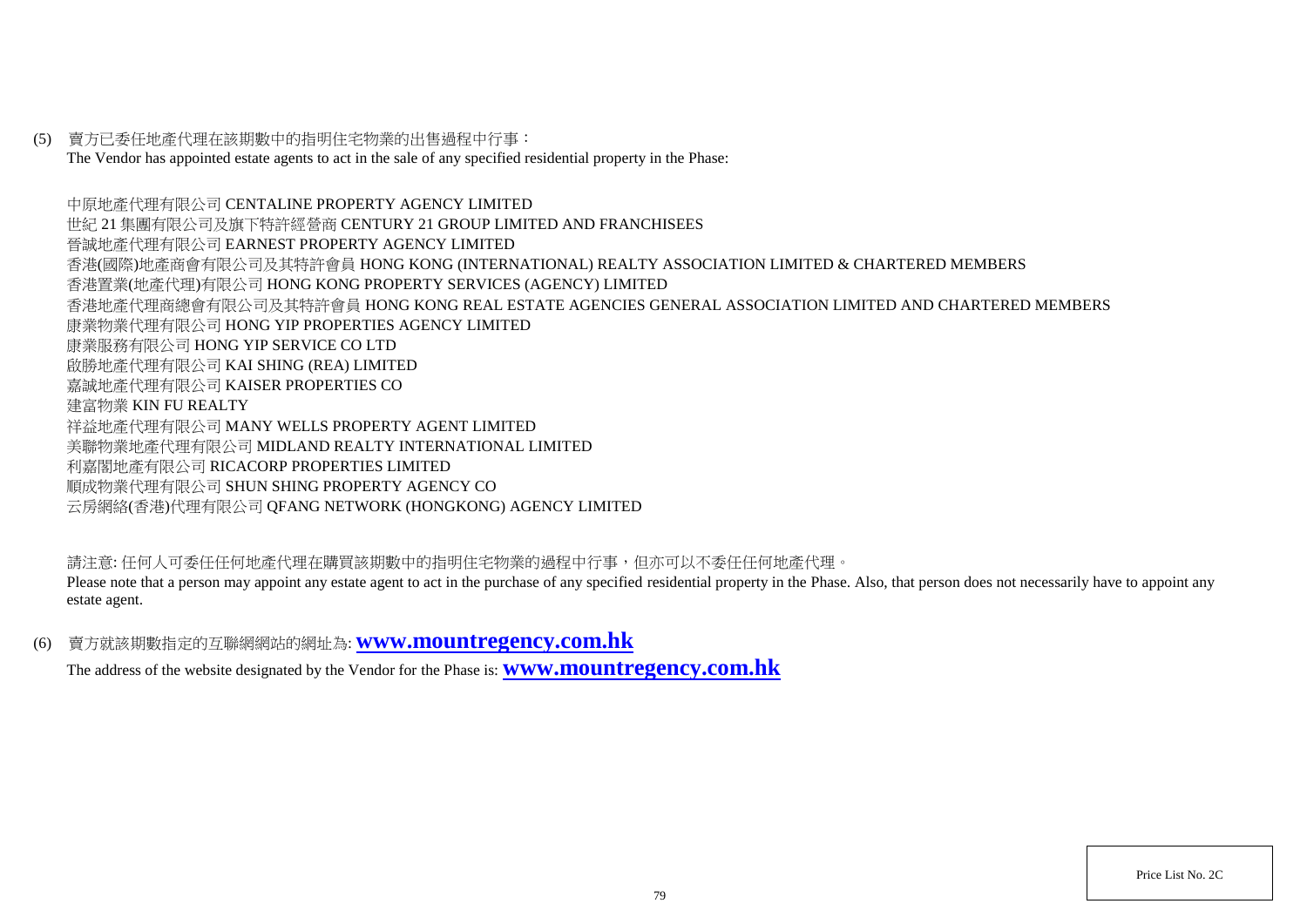(5) 賣方已委任地產代理在該期數中的指明住宅物業的出售過程中行事：
The Vendor has appointed estate agents to act in the sale of any specified residential property in the Phase:

中原地產代理有限公司 CENTALINE PROPERTY AGENCY LIMITED
世紀 21 集團有限公司及旗下特許經營商 CENTURY 21 GROUP LIMITED AND FRANCHISEES
晉誠地產代理有限公司 EARNEST PROPERTY AGENCY LIMITED
香港(國際)地產商會有限公司及其特許會員 HONG KONG (INTERNATIONAL) REALTY ASSOCIATION LIMITED & CHARTERED MEMBERS
香港置業(地產代理)有限公司 HONG KONG PROPERTY SERVICES (AGENCY) LIMITED
香港地產代理商總會有限公司及其特許會員 HONG KONG REAL ESTATE AGENCIES GENERAL ASSOCIATION LIMITED AND CHARTERED MEMBERS
康業物業代理有限公司 HONG YIP PROPERTIES AGENCY LIMITED
康業服務有限公司 HONG YIP SERVICE CO LTD
啟勝地產代理有限公司 KAI SHING (REA) LIMITED
嘉誠地產代理有限公司 KAISER PROPERTIES CO
建富物業 KIN FU REALTY
祥益地產代理有限公司 MANY WELLS PROPERTY AGENT LIMITED
美聯物業地產代理有限公司 MIDLAND REALTY INTERNATIONAL LIMITED
利嘉閣地產有限公司 RICACORP PROPERTIES LIMITED
順成物業代理有限公司 SHUN SHING PROPERTY AGENCY CO
云房網絡(香港)代理有限公司 QFANG NETWORK (HONGKONG) AGENCY LIMITED

請注意: 任何人可委任任何地產代理在購買該期數中的指明住宅物業的過程中行事，但亦可以不委任任何地產代理。
Please note that a person may appoint any estate agent to act in the purchase of any specified residential property in the Phase. Also, that person does not necessarily have to appoint any estate agent.

(6) 賣方就該期數指定的互聯網網站的網址為: **www.mountregency.com.hk**
The address of the website designated by the Vendor for the Phase is: **www.mountregency.com.hk**

Price List No. 2C